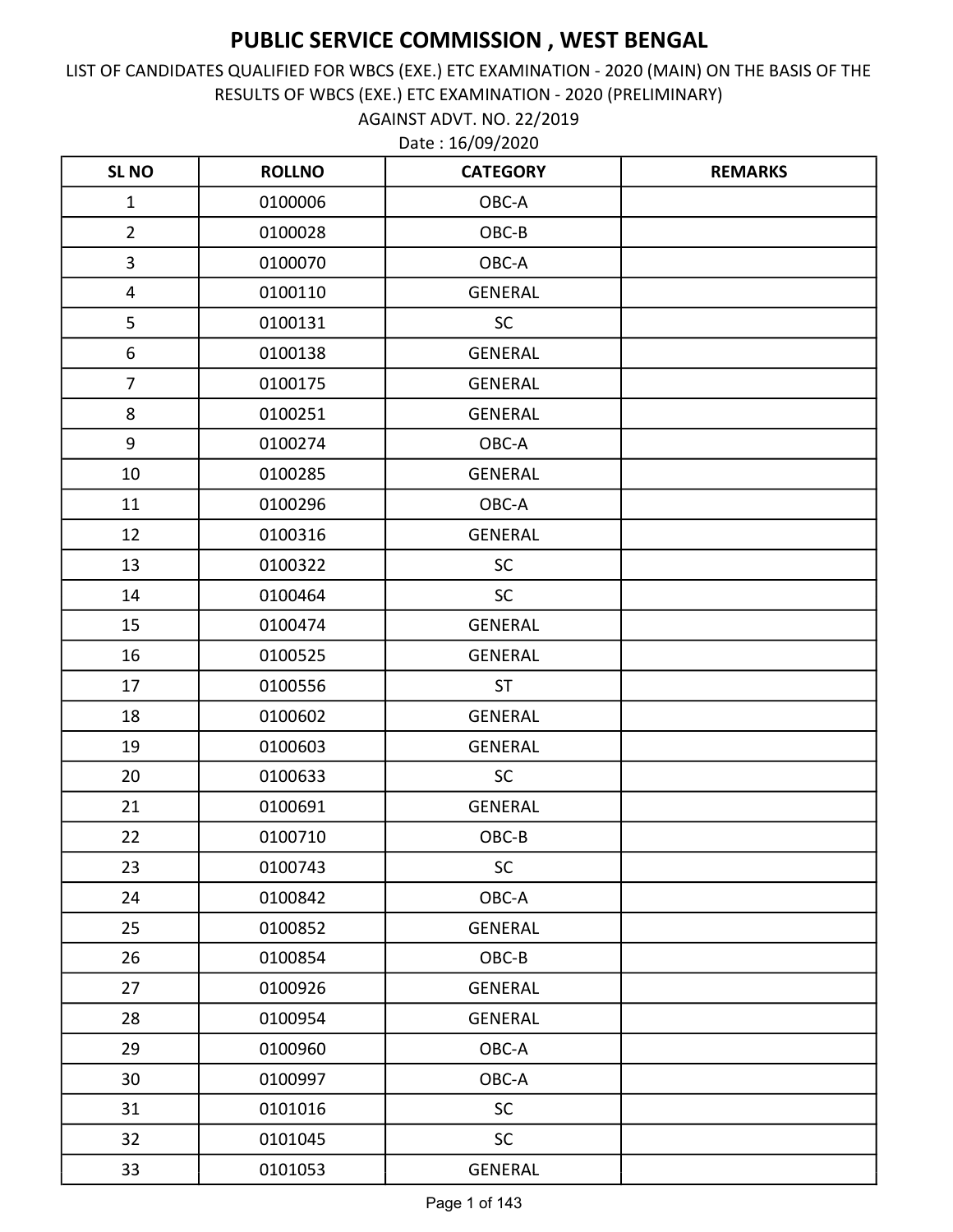# PUBLIC SERVICE COMMISSION , WEST BENGAL

LIST OF CANDIDATES QUALIFIED FOR WBCS (EXE.) ETC EXAMINATION - 2020 (MAIN) ON THE BASIS OF THE RESULTS OF WBCS (EXE.) ETC EXAMINATION - 2020 (PRELIMINARY)

AGAINST ADVT. NO. 22/2019

Date : 16/09/2020

| SL NO | ROLLNO | CATEGORY | REMARKS |
|---|---|---|---|
| 1 | 0100006 | OBC-A | |
| 2 | 0100028 | OBC-B | |
| 3 | 0100070 | OBC-A | |
| 4 | 0100110 | GENERAL | |
| 5 | 0100131 | SC | |
| 6 | 0100138 | GENERAL | |
| 7 | 0100175 | GENERAL | |
| 8 | 0100251 | GENERAL | |
| 9 | 0100274 | OBC-A | |
| 10 | 0100285 | GENERAL | |
| 11 | 0100296 | OBC-A | |
| 12 | 0100316 | GENERAL | |
| 13 | 0100322 | SC | |
| 14 | 0100464 | SC | |
| 15 | 0100474 | GENERAL | |
| 16 | 0100525 | GENERAL | |
| 17 | 0100556 | ST | |
| 18 | 0100602 | GENERAL | |
| 19 | 0100603 | GENERAL | |
| 20 | 0100633 | SC | |
| 21 | 0100691 | GENERAL | |
| 22 | 0100710 | OBC-B | |
| 23 | 0100743 | SC | |
| 24 | 0100842 | OBC-A | |
| 25 | 0100852 | GENERAL | |
| 26 | 0100854 | OBC-B | |
| 27 | 0100926 | GENERAL | |
| 28 | 0100954 | GENERAL | |
| 29 | 0100960 | OBC-A | |
| 30 | 0100997 | OBC-A | |
| 31 | 0101016 | SC | |
| 32 | 0101045 | SC | |
| 33 | 0101053 | GENERAL | |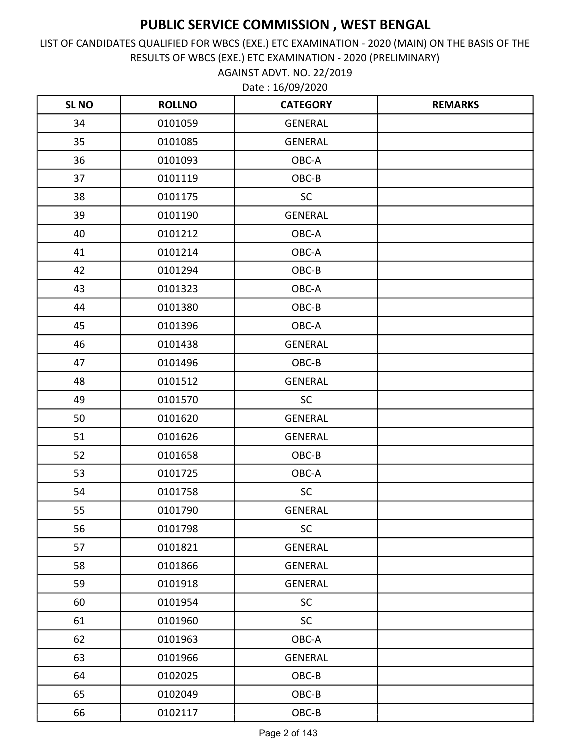# PUBLIC SERVICE COMMISSION , WEST BENGAL

LIST OF CANDIDATES QUALIFIED FOR WBCS (EXE.) ETC EXAMINATION - 2020 (MAIN) ON THE BASIS OF THE RESULTS OF WBCS (EXE.) ETC EXAMINATION - 2020 (PRELIMINARY)

AGAINST ADVT. NO. 22/2019

Date : 16/09/2020

| SL NO | ROLLNO | CATEGORY | REMARKS |
|---|---|---|---|
| 34 | 0101059 | GENERAL | |
| 35 | 0101085 | GENERAL | |
| 36 | 0101093 | OBC-A | |
| 37 | 0101119 | OBC-B | |
| 38 | 0101175 | SC | |
| 39 | 0101190 | GENERAL | |
| 40 | 0101212 | OBC-A | |
| 41 | 0101214 | OBC-A | |
| 42 | 0101294 | OBC-B | |
| 43 | 0101323 | OBC-A | |
| 44 | 0101380 | OBC-B | |
| 45 | 0101396 | OBC-A | |
| 46 | 0101438 | GENERAL | |
| 47 | 0101496 | OBC-B | |
| 48 | 0101512 | GENERAL | |
| 49 | 0101570 | SC | |
| 50 | 0101620 | GENERAL | |
| 51 | 0101626 | GENERAL | |
| 52 | 0101658 | OBC-B | |
| 53 | 0101725 | OBC-A | |
| 54 | 0101758 | SC | |
| 55 | 0101790 | GENERAL | |
| 56 | 0101798 | SC | |
| 57 | 0101821 | GENERAL | |
| 58 | 0101866 | GENERAL | |
| 59 | 0101918 | GENERAL | |
| 60 | 0101954 | SC | |
| 61 | 0101960 | SC | |
| 62 | 0101963 | OBC-A | |
| 63 | 0101966 | GENERAL | |
| 64 | 0102025 | OBC-B | |
| 65 | 0102049 | OBC-B | |
| 66 | 0102117 | OBC-B | |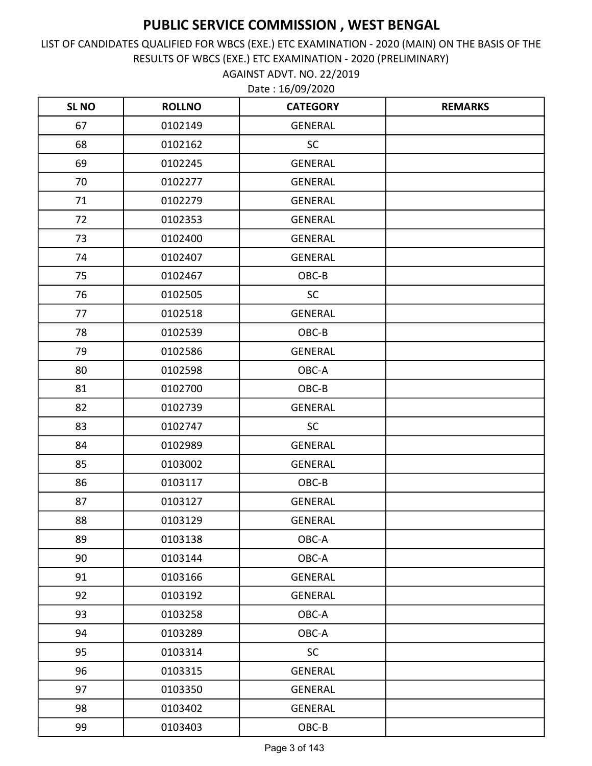# PUBLIC SERVICE COMMISSION , WEST BENGAL

LIST OF CANDIDATES QUALIFIED FOR WBCS (EXE.) ETC EXAMINATION - 2020 (MAIN) ON THE BASIS OF THE RESULTS OF WBCS (EXE.) ETC EXAMINATION - 2020 (PRELIMINARY)

AGAINST ADVT. NO. 22/2019

Date : 16/09/2020

| SL NO | ROLLNO | CATEGORY | REMARKS |
|---|---|---|---|
| 67 | 0102149 | GENERAL | |
| 68 | 0102162 | SC | |
| 69 | 0102245 | GENERAL | |
| 70 | 0102277 | GENERAL | |
| 71 | 0102279 | GENERAL | |
| 72 | 0102353 | GENERAL | |
| 73 | 0102400 | GENERAL | |
| 74 | 0102407 | GENERAL | |
| 75 | 0102467 | OBC-B | |
| 76 | 0102505 | SC | |
| 77 | 0102518 | GENERAL | |
| 78 | 0102539 | OBC-B | |
| 79 | 0102586 | GENERAL | |
| 80 | 0102598 | OBC-A | |
| 81 | 0102700 | OBC-B | |
| 82 | 0102739 | GENERAL | |
| 83 | 0102747 | SC | |
| 84 | 0102989 | GENERAL | |
| 85 | 0103002 | GENERAL | |
| 86 | 0103117 | OBC-B | |
| 87 | 0103127 | GENERAL | |
| 88 | 0103129 | GENERAL | |
| 89 | 0103138 | OBC-A | |
| 90 | 0103144 | OBC-A | |
| 91 | 0103166 | GENERAL | |
| 92 | 0103192 | GENERAL | |
| 93 | 0103258 | OBC-A | |
| 94 | 0103289 | OBC-A | |
| 95 | 0103314 | SC | |
| 96 | 0103315 | GENERAL | |
| 97 | 0103350 | GENERAL | |
| 98 | 0103402 | GENERAL | |
| 99 | 0103403 | OBC-B | |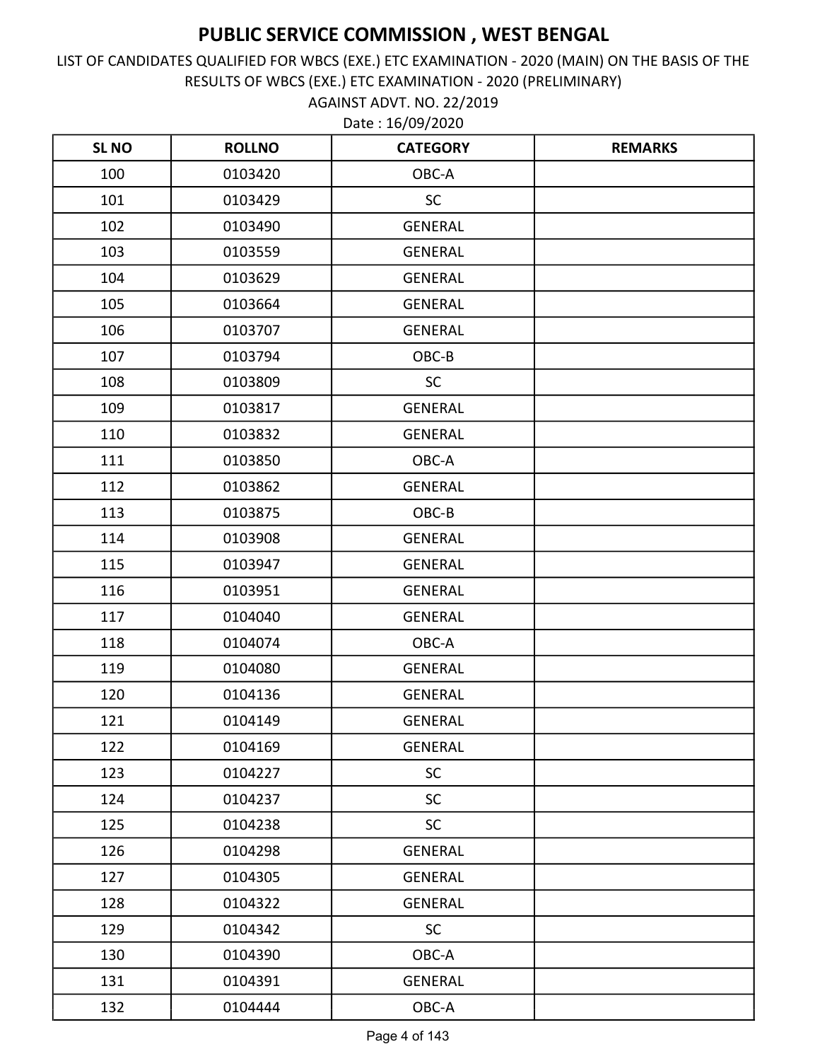# PUBLIC SERVICE COMMISSION , WEST BENGAL

LIST OF CANDIDATES QUALIFIED FOR WBCS (EXE.) ETC EXAMINATION - 2020 (MAIN) ON THE BASIS OF THE RESULTS OF WBCS (EXE.) ETC EXAMINATION - 2020 (PRELIMINARY)

AGAINST ADVT. NO. 22/2019

Date : 16/09/2020

| SL NO | ROLLNO | CATEGORY | REMARKS |
|---|---|---|---|
| 100 | 0103420 | OBC-A | |
| 101 | 0103429 | SC | |
| 102 | 0103490 | GENERAL | |
| 103 | 0103559 | GENERAL | |
| 104 | 0103629 | GENERAL | |
| 105 | 0103664 | GENERAL | |
| 106 | 0103707 | GENERAL | |
| 107 | 0103794 | OBC-B | |
| 108 | 0103809 | SC | |
| 109 | 0103817 | GENERAL | |
| 110 | 0103832 | GENERAL | |
| 111 | 0103850 | OBC-A | |
| 112 | 0103862 | GENERAL | |
| 113 | 0103875 | OBC-B | |
| 114 | 0103908 | GENERAL | |
| 115 | 0103947 | GENERAL | |
| 116 | 0103951 | GENERAL | |
| 117 | 0104040 | GENERAL | |
| 118 | 0104074 | OBC-A | |
| 119 | 0104080 | GENERAL | |
| 120 | 0104136 | GENERAL | |
| 121 | 0104149 | GENERAL | |
| 122 | 0104169 | GENERAL | |
| 123 | 0104227 | SC | |
| 124 | 0104237 | SC | |
| 125 | 0104238 | SC | |
| 126 | 0104298 | GENERAL | |
| 127 | 0104305 | GENERAL | |
| 128 | 0104322 | GENERAL | |
| 129 | 0104342 | SC | |
| 130 | 0104390 | OBC-A | |
| 131 | 0104391 | GENERAL | |
| 132 | 0104444 | OBC-A | |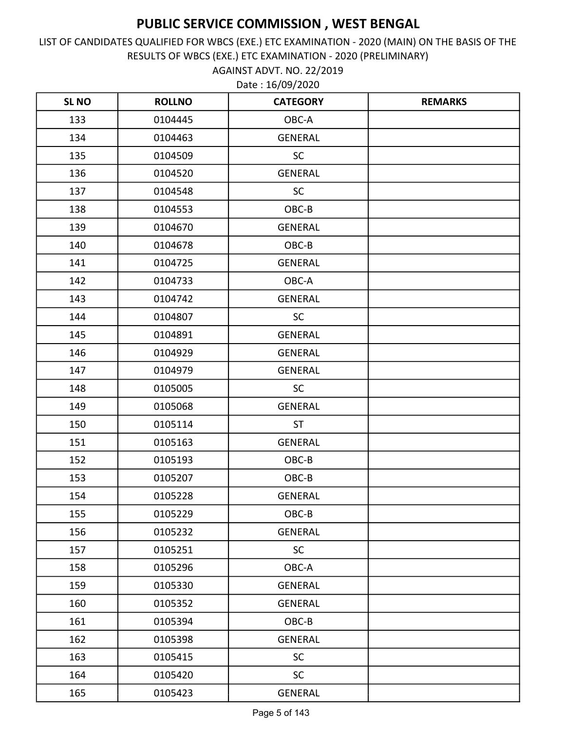# PUBLIC SERVICE COMMISSION , WEST BENGAL

LIST OF CANDIDATES QUALIFIED FOR WBCS (EXE.) ETC EXAMINATION - 2020 (MAIN) ON THE BASIS OF THE RESULTS OF WBCS (EXE.) ETC EXAMINATION - 2020 (PRELIMINARY)

AGAINST ADVT. NO. 22/2019

Date : 16/09/2020

| SL NO | ROLLNO | CATEGORY | REMARKS |
|---|---|---|---|
| 133 | 0104445 | OBC-A | |
| 134 | 0104463 | GENERAL | |
| 135 | 0104509 | SC | |
| 136 | 0104520 | GENERAL | |
| 137 | 0104548 | SC | |
| 138 | 0104553 | OBC-B | |
| 139 | 0104670 | GENERAL | |
| 140 | 0104678 | OBC-B | |
| 141 | 0104725 | GENERAL | |
| 142 | 0104733 | OBC-A | |
| 143 | 0104742 | GENERAL | |
| 144 | 0104807 | SC | |
| 145 | 0104891 | GENERAL | |
| 146 | 0104929 | GENERAL | |
| 147 | 0104979 | GENERAL | |
| 148 | 0105005 | SC | |
| 149 | 0105068 | GENERAL | |
| 150 | 0105114 | ST | |
| 151 | 0105163 | GENERAL | |
| 152 | 0105193 | OBC-B | |
| 153 | 0105207 | OBC-B | |
| 154 | 0105228 | GENERAL | |
| 155 | 0105229 | OBC-B | |
| 156 | 0105232 | GENERAL | |
| 157 | 0105251 | SC | |
| 158 | 0105296 | OBC-A | |
| 159 | 0105330 | GENERAL | |
| 160 | 0105352 | GENERAL | |
| 161 | 0105394 | OBC-B | |
| 162 | 0105398 | GENERAL | |
| 163 | 0105415 | SC | |
| 164 | 0105420 | SC | |
| 165 | 0105423 | GENERAL | |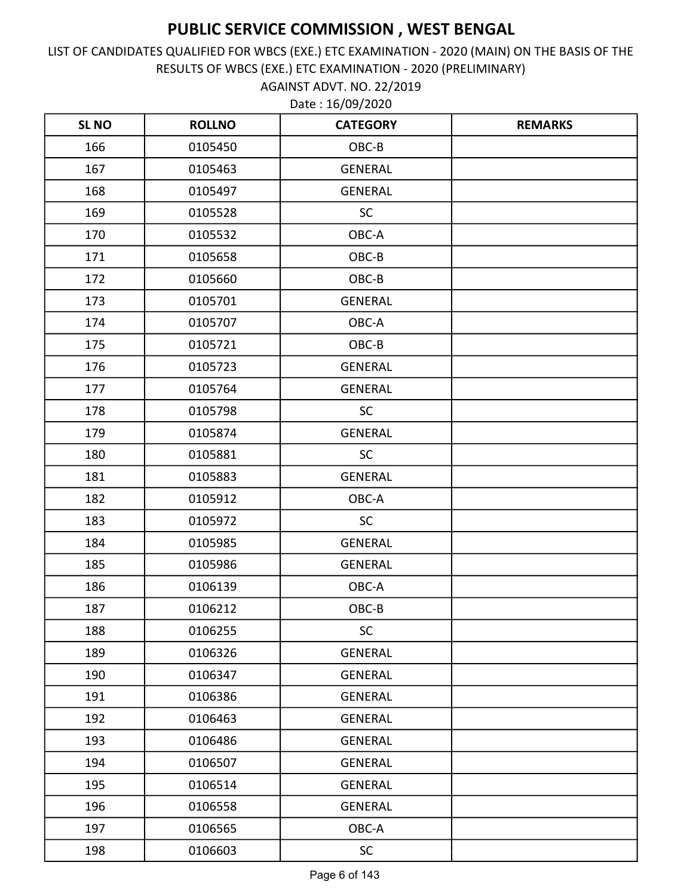# PUBLIC SERVICE COMMISSION , WEST BENGAL

LIST OF CANDIDATES QUALIFIED FOR WBCS (EXE.) ETC EXAMINATION - 2020 (MAIN) ON THE BASIS OF THE RESULTS OF WBCS (EXE.) ETC EXAMINATION - 2020 (PRELIMINARY)

AGAINST ADVT. NO. 22/2019

Date : 16/09/2020

| SL NO | ROLLNO | CATEGORY | REMARKS |
|---|---|---|---|
| 166 | 0105450 | OBC-B | |
| 167 | 0105463 | GENERAL | |
| 168 | 0105497 | GENERAL | |
| 169 | 0105528 | SC | |
| 170 | 0105532 | OBC-A | |
| 171 | 0105658 | OBC-B | |
| 172 | 0105660 | OBC-B | |
| 173 | 0105701 | GENERAL | |
| 174 | 0105707 | OBC-A | |
| 175 | 0105721 | OBC-B | |
| 176 | 0105723 | GENERAL | |
| 177 | 0105764 | GENERAL | |
| 178 | 0105798 | SC | |
| 179 | 0105874 | GENERAL | |
| 180 | 0105881 | SC | |
| 181 | 0105883 | GENERAL | |
| 182 | 0105912 | OBC-A | |
| 183 | 0105972 | SC | |
| 184 | 0105985 | GENERAL | |
| 185 | 0105986 | GENERAL | |
| 186 | 0106139 | OBC-A | |
| 187 | 0106212 | OBC-B | |
| 188 | 0106255 | SC | |
| 189 | 0106326 | GENERAL | |
| 190 | 0106347 | GENERAL | |
| 191 | 0106386 | GENERAL | |
| 192 | 0106463 | GENERAL | |
| 193 | 0106486 | GENERAL | |
| 194 | 0106507 | GENERAL | |
| 195 | 0106514 | GENERAL | |
| 196 | 0106558 | GENERAL | |
| 197 | 0106565 | OBC-A | |
| 198 | 0106603 | SC | |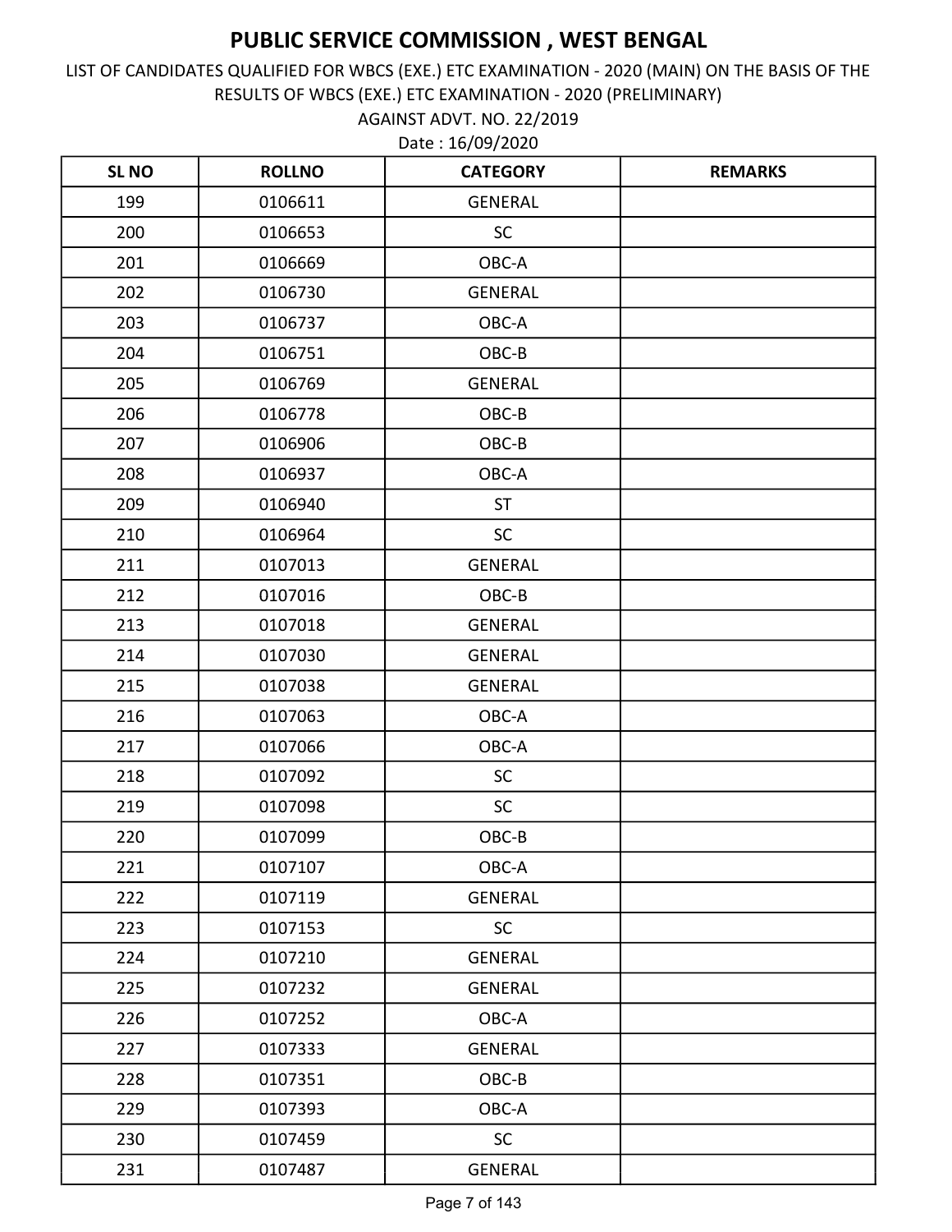# PUBLIC SERVICE COMMISSION , WEST BENGAL

LIST OF CANDIDATES QUALIFIED FOR WBCS (EXE.) ETC EXAMINATION - 2020 (MAIN) ON THE BASIS OF THE RESULTS OF WBCS (EXE.) ETC EXAMINATION - 2020 (PRELIMINARY)

AGAINST ADVT. NO. 22/2019

Date : 16/09/2020

| SL NO | ROLLNO | CATEGORY | REMARKS |
|---|---|---|---|
| 199 | 0106611 | GENERAL | |
| 200 | 0106653 | SC | |
| 201 | 0106669 | OBC-A | |
| 202 | 0106730 | GENERAL | |
| 203 | 0106737 | OBC-A | |
| 204 | 0106751 | OBC-B | |
| 205 | 0106769 | GENERAL | |
| 206 | 0106778 | OBC-B | |
| 207 | 0106906 | OBC-B | |
| 208 | 0106937 | OBC-A | |
| 209 | 0106940 | ST | |
| 210 | 0106964 | SC | |
| 211 | 0107013 | GENERAL | |
| 212 | 0107016 | OBC-B | |
| 213 | 0107018 | GENERAL | |
| 214 | 0107030 | GENERAL | |
| 215 | 0107038 | GENERAL | |
| 216 | 0107063 | OBC-A | |
| 217 | 0107066 | OBC-A | |
| 218 | 0107092 | SC | |
| 219 | 0107098 | SC | |
| 220 | 0107099 | OBC-B | |
| 221 | 0107107 | OBC-A | |
| 222 | 0107119 | GENERAL | |
| 223 | 0107153 | SC | |
| 224 | 0107210 | GENERAL | |
| 225 | 0107232 | GENERAL | |
| 226 | 0107252 | OBC-A | |
| 227 | 0107333 | GENERAL | |
| 228 | 0107351 | OBC-B | |
| 229 | 0107393 | OBC-A | |
| 230 | 0107459 | SC | |
| 231 | 0107487 | GENERAL | |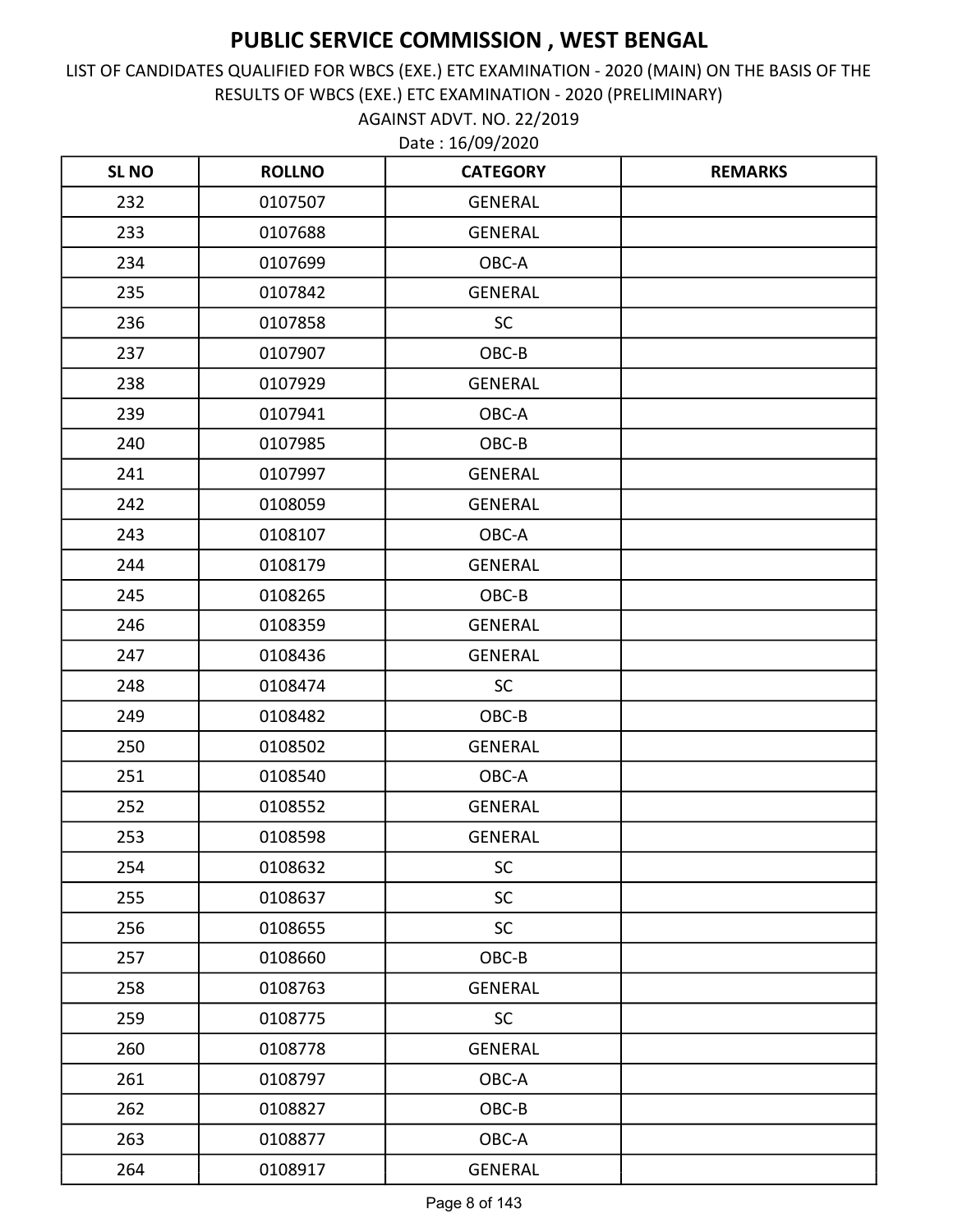# PUBLIC SERVICE COMMISSION , WEST BENGAL

LIST OF CANDIDATES QUALIFIED FOR WBCS (EXE.) ETC EXAMINATION - 2020 (MAIN) ON THE BASIS OF THE RESULTS OF WBCS (EXE.) ETC EXAMINATION - 2020 (PRELIMINARY)

AGAINST ADVT. NO. 22/2019

Date : 16/09/2020

| SL NO | ROLLNO | CATEGORY | REMARKS |
|---|---|---|---|
| 232 | 0107507 | GENERAL | |
| 233 | 0107688 | GENERAL | |
| 234 | 0107699 | OBC-A | |
| 235 | 0107842 | GENERAL | |
| 236 | 0107858 | SC | |
| 237 | 0107907 | OBC-B | |
| 238 | 0107929 | GENERAL | |
| 239 | 0107941 | OBC-A | |
| 240 | 0107985 | OBC-B | |
| 241 | 0107997 | GENERAL | |
| 242 | 0108059 | GENERAL | |
| 243 | 0108107 | OBC-A | |
| 244 | 0108179 | GENERAL | |
| 245 | 0108265 | OBC-B | |
| 246 | 0108359 | GENERAL | |
| 247 | 0108436 | GENERAL | |
| 248 | 0108474 | SC | |
| 249 | 0108482 | OBC-B | |
| 250 | 0108502 | GENERAL | |
| 251 | 0108540 | OBC-A | |
| 252 | 0108552 | GENERAL | |
| 253 | 0108598 | GENERAL | |
| 254 | 0108632 | SC | |
| 255 | 0108637 | SC | |
| 256 | 0108655 | SC | |
| 257 | 0108660 | OBC-B | |
| 258 | 0108763 | GENERAL | |
| 259 | 0108775 | SC | |
| 260 | 0108778 | GENERAL | |
| 261 | 0108797 | OBC-A | |
| 262 | 0108827 | OBC-B | |
| 263 | 0108877 | OBC-A | |
| 264 | 0108917 | GENERAL | |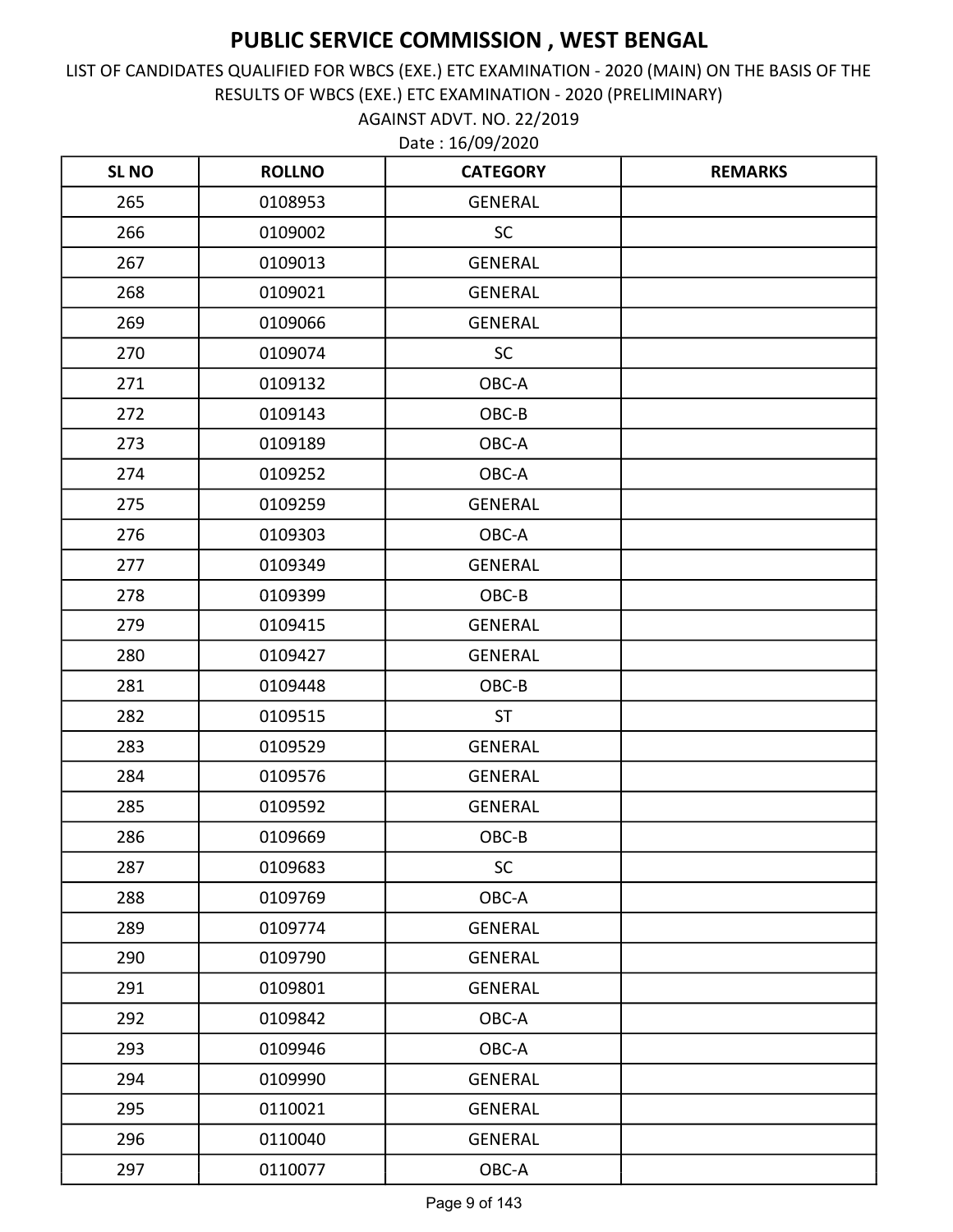# PUBLIC SERVICE COMMISSION , WEST BENGAL

LIST OF CANDIDATES QUALIFIED FOR WBCS (EXE.) ETC EXAMINATION - 2020 (MAIN) ON THE BASIS OF THE RESULTS OF WBCS (EXE.) ETC EXAMINATION - 2020 (PRELIMINARY)

AGAINST ADVT. NO. 22/2019

Date : 16/09/2020

| SL NO | ROLLNO | CATEGORY | REMARKS |
|---|---|---|---|
| 265 | 0108953 | GENERAL | |
| 266 | 0109002 | SC | |
| 267 | 0109013 | GENERAL | |
| 268 | 0109021 | GENERAL | |
| 269 | 0109066 | GENERAL | |
| 270 | 0109074 | SC | |
| 271 | 0109132 | OBC-A | |
| 272 | 0109143 | OBC-B | |
| 273 | 0109189 | OBC-A | |
| 274 | 0109252 | OBC-A | |
| 275 | 0109259 | GENERAL | |
| 276 | 0109303 | OBC-A | |
| 277 | 0109349 | GENERAL | |
| 278 | 0109399 | OBC-B | |
| 279 | 0109415 | GENERAL | |
| 280 | 0109427 | GENERAL | |
| 281 | 0109448 | OBC-B | |
| 282 | 0109515 | ST | |
| 283 | 0109529 | GENERAL | |
| 284 | 0109576 | GENERAL | |
| 285 | 0109592 | GENERAL | |
| 286 | 0109669 | OBC-B | |
| 287 | 0109683 | SC | |
| 288 | 0109769 | OBC-A | |
| 289 | 0109774 | GENERAL | |
| 290 | 0109790 | GENERAL | |
| 291 | 0109801 | GENERAL | |
| 292 | 0109842 | OBC-A | |
| 293 | 0109946 | OBC-A | |
| 294 | 0109990 | GENERAL | |
| 295 | 0110021 | GENERAL | |
| 296 | 0110040 | GENERAL | |
| 297 | 0110077 | OBC-A | |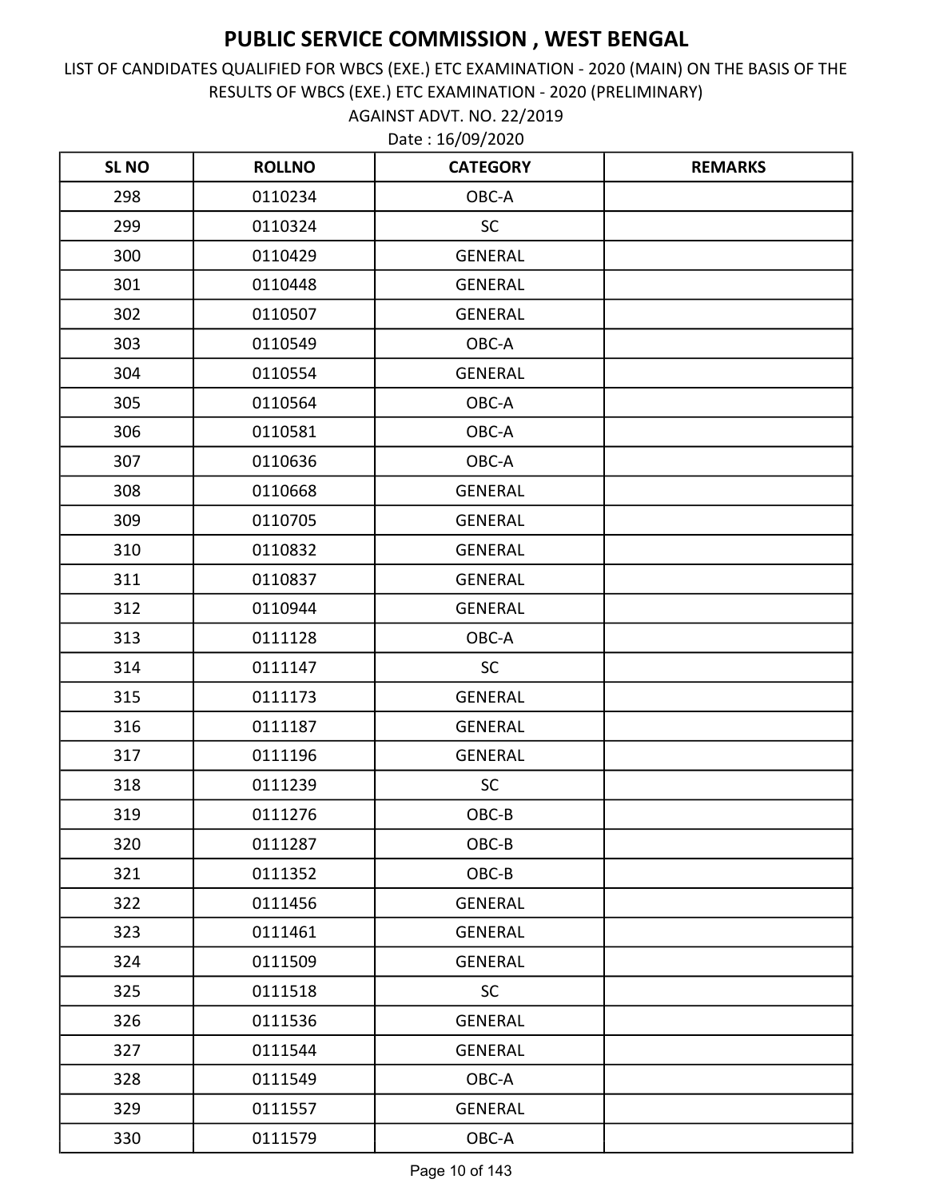# PUBLIC SERVICE COMMISSION , WEST BENGAL

LIST OF CANDIDATES QUALIFIED FOR WBCS (EXE.) ETC EXAMINATION - 2020 (MAIN) ON THE BASIS OF THE RESULTS OF WBCS (EXE.) ETC EXAMINATION - 2020 (PRELIMINARY)

AGAINST ADVT. NO. 22/2019

Date : 16/09/2020

| SL NO | ROLLNO | CATEGORY | REMARKS |
|---|---|---|---|
| 298 | 0110234 | OBC-A | |
| 299 | 0110324 | SC | |
| 300 | 0110429 | GENERAL | |
| 301 | 0110448 | GENERAL | |
| 302 | 0110507 | GENERAL | |
| 303 | 0110549 | OBC-A | |
| 304 | 0110554 | GENERAL | |
| 305 | 0110564 | OBC-A | |
| 306 | 0110581 | OBC-A | |
| 307 | 0110636 | OBC-A | |
| 308 | 0110668 | GENERAL | |
| 309 | 0110705 | GENERAL | |
| 310 | 0110832 | GENERAL | |
| 311 | 0110837 | GENERAL | |
| 312 | 0110944 | GENERAL | |
| 313 | 0111128 | OBC-A | |
| 314 | 0111147 | SC | |
| 315 | 0111173 | GENERAL | |
| 316 | 0111187 | GENERAL | |
| 317 | 0111196 | GENERAL | |
| 318 | 0111239 | SC | |
| 319 | 0111276 | OBC-B | |
| 320 | 0111287 | OBC-B | |
| 321 | 0111352 | OBC-B | |
| 322 | 0111456 | GENERAL | |
| 323 | 0111461 | GENERAL | |
| 324 | 0111509 | GENERAL | |
| 325 | 0111518 | SC | |
| 326 | 0111536 | GENERAL | |
| 327 | 0111544 | GENERAL | |
| 328 | 0111549 | OBC-A | |
| 329 | 0111557 | GENERAL | |
| 330 | 0111579 | OBC-A | |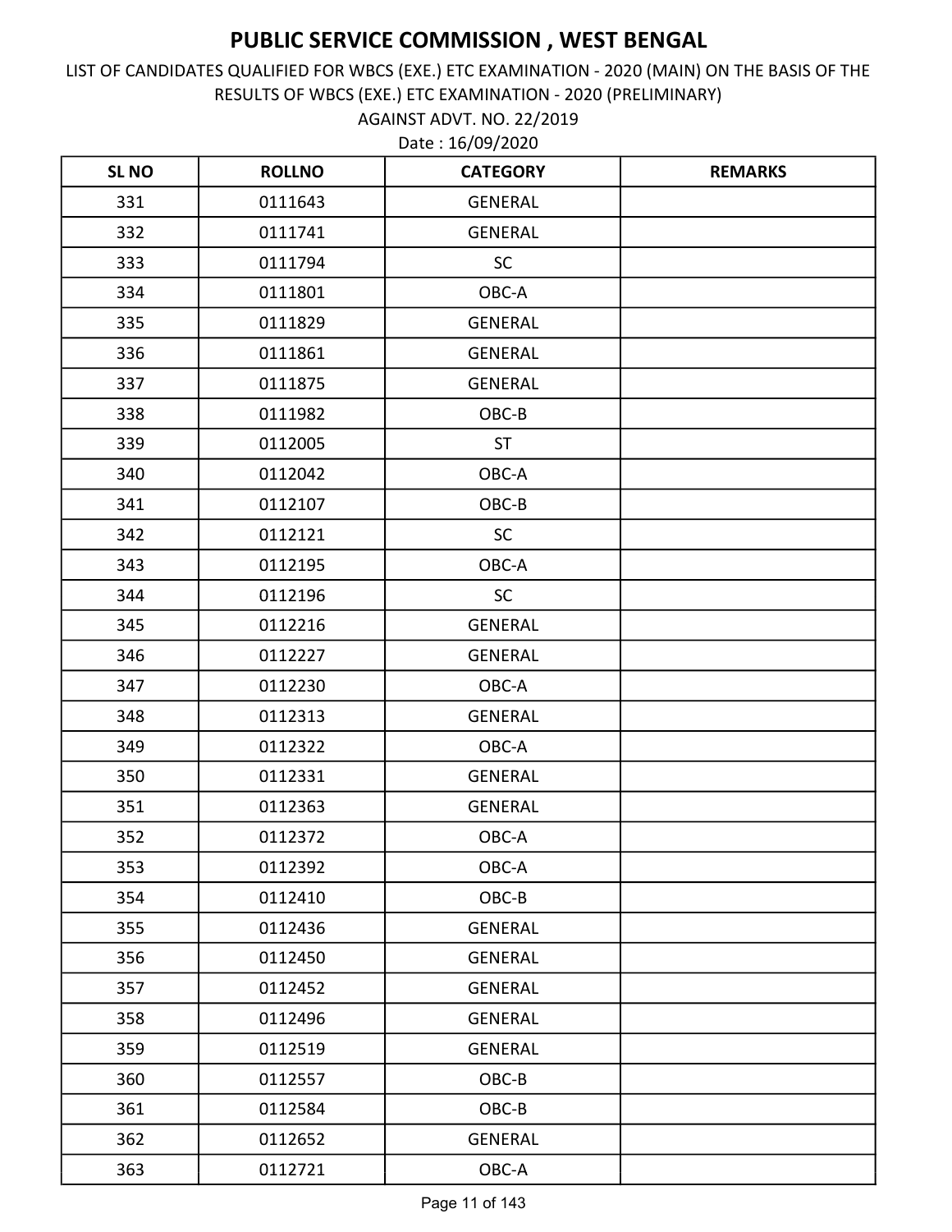# PUBLIC SERVICE COMMISSION , WEST BENGAL

LIST OF CANDIDATES QUALIFIED FOR WBCS (EXE.) ETC EXAMINATION - 2020 (MAIN) ON THE BASIS OF THE RESULTS OF WBCS (EXE.) ETC EXAMINATION - 2020 (PRELIMINARY)

AGAINST ADVT. NO. 22/2019

Date : 16/09/2020

| SL NO | ROLLNO | CATEGORY | REMARKS |
|---|---|---|---|
| 331 | 0111643 | GENERAL | |
| 332 | 0111741 | GENERAL | |
| 333 | 0111794 | SC | |
| 334 | 0111801 | OBC-A | |
| 335 | 0111829 | GENERAL | |
| 336 | 0111861 | GENERAL | |
| 337 | 0111875 | GENERAL | |
| 338 | 0111982 | OBC-B | |
| 339 | 0112005 | ST | |
| 340 | 0112042 | OBC-A | |
| 341 | 0112107 | OBC-B | |
| 342 | 0112121 | SC | |
| 343 | 0112195 | OBC-A | |
| 344 | 0112196 | SC | |
| 345 | 0112216 | GENERAL | |
| 346 | 0112227 | GENERAL | |
| 347 | 0112230 | OBC-A | |
| 348 | 0112313 | GENERAL | |
| 349 | 0112322 | OBC-A | |
| 350 | 0112331 | GENERAL | |
| 351 | 0112363 | GENERAL | |
| 352 | 0112372 | OBC-A | |
| 353 | 0112392 | OBC-A | |
| 354 | 0112410 | OBC-B | |
| 355 | 0112436 | GENERAL | |
| 356 | 0112450 | GENERAL | |
| 357 | 0112452 | GENERAL | |
| 358 | 0112496 | GENERAL | |
| 359 | 0112519 | GENERAL | |
| 360 | 0112557 | OBC-B | |
| 361 | 0112584 | OBC-B | |
| 362 | 0112652 | GENERAL | |
| 363 | 0112721 | OBC-A | |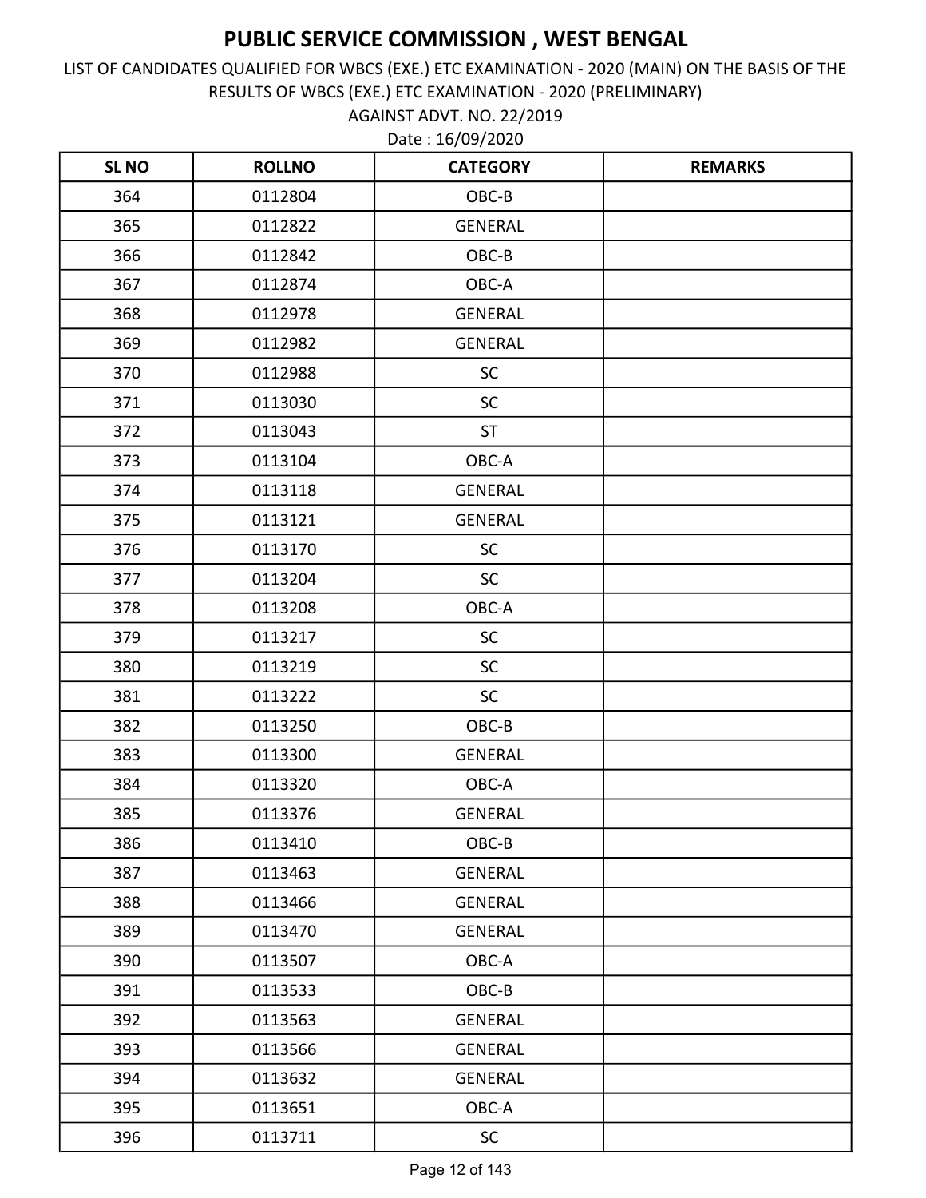# PUBLIC SERVICE COMMISSION , WEST BENGAL

LIST OF CANDIDATES QUALIFIED FOR WBCS (EXE.) ETC EXAMINATION - 2020 (MAIN) ON THE BASIS OF THE RESULTS OF WBCS (EXE.) ETC EXAMINATION - 2020 (PRELIMINARY)

AGAINST ADVT. NO. 22/2019

Date : 16/09/2020

| SL NO | ROLLNO | CATEGORY | REMARKS |
|---|---|---|---|
| 364 | 0112804 | OBC-B | |
| 365 | 0112822 | GENERAL | |
| 366 | 0112842 | OBC-B | |
| 367 | 0112874 | OBC-A | |
| 368 | 0112978 | GENERAL | |
| 369 | 0112982 | GENERAL | |
| 370 | 0112988 | SC | |
| 371 | 0113030 | SC | |
| 372 | 0113043 | ST | |
| 373 | 0113104 | OBC-A | |
| 374 | 0113118 | GENERAL | |
| 375 | 0113121 | GENERAL | |
| 376 | 0113170 | SC | |
| 377 | 0113204 | SC | |
| 378 | 0113208 | OBC-A | |
| 379 | 0113217 | SC | |
| 380 | 0113219 | SC | |
| 381 | 0113222 | SC | |
| 382 | 0113250 | OBC-B | |
| 383 | 0113300 | GENERAL | |
| 384 | 0113320 | OBC-A | |
| 385 | 0113376 | GENERAL | |
| 386 | 0113410 | OBC-B | |
| 387 | 0113463 | GENERAL | |
| 388 | 0113466 | GENERAL | |
| 389 | 0113470 | GENERAL | |
| 390 | 0113507 | OBC-A | |
| 391 | 0113533 | OBC-B | |
| 392 | 0113563 | GENERAL | |
| 393 | 0113566 | GENERAL | |
| 394 | 0113632 | GENERAL | |
| 395 | 0113651 | OBC-A | |
| 396 | 0113711 | SC | |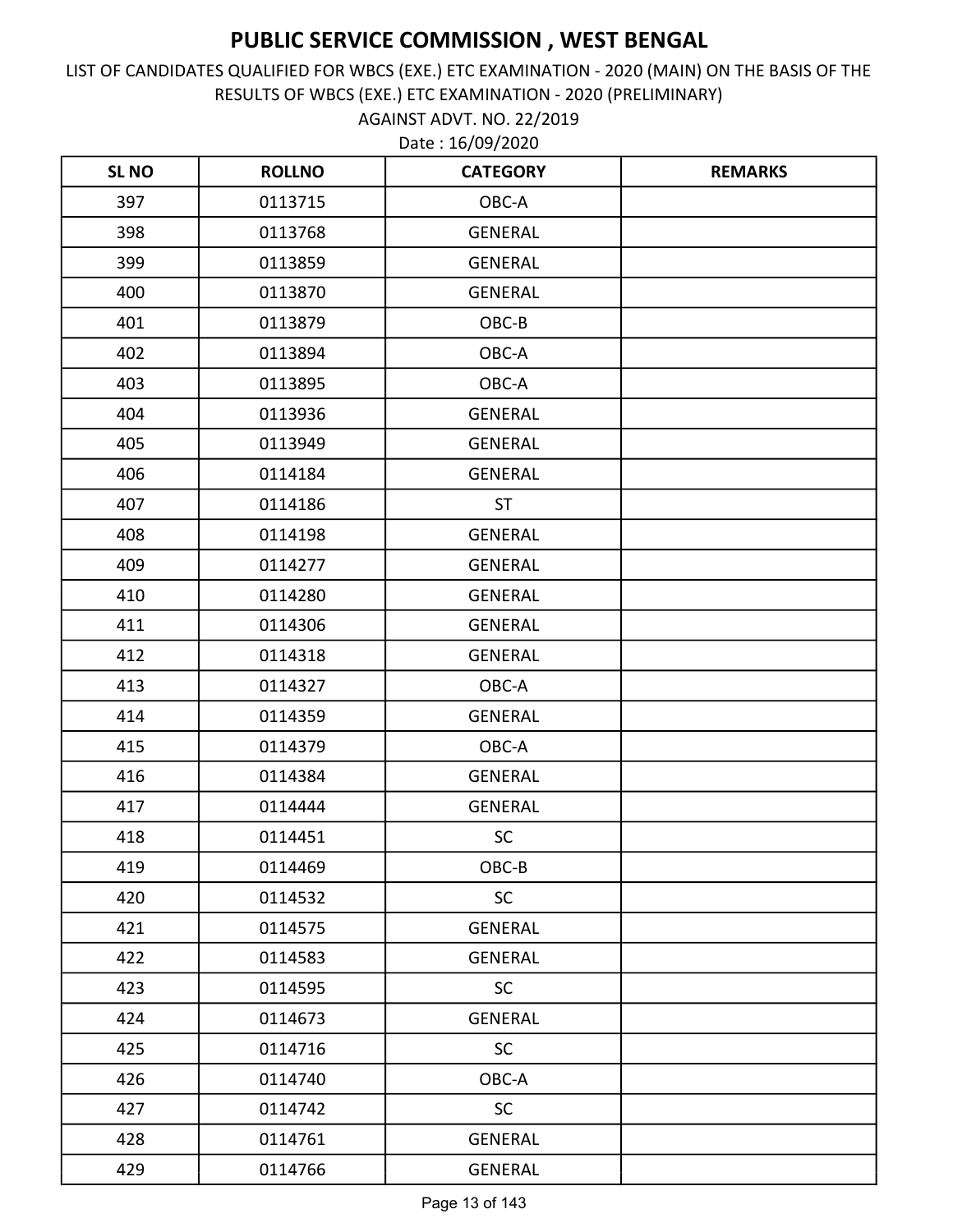# PUBLIC SERVICE COMMISSION , WEST BENGAL

LIST OF CANDIDATES QUALIFIED FOR WBCS (EXE.) ETC EXAMINATION - 2020 (MAIN) ON THE BASIS OF THE RESULTS OF WBCS (EXE.) ETC EXAMINATION - 2020 (PRELIMINARY)

AGAINST ADVT. NO. 22/2019

Date : 16/09/2020

| SL NO | ROLLNO | CATEGORY | REMARKS |
|---|---|---|---|
| 397 | 0113715 | OBC-A | |
| 398 | 0113768 | GENERAL | |
| 399 | 0113859 | GENERAL | |
| 400 | 0113870 | GENERAL | |
| 401 | 0113879 | OBC-B | |
| 402 | 0113894 | OBC-A | |
| 403 | 0113895 | OBC-A | |
| 404 | 0113936 | GENERAL | |
| 405 | 0113949 | GENERAL | |
| 406 | 0114184 | GENERAL | |
| 407 | 0114186 | ST | |
| 408 | 0114198 | GENERAL | |
| 409 | 0114277 | GENERAL | |
| 410 | 0114280 | GENERAL | |
| 411 | 0114306 | GENERAL | |
| 412 | 0114318 | GENERAL | |
| 413 | 0114327 | OBC-A | |
| 414 | 0114359 | GENERAL | |
| 415 | 0114379 | OBC-A | |
| 416 | 0114384 | GENERAL | |
| 417 | 0114444 | GENERAL | |
| 418 | 0114451 | SC | |
| 419 | 0114469 | OBC-B | |
| 420 | 0114532 | SC | |
| 421 | 0114575 | GENERAL | |
| 422 | 0114583 | GENERAL | |
| 423 | 0114595 | SC | |
| 424 | 0114673 | GENERAL | |
| 425 | 0114716 | SC | |
| 426 | 0114740 | OBC-A | |
| 427 | 0114742 | SC | |
| 428 | 0114761 | GENERAL | |
| 429 | 0114766 | GENERAL | |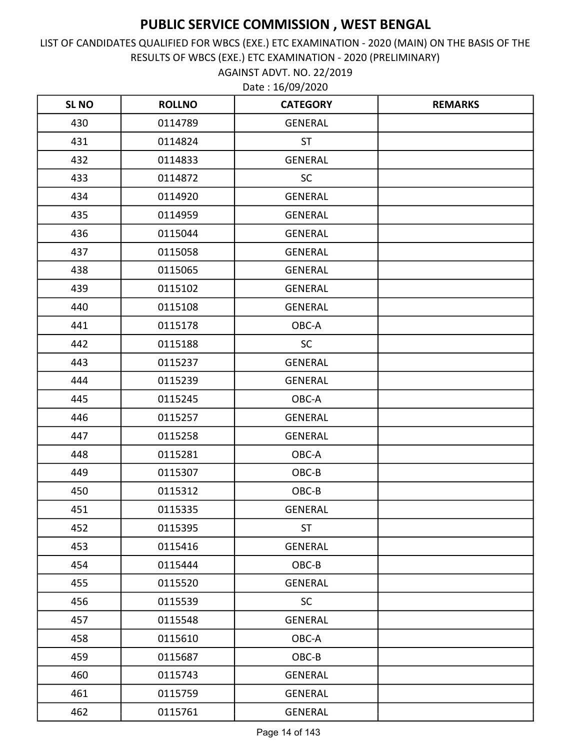# PUBLIC SERVICE COMMISSION , WEST BENGAL

LIST OF CANDIDATES QUALIFIED FOR WBCS (EXE.) ETC EXAMINATION - 2020 (MAIN) ON THE BASIS OF THE RESULTS OF WBCS (EXE.) ETC EXAMINATION - 2020 (PRELIMINARY)

AGAINST ADVT. NO. 22/2019

Date : 16/09/2020

| SL NO | ROLLNO | CATEGORY | REMARKS |
|---|---|---|---|
| 430 | 0114789 | GENERAL | |
| 431 | 0114824 | ST | |
| 432 | 0114833 | GENERAL | |
| 433 | 0114872 | SC | |
| 434 | 0114920 | GENERAL | |
| 435 | 0114959 | GENERAL | |
| 436 | 0115044 | GENERAL | |
| 437 | 0115058 | GENERAL | |
| 438 | 0115065 | GENERAL | |
| 439 | 0115102 | GENERAL | |
| 440 | 0115108 | GENERAL | |
| 441 | 0115178 | OBC-A | |
| 442 | 0115188 | SC | |
| 443 | 0115237 | GENERAL | |
| 444 | 0115239 | GENERAL | |
| 445 | 0115245 | OBC-A | |
| 446 | 0115257 | GENERAL | |
| 447 | 0115258 | GENERAL | |
| 448 | 0115281 | OBC-A | |
| 449 | 0115307 | OBC-B | |
| 450 | 0115312 | OBC-B | |
| 451 | 0115335 | GENERAL | |
| 452 | 0115395 | ST | |
| 453 | 0115416 | GENERAL | |
| 454 | 0115444 | OBC-B | |
| 455 | 0115520 | GENERAL | |
| 456 | 0115539 | SC | |
| 457 | 0115548 | GENERAL | |
| 458 | 0115610 | OBC-A | |
| 459 | 0115687 | OBC-B | |
| 460 | 0115743 | GENERAL | |
| 461 | 0115759 | GENERAL | |
| 462 | 0115761 | GENERAL | |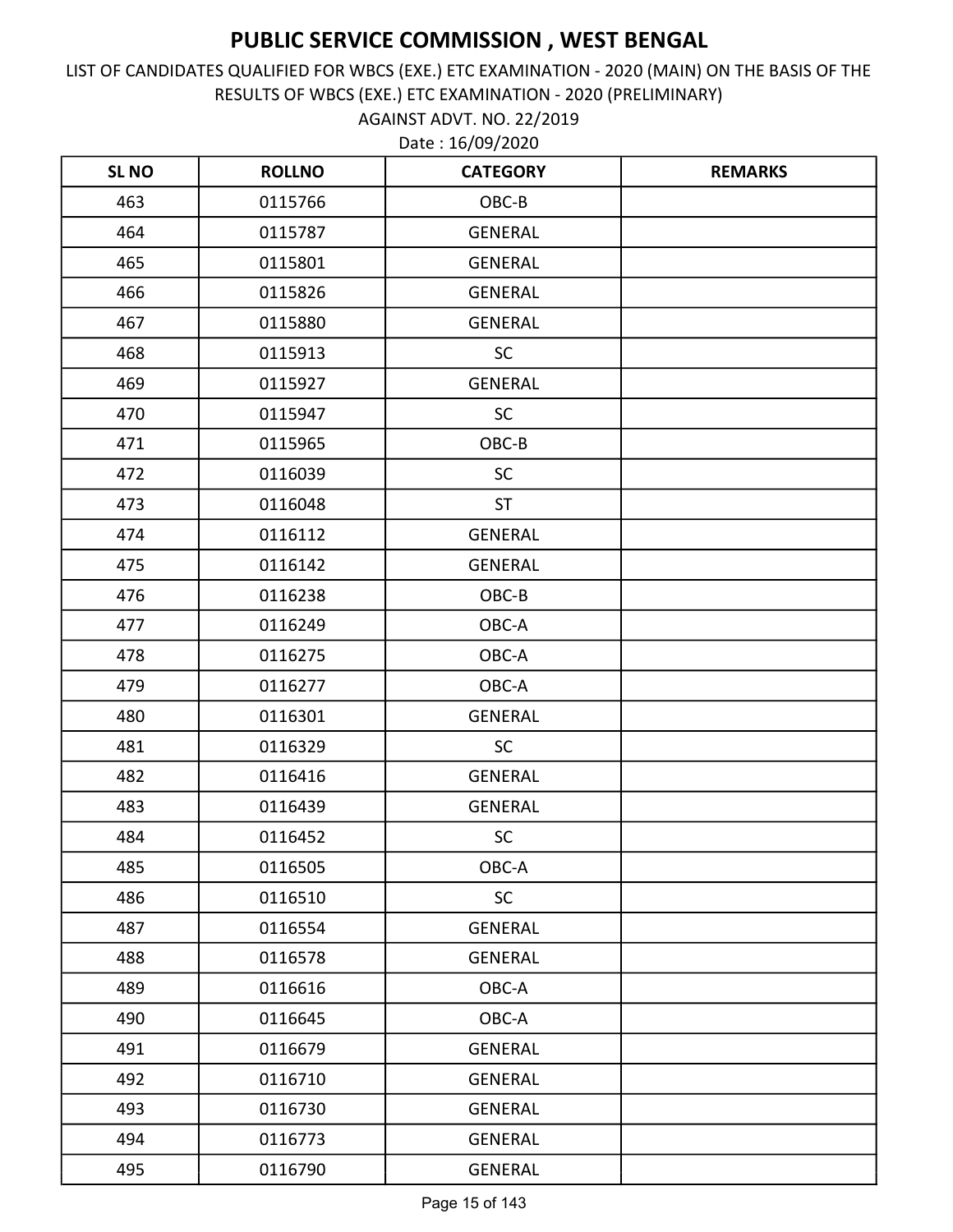# PUBLIC SERVICE COMMISSION , WEST BENGAL

LIST OF CANDIDATES QUALIFIED FOR WBCS (EXE.) ETC EXAMINATION - 2020 (MAIN) ON THE BASIS OF THE RESULTS OF WBCS (EXE.) ETC EXAMINATION - 2020 (PRELIMINARY)

AGAINST ADVT. NO. 22/2019

Date : 16/09/2020

| SL NO | ROLLNO | CATEGORY | REMARKS |
|---|---|---|---|
| 463 | 0115766 | OBC-B | |
| 464 | 0115787 | GENERAL | |
| 465 | 0115801 | GENERAL | |
| 466 | 0115826 | GENERAL | |
| 467 | 0115880 | GENERAL | |
| 468 | 0115913 | SC | |
| 469 | 0115927 | GENERAL | |
| 470 | 0115947 | SC | |
| 471 | 0115965 | OBC-B | |
| 472 | 0116039 | SC | |
| 473 | 0116048 | ST | |
| 474 | 0116112 | GENERAL | |
| 475 | 0116142 | GENERAL | |
| 476 | 0116238 | OBC-B | |
| 477 | 0116249 | OBC-A | |
| 478 | 0116275 | OBC-A | |
| 479 | 0116277 | OBC-A | |
| 480 | 0116301 | GENERAL | |
| 481 | 0116329 | SC | |
| 482 | 0116416 | GENERAL | |
| 483 | 0116439 | GENERAL | |
| 484 | 0116452 | SC | |
| 485 | 0116505 | OBC-A | |
| 486 | 0116510 | SC | |
| 487 | 0116554 | GENERAL | |
| 488 | 0116578 | GENERAL | |
| 489 | 0116616 | OBC-A | |
| 490 | 0116645 | OBC-A | |
| 491 | 0116679 | GENERAL | |
| 492 | 0116710 | GENERAL | |
| 493 | 0116730 | GENERAL | |
| 494 | 0116773 | GENERAL | |
| 495 | 0116790 | GENERAL | |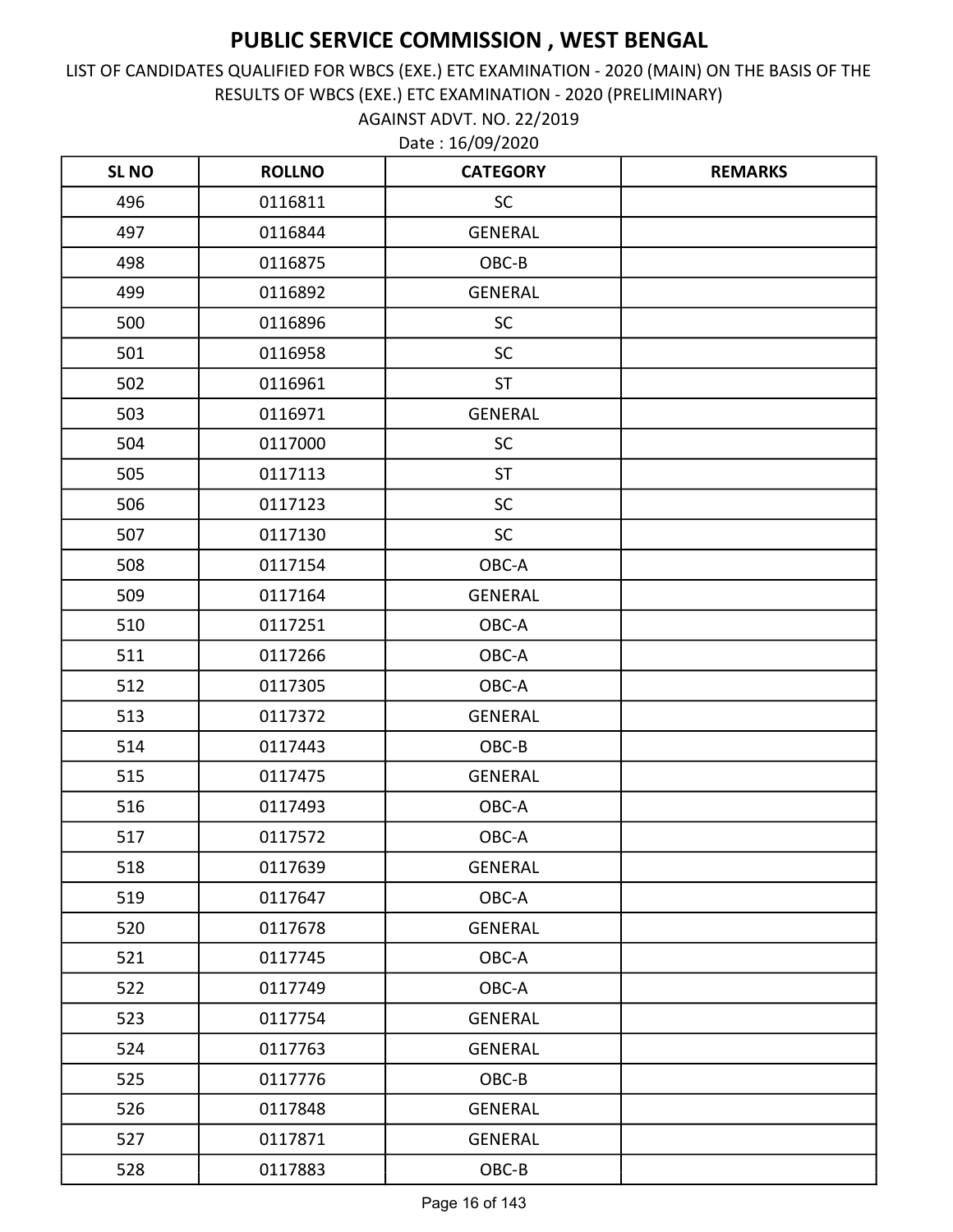# PUBLIC SERVICE COMMISSION , WEST BENGAL

LIST OF CANDIDATES QUALIFIED FOR WBCS (EXE.) ETC EXAMINATION - 2020 (MAIN) ON THE BASIS OF THE RESULTS OF WBCS (EXE.) ETC EXAMINATION - 2020 (PRELIMINARY)

AGAINST ADVT. NO. 22/2019

Date : 16/09/2020

| SL NO | ROLLNO | CATEGORY | REMARKS |
|---|---|---|---|
| 496 | 0116811 | SC | |
| 497 | 0116844 | GENERAL | |
| 498 | 0116875 | OBC-B | |
| 499 | 0116892 | GENERAL | |
| 500 | 0116896 | SC | |
| 501 | 0116958 | SC | |
| 502 | 0116961 | ST | |
| 503 | 0116971 | GENERAL | |
| 504 | 0117000 | SC | |
| 505 | 0117113 | ST | |
| 506 | 0117123 | SC | |
| 507 | 0117130 | SC | |
| 508 | 0117154 | OBC-A | |
| 509 | 0117164 | GENERAL | |
| 510 | 0117251 | OBC-A | |
| 511 | 0117266 | OBC-A | |
| 512 | 0117305 | OBC-A | |
| 513 | 0117372 | GENERAL | |
| 514 | 0117443 | OBC-B | |
| 515 | 0117475 | GENERAL | |
| 516 | 0117493 | OBC-A | |
| 517 | 0117572 | OBC-A | |
| 518 | 0117639 | GENERAL | |
| 519 | 0117647 | OBC-A | |
| 520 | 0117678 | GENERAL | |
| 521 | 0117745 | OBC-A | |
| 522 | 0117749 | OBC-A | |
| 523 | 0117754 | GENERAL | |
| 524 | 0117763 | GENERAL | |
| 525 | 0117776 | OBC-B | |
| 526 | 0117848 | GENERAL | |
| 527 | 0117871 | GENERAL | |
| 528 | 0117883 | OBC-B | |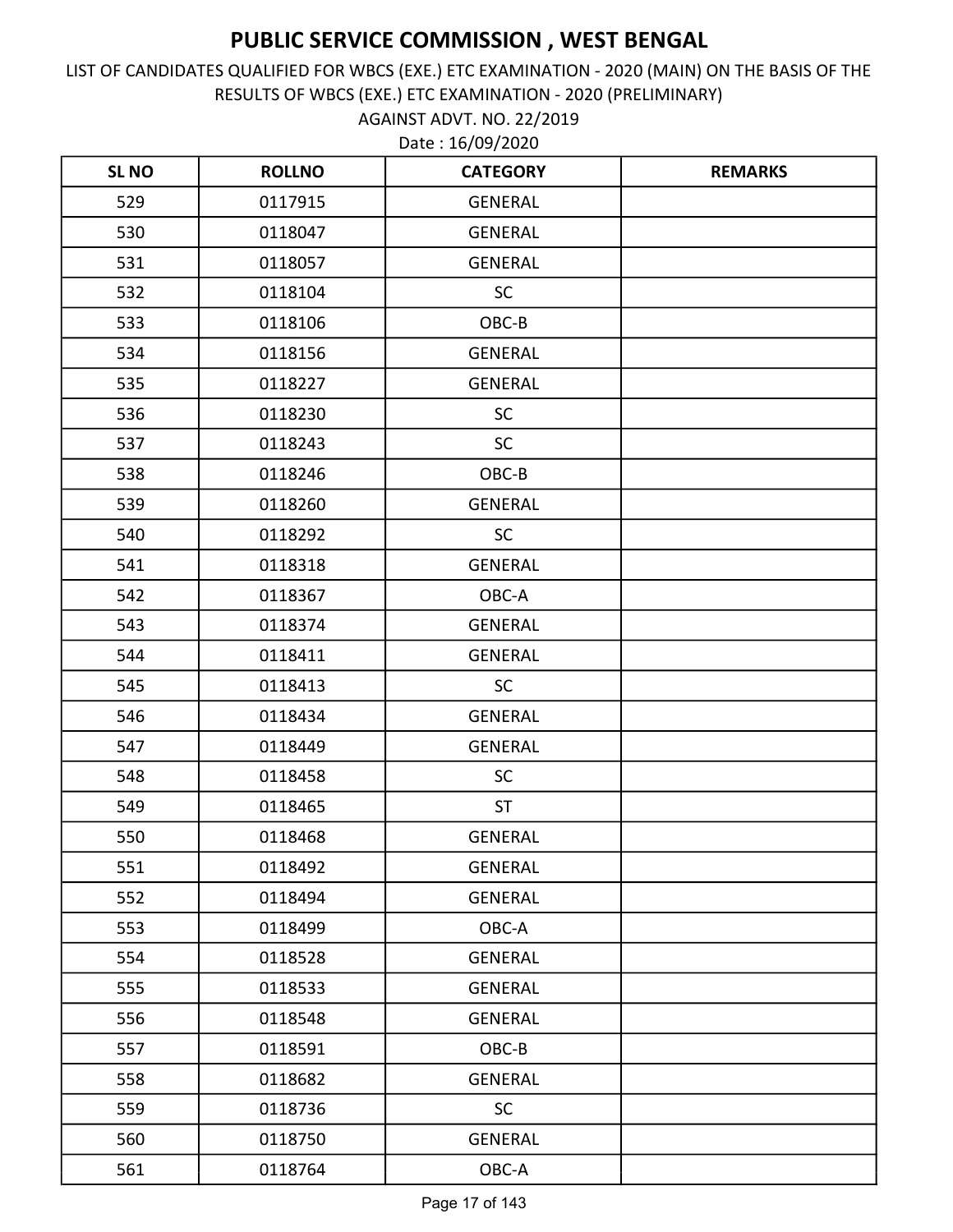# PUBLIC SERVICE COMMISSION , WEST BENGAL

LIST OF CANDIDATES QUALIFIED FOR WBCS (EXE.) ETC EXAMINATION - 2020 (MAIN) ON THE BASIS OF THE RESULTS OF WBCS (EXE.) ETC EXAMINATION - 2020 (PRELIMINARY)

AGAINST ADVT. NO. 22/2019

Date : 16/09/2020

| SL NO | ROLLNO | CATEGORY | REMARKS |
|---|---|---|---|
| 529 | 0117915 | GENERAL | |
| 530 | 0118047 | GENERAL | |
| 531 | 0118057 | GENERAL | |
| 532 | 0118104 | SC | |
| 533 | 0118106 | OBC-B | |
| 534 | 0118156 | GENERAL | |
| 535 | 0118227 | GENERAL | |
| 536 | 0118230 | SC | |
| 537 | 0118243 | SC | |
| 538 | 0118246 | OBC-B | |
| 539 | 0118260 | GENERAL | |
| 540 | 0118292 | SC | |
| 541 | 0118318 | GENERAL | |
| 542 | 0118367 | OBC-A | |
| 543 | 0118374 | GENERAL | |
| 544 | 0118411 | GENERAL | |
| 545 | 0118413 | SC | |
| 546 | 0118434 | GENERAL | |
| 547 | 0118449 | GENERAL | |
| 548 | 0118458 | SC | |
| 549 | 0118465 | ST | |
| 550 | 0118468 | GENERAL | |
| 551 | 0118492 | GENERAL | |
| 552 | 0118494 | GENERAL | |
| 553 | 0118499 | OBC-A | |
| 554 | 0118528 | GENERAL | |
| 555 | 0118533 | GENERAL | |
| 556 | 0118548 | GENERAL | |
| 557 | 0118591 | OBC-B | |
| 558 | 0118682 | GENERAL | |
| 559 | 0118736 | SC | |
| 560 | 0118750 | GENERAL | |
| 561 | 0118764 | OBC-A | |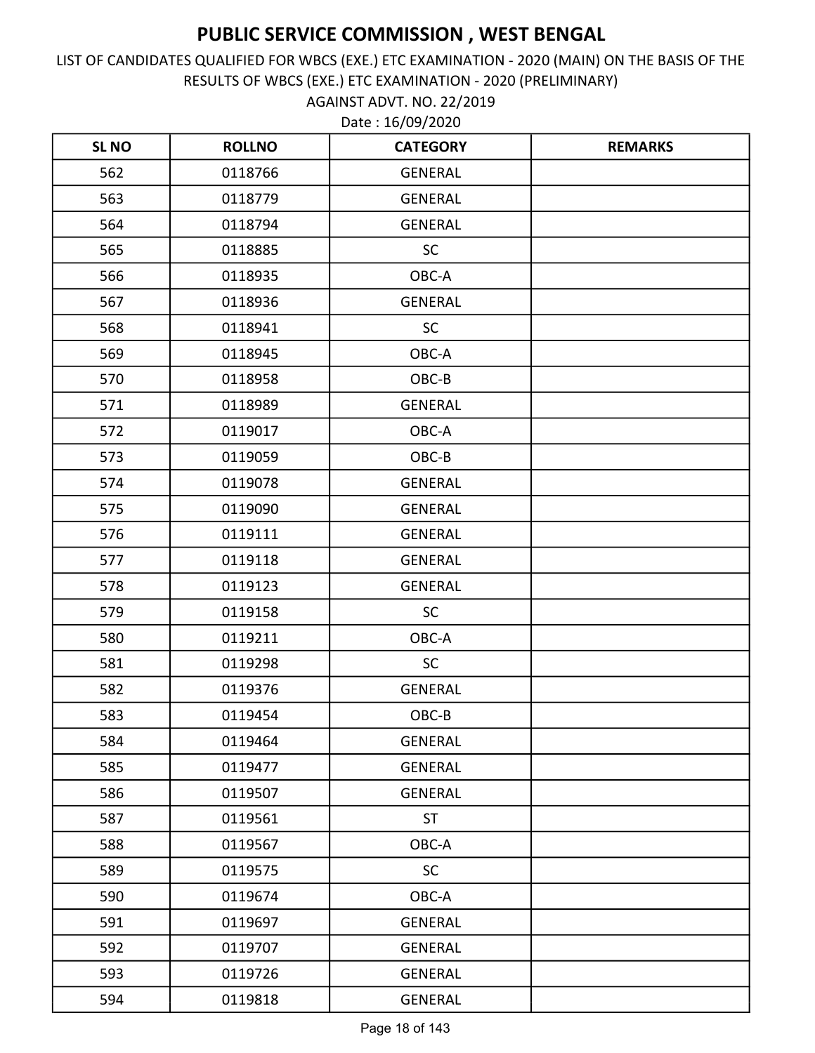# PUBLIC SERVICE COMMISSION , WEST BENGAL

LIST OF CANDIDATES QUALIFIED FOR WBCS (EXE.) ETC EXAMINATION - 2020 (MAIN) ON THE BASIS OF THE RESULTS OF WBCS (EXE.) ETC EXAMINATION - 2020 (PRELIMINARY)

AGAINST ADVT. NO. 22/2019

Date : 16/09/2020

| SL NO | ROLLNO | CATEGORY | REMARKS |
|---|---|---|---|
| 562 | 0118766 | GENERAL | |
| 563 | 0118779 | GENERAL | |
| 564 | 0118794 | GENERAL | |
| 565 | 0118885 | SC | |
| 566 | 0118935 | OBC-A | |
| 567 | 0118936 | GENERAL | |
| 568 | 0118941 | SC | |
| 569 | 0118945 | OBC-A | |
| 570 | 0118958 | OBC-B | |
| 571 | 0118989 | GENERAL | |
| 572 | 0119017 | OBC-A | |
| 573 | 0119059 | OBC-B | |
| 574 | 0119078 | GENERAL | |
| 575 | 0119090 | GENERAL | |
| 576 | 0119111 | GENERAL | |
| 577 | 0119118 | GENERAL | |
| 578 | 0119123 | GENERAL | |
| 579 | 0119158 | SC | |
| 580 | 0119211 | OBC-A | |
| 581 | 0119298 | SC | |
| 582 | 0119376 | GENERAL | |
| 583 | 0119454 | OBC-B | |
| 584 | 0119464 | GENERAL | |
| 585 | 0119477 | GENERAL | |
| 586 | 0119507 | GENERAL | |
| 587 | 0119561 | ST | |
| 588 | 0119567 | OBC-A | |
| 589 | 0119575 | SC | |
| 590 | 0119674 | OBC-A | |
| 591 | 0119697 | GENERAL | |
| 592 | 0119707 | GENERAL | |
| 593 | 0119726 | GENERAL | |
| 594 | 0119818 | GENERAL | |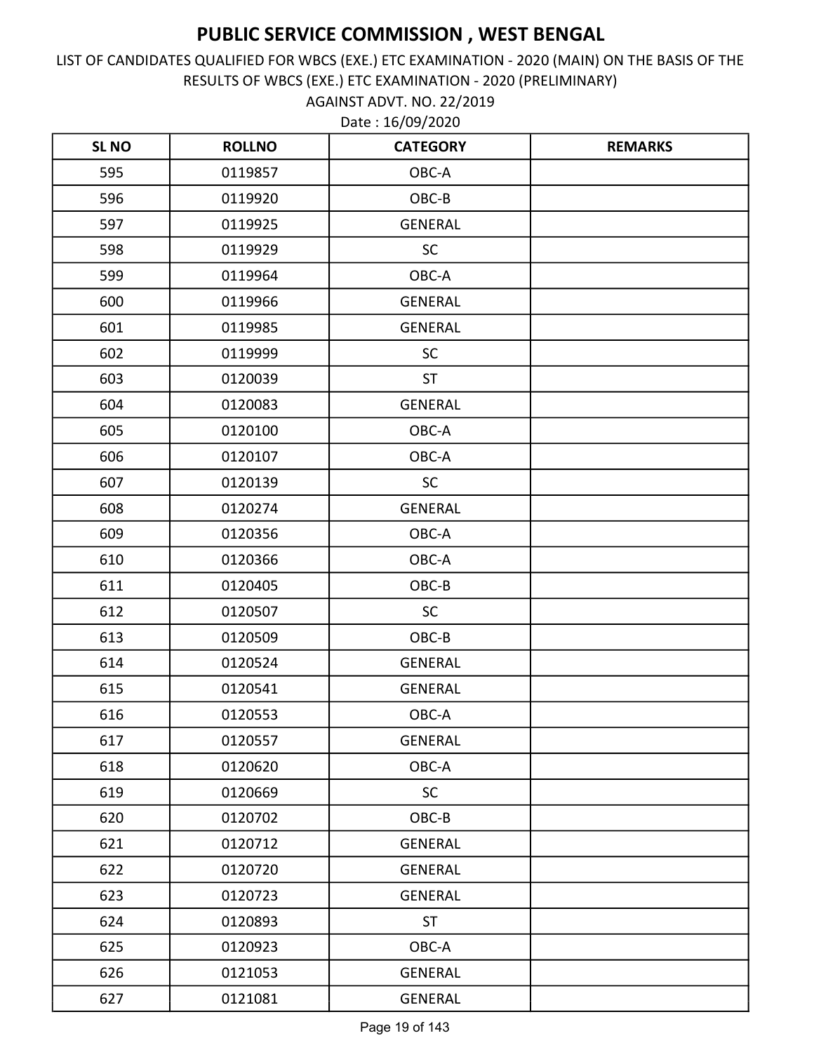# PUBLIC SERVICE COMMISSION , WEST BENGAL

LIST OF CANDIDATES QUALIFIED FOR WBCS (EXE.) ETC EXAMINATION - 2020 (MAIN) ON THE BASIS OF THE RESULTS OF WBCS (EXE.) ETC EXAMINATION - 2020 (PRELIMINARY)

AGAINST ADVT. NO. 22/2019

Date : 16/09/2020

| SL NO | ROLLNO | CATEGORY | REMARKS |
|---|---|---|---|
| 595 | 0119857 | OBC-A | |
| 596 | 0119920 | OBC-B | |
| 597 | 0119925 | GENERAL | |
| 598 | 0119929 | SC | |
| 599 | 0119964 | OBC-A | |
| 600 | 0119966 | GENERAL | |
| 601 | 0119985 | GENERAL | |
| 602 | 0119999 | SC | |
| 603 | 0120039 | ST | |
| 604 | 0120083 | GENERAL | |
| 605 | 0120100 | OBC-A | |
| 606 | 0120107 | OBC-A | |
| 607 | 0120139 | SC | |
| 608 | 0120274 | GENERAL | |
| 609 | 0120356 | OBC-A | |
| 610 | 0120366 | OBC-A | |
| 611 | 0120405 | OBC-B | |
| 612 | 0120507 | SC | |
| 613 | 0120509 | OBC-B | |
| 614 | 0120524 | GENERAL | |
| 615 | 0120541 | GENERAL | |
| 616 | 0120553 | OBC-A | |
| 617 | 0120557 | GENERAL | |
| 618 | 0120620 | OBC-A | |
| 619 | 0120669 | SC | |
| 620 | 0120702 | OBC-B | |
| 621 | 0120712 | GENERAL | |
| 622 | 0120720 | GENERAL | |
| 623 | 0120723 | GENERAL | |
| 624 | 0120893 | ST | |
| 625 | 0120923 | OBC-A | |
| 626 | 0121053 | GENERAL | |
| 627 | 0121081 | GENERAL | |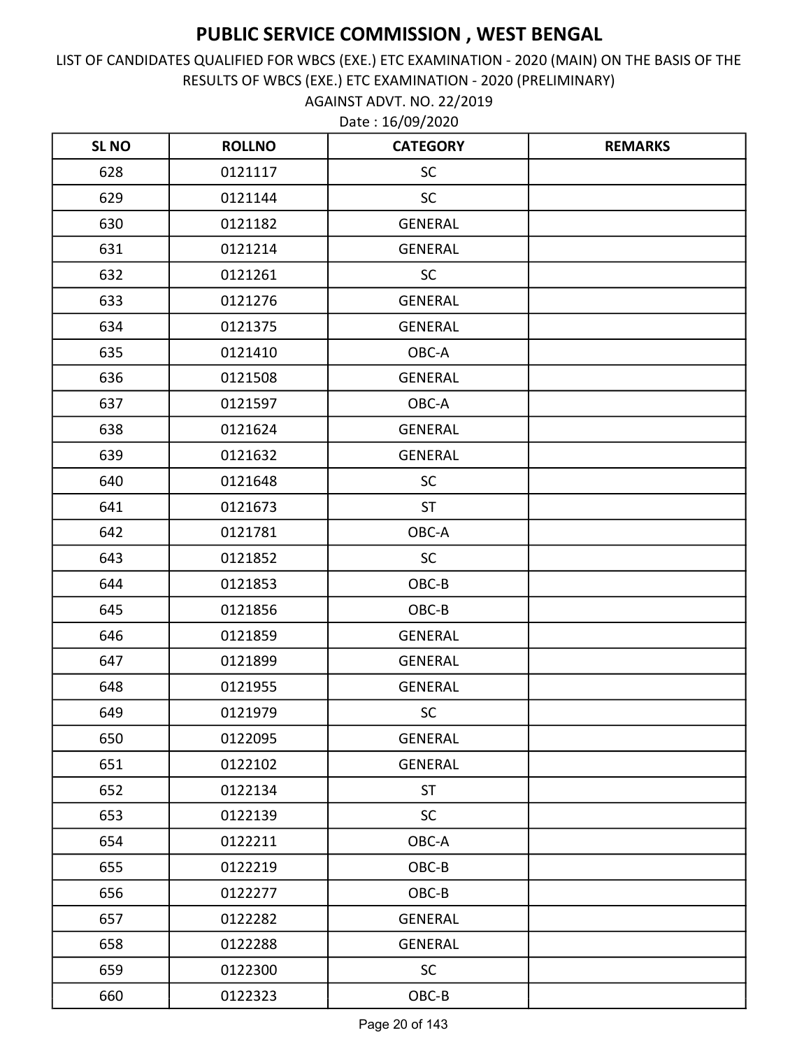# PUBLIC SERVICE COMMISSION , WEST BENGAL

LIST OF CANDIDATES QUALIFIED FOR WBCS (EXE.) ETC EXAMINATION - 2020 (MAIN) ON THE BASIS OF THE RESULTS OF WBCS (EXE.) ETC EXAMINATION - 2020 (PRELIMINARY)

AGAINST ADVT. NO. 22/2019

Date : 16/09/2020

| SL NO | ROLLNO | CATEGORY | REMARKS |
|---|---|---|---|
| 628 | 0121117 | SC | |
| 629 | 0121144 | SC | |
| 630 | 0121182 | GENERAL | |
| 631 | 0121214 | GENERAL | |
| 632 | 0121261 | SC | |
| 633 | 0121276 | GENERAL | |
| 634 | 0121375 | GENERAL | |
| 635 | 0121410 | OBC-A | |
| 636 | 0121508 | GENERAL | |
| 637 | 0121597 | OBC-A | |
| 638 | 0121624 | GENERAL | |
| 639 | 0121632 | GENERAL | |
| 640 | 0121648 | SC | |
| 641 | 0121673 | ST | |
| 642 | 0121781 | OBC-A | |
| 643 | 0121852 | SC | |
| 644 | 0121853 | OBC-B | |
| 645 | 0121856 | OBC-B | |
| 646 | 0121859 | GENERAL | |
| 647 | 0121899 | GENERAL | |
| 648 | 0121955 | GENERAL | |
| 649 | 0121979 | SC | |
| 650 | 0122095 | GENERAL | |
| 651 | 0122102 | GENERAL | |
| 652 | 0122134 | ST | |
| 653 | 0122139 | SC | |
| 654 | 0122211 | OBC-A | |
| 655 | 0122219 | OBC-B | |
| 656 | 0122277 | OBC-B | |
| 657 | 0122282 | GENERAL | |
| 658 | 0122288 | GENERAL | |
| 659 | 0122300 | SC | |
| 660 | 0122323 | OBC-B | |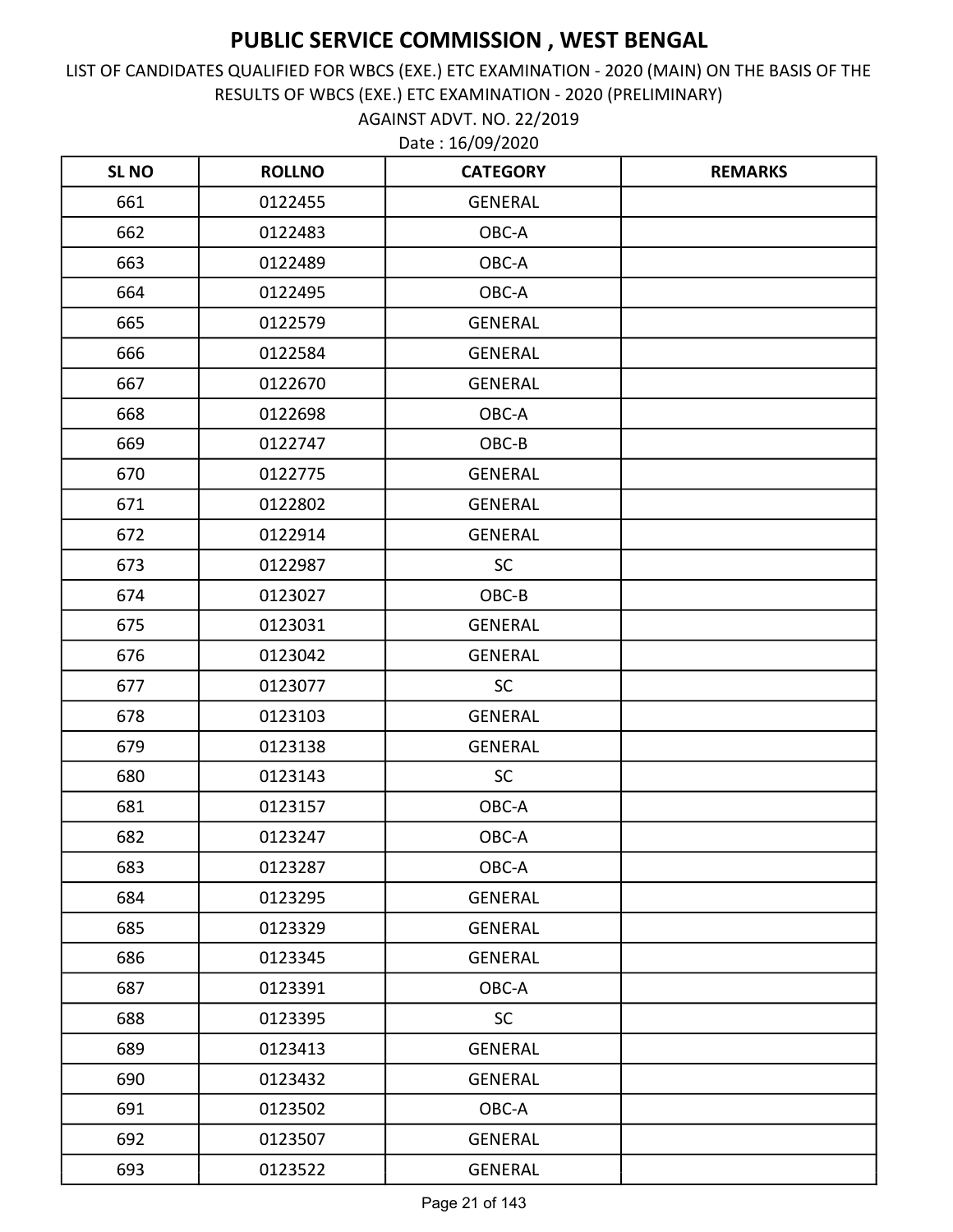# PUBLIC SERVICE COMMISSION , WEST BENGAL

LIST OF CANDIDATES QUALIFIED FOR WBCS (EXE.) ETC EXAMINATION - 2020 (MAIN) ON THE BASIS OF THE RESULTS OF WBCS (EXE.) ETC EXAMINATION - 2020 (PRELIMINARY)

AGAINST ADVT. NO. 22/2019

Date : 16/09/2020

| SL NO | ROLLNO | CATEGORY | REMARKS |
|---|---|---|---|
| 661 | 0122455 | GENERAL | |
| 662 | 0122483 | OBC-A | |
| 663 | 0122489 | OBC-A | |
| 664 | 0122495 | OBC-A | |
| 665 | 0122579 | GENERAL | |
| 666 | 0122584 | GENERAL | |
| 667 | 0122670 | GENERAL | |
| 668 | 0122698 | OBC-A | |
| 669 | 0122747 | OBC-B | |
| 670 | 0122775 | GENERAL | |
| 671 | 0122802 | GENERAL | |
| 672 | 0122914 | GENERAL | |
| 673 | 0122987 | SC | |
| 674 | 0123027 | OBC-B | |
| 675 | 0123031 | GENERAL | |
| 676 | 0123042 | GENERAL | |
| 677 | 0123077 | SC | |
| 678 | 0123103 | GENERAL | |
| 679 | 0123138 | GENERAL | |
| 680 | 0123143 | SC | |
| 681 | 0123157 | OBC-A | |
| 682 | 0123247 | OBC-A | |
| 683 | 0123287 | OBC-A | |
| 684 | 0123295 | GENERAL | |
| 685 | 0123329 | GENERAL | |
| 686 | 0123345 | GENERAL | |
| 687 | 0123391 | OBC-A | |
| 688 | 0123395 | SC | |
| 689 | 0123413 | GENERAL | |
| 690 | 0123432 | GENERAL | |
| 691 | 0123502 | OBC-A | |
| 692 | 0123507 | GENERAL | |
| 693 | 0123522 | GENERAL | |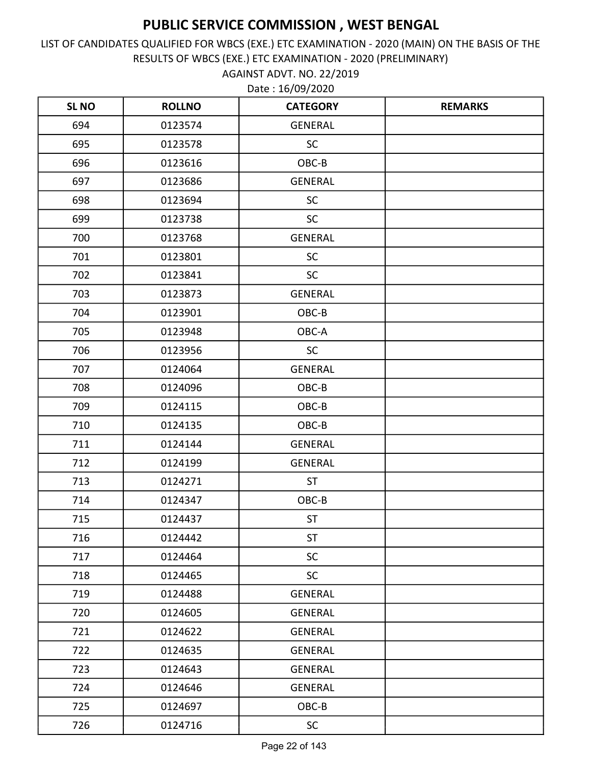# PUBLIC SERVICE COMMISSION , WEST BENGAL

LIST OF CANDIDATES QUALIFIED FOR WBCS (EXE.) ETC EXAMINATION - 2020 (MAIN) ON THE BASIS OF THE RESULTS OF WBCS (EXE.) ETC EXAMINATION - 2020 (PRELIMINARY)

AGAINST ADVT. NO. 22/2019

Date : 16/09/2020

| SL NO | ROLLNO | CATEGORY | REMARKS |
|---|---|---|---|
| 694 | 0123574 | GENERAL | |
| 695 | 0123578 | SC | |
| 696 | 0123616 | OBC-B | |
| 697 | 0123686 | GENERAL | |
| 698 | 0123694 | SC | |
| 699 | 0123738 | SC | |
| 700 | 0123768 | GENERAL | |
| 701 | 0123801 | SC | |
| 702 | 0123841 | SC | |
| 703 | 0123873 | GENERAL | |
| 704 | 0123901 | OBC-B | |
| 705 | 0123948 | OBC-A | |
| 706 | 0123956 | SC | |
| 707 | 0124064 | GENERAL | |
| 708 | 0124096 | OBC-B | |
| 709 | 0124115 | OBC-B | |
| 710 | 0124135 | OBC-B | |
| 711 | 0124144 | GENERAL | |
| 712 | 0124199 | GENERAL | |
| 713 | 0124271 | ST | |
| 714 | 0124347 | OBC-B | |
| 715 | 0124437 | ST | |
| 716 | 0124442 | ST | |
| 717 | 0124464 | SC | |
| 718 | 0124465 | SC | |
| 719 | 0124488 | GENERAL | |
| 720 | 0124605 | GENERAL | |
| 721 | 0124622 | GENERAL | |
| 722 | 0124635 | GENERAL | |
| 723 | 0124643 | GENERAL | |
| 724 | 0124646 | GENERAL | |
| 725 | 0124697 | OBC-B | |
| 726 | 0124716 | SC | |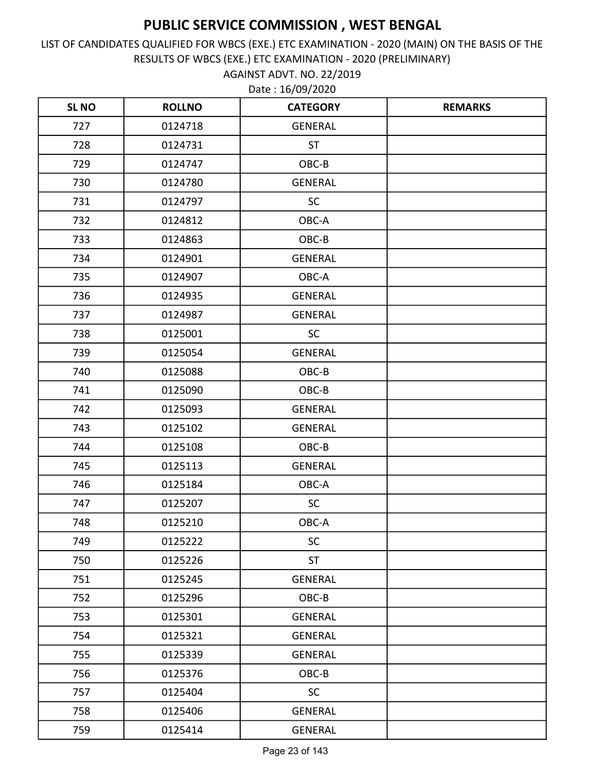# PUBLIC SERVICE COMMISSION , WEST BENGAL

LIST OF CANDIDATES QUALIFIED FOR WBCS (EXE.) ETC EXAMINATION - 2020 (MAIN) ON THE BASIS OF THE RESULTS OF WBCS (EXE.) ETC EXAMINATION - 2020 (PRELIMINARY)

AGAINST ADVT. NO. 22/2019

Date : 16/09/2020

| SL NO | ROLLNO | CATEGORY | REMARKS |
|---|---|---|---|
| 727 | 0124718 | GENERAL | |
| 728 | 0124731 | ST | |
| 729 | 0124747 | OBC-B | |
| 730 | 0124780 | GENERAL | |
| 731 | 0124797 | SC | |
| 732 | 0124812 | OBC-A | |
| 733 | 0124863 | OBC-B | |
| 734 | 0124901 | GENERAL | |
| 735 | 0124907 | OBC-A | |
| 736 | 0124935 | GENERAL | |
| 737 | 0124987 | GENERAL | |
| 738 | 0125001 | SC | |
| 739 | 0125054 | GENERAL | |
| 740 | 0125088 | OBC-B | |
| 741 | 0125090 | OBC-B | |
| 742 | 0125093 | GENERAL | |
| 743 | 0125102 | GENERAL | |
| 744 | 0125108 | OBC-B | |
| 745 | 0125113 | GENERAL | |
| 746 | 0125184 | OBC-A | |
| 747 | 0125207 | SC | |
| 748 | 0125210 | OBC-A | |
| 749 | 0125222 | SC | |
| 750 | 0125226 | ST | |
| 751 | 0125245 | GENERAL | |
| 752 | 0125296 | OBC-B | |
| 753 | 0125301 | GENERAL | |
| 754 | 0125321 | GENERAL | |
| 755 | 0125339 | GENERAL | |
| 756 | 0125376 | OBC-B | |
| 757 | 0125404 | SC | |
| 758 | 0125406 | GENERAL | |
| 759 | 0125414 | GENERAL | |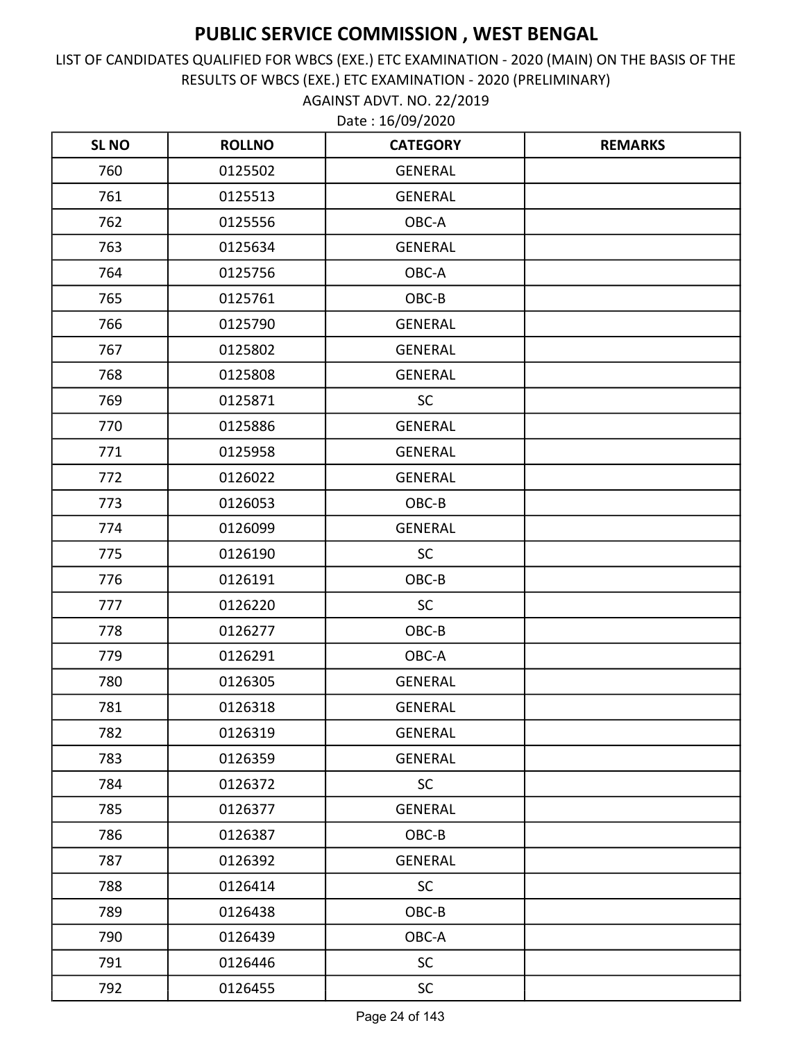# PUBLIC SERVICE COMMISSION , WEST BENGAL

LIST OF CANDIDATES QUALIFIED FOR WBCS (EXE.) ETC EXAMINATION - 2020 (MAIN) ON THE BASIS OF THE RESULTS OF WBCS (EXE.) ETC EXAMINATION - 2020 (PRELIMINARY)

AGAINST ADVT. NO. 22/2019

Date : 16/09/2020

| SL NO | ROLLNO | CATEGORY | REMARKS |
|---|---|---|---|
| 760 | 0125502 | GENERAL | |
| 761 | 0125513 | GENERAL | |
| 762 | 0125556 | OBC-A | |
| 763 | 0125634 | GENERAL | |
| 764 | 0125756 | OBC-A | |
| 765 | 0125761 | OBC-B | |
| 766 | 0125790 | GENERAL | |
| 767 | 0125802 | GENERAL | |
| 768 | 0125808 | GENERAL | |
| 769 | 0125871 | SC | |
| 770 | 0125886 | GENERAL | |
| 771 | 0125958 | GENERAL | |
| 772 | 0126022 | GENERAL | |
| 773 | 0126053 | OBC-B | |
| 774 | 0126099 | GENERAL | |
| 775 | 0126190 | SC | |
| 776 | 0126191 | OBC-B | |
| 777 | 0126220 | SC | |
| 778 | 0126277 | OBC-B | |
| 779 | 0126291 | OBC-A | |
| 780 | 0126305 | GENERAL | |
| 781 | 0126318 | GENERAL | |
| 782 | 0126319 | GENERAL | |
| 783 | 0126359 | GENERAL | |
| 784 | 0126372 | SC | |
| 785 | 0126377 | GENERAL | |
| 786 | 0126387 | OBC-B | |
| 787 | 0126392 | GENERAL | |
| 788 | 0126414 | SC | |
| 789 | 0126438 | OBC-B | |
| 790 | 0126439 | OBC-A | |
| 791 | 0126446 | SC | |
| 792 | 0126455 | SC | |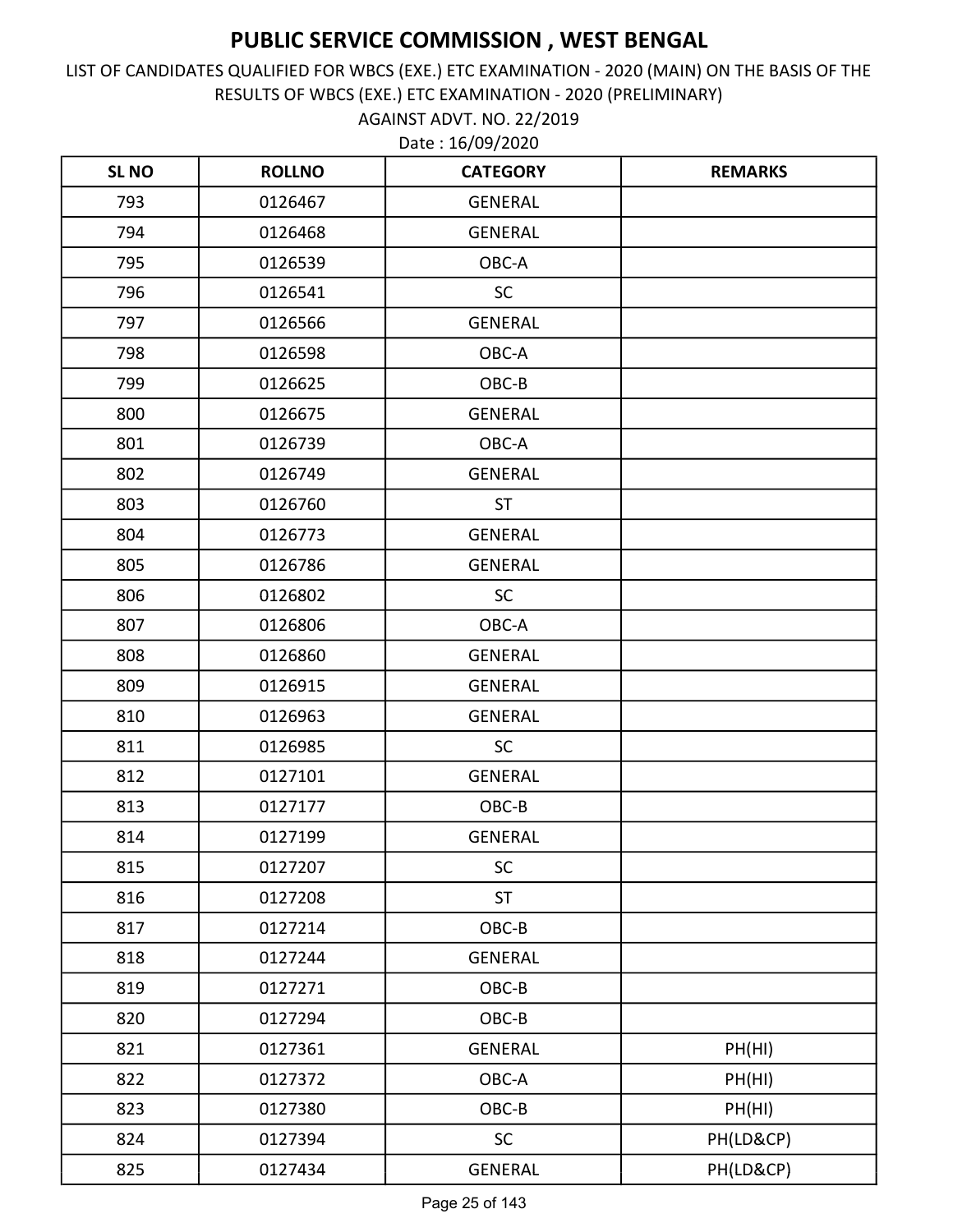# PUBLIC SERVICE COMMISSION , WEST BENGAL

LIST OF CANDIDATES QUALIFIED FOR WBCS (EXE.) ETC EXAMINATION - 2020 (MAIN) ON THE BASIS OF THE RESULTS OF WBCS (EXE.) ETC EXAMINATION - 2020 (PRELIMINARY)

AGAINST ADVT. NO. 22/2019

Date : 16/09/2020

| SL NO | ROLLNO | CATEGORY | REMARKS |
|---|---|---|---|
| 793 | 0126467 | GENERAL | |
| 794 | 0126468 | GENERAL | |
| 795 | 0126539 | OBC-A | |
| 796 | 0126541 | SC | |
| 797 | 0126566 | GENERAL | |
| 798 | 0126598 | OBC-A | |
| 799 | 0126625 | OBC-B | |
| 800 | 0126675 | GENERAL | |
| 801 | 0126739 | OBC-A | |
| 802 | 0126749 | GENERAL | |
| 803 | 0126760 | ST | |
| 804 | 0126773 | GENERAL | |
| 805 | 0126786 | GENERAL | |
| 806 | 0126802 | SC | |
| 807 | 0126806 | OBC-A | |
| 808 | 0126860 | GENERAL | |
| 809 | 0126915 | GENERAL | |
| 810 | 0126963 | GENERAL | |
| 811 | 0126985 | SC | |
| 812 | 0127101 | GENERAL | |
| 813 | 0127177 | OBC-B | |
| 814 | 0127199 | GENERAL | |
| 815 | 0127207 | SC | |
| 816 | 0127208 | ST | |
| 817 | 0127214 | OBC-B | |
| 818 | 0127244 | GENERAL | |
| 819 | 0127271 | OBC-B | |
| 820 | 0127294 | OBC-B | |
| 821 | 0127361 | GENERAL | PH(HI) |
| 822 | 0127372 | OBC-A | PH(HI) |
| 823 | 0127380 | OBC-B | PH(HI) |
| 824 | 0127394 | SC | PH(LD&CP) |
| 825 | 0127434 | GENERAL | PH(LD&CP) |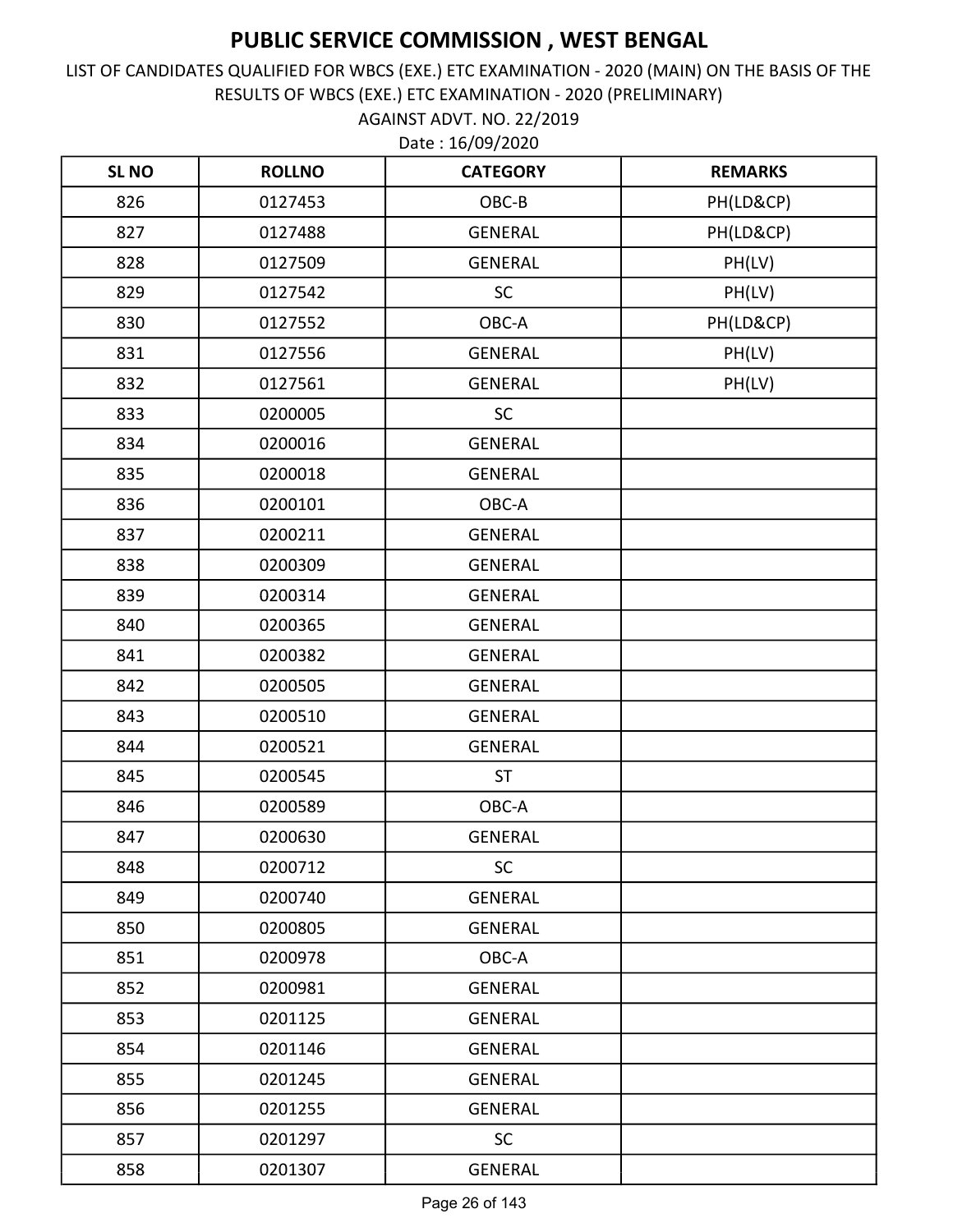# PUBLIC SERVICE COMMISSION , WEST BENGAL

LIST OF CANDIDATES QUALIFIED FOR WBCS (EXE.) ETC EXAMINATION - 2020 (MAIN) ON THE BASIS OF THE RESULTS OF WBCS (EXE.) ETC EXAMINATION - 2020 (PRELIMINARY)

AGAINST ADVT. NO. 22/2019

Date : 16/09/2020

| SL NO | ROLLNO | CATEGORY | REMARKS |
|---|---|---|---|
| 826 | 0127453 | OBC-B | PH(LD&CP) |
| 827 | 0127488 | GENERAL | PH(LD&CP) |
| 828 | 0127509 | GENERAL | PH(LV) |
| 829 | 0127542 | SC | PH(LV) |
| 830 | 0127552 | OBC-A | PH(LD&CP) |
| 831 | 0127556 | GENERAL | PH(LV) |
| 832 | 0127561 | GENERAL | PH(LV) |
| 833 | 0200005 | SC | |
| 834 | 0200016 | GENERAL | |
| 835 | 0200018 | GENERAL | |
| 836 | 0200101 | OBC-A | |
| 837 | 0200211 | GENERAL | |
| 838 | 0200309 | GENERAL | |
| 839 | 0200314 | GENERAL | |
| 840 | 0200365 | GENERAL | |
| 841 | 0200382 | GENERAL | |
| 842 | 0200505 | GENERAL | |
| 843 | 0200510 | GENERAL | |
| 844 | 0200521 | GENERAL | |
| 845 | 0200545 | ST | |
| 846 | 0200589 | OBC-A | |
| 847 | 0200630 | GENERAL | |
| 848 | 0200712 | SC | |
| 849 | 0200740 | GENERAL | |
| 850 | 0200805 | GENERAL | |
| 851 | 0200978 | OBC-A | |
| 852 | 0200981 | GENERAL | |
| 853 | 0201125 | GENERAL | |
| 854 | 0201146 | GENERAL | |
| 855 | 0201245 | GENERAL | |
| 856 | 0201255 | GENERAL | |
| 857 | 0201297 | SC | |
| 858 | 0201307 | GENERAL | |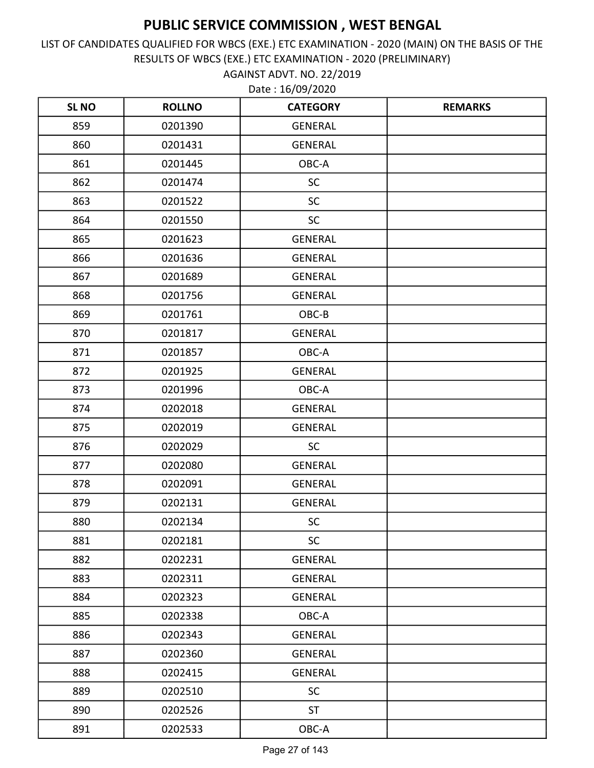# PUBLIC SERVICE COMMISSION , WEST BENGAL

LIST OF CANDIDATES QUALIFIED FOR WBCS (EXE.) ETC EXAMINATION - 2020 (MAIN) ON THE BASIS OF THE RESULTS OF WBCS (EXE.) ETC EXAMINATION - 2020 (PRELIMINARY)

AGAINST ADVT. NO. 22/2019

Date : 16/09/2020

| SL NO | ROLLNO | CATEGORY | REMARKS |
|---|---|---|---|
| 859 | 0201390 | GENERAL | |
| 860 | 0201431 | GENERAL | |
| 861 | 0201445 | OBC-A | |
| 862 | 0201474 | SC | |
| 863 | 0201522 | SC | |
| 864 | 0201550 | SC | |
| 865 | 0201623 | GENERAL | |
| 866 | 0201636 | GENERAL | |
| 867 | 0201689 | GENERAL | |
| 868 | 0201756 | GENERAL | |
| 869 | 0201761 | OBC-B | |
| 870 | 0201817 | GENERAL | |
| 871 | 0201857 | OBC-A | |
| 872 | 0201925 | GENERAL | |
| 873 | 0201996 | OBC-A | |
| 874 | 0202018 | GENERAL | |
| 875 | 0202019 | GENERAL | |
| 876 | 0202029 | SC | |
| 877 | 0202080 | GENERAL | |
| 878 | 0202091 | GENERAL | |
| 879 | 0202131 | GENERAL | |
| 880 | 0202134 | SC | |
| 881 | 0202181 | SC | |
| 882 | 0202231 | GENERAL | |
| 883 | 0202311 | GENERAL | |
| 884 | 0202323 | GENERAL | |
| 885 | 0202338 | OBC-A | |
| 886 | 0202343 | GENERAL | |
| 887 | 0202360 | GENERAL | |
| 888 | 0202415 | GENERAL | |
| 889 | 0202510 | SC | |
| 890 | 0202526 | ST | |
| 891 | 0202533 | OBC-A | |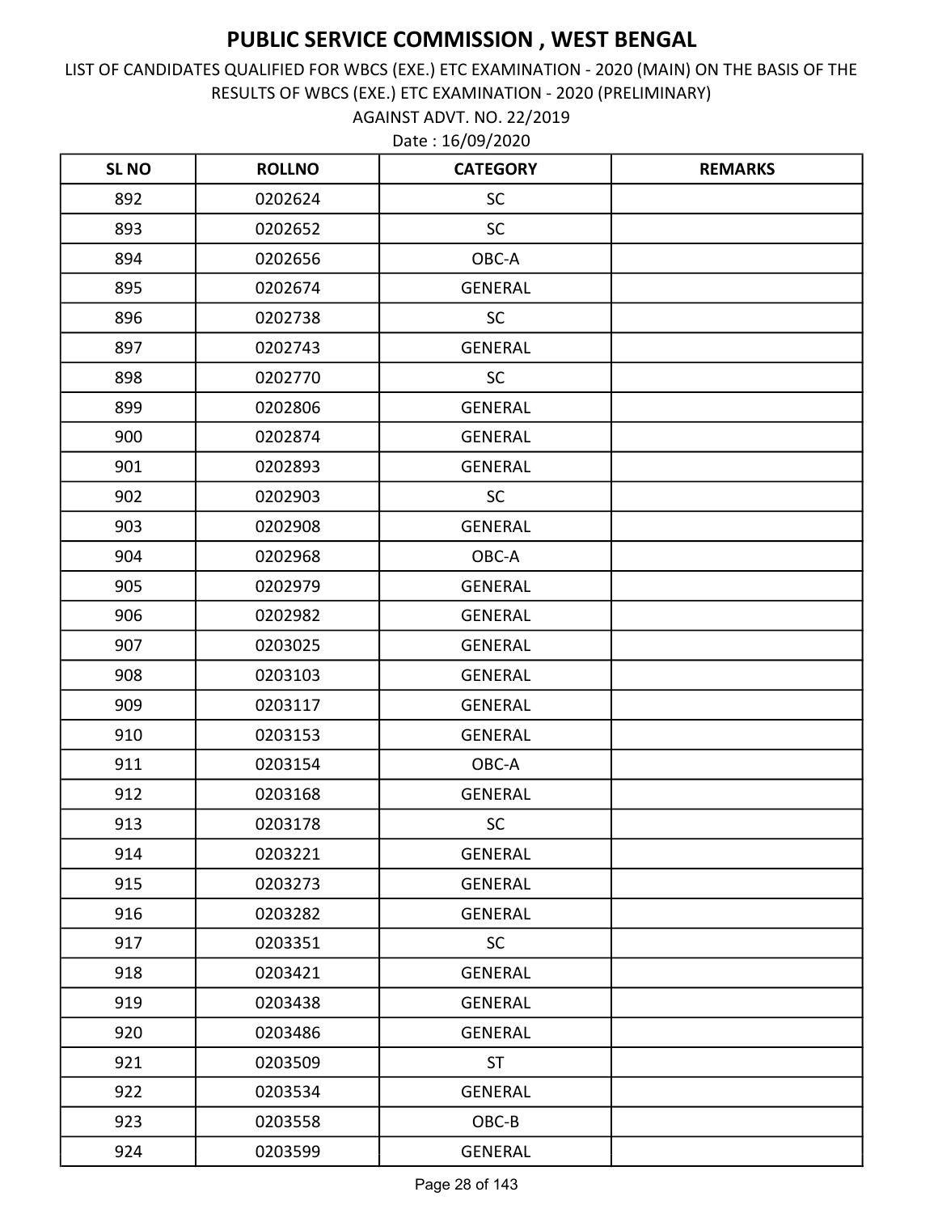# PUBLIC SERVICE COMMISSION , WEST BENGAL

LIST OF CANDIDATES QUALIFIED FOR WBCS (EXE.) ETC EXAMINATION - 2020 (MAIN) ON THE BASIS OF THE RESULTS OF WBCS (EXE.) ETC EXAMINATION - 2020 (PRELIMINARY)

AGAINST ADVT. NO. 22/2019

Date : 16/09/2020

| SL NO | ROLLNO | CATEGORY | REMARKS |
|---|---|---|---|
| 892 | 0202624 | SC | |
| 893 | 0202652 | SC | |
| 894 | 0202656 | OBC-A | |
| 895 | 0202674 | GENERAL | |
| 896 | 0202738 | SC | |
| 897 | 0202743 | GENERAL | |
| 898 | 0202770 | SC | |
| 899 | 0202806 | GENERAL | |
| 900 | 0202874 | GENERAL | |
| 901 | 0202893 | GENERAL | |
| 902 | 0202903 | SC | |
| 903 | 0202908 | GENERAL | |
| 904 | 0202968 | OBC-A | |
| 905 | 0202979 | GENERAL | |
| 906 | 0202982 | GENERAL | |
| 907 | 0203025 | GENERAL | |
| 908 | 0203103 | GENERAL | |
| 909 | 0203117 | GENERAL | |
| 910 | 0203153 | GENERAL | |
| 911 | 0203154 | OBC-A | |
| 912 | 0203168 | GENERAL | |
| 913 | 0203178 | SC | |
| 914 | 0203221 | GENERAL | |
| 915 | 0203273 | GENERAL | |
| 916 | 0203282 | GENERAL | |
| 917 | 0203351 | SC | |
| 918 | 0203421 | GENERAL | |
| 919 | 0203438 | GENERAL | |
| 920 | 0203486 | GENERAL | |
| 921 | 0203509 | ST | |
| 922 | 0203534 | GENERAL | |
| 923 | 0203558 | OBC-B | |
| 924 | 0203599 | GENERAL | |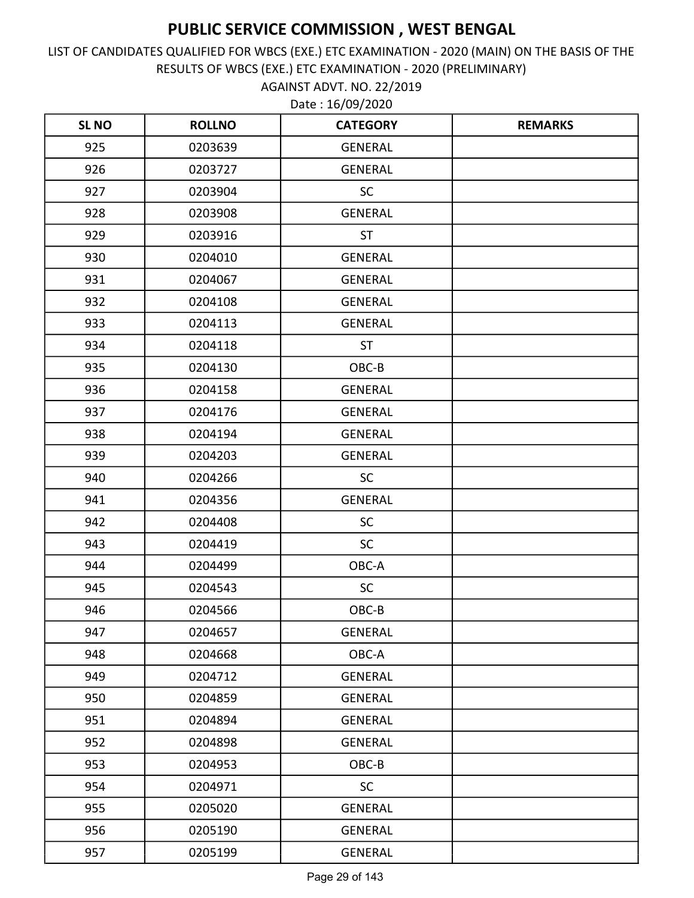# PUBLIC SERVICE COMMISSION , WEST BENGAL

LIST OF CANDIDATES QUALIFIED FOR WBCS (EXE.) ETC EXAMINATION - 2020 (MAIN) ON THE BASIS OF THE RESULTS OF WBCS (EXE.) ETC EXAMINATION - 2020 (PRELIMINARY)

AGAINST ADVT. NO. 22/2019

Date : 16/09/2020

| SL NO | ROLLNO | CATEGORY | REMARKS |
|---|---|---|---|
| 925 | 0203639 | GENERAL | |
| 926 | 0203727 | GENERAL | |
| 927 | 0203904 | SC | |
| 928 | 0203908 | GENERAL | |
| 929 | 0203916 | ST | |
| 930 | 0204010 | GENERAL | |
| 931 | 0204067 | GENERAL | |
| 932 | 0204108 | GENERAL | |
| 933 | 0204113 | GENERAL | |
| 934 | 0204118 | ST | |
| 935 | 0204130 | OBC-B | |
| 936 | 0204158 | GENERAL | |
| 937 | 0204176 | GENERAL | |
| 938 | 0204194 | GENERAL | |
| 939 | 0204203 | GENERAL | |
| 940 | 0204266 | SC | |
| 941 | 0204356 | GENERAL | |
| 942 | 0204408 | SC | |
| 943 | 0204419 | SC | |
| 944 | 0204499 | OBC-A | |
| 945 | 0204543 | SC | |
| 946 | 0204566 | OBC-B | |
| 947 | 0204657 | GENERAL | |
| 948 | 0204668 | OBC-A | |
| 949 | 0204712 | GENERAL | |
| 950 | 0204859 | GENERAL | |
| 951 | 0204894 | GENERAL | |
| 952 | 0204898 | GENERAL | |
| 953 | 0204953 | OBC-B | |
| 954 | 0204971 | SC | |
| 955 | 0205020 | GENERAL | |
| 956 | 0205190 | GENERAL | |
| 957 | 0205199 | GENERAL | |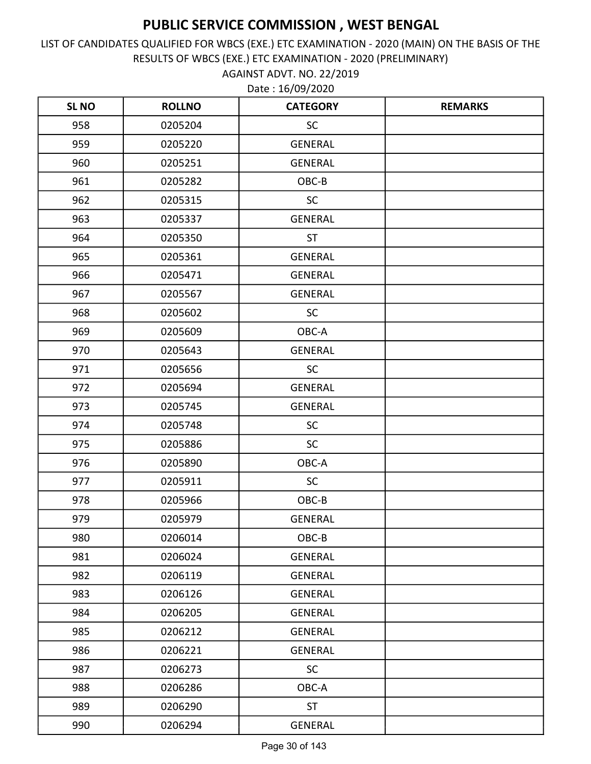# PUBLIC SERVICE COMMISSION , WEST BENGAL

LIST OF CANDIDATES QUALIFIED FOR WBCS (EXE.) ETC EXAMINATION - 2020 (MAIN) ON THE BASIS OF THE RESULTS OF WBCS (EXE.) ETC EXAMINATION - 2020 (PRELIMINARY)

AGAINST ADVT. NO. 22/2019

Date : 16/09/2020

| SL NO | ROLLNO | CATEGORY | REMARKS |
|---|---|---|---|
| 958 | 0205204 | SC | |
| 959 | 0205220 | GENERAL | |
| 960 | 0205251 | GENERAL | |
| 961 | 0205282 | OBC-B | |
| 962 | 0205315 | SC | |
| 963 | 0205337 | GENERAL | |
| 964 | 0205350 | ST | |
| 965 | 0205361 | GENERAL | |
| 966 | 0205471 | GENERAL | |
| 967 | 0205567 | GENERAL | |
| 968 | 0205602 | SC | |
| 969 | 0205609 | OBC-A | |
| 970 | 0205643 | GENERAL | |
| 971 | 0205656 | SC | |
| 972 | 0205694 | GENERAL | |
| 973 | 0205745 | GENERAL | |
| 974 | 0205748 | SC | |
| 975 | 0205886 | SC | |
| 976 | 0205890 | OBC-A | |
| 977 | 0205911 | SC | |
| 978 | 0205966 | OBC-B | |
| 979 | 0205979 | GENERAL | |
| 980 | 0206014 | OBC-B | |
| 981 | 0206024 | GENERAL | |
| 982 | 0206119 | GENERAL | |
| 983 | 0206126 | GENERAL | |
| 984 | 0206205 | GENERAL | |
| 985 | 0206212 | GENERAL | |
| 986 | 0206221 | GENERAL | |
| 987 | 0206273 | SC | |
| 988 | 0206286 | OBC-A | |
| 989 | 0206290 | ST | |
| 990 | 0206294 | GENERAL | |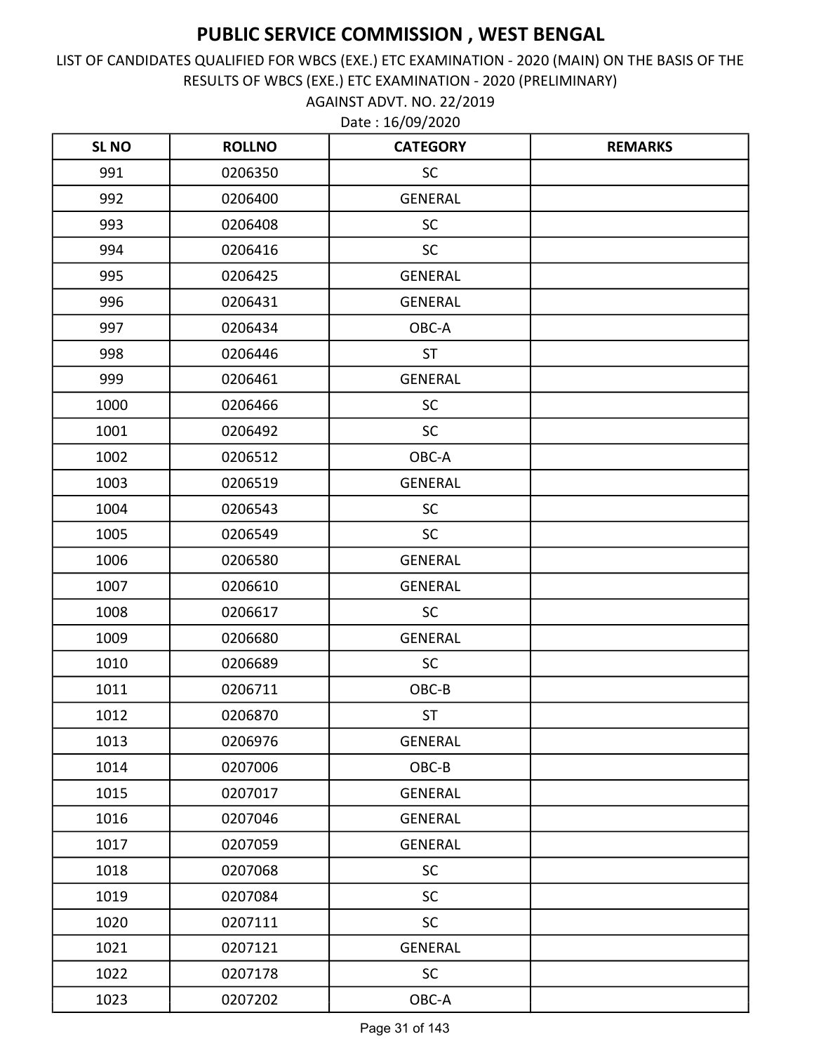# PUBLIC SERVICE COMMISSION , WEST BENGAL

LIST OF CANDIDATES QUALIFIED FOR WBCS (EXE.) ETC EXAMINATION - 2020 (MAIN) ON THE BASIS OF THE RESULTS OF WBCS (EXE.) ETC EXAMINATION - 2020 (PRELIMINARY)

AGAINST ADVT. NO. 22/2019

Date : 16/09/2020

| SL NO | ROLLNO | CATEGORY | REMARKS |
|---|---|---|---|
| 991 | 0206350 | SC | |
| 992 | 0206400 | GENERAL | |
| 993 | 0206408 | SC | |
| 994 | 0206416 | SC | |
| 995 | 0206425 | GENERAL | |
| 996 | 0206431 | GENERAL | |
| 997 | 0206434 | OBC-A | |
| 998 | 0206446 | ST | |
| 999 | 0206461 | GENERAL | |
| 1000 | 0206466 | SC | |
| 1001 | 0206492 | SC | |
| 1002 | 0206512 | OBC-A | |
| 1003 | 0206519 | GENERAL | |
| 1004 | 0206543 | SC | |
| 1005 | 0206549 | SC | |
| 1006 | 0206580 | GENERAL | |
| 1007 | 0206610 | GENERAL | |
| 1008 | 0206617 | SC | |
| 1009 | 0206680 | GENERAL | |
| 1010 | 0206689 | SC | |
| 1011 | 0206711 | OBC-B | |
| 1012 | 0206870 | ST | |
| 1013 | 0206976 | GENERAL | |
| 1014 | 0207006 | OBC-B | |
| 1015 | 0207017 | GENERAL | |
| 1016 | 0207046 | GENERAL | |
| 1017 | 0207059 | GENERAL | |
| 1018 | 0207068 | SC | |
| 1019 | 0207084 | SC | |
| 1020 | 0207111 | SC | |
| 1021 | 0207121 | GENERAL | |
| 1022 | 0207178 | SC | |
| 1023 | 0207202 | OBC-A | |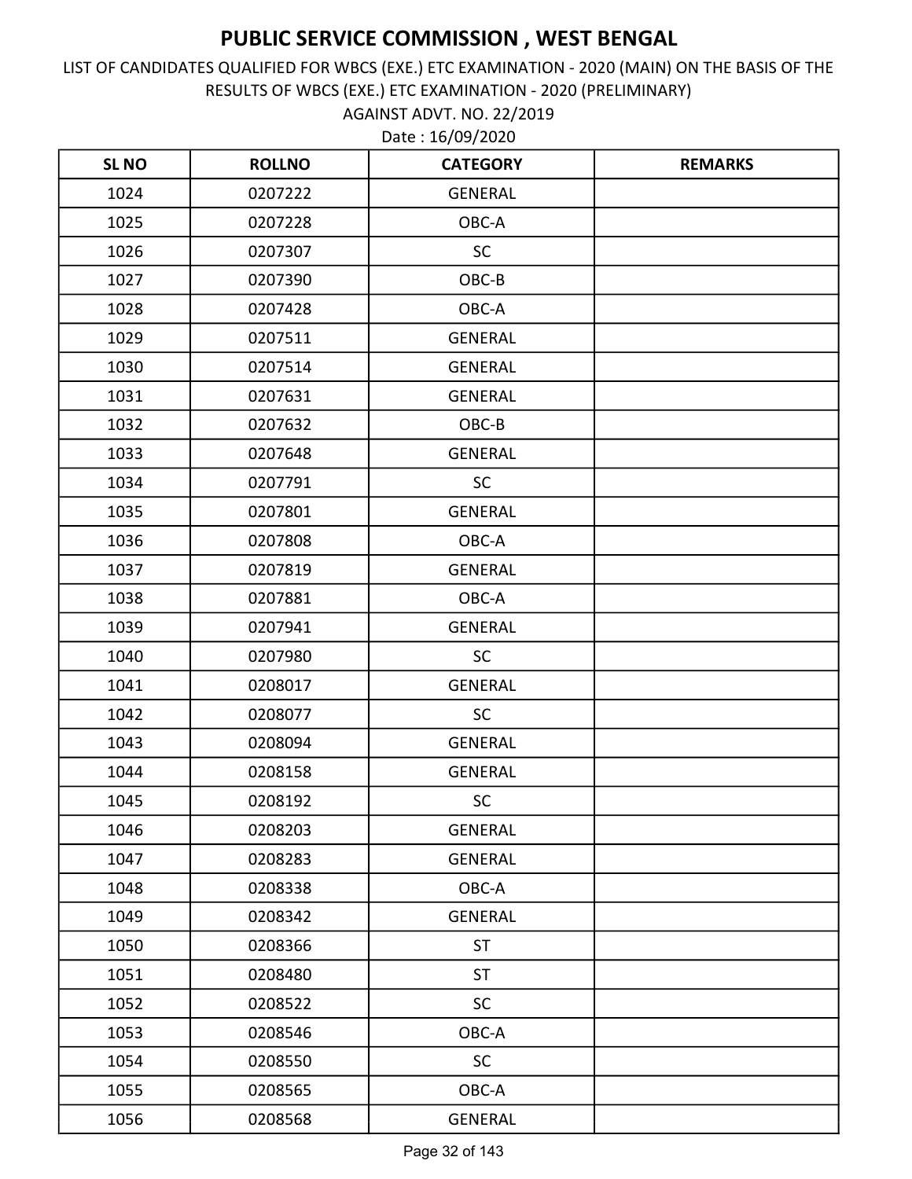# PUBLIC SERVICE COMMISSION , WEST BENGAL

LIST OF CANDIDATES QUALIFIED FOR WBCS (EXE.) ETC EXAMINATION - 2020 (MAIN) ON THE BASIS OF THE RESULTS OF WBCS (EXE.) ETC EXAMINATION - 2020 (PRELIMINARY)

AGAINST ADVT. NO. 22/2019

Date : 16/09/2020

| SL NO | ROLLNO | CATEGORY | REMARKS |
|---|---|---|---|
| 1024 | 0207222 | GENERAL | |
| 1025 | 0207228 | OBC-A | |
| 1026 | 0207307 | SC | |
| 1027 | 0207390 | OBC-B | |
| 1028 | 0207428 | OBC-A | |
| 1029 | 0207511 | GENERAL | |
| 1030 | 0207514 | GENERAL | |
| 1031 | 0207631 | GENERAL | |
| 1032 | 0207632 | OBC-B | |
| 1033 | 0207648 | GENERAL | |
| 1034 | 0207791 | SC | |
| 1035 | 0207801 | GENERAL | |
| 1036 | 0207808 | OBC-A | |
| 1037 | 0207819 | GENERAL | |
| 1038 | 0207881 | OBC-A | |
| 1039 | 0207941 | GENERAL | |
| 1040 | 0207980 | SC | |
| 1041 | 0208017 | GENERAL | |
| 1042 | 0208077 | SC | |
| 1043 | 0208094 | GENERAL | |
| 1044 | 0208158 | GENERAL | |
| 1045 | 0208192 | SC | |
| 1046 | 0208203 | GENERAL | |
| 1047 | 0208283 | GENERAL | |
| 1048 | 0208338 | OBC-A | |
| 1049 | 0208342 | GENERAL | |
| 1050 | 0208366 | ST | |
| 1051 | 0208480 | ST | |
| 1052 | 0208522 | SC | |
| 1053 | 0208546 | OBC-A | |
| 1054 | 0208550 | SC | |
| 1055 | 0208565 | OBC-A | |
| 1056 | 0208568 | GENERAL | |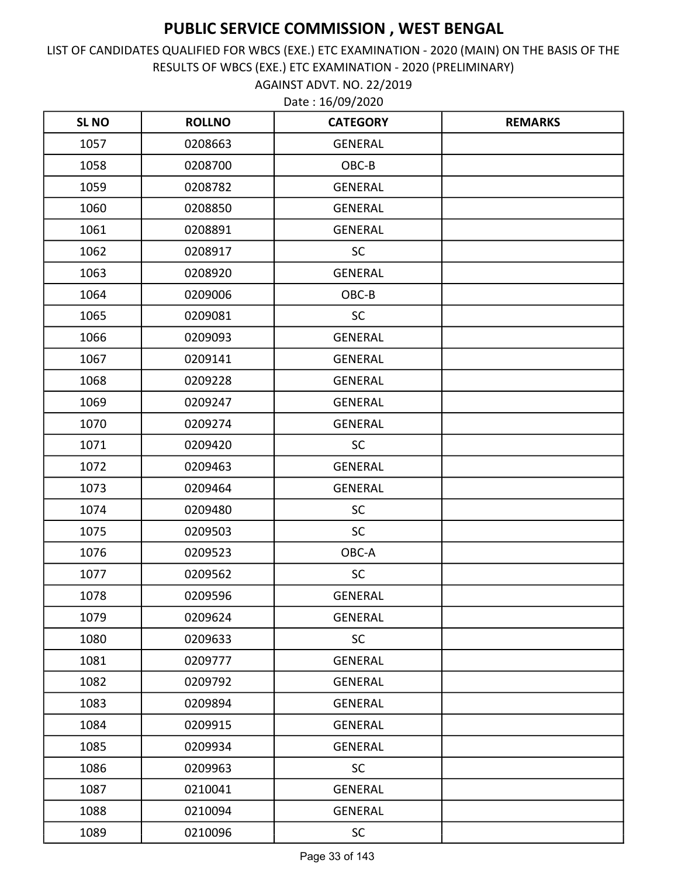# PUBLIC SERVICE COMMISSION , WEST BENGAL

LIST OF CANDIDATES QUALIFIED FOR WBCS (EXE.) ETC EXAMINATION - 2020 (MAIN) ON THE BASIS OF THE RESULTS OF WBCS (EXE.) ETC EXAMINATION - 2020 (PRELIMINARY)

AGAINST ADVT. NO. 22/2019

Date : 16/09/2020

| SL NO | ROLLNO | CATEGORY | REMARKS |
|---|---|---|---|
| 1057 | 0208663 | GENERAL | |
| 1058 | 0208700 | OBC-B | |
| 1059 | 0208782 | GENERAL | |
| 1060 | 0208850 | GENERAL | |
| 1061 | 0208891 | GENERAL | |
| 1062 | 0208917 | SC | |
| 1063 | 0208920 | GENERAL | |
| 1064 | 0209006 | OBC-B | |
| 1065 | 0209081 | SC | |
| 1066 | 0209093 | GENERAL | |
| 1067 | 0209141 | GENERAL | |
| 1068 | 0209228 | GENERAL | |
| 1069 | 0209247 | GENERAL | |
| 1070 | 0209274 | GENERAL | |
| 1071 | 0209420 | SC | |
| 1072 | 0209463 | GENERAL | |
| 1073 | 0209464 | GENERAL | |
| 1074 | 0209480 | SC | |
| 1075 | 0209503 | SC | |
| 1076 | 0209523 | OBC-A | |
| 1077 | 0209562 | SC | |
| 1078 | 0209596 | GENERAL | |
| 1079 | 0209624 | GENERAL | |
| 1080 | 0209633 | SC | |
| 1081 | 0209777 | GENERAL | |
| 1082 | 0209792 | GENERAL | |
| 1083 | 0209894 | GENERAL | |
| 1084 | 0209915 | GENERAL | |
| 1085 | 0209934 | GENERAL | |
| 1086 | 0209963 | SC | |
| 1087 | 0210041 | GENERAL | |
| 1088 | 0210094 | GENERAL | |
| 1089 | 0210096 | SC | |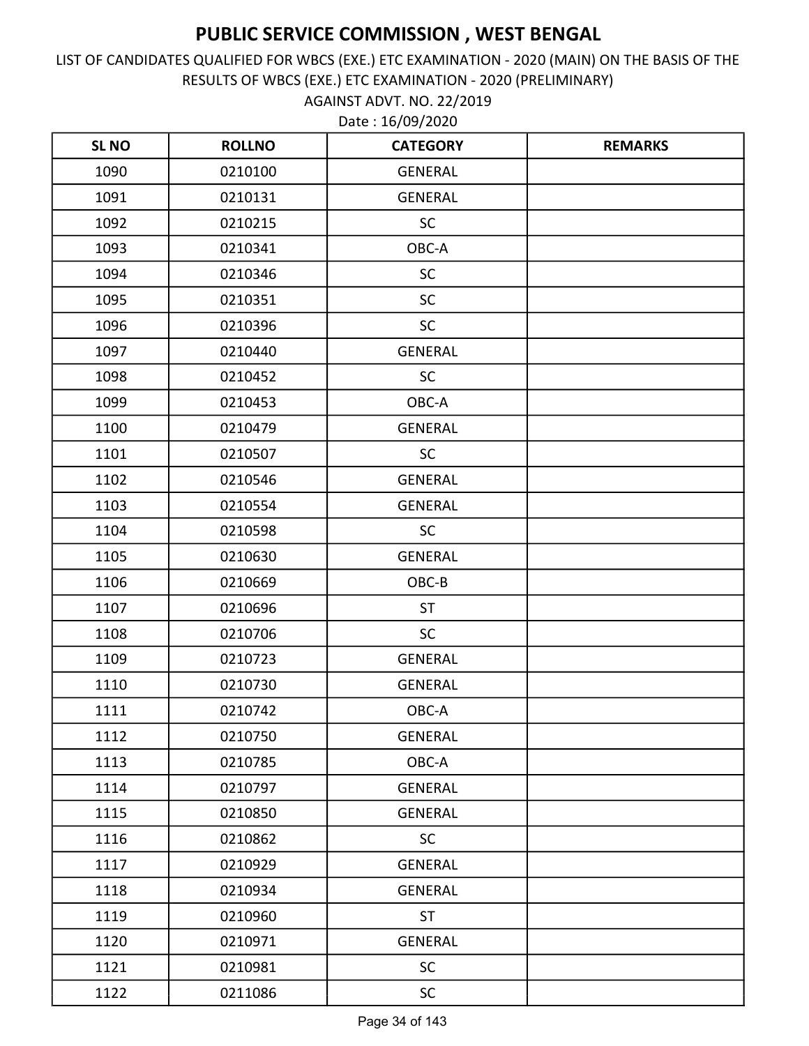# PUBLIC SERVICE COMMISSION , WEST BENGAL

LIST OF CANDIDATES QUALIFIED FOR WBCS (EXE.) ETC EXAMINATION - 2020 (MAIN) ON THE BASIS OF THE RESULTS OF WBCS (EXE.) ETC EXAMINATION - 2020 (PRELIMINARY)

AGAINST ADVT. NO. 22/2019

Date : 16/09/2020

| SL NO | ROLLNO | CATEGORY | REMARKS |
|---|---|---|---|
| 1090 | 0210100 | GENERAL | |
| 1091 | 0210131 | GENERAL | |
| 1092 | 0210215 | SC | |
| 1093 | 0210341 | OBC-A | |
| 1094 | 0210346 | SC | |
| 1095 | 0210351 | SC | |
| 1096 | 0210396 | SC | |
| 1097 | 0210440 | GENERAL | |
| 1098 | 0210452 | SC | |
| 1099 | 0210453 | OBC-A | |
| 1100 | 0210479 | GENERAL | |
| 1101 | 0210507 | SC | |
| 1102 | 0210546 | GENERAL | |
| 1103 | 0210554 | GENERAL | |
| 1104 | 0210598 | SC | |
| 1105 | 0210630 | GENERAL | |
| 1106 | 0210669 | OBC-B | |
| 1107 | 0210696 | ST | |
| 1108 | 0210706 | SC | |
| 1109 | 0210723 | GENERAL | |
| 1110 | 0210730 | GENERAL | |
| 1111 | 0210742 | OBC-A | |
| 1112 | 0210750 | GENERAL | |
| 1113 | 0210785 | OBC-A | |
| 1114 | 0210797 | GENERAL | |
| 1115 | 0210850 | GENERAL | |
| 1116 | 0210862 | SC | |
| 1117 | 0210929 | GENERAL | |
| 1118 | 0210934 | GENERAL | |
| 1119 | 0210960 | ST | |
| 1120 | 0210971 | GENERAL | |
| 1121 | 0210981 | SC | |
| 1122 | 0211086 | SC | |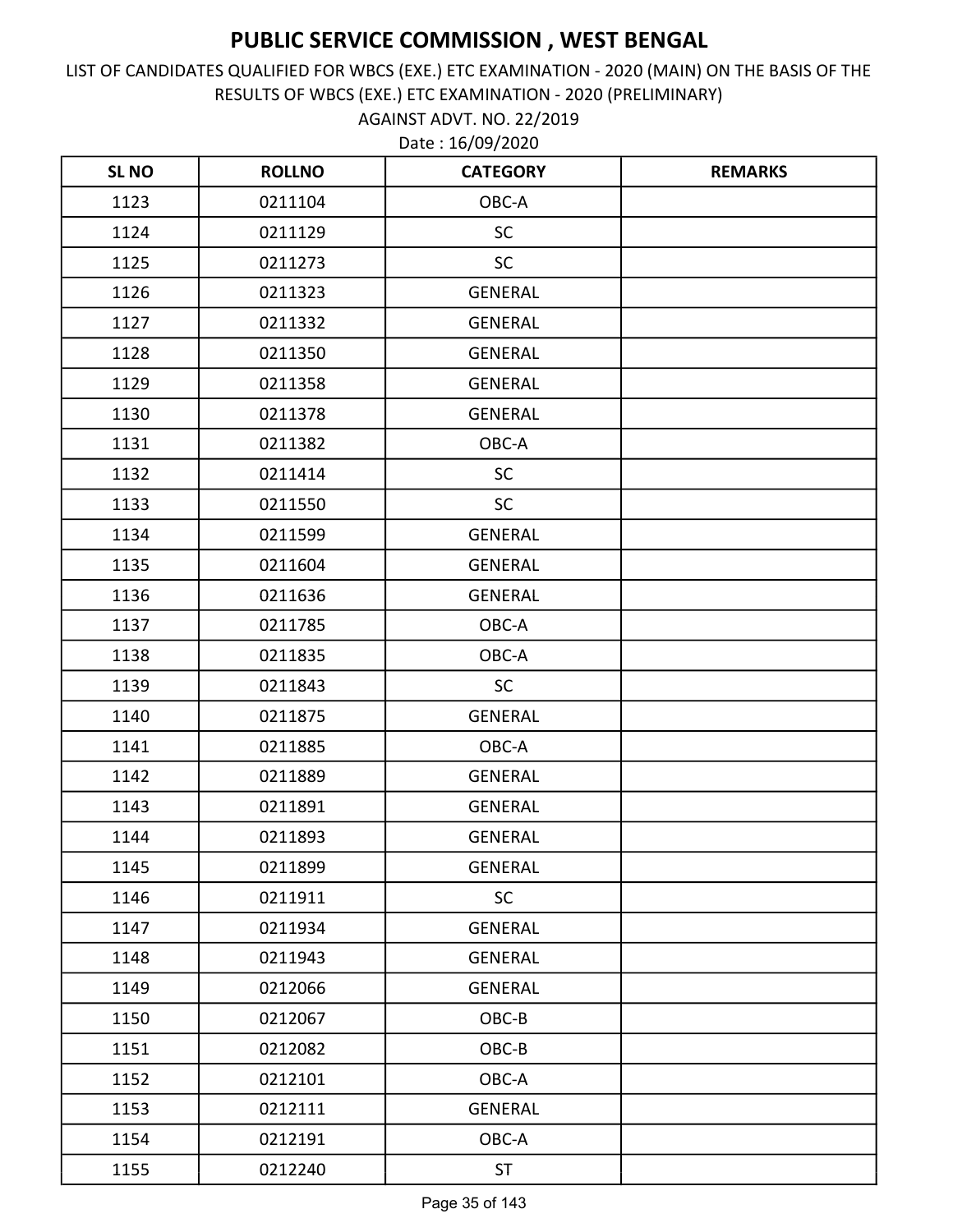# PUBLIC SERVICE COMMISSION , WEST BENGAL

LIST OF CANDIDATES QUALIFIED FOR WBCS (EXE.) ETC EXAMINATION - 2020 (MAIN) ON THE BASIS OF THE RESULTS OF WBCS (EXE.) ETC EXAMINATION - 2020 (PRELIMINARY)

AGAINST ADVT. NO. 22/2019

Date : 16/09/2020

| SL NO | ROLLNO | CATEGORY | REMARKS |
|---|---|---|---|
| 1123 | 0211104 | OBC-A | |
| 1124 | 0211129 | SC | |
| 1125 | 0211273 | SC | |
| 1126 | 0211323 | GENERAL | |
| 1127 | 0211332 | GENERAL | |
| 1128 | 0211350 | GENERAL | |
| 1129 | 0211358 | GENERAL | |
| 1130 | 0211378 | GENERAL | |
| 1131 | 0211382 | OBC-A | |
| 1132 | 0211414 | SC | |
| 1133 | 0211550 | SC | |
| 1134 | 0211599 | GENERAL | |
| 1135 | 0211604 | GENERAL | |
| 1136 | 0211636 | GENERAL | |
| 1137 | 0211785 | OBC-A | |
| 1138 | 0211835 | OBC-A | |
| 1139 | 0211843 | SC | |
| 1140 | 0211875 | GENERAL | |
| 1141 | 0211885 | OBC-A | |
| 1142 | 0211889 | GENERAL | |
| 1143 | 0211891 | GENERAL | |
| 1144 | 0211893 | GENERAL | |
| 1145 | 0211899 | GENERAL | |
| 1146 | 0211911 | SC | |
| 1147 | 0211934 | GENERAL | |
| 1148 | 0211943 | GENERAL | |
| 1149 | 0212066 | GENERAL | |
| 1150 | 0212067 | OBC-B | |
| 1151 | 0212082 | OBC-B | |
| 1152 | 0212101 | OBC-A | |
| 1153 | 0212111 | GENERAL | |
| 1154 | 0212191 | OBC-A | |
| 1155 | 0212240 | ST | |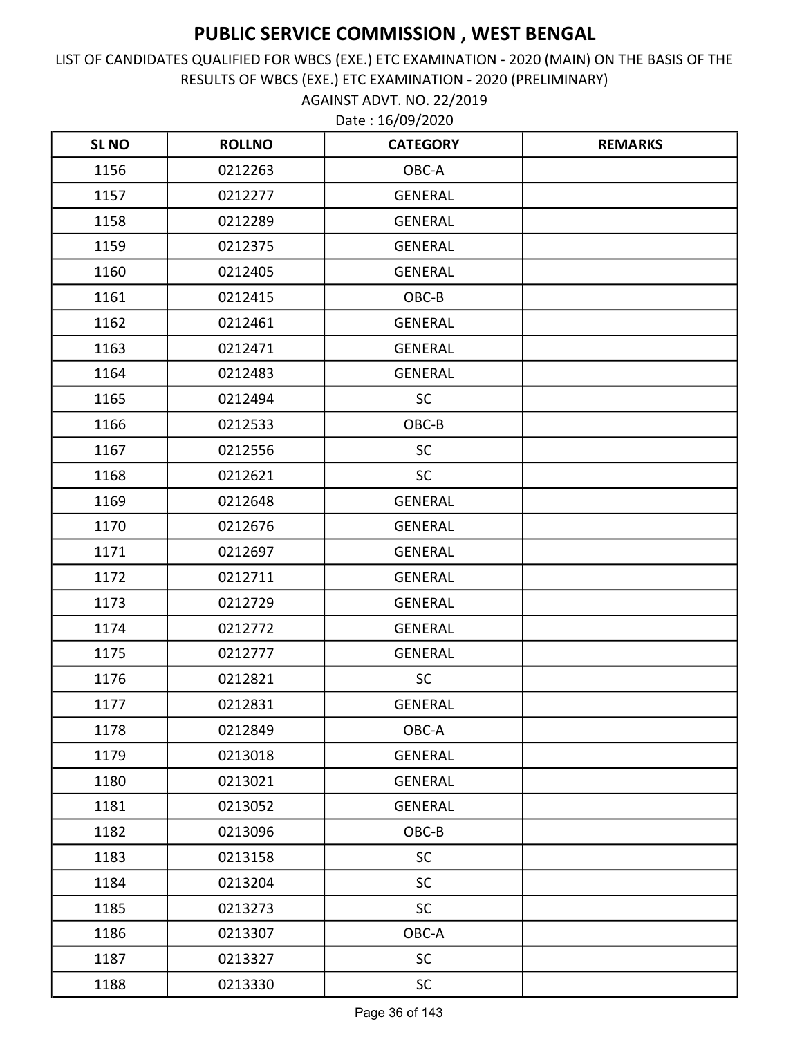# PUBLIC SERVICE COMMISSION , WEST BENGAL

LIST OF CANDIDATES QUALIFIED FOR WBCS (EXE.) ETC EXAMINATION - 2020 (MAIN) ON THE BASIS OF THE RESULTS OF WBCS (EXE.) ETC EXAMINATION - 2020 (PRELIMINARY)

AGAINST ADVT. NO. 22/2019

Date : 16/09/2020

| SL NO | ROLLNO | CATEGORY | REMARKS |
|---|---|---|---|
| 1156 | 0212263 | OBC-A | |
| 1157 | 0212277 | GENERAL | |
| 1158 | 0212289 | GENERAL | |
| 1159 | 0212375 | GENERAL | |
| 1160 | 0212405 | GENERAL | |
| 1161 | 0212415 | OBC-B | |
| 1162 | 0212461 | GENERAL | |
| 1163 | 0212471 | GENERAL | |
| 1164 | 0212483 | GENERAL | |
| 1165 | 0212494 | SC | |
| 1166 | 0212533 | OBC-B | |
| 1167 | 0212556 | SC | |
| 1168 | 0212621 | SC | |
| 1169 | 0212648 | GENERAL | |
| 1170 | 0212676 | GENERAL | |
| 1171 | 0212697 | GENERAL | |
| 1172 | 0212711 | GENERAL | |
| 1173 | 0212729 | GENERAL | |
| 1174 | 0212772 | GENERAL | |
| 1175 | 0212777 | GENERAL | |
| 1176 | 0212821 | SC | |
| 1177 | 0212831 | GENERAL | |
| 1178 | 0212849 | OBC-A | |
| 1179 | 0213018 | GENERAL | |
| 1180 | 0213021 | GENERAL | |
| 1181 | 0213052 | GENERAL | |
| 1182 | 0213096 | OBC-B | |
| 1183 | 0213158 | SC | |
| 1184 | 0213204 | SC | |
| 1185 | 0213273 | SC | |
| 1186 | 0213307 | OBC-A | |
| 1187 | 0213327 | SC | |
| 1188 | 0213330 | SC | |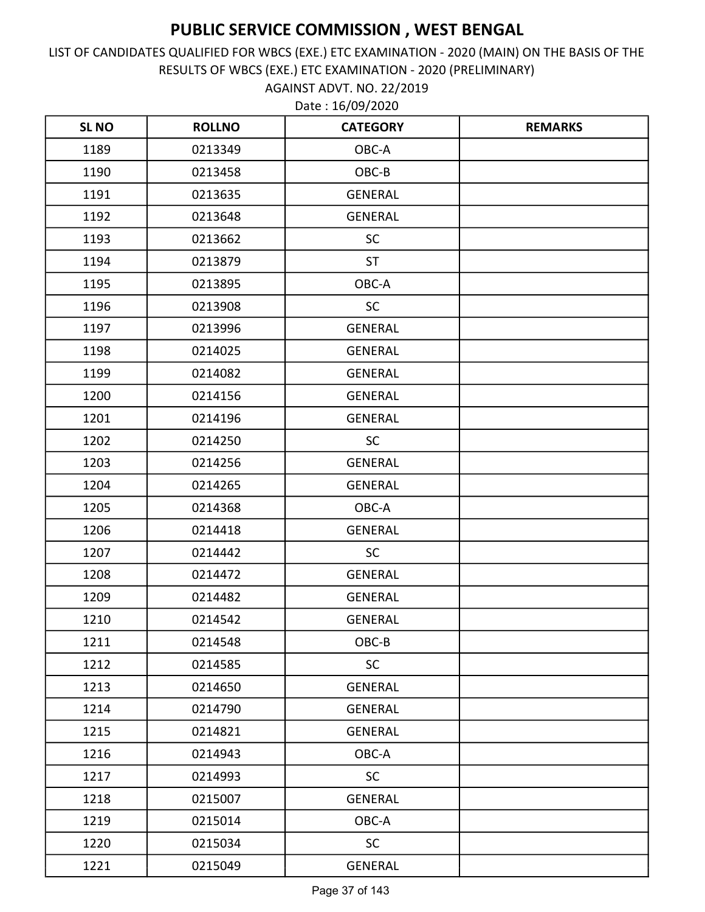# PUBLIC SERVICE COMMISSION , WEST BENGAL

LIST OF CANDIDATES QUALIFIED FOR WBCS (EXE.) ETC EXAMINATION - 2020 (MAIN) ON THE BASIS OF THE RESULTS OF WBCS (EXE.) ETC EXAMINATION - 2020 (PRELIMINARY)

AGAINST ADVT. NO. 22/2019

Date : 16/09/2020

| SL NO | ROLLNO | CATEGORY | REMARKS |
|---|---|---|---|
| 1189 | 0213349 | OBC-A | |
| 1190 | 0213458 | OBC-B | |
| 1191 | 0213635 | GENERAL | |
| 1192 | 0213648 | GENERAL | |
| 1193 | 0213662 | SC | |
| 1194 | 0213879 | ST | |
| 1195 | 0213895 | OBC-A | |
| 1196 | 0213908 | SC | |
| 1197 | 0213996 | GENERAL | |
| 1198 | 0214025 | GENERAL | |
| 1199 | 0214082 | GENERAL | |
| 1200 | 0214156 | GENERAL | |
| 1201 | 0214196 | GENERAL | |
| 1202 | 0214250 | SC | |
| 1203 | 0214256 | GENERAL | |
| 1204 | 0214265 | GENERAL | |
| 1205 | 0214368 | OBC-A | |
| 1206 | 0214418 | GENERAL | |
| 1207 | 0214442 | SC | |
| 1208 | 0214472 | GENERAL | |
| 1209 | 0214482 | GENERAL | |
| 1210 | 0214542 | GENERAL | |
| 1211 | 0214548 | OBC-B | |
| 1212 | 0214585 | SC | |
| 1213 | 0214650 | GENERAL | |
| 1214 | 0214790 | GENERAL | |
| 1215 | 0214821 | GENERAL | |
| 1216 | 0214943 | OBC-A | |
| 1217 | 0214993 | SC | |
| 1218 | 0215007 | GENERAL | |
| 1219 | 0215014 | OBC-A | |
| 1220 | 0215034 | SC | |
| 1221 | 0215049 | GENERAL | |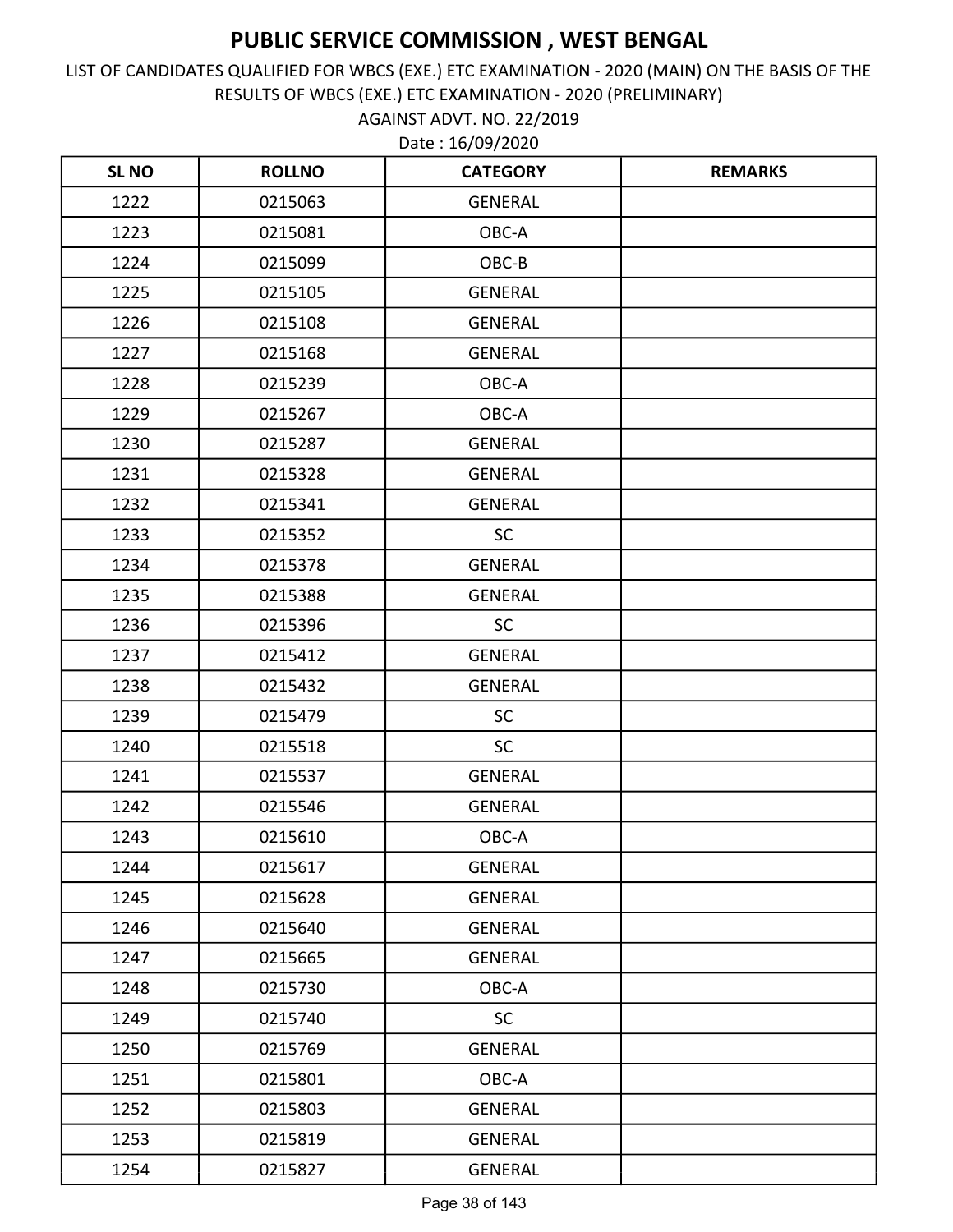# PUBLIC SERVICE COMMISSION , WEST BENGAL

LIST OF CANDIDATES QUALIFIED FOR WBCS (EXE.) ETC EXAMINATION - 2020 (MAIN) ON THE BASIS OF THE RESULTS OF WBCS (EXE.) ETC EXAMINATION - 2020 (PRELIMINARY)

AGAINST ADVT. NO. 22/2019

Date : 16/09/2020

| SL NO | ROLLNO | CATEGORY | REMARKS |
|---|---|---|---|
| 1222 | 0215063 | GENERAL | |
| 1223 | 0215081 | OBC-A | |
| 1224 | 0215099 | OBC-B | |
| 1225 | 0215105 | GENERAL | |
| 1226 | 0215108 | GENERAL | |
| 1227 | 0215168 | GENERAL | |
| 1228 | 0215239 | OBC-A | |
| 1229 | 0215267 | OBC-A | |
| 1230 | 0215287 | GENERAL | |
| 1231 | 0215328 | GENERAL | |
| 1232 | 0215341 | GENERAL | |
| 1233 | 0215352 | SC | |
| 1234 | 0215378 | GENERAL | |
| 1235 | 0215388 | GENERAL | |
| 1236 | 0215396 | SC | |
| 1237 | 0215412 | GENERAL | |
| 1238 | 0215432 | GENERAL | |
| 1239 | 0215479 | SC | |
| 1240 | 0215518 | SC | |
| 1241 | 0215537 | GENERAL | |
| 1242 | 0215546 | GENERAL | |
| 1243 | 0215610 | OBC-A | |
| 1244 | 0215617 | GENERAL | |
| 1245 | 0215628 | GENERAL | |
| 1246 | 0215640 | GENERAL | |
| 1247 | 0215665 | GENERAL | |
| 1248 | 0215730 | OBC-A | |
| 1249 | 0215740 | SC | |
| 1250 | 0215769 | GENERAL | |
| 1251 | 0215801 | OBC-A | |
| 1252 | 0215803 | GENERAL | |
| 1253 | 0215819 | GENERAL | |
| 1254 | 0215827 | GENERAL | |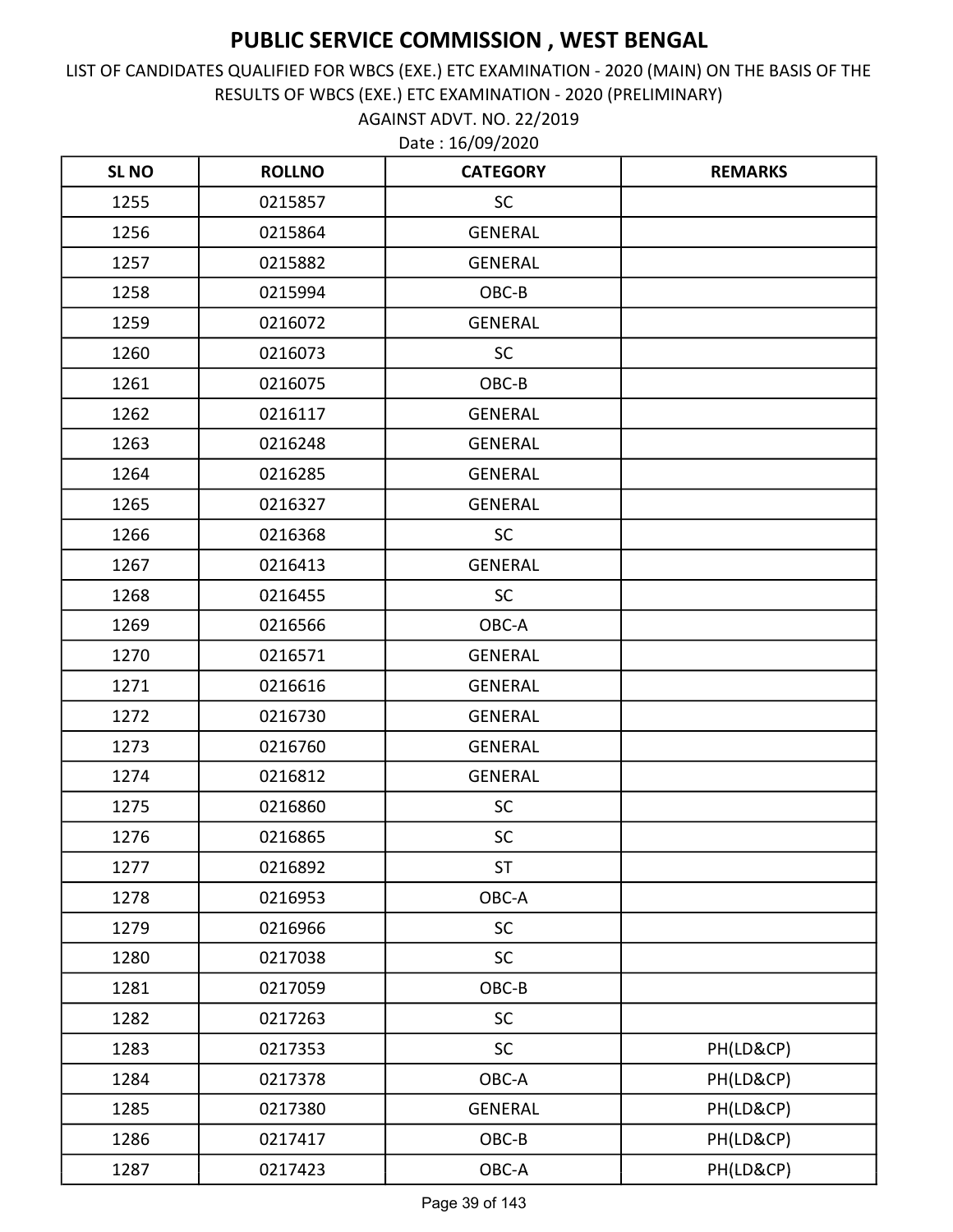# PUBLIC SERVICE COMMISSION , WEST BENGAL

LIST OF CANDIDATES QUALIFIED FOR WBCS (EXE.) ETC EXAMINATION - 2020 (MAIN) ON THE BASIS OF THE RESULTS OF WBCS (EXE.) ETC EXAMINATION - 2020 (PRELIMINARY)

AGAINST ADVT. NO. 22/2019

Date : 16/09/2020

| SL NO | ROLLNO | CATEGORY | REMARKS |
|---|---|---|---|
| 1255 | 0215857 | SC | |
| 1256 | 0215864 | GENERAL | |
| 1257 | 0215882 | GENERAL | |
| 1258 | 0215994 | OBC-B | |
| 1259 | 0216072 | GENERAL | |
| 1260 | 0216073 | SC | |
| 1261 | 0216075 | OBC-B | |
| 1262 | 0216117 | GENERAL | |
| 1263 | 0216248 | GENERAL | |
| 1264 | 0216285 | GENERAL | |
| 1265 | 0216327 | GENERAL | |
| 1266 | 0216368 | SC | |
| 1267 | 0216413 | GENERAL | |
| 1268 | 0216455 | SC | |
| 1269 | 0216566 | OBC-A | |
| 1270 | 0216571 | GENERAL | |
| 1271 | 0216616 | GENERAL | |
| 1272 | 0216730 | GENERAL | |
| 1273 | 0216760 | GENERAL | |
| 1274 | 0216812 | GENERAL | |
| 1275 | 0216860 | SC | |
| 1276 | 0216865 | SC | |
| 1277 | 0216892 | ST | |
| 1278 | 0216953 | OBC-A | |
| 1279 | 0216966 | SC | |
| 1280 | 0217038 | SC | |
| 1281 | 0217059 | OBC-B | |
| 1282 | 0217263 | SC | |
| 1283 | 0217353 | SC | PH(LD&CP) |
| 1284 | 0217378 | OBC-A | PH(LD&CP) |
| 1285 | 0217380 | GENERAL | PH(LD&CP) |
| 1286 | 0217417 | OBC-B | PH(LD&CP) |
| 1287 | 0217423 | OBC-A | PH(LD&CP) |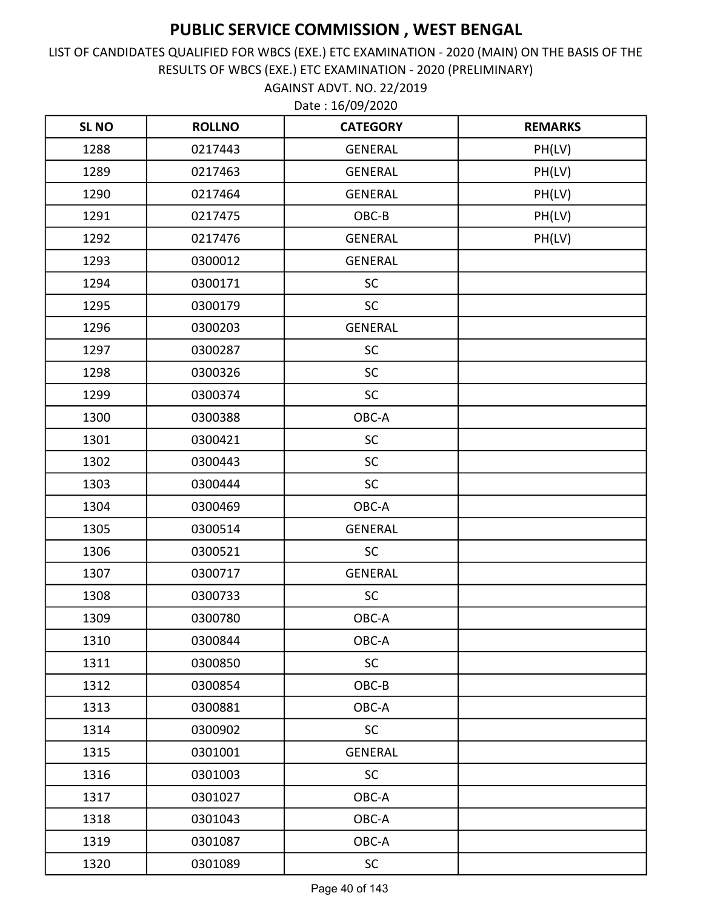# PUBLIC SERVICE COMMISSION , WEST BENGAL

LIST OF CANDIDATES QUALIFIED FOR WBCS (EXE.) ETC EXAMINATION - 2020 (MAIN) ON THE BASIS OF THE RESULTS OF WBCS (EXE.) ETC EXAMINATION - 2020 (PRELIMINARY)

AGAINST ADVT. NO. 22/2019

Date : 16/09/2020

| SL NO | ROLLNO | CATEGORY | REMARKS |
|---|---|---|---|
| 1288 | 0217443 | GENERAL | PH(LV) |
| 1289 | 0217463 | GENERAL | PH(LV) |
| 1290 | 0217464 | GENERAL | PH(LV) |
| 1291 | 0217475 | OBC-B | PH(LV) |
| 1292 | 0217476 | GENERAL | PH(LV) |
| 1293 | 0300012 | GENERAL | |
| 1294 | 0300171 | SC | |
| 1295 | 0300179 | SC | |
| 1296 | 0300203 | GENERAL | |
| 1297 | 0300287 | SC | |
| 1298 | 0300326 | SC | |
| 1299 | 0300374 | SC | |
| 1300 | 0300388 | OBC-A | |
| 1301 | 0300421 | SC | |
| 1302 | 0300443 | SC | |
| 1303 | 0300444 | SC | |
| 1304 | 0300469 | OBC-A | |
| 1305 | 0300514 | GENERAL | |
| 1306 | 0300521 | SC | |
| 1307 | 0300717 | GENERAL | |
| 1308 | 0300733 | SC | |
| 1309 | 0300780 | OBC-A | |
| 1310 | 0300844 | OBC-A | |
| 1311 | 0300850 | SC | |
| 1312 | 0300854 | OBC-B | |
| 1313 | 0300881 | OBC-A | |
| 1314 | 0300902 | SC | |
| 1315 | 0301001 | GENERAL | |
| 1316 | 0301003 | SC | |
| 1317 | 0301027 | OBC-A | |
| 1318 | 0301043 | OBC-A | |
| 1319 | 0301087 | OBC-A | |
| 1320 | 0301089 | SC | |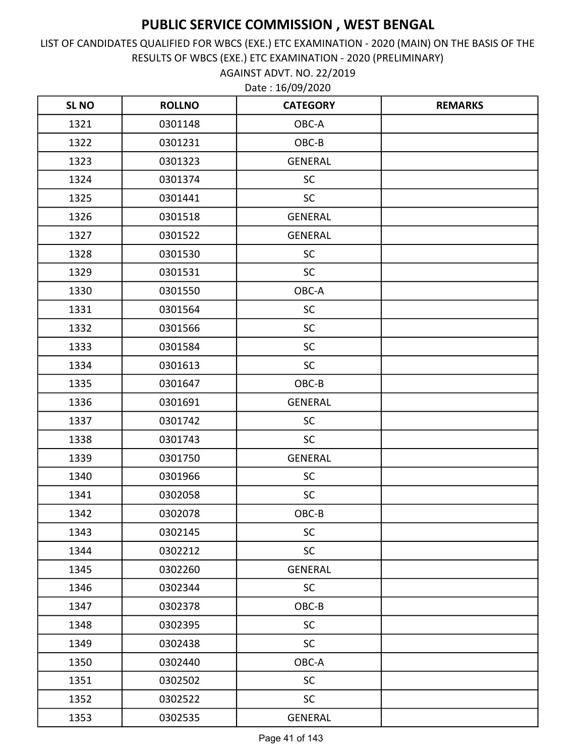# PUBLIC SERVICE COMMISSION , WEST BENGAL

LIST OF CANDIDATES QUALIFIED FOR WBCS (EXE.) ETC EXAMINATION - 2020 (MAIN) ON THE BASIS OF THE RESULTS OF WBCS (EXE.) ETC EXAMINATION - 2020 (PRELIMINARY)

AGAINST ADVT. NO. 22/2019

Date : 16/09/2020

| SL NO | ROLLNO | CATEGORY | REMARKS |
|---|---|---|---|
| 1321 | 0301148 | OBC-A | |
| 1322 | 0301231 | OBC-B | |
| 1323 | 0301323 | GENERAL | |
| 1324 | 0301374 | SC | |
| 1325 | 0301441 | SC | |
| 1326 | 0301518 | GENERAL | |
| 1327 | 0301522 | GENERAL | |
| 1328 | 0301530 | SC | |
| 1329 | 0301531 | SC | |
| 1330 | 0301550 | OBC-A | |
| 1331 | 0301564 | SC | |
| 1332 | 0301566 | SC | |
| 1333 | 0301584 | SC | |
| 1334 | 0301613 | SC | |
| 1335 | 0301647 | OBC-B | |
| 1336 | 0301691 | GENERAL | |
| 1337 | 0301742 | SC | |
| 1338 | 0301743 | SC | |
| 1339 | 0301750 | GENERAL | |
| 1340 | 0301966 | SC | |
| 1341 | 0302058 | SC | |
| 1342 | 0302078 | OBC-B | |
| 1343 | 0302145 | SC | |
| 1344 | 0302212 | SC | |
| 1345 | 0302260 | GENERAL | |
| 1346 | 0302344 | SC | |
| 1347 | 0302378 | OBC-B | |
| 1348 | 0302395 | SC | |
| 1349 | 0302438 | SC | |
| 1350 | 0302440 | OBC-A | |
| 1351 | 0302502 | SC | |
| 1352 | 0302522 | SC | |
| 1353 | 0302535 | GENERAL | |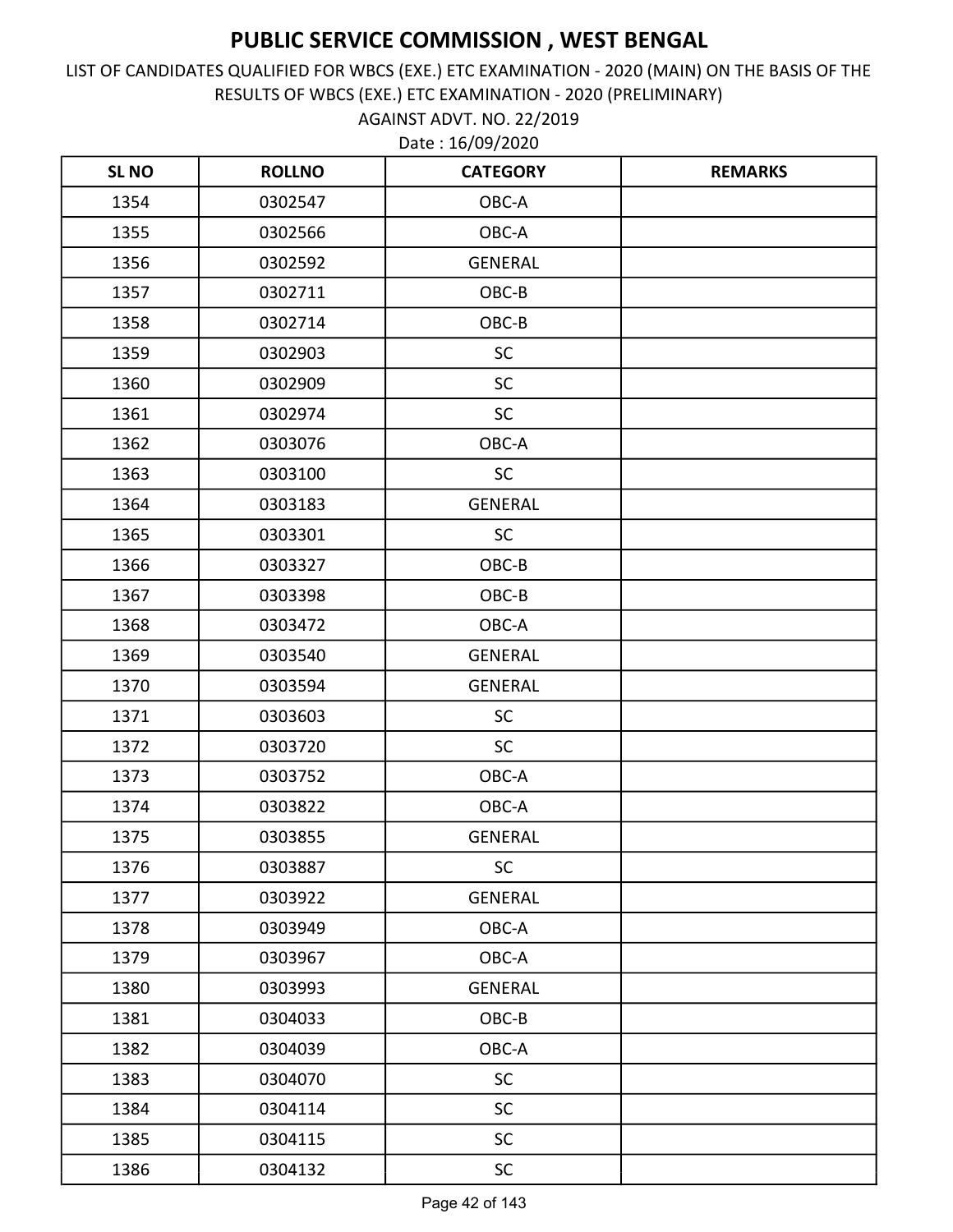# PUBLIC SERVICE COMMISSION , WEST BENGAL

LIST OF CANDIDATES QUALIFIED FOR WBCS (EXE.) ETC EXAMINATION - 2020 (MAIN) ON THE BASIS OF THE RESULTS OF WBCS (EXE.) ETC EXAMINATION - 2020 (PRELIMINARY)

AGAINST ADVT. NO. 22/2019

Date : 16/09/2020

| SL NO | ROLLNO | CATEGORY | REMARKS |
|---|---|---|---|
| 1354 | 0302547 | OBC-A | |
| 1355 | 0302566 | OBC-A | |
| 1356 | 0302592 | GENERAL | |
| 1357 | 0302711 | OBC-B | |
| 1358 | 0302714 | OBC-B | |
| 1359 | 0302903 | SC | |
| 1360 | 0302909 | SC | |
| 1361 | 0302974 | SC | |
| 1362 | 0303076 | OBC-A | |
| 1363 | 0303100 | SC | |
| 1364 | 0303183 | GENERAL | |
| 1365 | 0303301 | SC | |
| 1366 | 0303327 | OBC-B | |
| 1367 | 0303398 | OBC-B | |
| 1368 | 0303472 | OBC-A | |
| 1369 | 0303540 | GENERAL | |
| 1370 | 0303594 | GENERAL | |
| 1371 | 0303603 | SC | |
| 1372 | 0303720 | SC | |
| 1373 | 0303752 | OBC-A | |
| 1374 | 0303822 | OBC-A | |
| 1375 | 0303855 | GENERAL | |
| 1376 | 0303887 | SC | |
| 1377 | 0303922 | GENERAL | |
| 1378 | 0303949 | OBC-A | |
| 1379 | 0303967 | OBC-A | |
| 1380 | 0303993 | GENERAL | |
| 1381 | 0304033 | OBC-B | |
| 1382 | 0304039 | OBC-A | |
| 1383 | 0304070 | SC | |
| 1384 | 0304114 | SC | |
| 1385 | 0304115 | SC | |
| 1386 | 0304132 | SC | |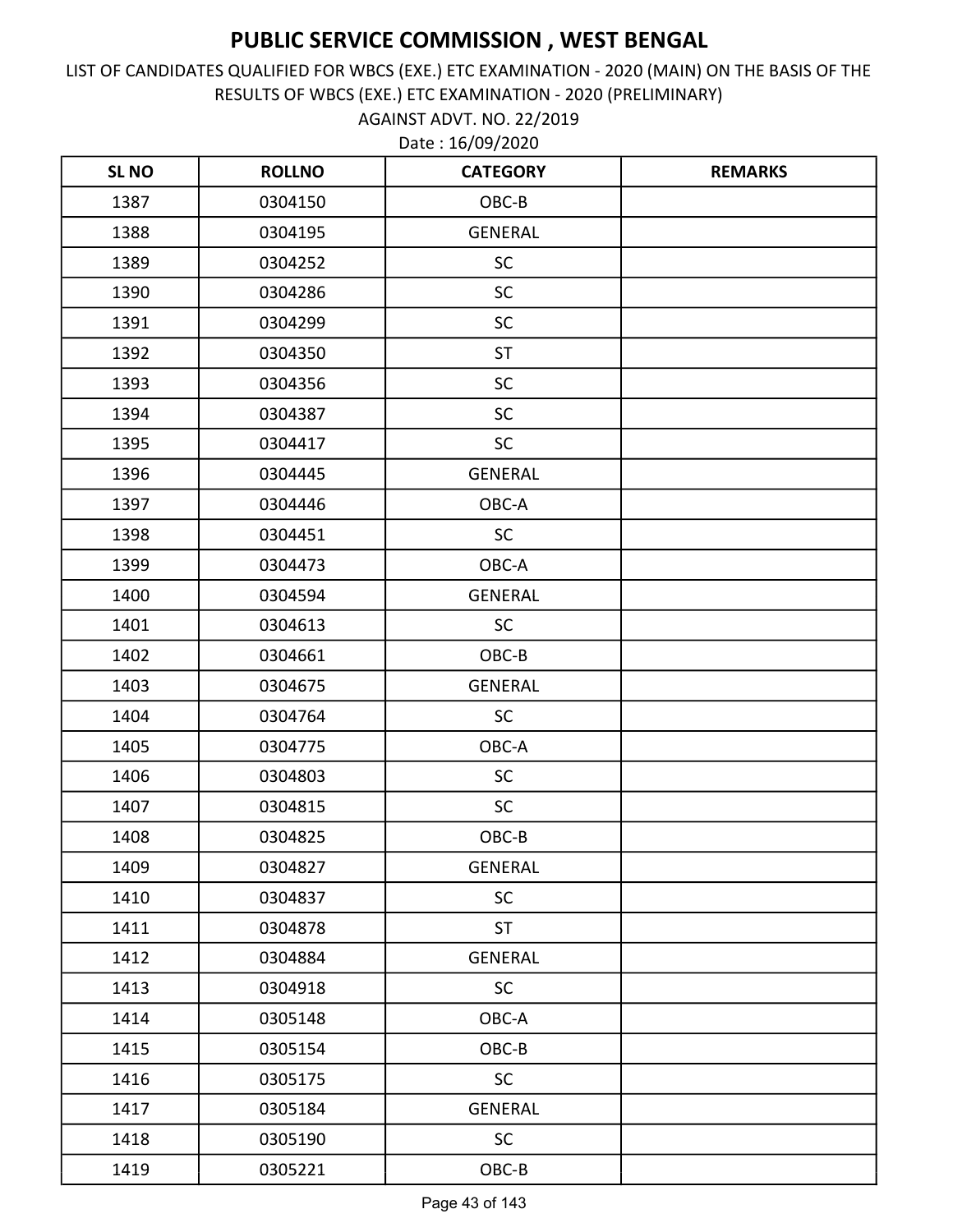# PUBLIC SERVICE COMMISSION , WEST BENGAL

LIST OF CANDIDATES QUALIFIED FOR WBCS (EXE.) ETC EXAMINATION - 2020 (MAIN) ON THE BASIS OF THE RESULTS OF WBCS (EXE.) ETC EXAMINATION - 2020 (PRELIMINARY)

AGAINST ADVT. NO. 22/2019

Date : 16/09/2020

| SL NO | ROLLNO | CATEGORY | REMARKS |
|---|---|---|---|
| 1387 | 0304150 | OBC-B | |
| 1388 | 0304195 | GENERAL | |
| 1389 | 0304252 | SC | |
| 1390 | 0304286 | SC | |
| 1391 | 0304299 | SC | |
| 1392 | 0304350 | ST | |
| 1393 | 0304356 | SC | |
| 1394 | 0304387 | SC | |
| 1395 | 0304417 | SC | |
| 1396 | 0304445 | GENERAL | |
| 1397 | 0304446 | OBC-A | |
| 1398 | 0304451 | SC | |
| 1399 | 0304473 | OBC-A | |
| 1400 | 0304594 | GENERAL | |
| 1401 | 0304613 | SC | |
| 1402 | 0304661 | OBC-B | |
| 1403 | 0304675 | GENERAL | |
| 1404 | 0304764 | SC | |
| 1405 | 0304775 | OBC-A | |
| 1406 | 0304803 | SC | |
| 1407 | 0304815 | SC | |
| 1408 | 0304825 | OBC-B | |
| 1409 | 0304827 | GENERAL | |
| 1410 | 0304837 | SC | |
| 1411 | 0304878 | ST | |
| 1412 | 0304884 | GENERAL | |
| 1413 | 0304918 | SC | |
| 1414 | 0305148 | OBC-A | |
| 1415 | 0305154 | OBC-B | |
| 1416 | 0305175 | SC | |
| 1417 | 0305184 | GENERAL | |
| 1418 | 0305190 | SC | |
| 1419 | 0305221 | OBC-B | |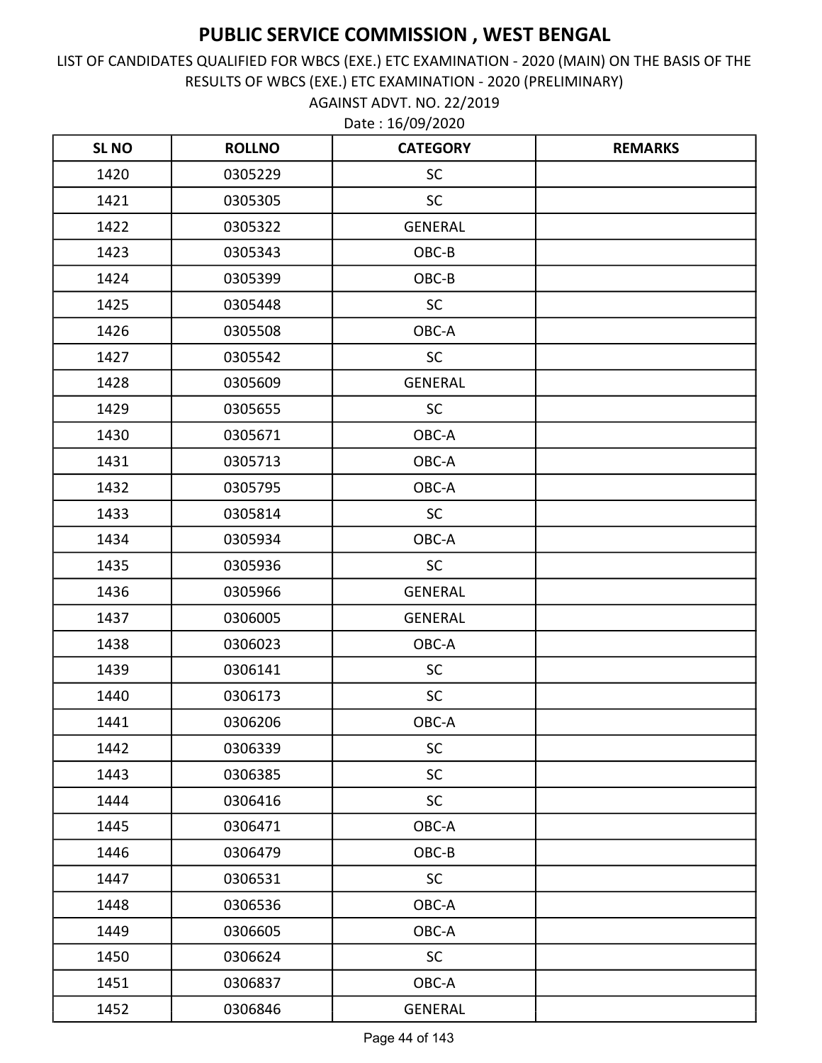# PUBLIC SERVICE COMMISSION , WEST BENGAL

LIST OF CANDIDATES QUALIFIED FOR WBCS (EXE.) ETC EXAMINATION - 2020 (MAIN) ON THE BASIS OF THE RESULTS OF WBCS (EXE.) ETC EXAMINATION - 2020 (PRELIMINARY)

AGAINST ADVT. NO. 22/2019

Date : 16/09/2020

| SL NO | ROLLNO | CATEGORY | REMARKS |
|---|---|---|---|
| 1420 | 0305229 | SC | |
| 1421 | 0305305 | SC | |
| 1422 | 0305322 | GENERAL | |
| 1423 | 0305343 | OBC-B | |
| 1424 | 0305399 | OBC-B | |
| 1425 | 0305448 | SC | |
| 1426 | 0305508 | OBC-A | |
| 1427 | 0305542 | SC | |
| 1428 | 0305609 | GENERAL | |
| 1429 | 0305655 | SC | |
| 1430 | 0305671 | OBC-A | |
| 1431 | 0305713 | OBC-A | |
| 1432 | 0305795 | OBC-A | |
| 1433 | 0305814 | SC | |
| 1434 | 0305934 | OBC-A | |
| 1435 | 0305936 | SC | |
| 1436 | 0305966 | GENERAL | |
| 1437 | 0306005 | GENERAL | |
| 1438 | 0306023 | OBC-A | |
| 1439 | 0306141 | SC | |
| 1440 | 0306173 | SC | |
| 1441 | 0306206 | OBC-A | |
| 1442 | 0306339 | SC | |
| 1443 | 0306385 | SC | |
| 1444 | 0306416 | SC | |
| 1445 | 0306471 | OBC-A | |
| 1446 | 0306479 | OBC-B | |
| 1447 | 0306531 | SC | |
| 1448 | 0306536 | OBC-A | |
| 1449 | 0306605 | OBC-A | |
| 1450 | 0306624 | SC | |
| 1451 | 0306837 | OBC-A | |
| 1452 | 0306846 | GENERAL | |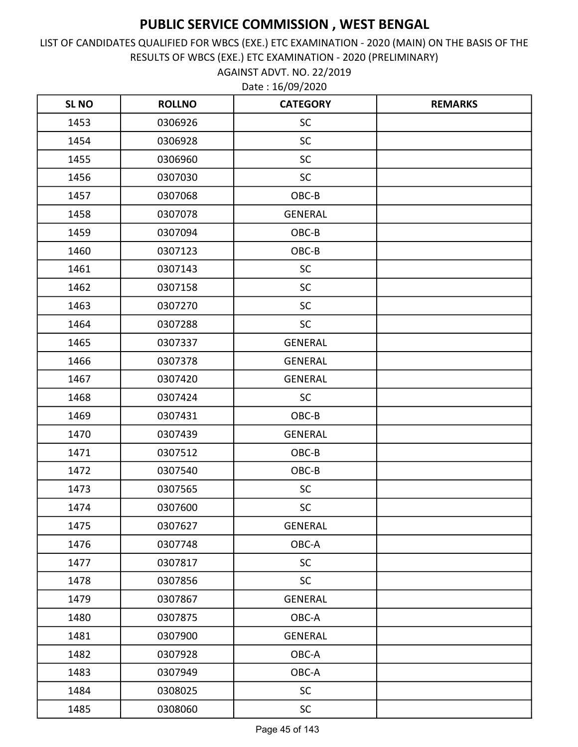# PUBLIC SERVICE COMMISSION , WEST BENGAL

LIST OF CANDIDATES QUALIFIED FOR WBCS (EXE.) ETC EXAMINATION - 2020 (MAIN) ON THE BASIS OF THE RESULTS OF WBCS (EXE.) ETC EXAMINATION - 2020 (PRELIMINARY)

AGAINST ADVT. NO. 22/2019

Date : 16/09/2020

| SL NO | ROLLNO | CATEGORY | REMARKS |
|---|---|---|---|
| 1453 | 0306926 | SC | |
| 1454 | 0306928 | SC | |
| 1455 | 0306960 | SC | |
| 1456 | 0307030 | SC | |
| 1457 | 0307068 | OBC-B | |
| 1458 | 0307078 | GENERAL | |
| 1459 | 0307094 | OBC-B | |
| 1460 | 0307123 | OBC-B | |
| 1461 | 0307143 | SC | |
| 1462 | 0307158 | SC | |
| 1463 | 0307270 | SC | |
| 1464 | 0307288 | SC | |
| 1465 | 0307337 | GENERAL | |
| 1466 | 0307378 | GENERAL | |
| 1467 | 0307420 | GENERAL | |
| 1468 | 0307424 | SC | |
| 1469 | 0307431 | OBC-B | |
| 1470 | 0307439 | GENERAL | |
| 1471 | 0307512 | OBC-B | |
| 1472 | 0307540 | OBC-B | |
| 1473 | 0307565 | SC | |
| 1474 | 0307600 | SC | |
| 1475 | 0307627 | GENERAL | |
| 1476 | 0307748 | OBC-A | |
| 1477 | 0307817 | SC | |
| 1478 | 0307856 | SC | |
| 1479 | 0307867 | GENERAL | |
| 1480 | 0307875 | OBC-A | |
| 1481 | 0307900 | GENERAL | |
| 1482 | 0307928 | OBC-A | |
| 1483 | 0307949 | OBC-A | |
| 1484 | 0308025 | SC | |
| 1485 | 0308060 | SC | |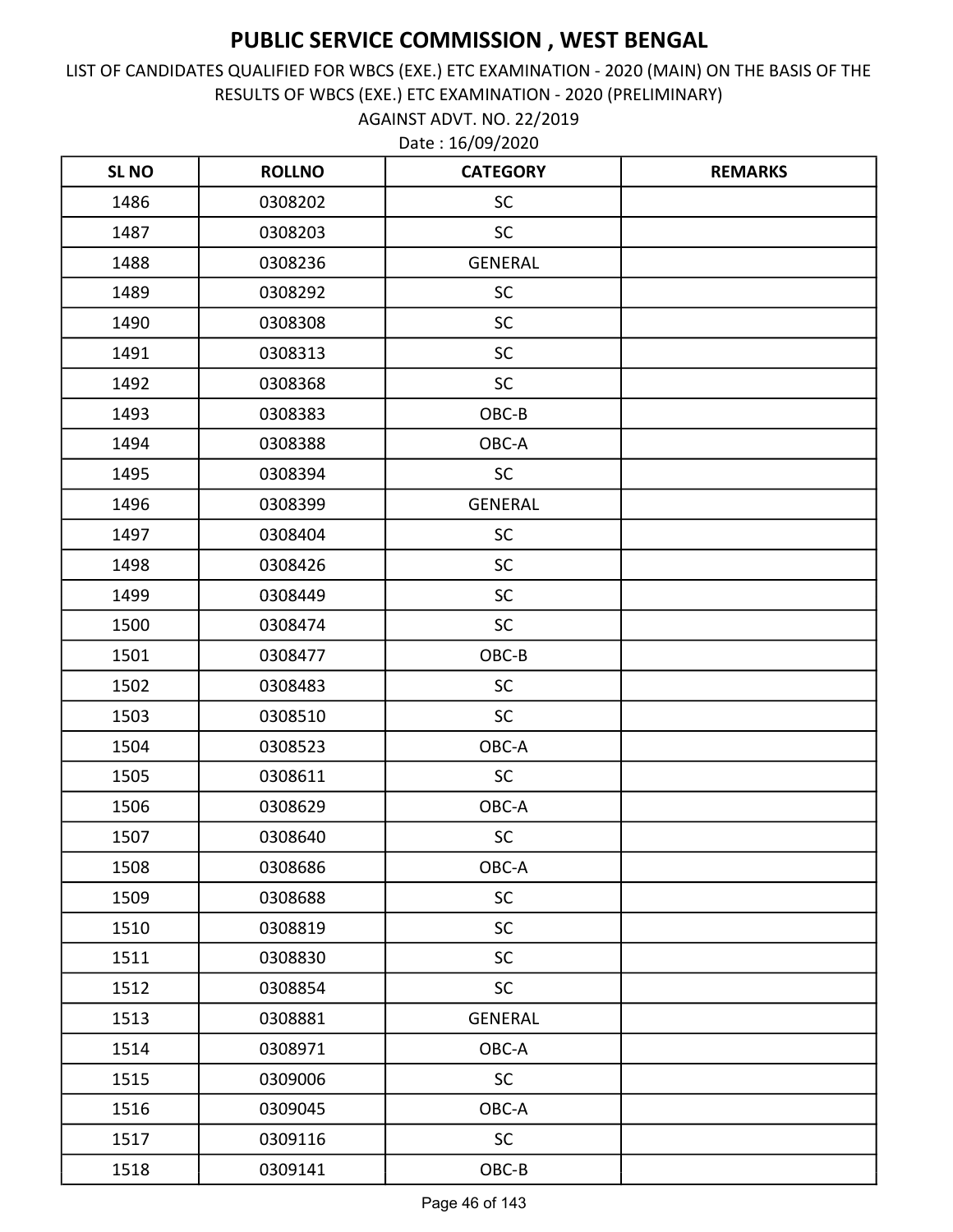# PUBLIC SERVICE COMMISSION , WEST BENGAL

LIST OF CANDIDATES QUALIFIED FOR WBCS (EXE.) ETC EXAMINATION - 2020 (MAIN) ON THE BASIS OF THE RESULTS OF WBCS (EXE.) ETC EXAMINATION - 2020 (PRELIMINARY)

AGAINST ADVT. NO. 22/2019

Date : 16/09/2020

| SL NO | ROLLNO | CATEGORY | REMARKS |
|---|---|---|---|
| 1486 | 0308202 | SC | |
| 1487 | 0308203 | SC | |
| 1488 | 0308236 | GENERAL | |
| 1489 | 0308292 | SC | |
| 1490 | 0308308 | SC | |
| 1491 | 0308313 | SC | |
| 1492 | 0308368 | SC | |
| 1493 | 0308383 | OBC-B | |
| 1494 | 0308388 | OBC-A | |
| 1495 | 0308394 | SC | |
| 1496 | 0308399 | GENERAL | |
| 1497 | 0308404 | SC | |
| 1498 | 0308426 | SC | |
| 1499 | 0308449 | SC | |
| 1500 | 0308474 | SC | |
| 1501 | 0308477 | OBC-B | |
| 1502 | 0308483 | SC | |
| 1503 | 0308510 | SC | |
| 1504 | 0308523 | OBC-A | |
| 1505 | 0308611 | SC | |
| 1506 | 0308629 | OBC-A | |
| 1507 | 0308640 | SC | |
| 1508 | 0308686 | OBC-A | |
| 1509 | 0308688 | SC | |
| 1510 | 0308819 | SC | |
| 1511 | 0308830 | SC | |
| 1512 | 0308854 | SC | |
| 1513 | 0308881 | GENERAL | |
| 1514 | 0308971 | OBC-A | |
| 1515 | 0309006 | SC | |
| 1516 | 0309045 | OBC-A | |
| 1517 | 0309116 | SC | |
| 1518 | 0309141 | OBC-B | |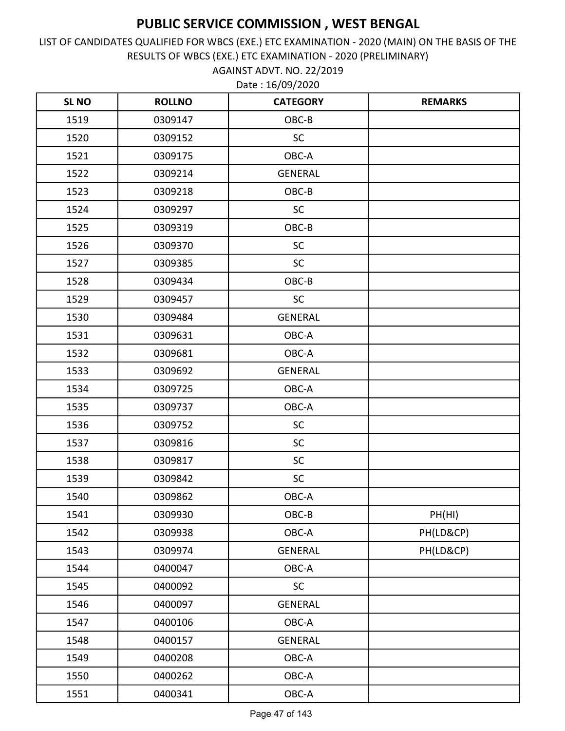# PUBLIC SERVICE COMMISSION , WEST BENGAL

LIST OF CANDIDATES QUALIFIED FOR WBCS (EXE.) ETC EXAMINATION - 2020 (MAIN) ON THE BASIS OF THE RESULTS OF WBCS (EXE.) ETC EXAMINATION - 2020 (PRELIMINARY)

AGAINST ADVT. NO. 22/2019

Date : 16/09/2020

| SL NO | ROLLNO | CATEGORY | REMARKS |
|---|---|---|---|
| 1519 | 0309147 | OBC-B | |
| 1520 | 0309152 | SC | |
| 1521 | 0309175 | OBC-A | |
| 1522 | 0309214 | GENERAL | |
| 1523 | 0309218 | OBC-B | |
| 1524 | 0309297 | SC | |
| 1525 | 0309319 | OBC-B | |
| 1526 | 0309370 | SC | |
| 1527 | 0309385 | SC | |
| 1528 | 0309434 | OBC-B | |
| 1529 | 0309457 | SC | |
| 1530 | 0309484 | GENERAL | |
| 1531 | 0309631 | OBC-A | |
| 1532 | 0309681 | OBC-A | |
| 1533 | 0309692 | GENERAL | |
| 1534 | 0309725 | OBC-A | |
| 1535 | 0309737 | OBC-A | |
| 1536 | 0309752 | SC | |
| 1537 | 0309816 | SC | |
| 1538 | 0309817 | SC | |
| 1539 | 0309842 | SC | |
| 1540 | 0309862 | OBC-A | |
| 1541 | 0309930 | OBC-B | PH(HI) |
| 1542 | 0309938 | OBC-A | PH(LD&CP) |
| 1543 | 0309974 | GENERAL | PH(LD&CP) |
| 1544 | 0400047 | OBC-A | |
| 1545 | 0400092 | SC | |
| 1546 | 0400097 | GENERAL | |
| 1547 | 0400106 | OBC-A | |
| 1548 | 0400157 | GENERAL | |
| 1549 | 0400208 | OBC-A | |
| 1550 | 0400262 | OBC-A | |
| 1551 | 0400341 | OBC-A | |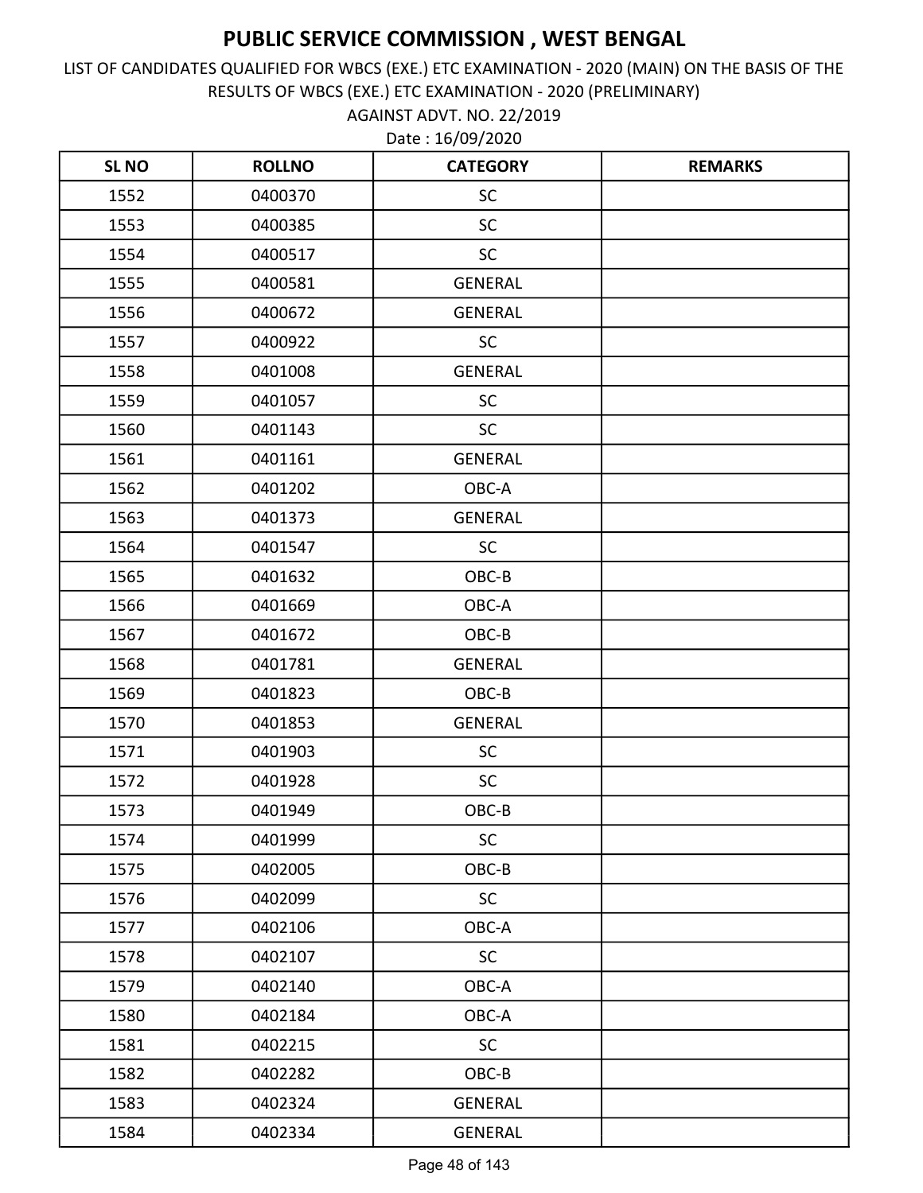# PUBLIC SERVICE COMMISSION , WEST BENGAL

LIST OF CANDIDATES QUALIFIED FOR WBCS (EXE.) ETC EXAMINATION - 2020 (MAIN) ON THE BASIS OF THE RESULTS OF WBCS (EXE.) ETC EXAMINATION - 2020 (PRELIMINARY)

AGAINST ADVT. NO. 22/2019

Date : 16/09/2020

| SL NO | ROLLNO | CATEGORY | REMARKS |
|---|---|---|---|
| 1552 | 0400370 | SC | |
| 1553 | 0400385 | SC | |
| 1554 | 0400517 | SC | |
| 1555 | 0400581 | GENERAL | |
| 1556 | 0400672 | GENERAL | |
| 1557 | 0400922 | SC | |
| 1558 | 0401008 | GENERAL | |
| 1559 | 0401057 | SC | |
| 1560 | 0401143 | SC | |
| 1561 | 0401161 | GENERAL | |
| 1562 | 0401202 | OBC-A | |
| 1563 | 0401373 | GENERAL | |
| 1564 | 0401547 | SC | |
| 1565 | 0401632 | OBC-B | |
| 1566 | 0401669 | OBC-A | |
| 1567 | 0401672 | OBC-B | |
| 1568 | 0401781 | GENERAL | |
| 1569 | 0401823 | OBC-B | |
| 1570 | 0401853 | GENERAL | |
| 1571 | 0401903 | SC | |
| 1572 | 0401928 | SC | |
| 1573 | 0401949 | OBC-B | |
| 1574 | 0401999 | SC | |
| 1575 | 0402005 | OBC-B | |
| 1576 | 0402099 | SC | |
| 1577 | 0402106 | OBC-A | |
| 1578 | 0402107 | SC | |
| 1579 | 0402140 | OBC-A | |
| 1580 | 0402184 | OBC-A | |
| 1581 | 0402215 | SC | |
| 1582 | 0402282 | OBC-B | |
| 1583 | 0402324 | GENERAL | |
| 1584 | 0402334 | GENERAL | |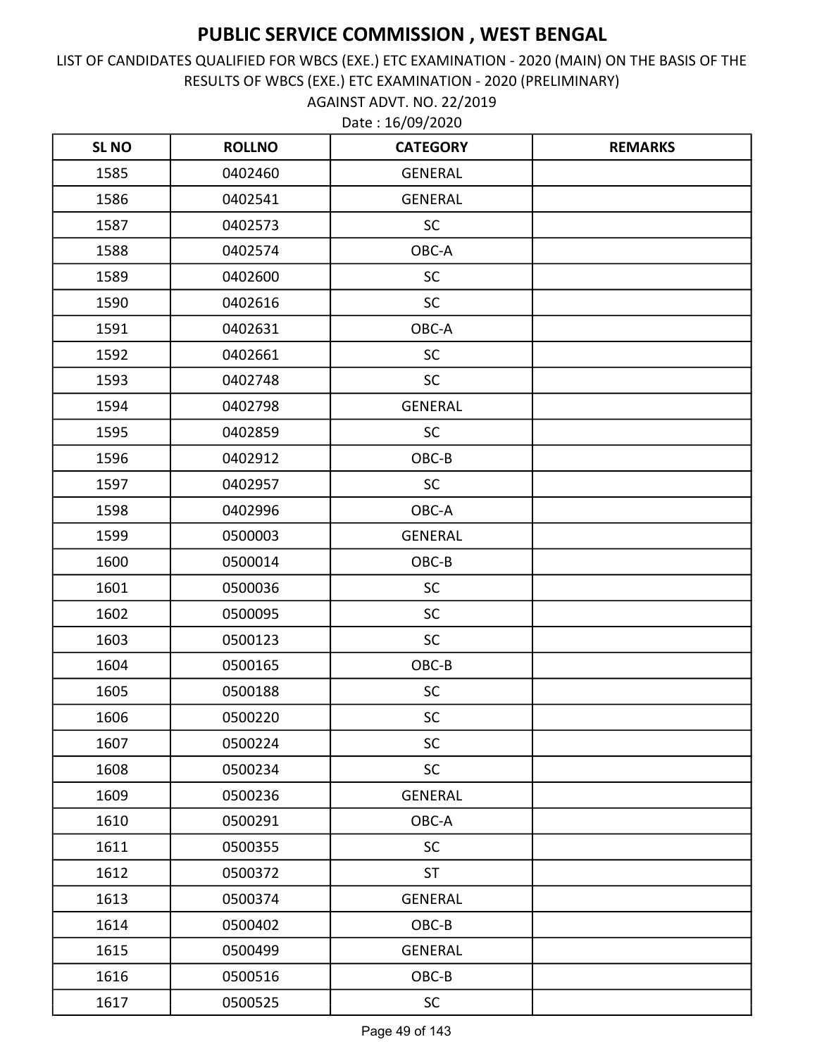# PUBLIC SERVICE COMMISSION , WEST BENGAL

LIST OF CANDIDATES QUALIFIED FOR WBCS (EXE.) ETC EXAMINATION - 2020 (MAIN) ON THE BASIS OF THE RESULTS OF WBCS (EXE.) ETC EXAMINATION - 2020 (PRELIMINARY)

AGAINST ADVT. NO. 22/2019

Date : 16/09/2020

| SL NO | ROLLNO | CATEGORY | REMARKS |
|---|---|---|---|
| 1585 | 0402460 | GENERAL | |
| 1586 | 0402541 | GENERAL | |
| 1587 | 0402573 | SC | |
| 1588 | 0402574 | OBC-A | |
| 1589 | 0402600 | SC | |
| 1590 | 0402616 | SC | |
| 1591 | 0402631 | OBC-A | |
| 1592 | 0402661 | SC | |
| 1593 | 0402748 | SC | |
| 1594 | 0402798 | GENERAL | |
| 1595 | 0402859 | SC | |
| 1596 | 0402912 | OBC-B | |
| 1597 | 0402957 | SC | |
| 1598 | 0402996 | OBC-A | |
| 1599 | 0500003 | GENERAL | |
| 1600 | 0500014 | OBC-B | |
| 1601 | 0500036 | SC | |
| 1602 | 0500095 | SC | |
| 1603 | 0500123 | SC | |
| 1604 | 0500165 | OBC-B | |
| 1605 | 0500188 | SC | |
| 1606 | 0500220 | SC | |
| 1607 | 0500224 | SC | |
| 1608 | 0500234 | SC | |
| 1609 | 0500236 | GENERAL | |
| 1610 | 0500291 | OBC-A | |
| 1611 | 0500355 | SC | |
| 1612 | 0500372 | ST | |
| 1613 | 0500374 | GENERAL | |
| 1614 | 0500402 | OBC-B | |
| 1615 | 0500499 | GENERAL | |
| 1616 | 0500516 | OBC-B | |
| 1617 | 0500525 | SC | |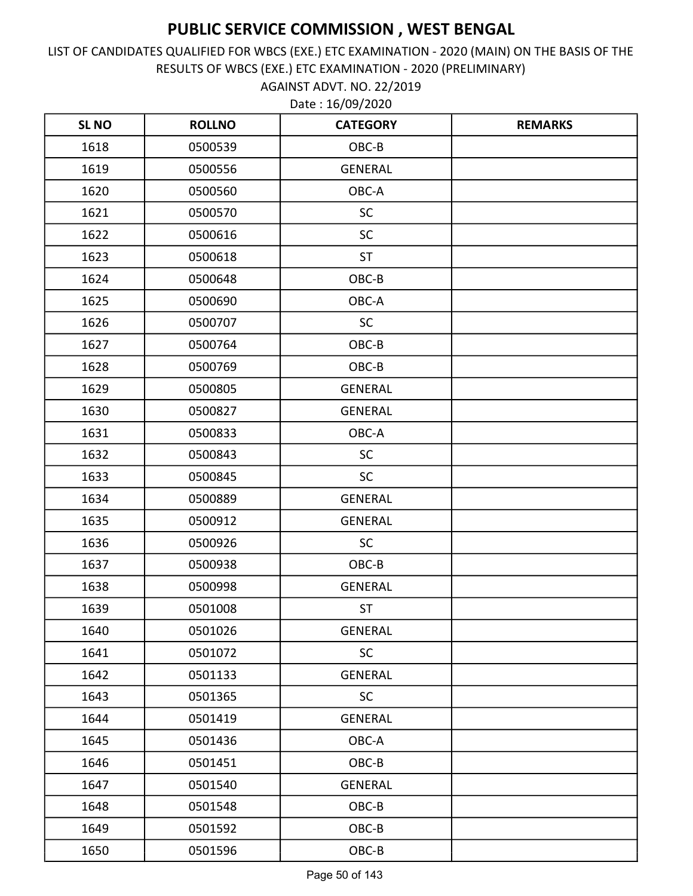# PUBLIC SERVICE COMMISSION , WEST BENGAL

LIST OF CANDIDATES QUALIFIED FOR WBCS (EXE.) ETC EXAMINATION - 2020 (MAIN) ON THE BASIS OF THE RESULTS OF WBCS (EXE.) ETC EXAMINATION - 2020 (PRELIMINARY)

AGAINST ADVT. NO. 22/2019

Date : 16/09/2020

| SL NO | ROLLNO | CATEGORY | REMARKS |
|---|---|---|---|
| 1618 | 0500539 | OBC-B | |
| 1619 | 0500556 | GENERAL | |
| 1620 | 0500560 | OBC-A | |
| 1621 | 0500570 | SC | |
| 1622 | 0500616 | SC | |
| 1623 | 0500618 | ST | |
| 1624 | 0500648 | OBC-B | |
| 1625 | 0500690 | OBC-A | |
| 1626 | 0500707 | SC | |
| 1627 | 0500764 | OBC-B | |
| 1628 | 0500769 | OBC-B | |
| 1629 | 0500805 | GENERAL | |
| 1630 | 0500827 | GENERAL | |
| 1631 | 0500833 | OBC-A | |
| 1632 | 0500843 | SC | |
| 1633 | 0500845 | SC | |
| 1634 | 0500889 | GENERAL | |
| 1635 | 0500912 | GENERAL | |
| 1636 | 0500926 | SC | |
| 1637 | 0500938 | OBC-B | |
| 1638 | 0500998 | GENERAL | |
| 1639 | 0501008 | ST | |
| 1640 | 0501026 | GENERAL | |
| 1641 | 0501072 | SC | |
| 1642 | 0501133 | GENERAL | |
| 1643 | 0501365 | SC | |
| 1644 | 0501419 | GENERAL | |
| 1645 | 0501436 | OBC-A | |
| 1646 | 0501451 | OBC-B | |
| 1647 | 0501540 | GENERAL | |
| 1648 | 0501548 | OBC-B | |
| 1649 | 0501592 | OBC-B | |
| 1650 | 0501596 | OBC-B | |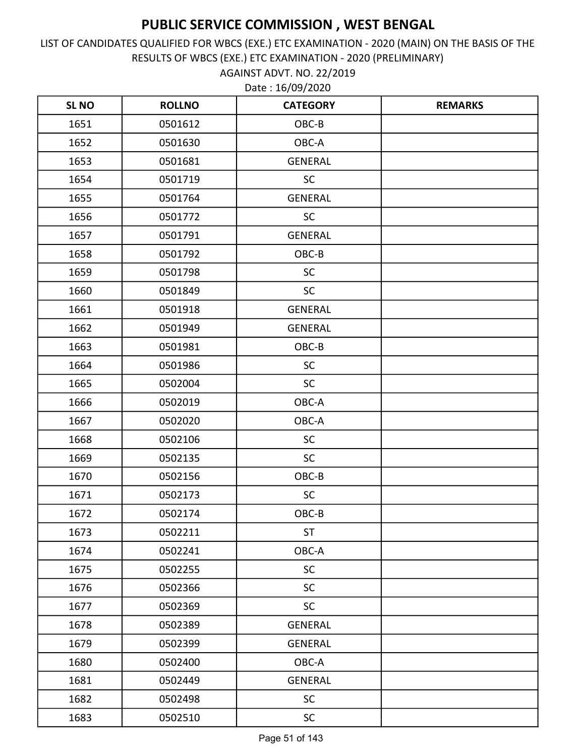# PUBLIC SERVICE COMMISSION , WEST BENGAL

LIST OF CANDIDATES QUALIFIED FOR WBCS (EXE.) ETC EXAMINATION - 2020 (MAIN) ON THE BASIS OF THE RESULTS OF WBCS (EXE.) ETC EXAMINATION - 2020 (PRELIMINARY)

AGAINST ADVT. NO. 22/2019

Date : 16/09/2020

| SL NO | ROLLNO | CATEGORY | REMARKS |
|---|---|---|---|
| 1651 | 0501612 | OBC-B | |
| 1652 | 0501630 | OBC-A | |
| 1653 | 0501681 | GENERAL | |
| 1654 | 0501719 | SC | |
| 1655 | 0501764 | GENERAL | |
| 1656 | 0501772 | SC | |
| 1657 | 0501791 | GENERAL | |
| 1658 | 0501792 | OBC-B | |
| 1659 | 0501798 | SC | |
| 1660 | 0501849 | SC | |
| 1661 | 0501918 | GENERAL | |
| 1662 | 0501949 | GENERAL | |
| 1663 | 0501981 | OBC-B | |
| 1664 | 0501986 | SC | |
| 1665 | 0502004 | SC | |
| 1666 | 0502019 | OBC-A | |
| 1667 | 0502020 | OBC-A | |
| 1668 | 0502106 | SC | |
| 1669 | 0502135 | SC | |
| 1670 | 0502156 | OBC-B | |
| 1671 | 0502173 | SC | |
| 1672 | 0502174 | OBC-B | |
| 1673 | 0502211 | ST | |
| 1674 | 0502241 | OBC-A | |
| 1675 | 0502255 | SC | |
| 1676 | 0502366 | SC | |
| 1677 | 0502369 | SC | |
| 1678 | 0502389 | GENERAL | |
| 1679 | 0502399 | GENERAL | |
| 1680 | 0502400 | OBC-A | |
| 1681 | 0502449 | GENERAL | |
| 1682 | 0502498 | SC | |
| 1683 | 0502510 | SC | |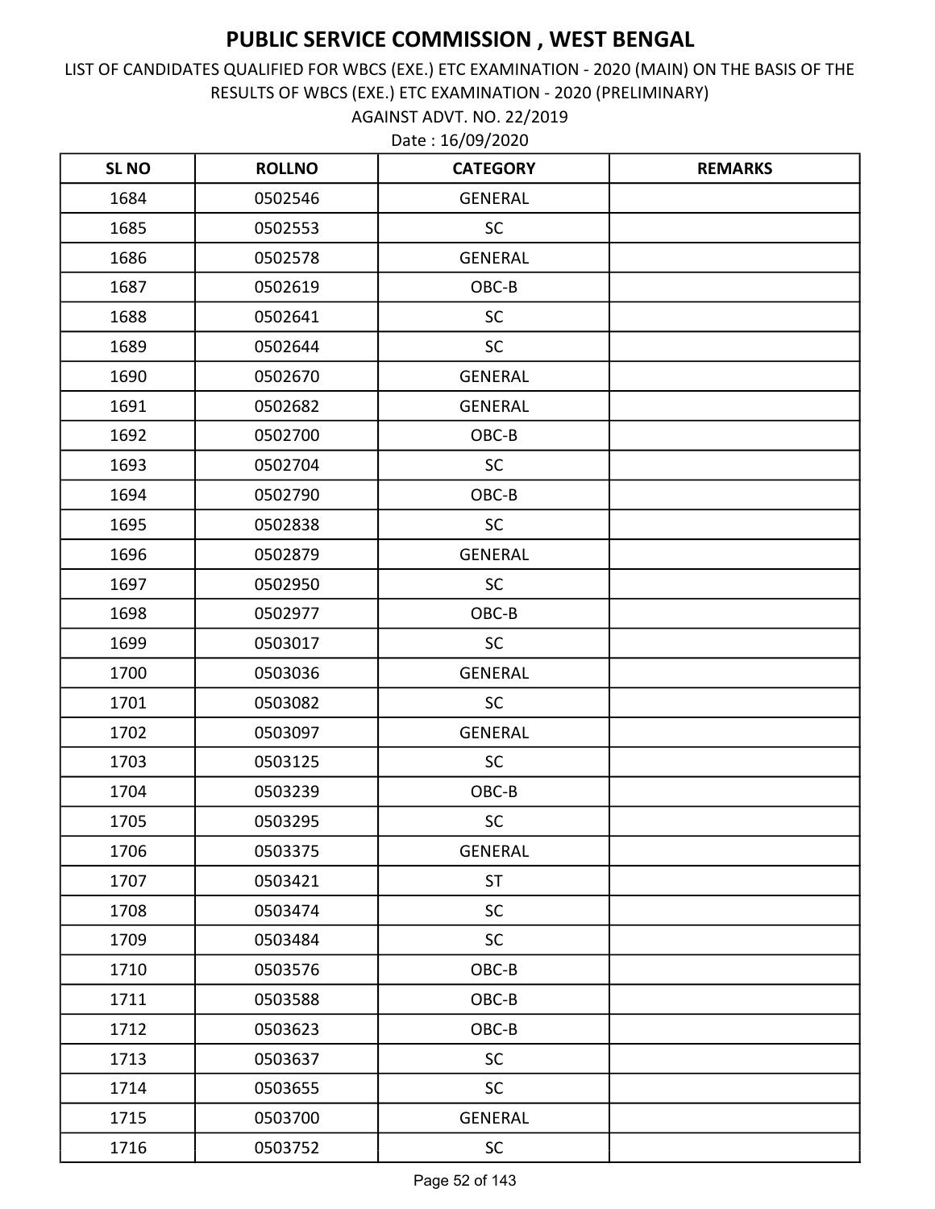# PUBLIC SERVICE COMMISSION , WEST BENGAL

LIST OF CANDIDATES QUALIFIED FOR WBCS (EXE.) ETC EXAMINATION - 2020 (MAIN) ON THE BASIS OF THE RESULTS OF WBCS (EXE.) ETC EXAMINATION - 2020 (PRELIMINARY)

AGAINST ADVT. NO. 22/2019

Date : 16/09/2020

| SL NO | ROLLNO | CATEGORY | REMARKS |
|---|---|---|---|
| 1684 | 0502546 | GENERAL | |
| 1685 | 0502553 | SC | |
| 1686 | 0502578 | GENERAL | |
| 1687 | 0502619 | OBC-B | |
| 1688 | 0502641 | SC | |
| 1689 | 0502644 | SC | |
| 1690 | 0502670 | GENERAL | |
| 1691 | 0502682 | GENERAL | |
| 1692 | 0502700 | OBC-B | |
| 1693 | 0502704 | SC | |
| 1694 | 0502790 | OBC-B | |
| 1695 | 0502838 | SC | |
| 1696 | 0502879 | GENERAL | |
| 1697 | 0502950 | SC | |
| 1698 | 0502977 | OBC-B | |
| 1699 | 0503017 | SC | |
| 1700 | 0503036 | GENERAL | |
| 1701 | 0503082 | SC | |
| 1702 | 0503097 | GENERAL | |
| 1703 | 0503125 | SC | |
| 1704 | 0503239 | OBC-B | |
| 1705 | 0503295 | SC | |
| 1706 | 0503375 | GENERAL | |
| 1707 | 0503421 | ST | |
| 1708 | 0503474 | SC | |
| 1709 | 0503484 | SC | |
| 1710 | 0503576 | OBC-B | |
| 1711 | 0503588 | OBC-B | |
| 1712 | 0503623 | OBC-B | |
| 1713 | 0503637 | SC | |
| 1714 | 0503655 | SC | |
| 1715 | 0503700 | GENERAL | |
| 1716 | 0503752 | SC | |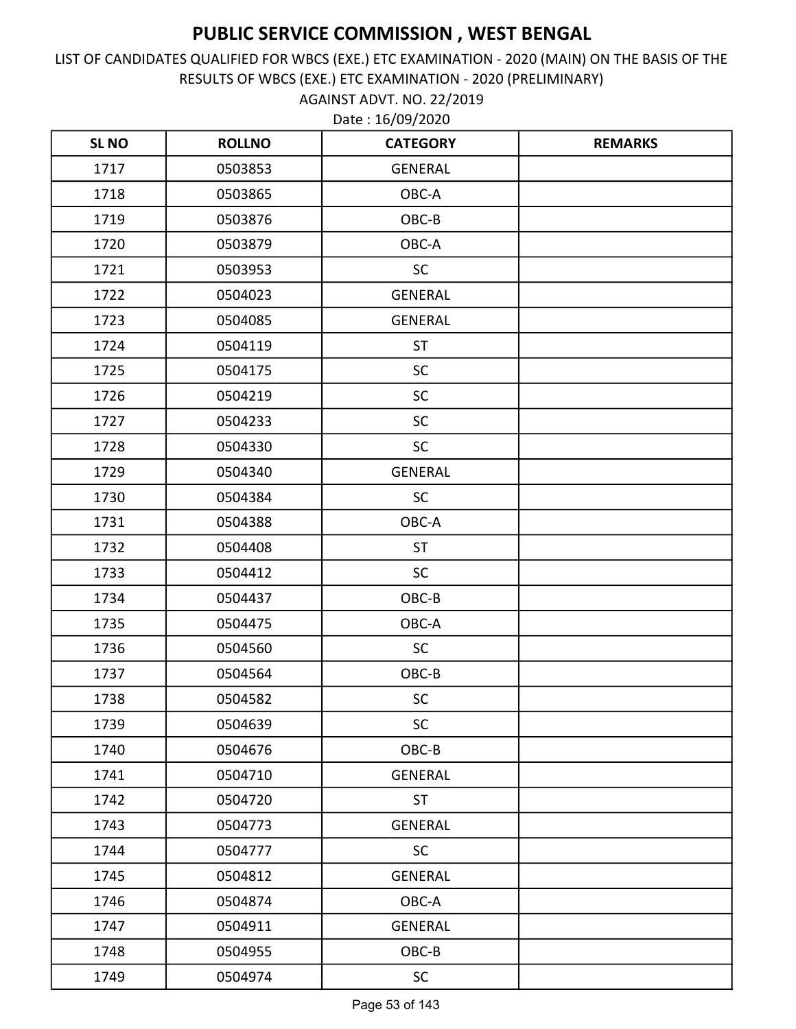# PUBLIC SERVICE COMMISSION , WEST BENGAL

LIST OF CANDIDATES QUALIFIED FOR WBCS (EXE.) ETC EXAMINATION - 2020 (MAIN) ON THE BASIS OF THE RESULTS OF WBCS (EXE.) ETC EXAMINATION - 2020 (PRELIMINARY)

AGAINST ADVT. NO. 22/2019

Date : 16/09/2020

| SL NO | ROLLNO | CATEGORY | REMARKS |
|---|---|---|---|
| 1717 | 0503853 | GENERAL | |
| 1718 | 0503865 | OBC-A | |
| 1719 | 0503876 | OBC-B | |
| 1720 | 0503879 | OBC-A | |
| 1721 | 0503953 | SC | |
| 1722 | 0504023 | GENERAL | |
| 1723 | 0504085 | GENERAL | |
| 1724 | 0504119 | ST | |
| 1725 | 0504175 | SC | |
| 1726 | 0504219 | SC | |
| 1727 | 0504233 | SC | |
| 1728 | 0504330 | SC | |
| 1729 | 0504340 | GENERAL | |
| 1730 | 0504384 | SC | |
| 1731 | 0504388 | OBC-A | |
| 1732 | 0504408 | ST | |
| 1733 | 0504412 | SC | |
| 1734 | 0504437 | OBC-B | |
| 1735 | 0504475 | OBC-A | |
| 1736 | 0504560 | SC | |
| 1737 | 0504564 | OBC-B | |
| 1738 | 0504582 | SC | |
| 1739 | 0504639 | SC | |
| 1740 | 0504676 | OBC-B | |
| 1741 | 0504710 | GENERAL | |
| 1742 | 0504720 | ST | |
| 1743 | 0504773 | GENERAL | |
| 1744 | 0504777 | SC | |
| 1745 | 0504812 | GENERAL | |
| 1746 | 0504874 | OBC-A | |
| 1747 | 0504911 | GENERAL | |
| 1748 | 0504955 | OBC-B | |
| 1749 | 0504974 | SC | |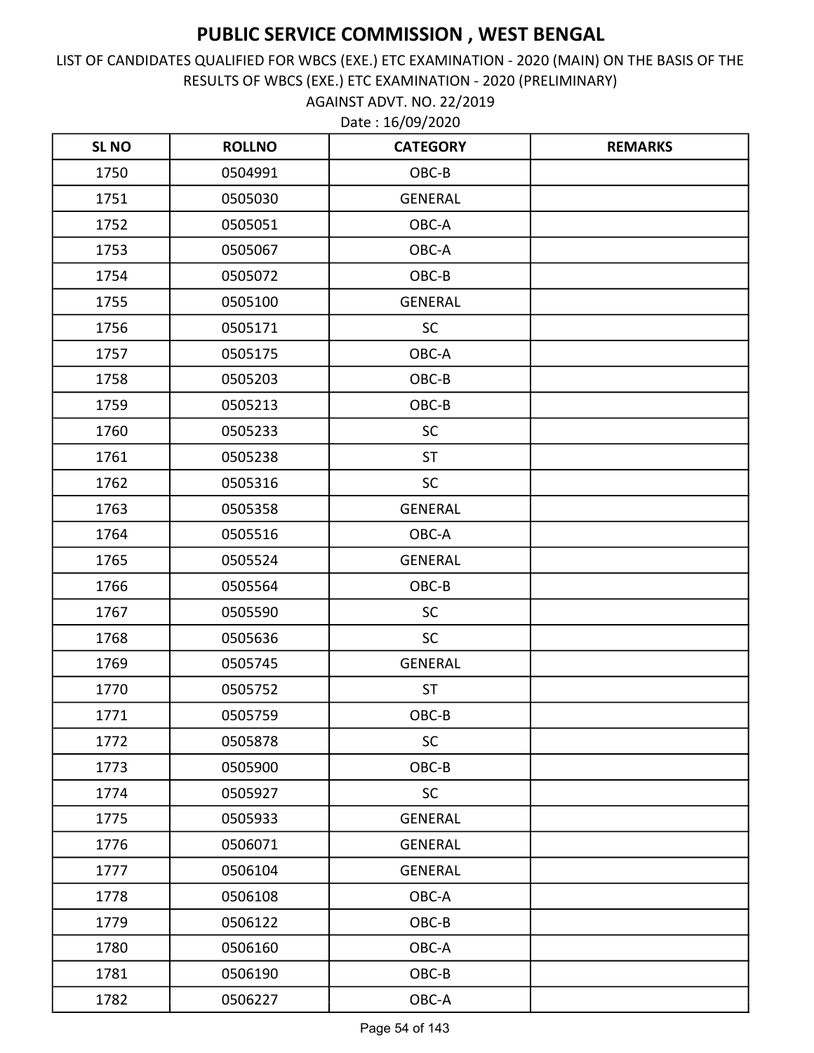# PUBLIC SERVICE COMMISSION , WEST BENGAL

LIST OF CANDIDATES QUALIFIED FOR WBCS (EXE.) ETC EXAMINATION - 2020 (MAIN) ON THE BASIS OF THE RESULTS OF WBCS (EXE.) ETC EXAMINATION - 2020 (PRELIMINARY)

AGAINST ADVT. NO. 22/2019

Date : 16/09/2020

| SL NO | ROLLNO | CATEGORY | REMARKS |
|---|---|---|---|
| 1750 | 0504991 | OBC-B | |
| 1751 | 0505030 | GENERAL | |
| 1752 | 0505051 | OBC-A | |
| 1753 | 0505067 | OBC-A | |
| 1754 | 0505072 | OBC-B | |
| 1755 | 0505100 | GENERAL | |
| 1756 | 0505171 | SC | |
| 1757 | 0505175 | OBC-A | |
| 1758 | 0505203 | OBC-B | |
| 1759 | 0505213 | OBC-B | |
| 1760 | 0505233 | SC | |
| 1761 | 0505238 | ST | |
| 1762 | 0505316 | SC | |
| 1763 | 0505358 | GENERAL | |
| 1764 | 0505516 | OBC-A | |
| 1765 | 0505524 | GENERAL | |
| 1766 | 0505564 | OBC-B | |
| 1767 | 0505590 | SC | |
| 1768 | 0505636 | SC | |
| 1769 | 0505745 | GENERAL | |
| 1770 | 0505752 | ST | |
| 1771 | 0505759 | OBC-B | |
| 1772 | 0505878 | SC | |
| 1773 | 0505900 | OBC-B | |
| 1774 | 0505927 | SC | |
| 1775 | 0505933 | GENERAL | |
| 1776 | 0506071 | GENERAL | |
| 1777 | 0506104 | GENERAL | |
| 1778 | 0506108 | OBC-A | |
| 1779 | 0506122 | OBC-B | |
| 1780 | 0506160 | OBC-A | |
| 1781 | 0506190 | OBC-B | |
| 1782 | 0506227 | OBC-A | |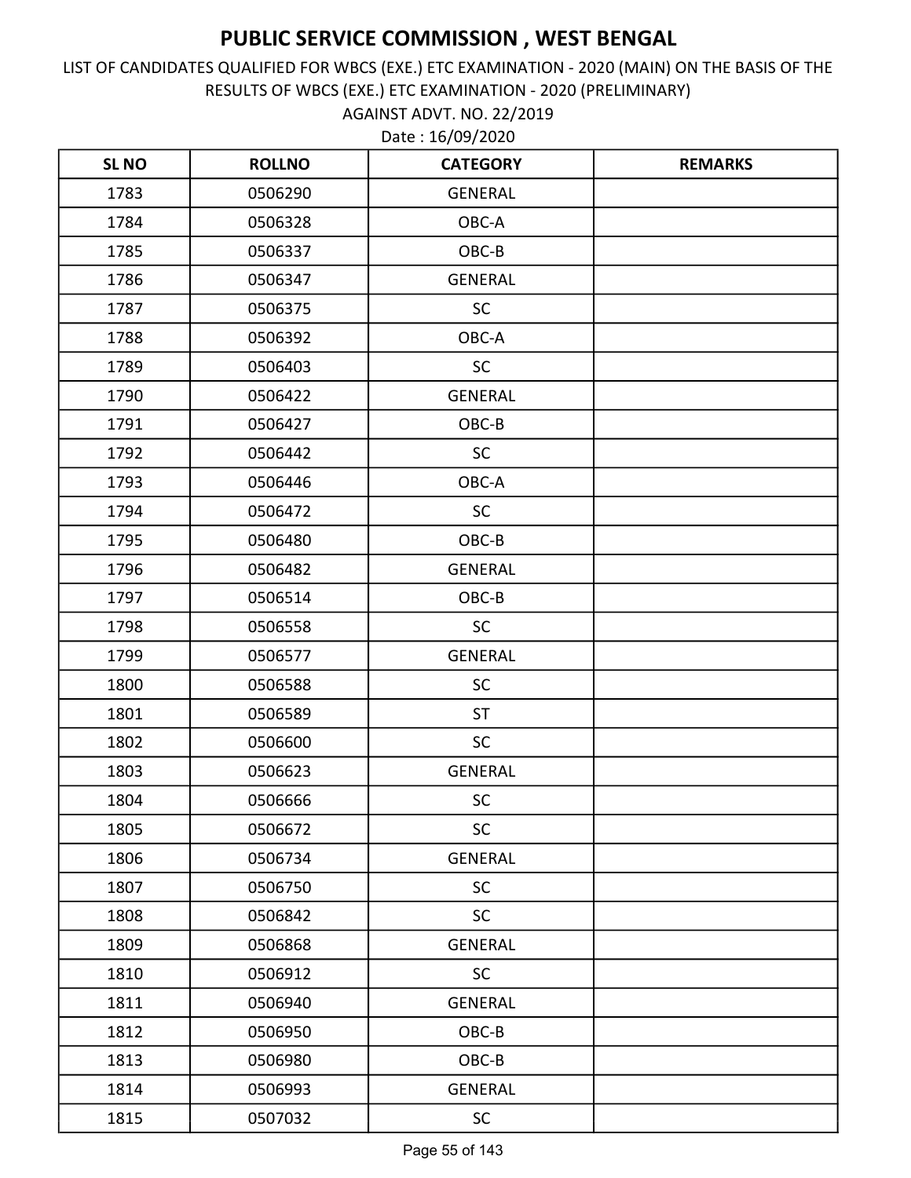# PUBLIC SERVICE COMMISSION , WEST BENGAL

LIST OF CANDIDATES QUALIFIED FOR WBCS (EXE.) ETC EXAMINATION - 2020 (MAIN) ON THE BASIS OF THE RESULTS OF WBCS (EXE.) ETC EXAMINATION - 2020 (PRELIMINARY)

AGAINST ADVT. NO. 22/2019

Date : 16/09/2020

| SL NO | ROLLNO | CATEGORY | REMARKS |
|---|---|---|---|
| 1783 | 0506290 | GENERAL | |
| 1784 | 0506328 | OBC-A | |
| 1785 | 0506337 | OBC-B | |
| 1786 | 0506347 | GENERAL | |
| 1787 | 0506375 | SC | |
| 1788 | 0506392 | OBC-A | |
| 1789 | 0506403 | SC | |
| 1790 | 0506422 | GENERAL | |
| 1791 | 0506427 | OBC-B | |
| 1792 | 0506442 | SC | |
| 1793 | 0506446 | OBC-A | |
| 1794 | 0506472 | SC | |
| 1795 | 0506480 | OBC-B | |
| 1796 | 0506482 | GENERAL | |
| 1797 | 0506514 | OBC-B | |
| 1798 | 0506558 | SC | |
| 1799 | 0506577 | GENERAL | |
| 1800 | 0506588 | SC | |
| 1801 | 0506589 | ST | |
| 1802 | 0506600 | SC | |
| 1803 | 0506623 | GENERAL | |
| 1804 | 0506666 | SC | |
| 1805 | 0506672 | SC | |
| 1806 | 0506734 | GENERAL | |
| 1807 | 0506750 | SC | |
| 1808 | 0506842 | SC | |
| 1809 | 0506868 | GENERAL | |
| 1810 | 0506912 | SC | |
| 1811 | 0506940 | GENERAL | |
| 1812 | 0506950 | OBC-B | |
| 1813 | 0506980 | OBC-B | |
| 1814 | 0506993 | GENERAL | |
| 1815 | 0507032 | SC | |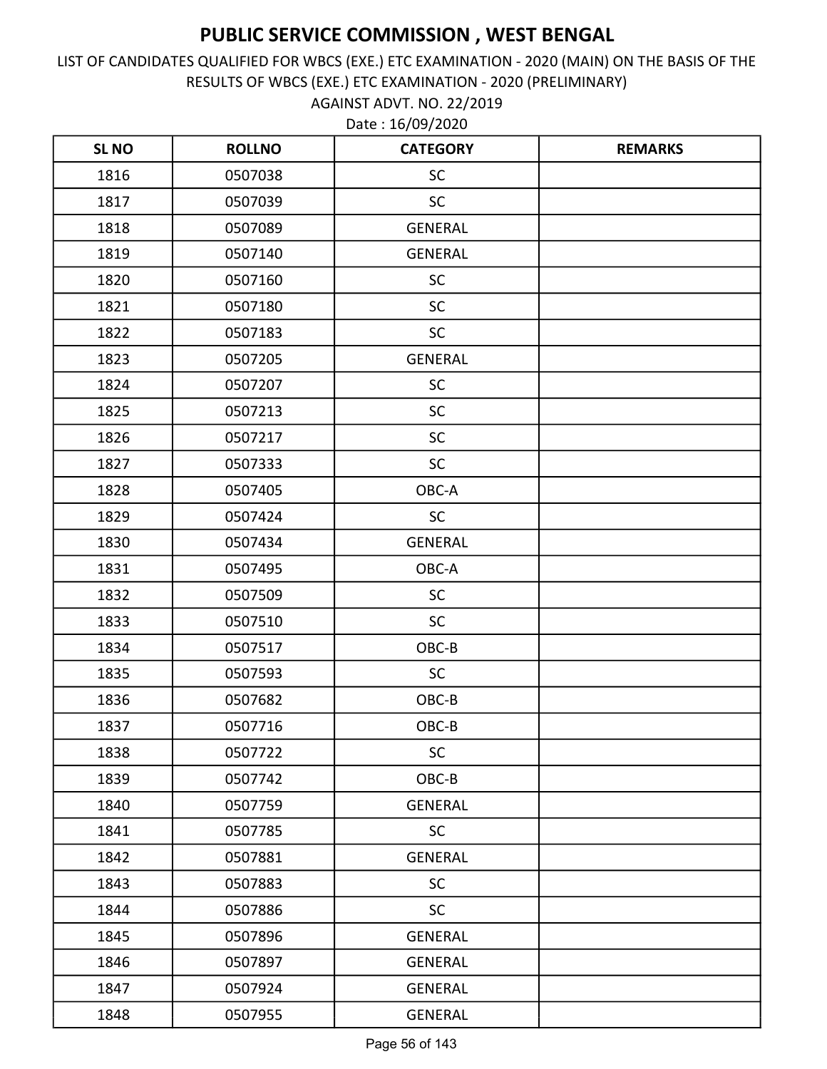# PUBLIC SERVICE COMMISSION , WEST BENGAL

LIST OF CANDIDATES QUALIFIED FOR WBCS (EXE.) ETC EXAMINATION - 2020 (MAIN) ON THE BASIS OF THE RESULTS OF WBCS (EXE.) ETC EXAMINATION - 2020 (PRELIMINARY)

AGAINST ADVT. NO. 22/2019

Date : 16/09/2020

| SL NO | ROLLNO | CATEGORY | REMARKS |
|---|---|---|---|
| 1816 | 0507038 | SC | |
| 1817 | 0507039 | SC | |
| 1818 | 0507089 | GENERAL | |
| 1819 | 0507140 | GENERAL | |
| 1820 | 0507160 | SC | |
| 1821 | 0507180 | SC | |
| 1822 | 0507183 | SC | |
| 1823 | 0507205 | GENERAL | |
| 1824 | 0507207 | SC | |
| 1825 | 0507213 | SC | |
| 1826 | 0507217 | SC | |
| 1827 | 0507333 | SC | |
| 1828 | 0507405 | OBC-A | |
| 1829 | 0507424 | SC | |
| 1830 | 0507434 | GENERAL | |
| 1831 | 0507495 | OBC-A | |
| 1832 | 0507509 | SC | |
| 1833 | 0507510 | SC | |
| 1834 | 0507517 | OBC-B | |
| 1835 | 0507593 | SC | |
| 1836 | 0507682 | OBC-B | |
| 1837 | 0507716 | OBC-B | |
| 1838 | 0507722 | SC | |
| 1839 | 0507742 | OBC-B | |
| 1840 | 0507759 | GENERAL | |
| 1841 | 0507785 | SC | |
| 1842 | 0507881 | GENERAL | |
| 1843 | 0507883 | SC | |
| 1844 | 0507886 | SC | |
| 1845 | 0507896 | GENERAL | |
| 1846 | 0507897 | GENERAL | |
| 1847 | 0507924 | GENERAL | |
| 1848 | 0507955 | GENERAL | |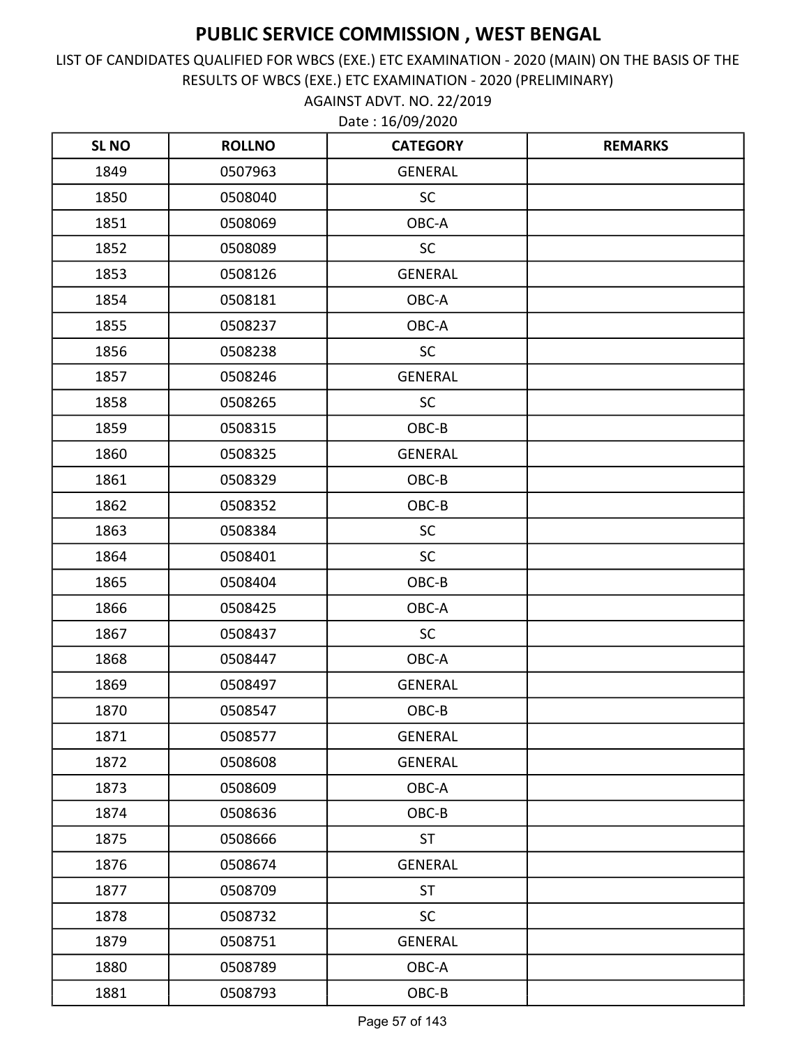# PUBLIC SERVICE COMMISSION , WEST BENGAL

LIST OF CANDIDATES QUALIFIED FOR WBCS (EXE.) ETC EXAMINATION - 2020 (MAIN) ON THE BASIS OF THE RESULTS OF WBCS (EXE.) ETC EXAMINATION - 2020 (PRELIMINARY)

AGAINST ADVT. NO. 22/2019

Date : 16/09/2020

| SL NO | ROLLNO | CATEGORY | REMARKS |
|---|---|---|---|
| 1849 | 0507963 | GENERAL | |
| 1850 | 0508040 | SC | |
| 1851 | 0508069 | OBC-A | |
| 1852 | 0508089 | SC | |
| 1853 | 0508126 | GENERAL | |
| 1854 | 0508181 | OBC-A | |
| 1855 | 0508237 | OBC-A | |
| 1856 | 0508238 | SC | |
| 1857 | 0508246 | GENERAL | |
| 1858 | 0508265 | SC | |
| 1859 | 0508315 | OBC-B | |
| 1860 | 0508325 | GENERAL | |
| 1861 | 0508329 | OBC-B | |
| 1862 | 0508352 | OBC-B | |
| 1863 | 0508384 | SC | |
| 1864 | 0508401 | SC | |
| 1865 | 0508404 | OBC-B | |
| 1866 | 0508425 | OBC-A | |
| 1867 | 0508437 | SC | |
| 1868 | 0508447 | OBC-A | |
| 1869 | 0508497 | GENERAL | |
| 1870 | 0508547 | OBC-B | |
| 1871 | 0508577 | GENERAL | |
| 1872 | 0508608 | GENERAL | |
| 1873 | 0508609 | OBC-A | |
| 1874 | 0508636 | OBC-B | |
| 1875 | 0508666 | ST | |
| 1876 | 0508674 | GENERAL | |
| 1877 | 0508709 | ST | |
| 1878 | 0508732 | SC | |
| 1879 | 0508751 | GENERAL | |
| 1880 | 0508789 | OBC-A | |
| 1881 | 0508793 | OBC-B | |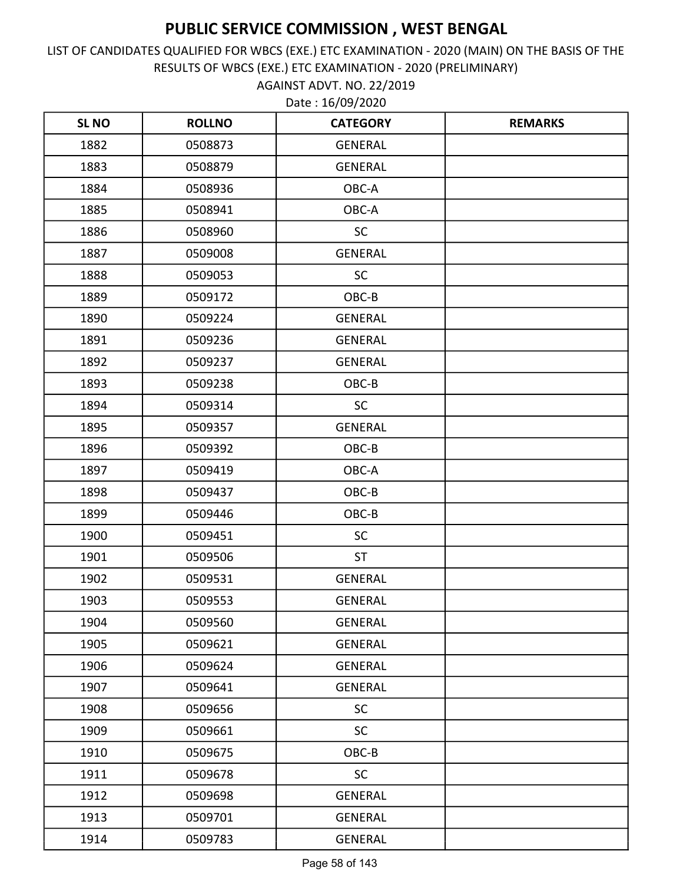# PUBLIC SERVICE COMMISSION , WEST BENGAL

LIST OF CANDIDATES QUALIFIED FOR WBCS (EXE.) ETC EXAMINATION - 2020 (MAIN) ON THE BASIS OF THE RESULTS OF WBCS (EXE.) ETC EXAMINATION - 2020 (PRELIMINARY)

AGAINST ADVT. NO. 22/2019

Date : 16/09/2020

| SL NO | ROLLNO | CATEGORY | REMARKS |
|---|---|---|---|
| 1882 | 0508873 | GENERAL | |
| 1883 | 0508879 | GENERAL | |
| 1884 | 0508936 | OBC-A | |
| 1885 | 0508941 | OBC-A | |
| 1886 | 0508960 | SC | |
| 1887 | 0509008 | GENERAL | |
| 1888 | 0509053 | SC | |
| 1889 | 0509172 | OBC-B | |
| 1890 | 0509224 | GENERAL | |
| 1891 | 0509236 | GENERAL | |
| 1892 | 0509237 | GENERAL | |
| 1893 | 0509238 | OBC-B | |
| 1894 | 0509314 | SC | |
| 1895 | 0509357 | GENERAL | |
| 1896 | 0509392 | OBC-B | |
| 1897 | 0509419 | OBC-A | |
| 1898 | 0509437 | OBC-B | |
| 1899 | 0509446 | OBC-B | |
| 1900 | 0509451 | SC | |
| 1901 | 0509506 | ST | |
| 1902 | 0509531 | GENERAL | |
| 1903 | 0509553 | GENERAL | |
| 1904 | 0509560 | GENERAL | |
| 1905 | 0509621 | GENERAL | |
| 1906 | 0509624 | GENERAL | |
| 1907 | 0509641 | GENERAL | |
| 1908 | 0509656 | SC | |
| 1909 | 0509661 | SC | |
| 1910 | 0509675 | OBC-B | |
| 1911 | 0509678 | SC | |
| 1912 | 0509698 | GENERAL | |
| 1913 | 0509701 | GENERAL | |
| 1914 | 0509783 | GENERAL | |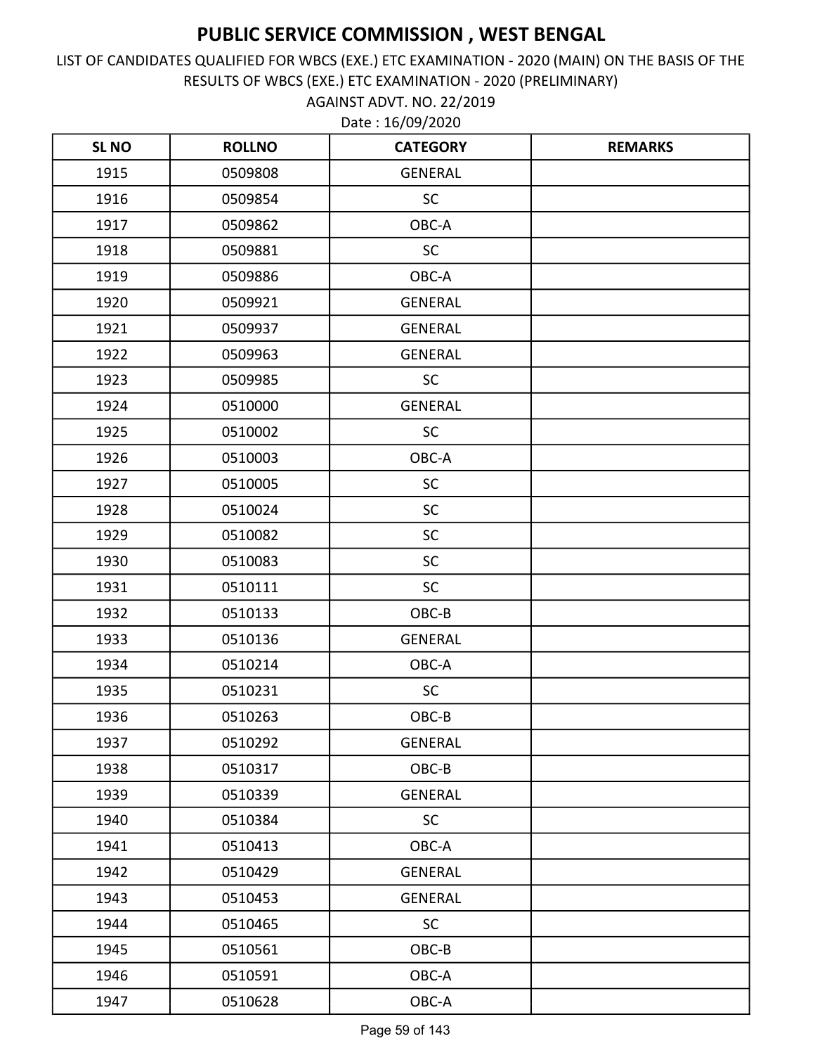# PUBLIC SERVICE COMMISSION , WEST BENGAL

LIST OF CANDIDATES QUALIFIED FOR WBCS (EXE.) ETC EXAMINATION - 2020 (MAIN) ON THE BASIS OF THE RESULTS OF WBCS (EXE.) ETC EXAMINATION - 2020 (PRELIMINARY)

AGAINST ADVT. NO. 22/2019

Date : 16/09/2020

| SL NO | ROLLNO | CATEGORY | REMARKS |
|---|---|---|---|
| 1915 | 0509808 | GENERAL | |
| 1916 | 0509854 | SC | |
| 1917 | 0509862 | OBC-A | |
| 1918 | 0509881 | SC | |
| 1919 | 0509886 | OBC-A | |
| 1920 | 0509921 | GENERAL | |
| 1921 | 0509937 | GENERAL | |
| 1922 | 0509963 | GENERAL | |
| 1923 | 0509985 | SC | |
| 1924 | 0510000 | GENERAL | |
| 1925 | 0510002 | SC | |
| 1926 | 0510003 | OBC-A | |
| 1927 | 0510005 | SC | |
| 1928 | 0510024 | SC | |
| 1929 | 0510082 | SC | |
| 1930 | 0510083 | SC | |
| 1931 | 0510111 | SC | |
| 1932 | 0510133 | OBC-B | |
| 1933 | 0510136 | GENERAL | |
| 1934 | 0510214 | OBC-A | |
| 1935 | 0510231 | SC | |
| 1936 | 0510263 | OBC-B | |
| 1937 | 0510292 | GENERAL | |
| 1938 | 0510317 | OBC-B | |
| 1939 | 0510339 | GENERAL | |
| 1940 | 0510384 | SC | |
| 1941 | 0510413 | OBC-A | |
| 1942 | 0510429 | GENERAL | |
| 1943 | 0510453 | GENERAL | |
| 1944 | 0510465 | SC | |
| 1945 | 0510561 | OBC-B | |
| 1946 | 0510591 | OBC-A | |
| 1947 | 0510628 | OBC-A | |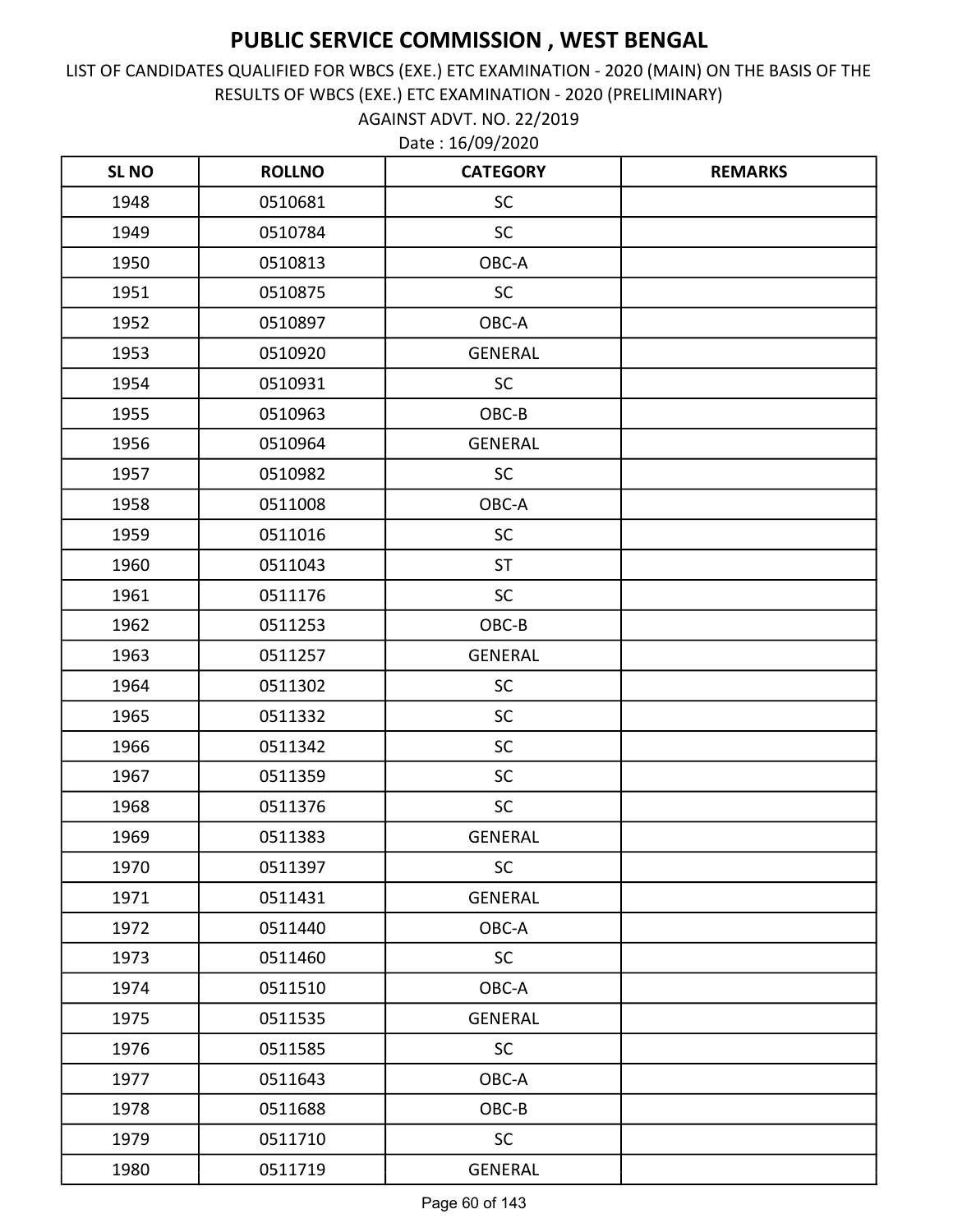# PUBLIC SERVICE COMMISSION , WEST BENGAL

LIST OF CANDIDATES QUALIFIED FOR WBCS (EXE.) ETC EXAMINATION - 2020 (MAIN) ON THE BASIS OF THE RESULTS OF WBCS (EXE.) ETC EXAMINATION - 2020 (PRELIMINARY)

AGAINST ADVT. NO. 22/2019

Date : 16/09/2020

| SL NO | ROLLNO | CATEGORY | REMARKS |
|---|---|---|---|
| 1948 | 0510681 | SC | |
| 1949 | 0510784 | SC | |
| 1950 | 0510813 | OBC-A | |
| 1951 | 0510875 | SC | |
| 1952 | 0510897 | OBC-A | |
| 1953 | 0510920 | GENERAL | |
| 1954 | 0510931 | SC | |
| 1955 | 0510963 | OBC-B | |
| 1956 | 0510964 | GENERAL | |
| 1957 | 0510982 | SC | |
| 1958 | 0511008 | OBC-A | |
| 1959 | 0511016 | SC | |
| 1960 | 0511043 | ST | |
| 1961 | 0511176 | SC | |
| 1962 | 0511253 | OBC-B | |
| 1963 | 0511257 | GENERAL | |
| 1964 | 0511302 | SC | |
| 1965 | 0511332 | SC | |
| 1966 | 0511342 | SC | |
| 1967 | 0511359 | SC | |
| 1968 | 0511376 | SC | |
| 1969 | 0511383 | GENERAL | |
| 1970 | 0511397 | SC | |
| 1971 | 0511431 | GENERAL | |
| 1972 | 0511440 | OBC-A | |
| 1973 | 0511460 | SC | |
| 1974 | 0511510 | OBC-A | |
| 1975 | 0511535 | GENERAL | |
| 1976 | 0511585 | SC | |
| 1977 | 0511643 | OBC-A | |
| 1978 | 0511688 | OBC-B | |
| 1979 | 0511710 | SC | |
| 1980 | 0511719 | GENERAL | |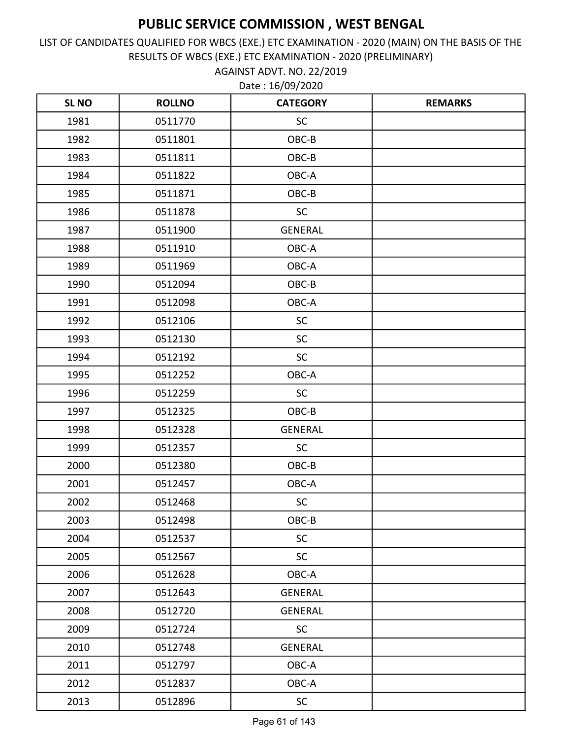# PUBLIC SERVICE COMMISSION , WEST BENGAL

LIST OF CANDIDATES QUALIFIED FOR WBCS (EXE.) ETC EXAMINATION - 2020 (MAIN) ON THE BASIS OF THE RESULTS OF WBCS (EXE.) ETC EXAMINATION - 2020 (PRELIMINARY)

AGAINST ADVT. NO. 22/2019

Date : 16/09/2020

| SL NO | ROLLNO | CATEGORY | REMARKS |
|---|---|---|---|
| 1981 | 0511770 | SC | |
| 1982 | 0511801 | OBC-B | |
| 1983 | 0511811 | OBC-B | |
| 1984 | 0511822 | OBC-A | |
| 1985 | 0511871 | OBC-B | |
| 1986 | 0511878 | SC | |
| 1987 | 0511900 | GENERAL | |
| 1988 | 0511910 | OBC-A | |
| 1989 | 0511969 | OBC-A | |
| 1990 | 0512094 | OBC-B | |
| 1991 | 0512098 | OBC-A | |
| 1992 | 0512106 | SC | |
| 1993 | 0512130 | SC | |
| 1994 | 0512192 | SC | |
| 1995 | 0512252 | OBC-A | |
| 1996 | 0512259 | SC | |
| 1997 | 0512325 | OBC-B | |
| 1998 | 0512328 | GENERAL | |
| 1999 | 0512357 | SC | |
| 2000 | 0512380 | OBC-B | |
| 2001 | 0512457 | OBC-A | |
| 2002 | 0512468 | SC | |
| 2003 | 0512498 | OBC-B | |
| 2004 | 0512537 | SC | |
| 2005 | 0512567 | SC | |
| 2006 | 0512628 | OBC-A | |
| 2007 | 0512643 | GENERAL | |
| 2008 | 0512720 | GENERAL | |
| 2009 | 0512724 | SC | |
| 2010 | 0512748 | GENERAL | |
| 2011 | 0512797 | OBC-A | |
| 2012 | 0512837 | OBC-A | |
| 2013 | 0512896 | SC | |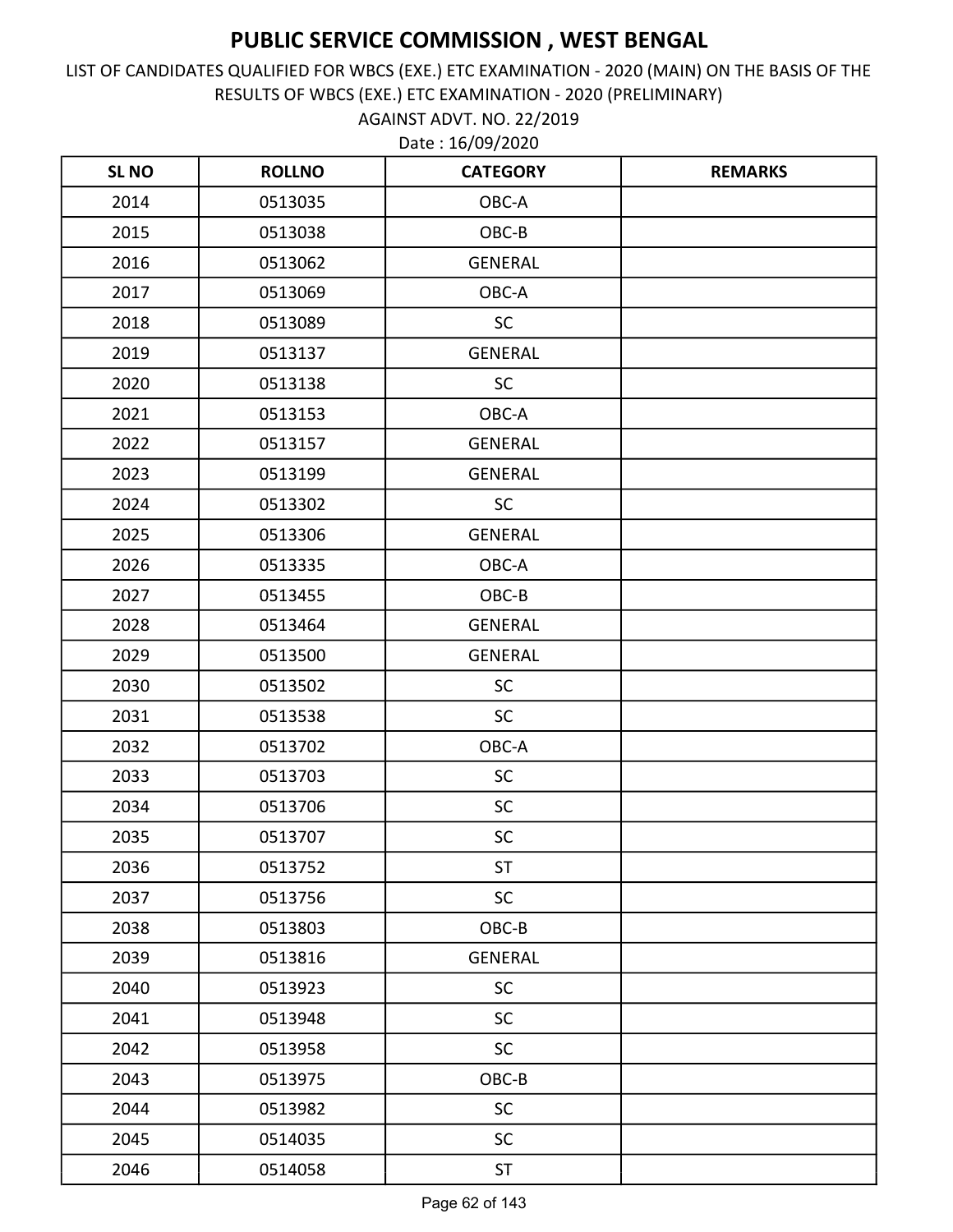# PUBLIC SERVICE COMMISSION , WEST BENGAL

LIST OF CANDIDATES QUALIFIED FOR WBCS (EXE.) ETC EXAMINATION - 2020 (MAIN) ON THE BASIS OF THE RESULTS OF WBCS (EXE.) ETC EXAMINATION - 2020 (PRELIMINARY)

AGAINST ADVT. NO. 22/2019

Date : 16/09/2020

| SL NO | ROLLNO | CATEGORY | REMARKS |
|---|---|---|---|
| 2014 | 0513035 | OBC-A | |
| 2015 | 0513038 | OBC-B | |
| 2016 | 0513062 | GENERAL | |
| 2017 | 0513069 | OBC-A | |
| 2018 | 0513089 | SC | |
| 2019 | 0513137 | GENERAL | |
| 2020 | 0513138 | SC | |
| 2021 | 0513153 | OBC-A | |
| 2022 | 0513157 | GENERAL | |
| 2023 | 0513199 | GENERAL | |
| 2024 | 0513302 | SC | |
| 2025 | 0513306 | GENERAL | |
| 2026 | 0513335 | OBC-A | |
| 2027 | 0513455 | OBC-B | |
| 2028 | 0513464 | GENERAL | |
| 2029 | 0513500 | GENERAL | |
| 2030 | 0513502 | SC | |
| 2031 | 0513538 | SC | |
| 2032 | 0513702 | OBC-A | |
| 2033 | 0513703 | SC | |
| 2034 | 0513706 | SC | |
| 2035 | 0513707 | SC | |
| 2036 | 0513752 | ST | |
| 2037 | 0513756 | SC | |
| 2038 | 0513803 | OBC-B | |
| 2039 | 0513816 | GENERAL | |
| 2040 | 0513923 | SC | |
| 2041 | 0513948 | SC | |
| 2042 | 0513958 | SC | |
| 2043 | 0513975 | OBC-B | |
| 2044 | 0513982 | SC | |
| 2045 | 0514035 | SC | |
| 2046 | 0514058 | ST | |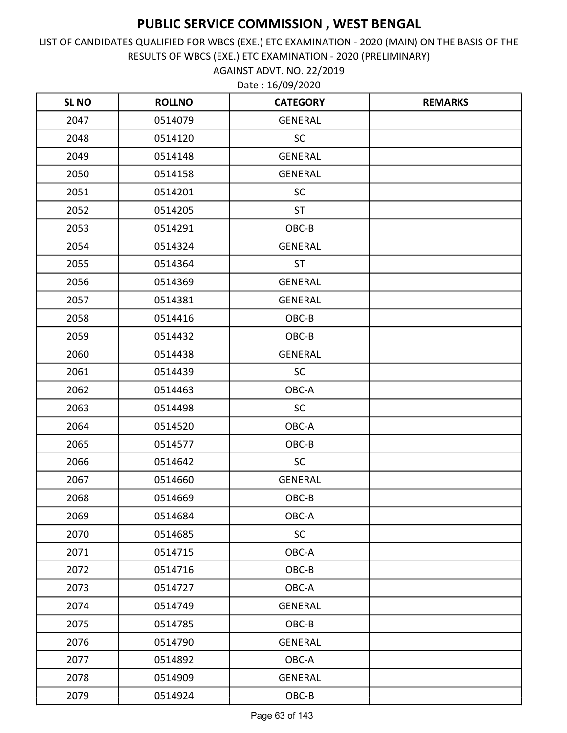# PUBLIC SERVICE COMMISSION , WEST BENGAL

LIST OF CANDIDATES QUALIFIED FOR WBCS (EXE.) ETC EXAMINATION - 2020 (MAIN) ON THE BASIS OF THE RESULTS OF WBCS (EXE.) ETC EXAMINATION - 2020 (PRELIMINARY)

AGAINST ADVT. NO. 22/2019

Date : 16/09/2020

| SL NO | ROLLNO | CATEGORY | REMARKS |
|---|---|---|---|
| 2047 | 0514079 | GENERAL | |
| 2048 | 0514120 | SC | |
| 2049 | 0514148 | GENERAL | |
| 2050 | 0514158 | GENERAL | |
| 2051 | 0514201 | SC | |
| 2052 | 0514205 | ST | |
| 2053 | 0514291 | OBC-B | |
| 2054 | 0514324 | GENERAL | |
| 2055 | 0514364 | ST | |
| 2056 | 0514369 | GENERAL | |
| 2057 | 0514381 | GENERAL | |
| 2058 | 0514416 | OBC-B | |
| 2059 | 0514432 | OBC-B | |
| 2060 | 0514438 | GENERAL | |
| 2061 | 0514439 | SC | |
| 2062 | 0514463 | OBC-A | |
| 2063 | 0514498 | SC | |
| 2064 | 0514520 | OBC-A | |
| 2065 | 0514577 | OBC-B | |
| 2066 | 0514642 | SC | |
| 2067 | 0514660 | GENERAL | |
| 2068 | 0514669 | OBC-B | |
| 2069 | 0514684 | OBC-A | |
| 2070 | 0514685 | SC | |
| 2071 | 0514715 | OBC-A | |
| 2072 | 0514716 | OBC-B | |
| 2073 | 0514727 | OBC-A | |
| 2074 | 0514749 | GENERAL | |
| 2075 | 0514785 | OBC-B | |
| 2076 | 0514790 | GENERAL | |
| 2077 | 0514892 | OBC-A | |
| 2078 | 0514909 | GENERAL | |
| 2079 | 0514924 | OBC-B | |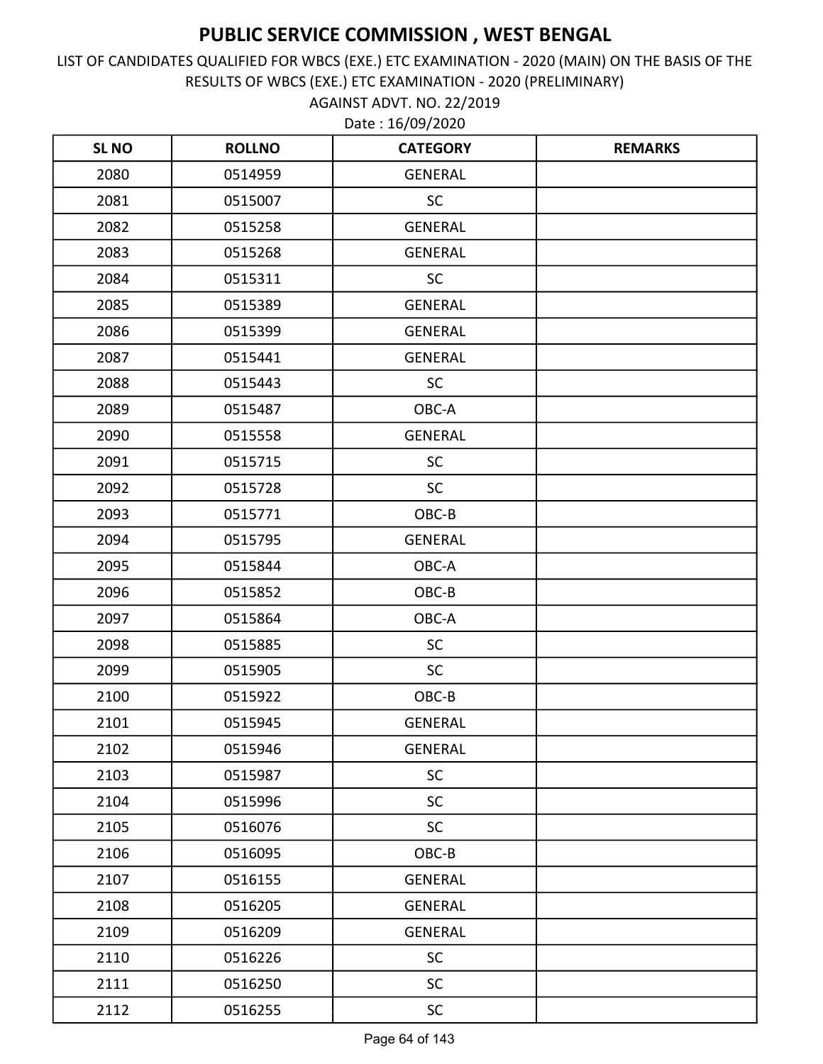# PUBLIC SERVICE COMMISSION , WEST BENGAL

LIST OF CANDIDATES QUALIFIED FOR WBCS (EXE.) ETC EXAMINATION - 2020 (MAIN) ON THE BASIS OF THE RESULTS OF WBCS (EXE.) ETC EXAMINATION - 2020 (PRELIMINARY)

AGAINST ADVT. NO. 22/2019

Date : 16/09/2020

| SL NO | ROLLNO | CATEGORY | REMARKS |
|---|---|---|---|
| 2080 | 0514959 | GENERAL | |
| 2081 | 0515007 | SC | |
| 2082 | 0515258 | GENERAL | |
| 2083 | 0515268 | GENERAL | |
| 2084 | 0515311 | SC | |
| 2085 | 0515389 | GENERAL | |
| 2086 | 0515399 | GENERAL | |
| 2087 | 0515441 | GENERAL | |
| 2088 | 0515443 | SC | |
| 2089 | 0515487 | OBC-A | |
| 2090 | 0515558 | GENERAL | |
| 2091 | 0515715 | SC | |
| 2092 | 0515728 | SC | |
| 2093 | 0515771 | OBC-B | |
| 2094 | 0515795 | GENERAL | |
| 2095 | 0515844 | OBC-A | |
| 2096 | 0515852 | OBC-B | |
| 2097 | 0515864 | OBC-A | |
| 2098 | 0515885 | SC | |
| 2099 | 0515905 | SC | |
| 2100 | 0515922 | OBC-B | |
| 2101 | 0515945 | GENERAL | |
| 2102 | 0515946 | GENERAL | |
| 2103 | 0515987 | SC | |
| 2104 | 0515996 | SC | |
| 2105 | 0516076 | SC | |
| 2106 | 0516095 | OBC-B | |
| 2107 | 0516155 | GENERAL | |
| 2108 | 0516205 | GENERAL | |
| 2109 | 0516209 | GENERAL | |
| 2110 | 0516226 | SC | |
| 2111 | 0516250 | SC | |
| 2112 | 0516255 | SC | |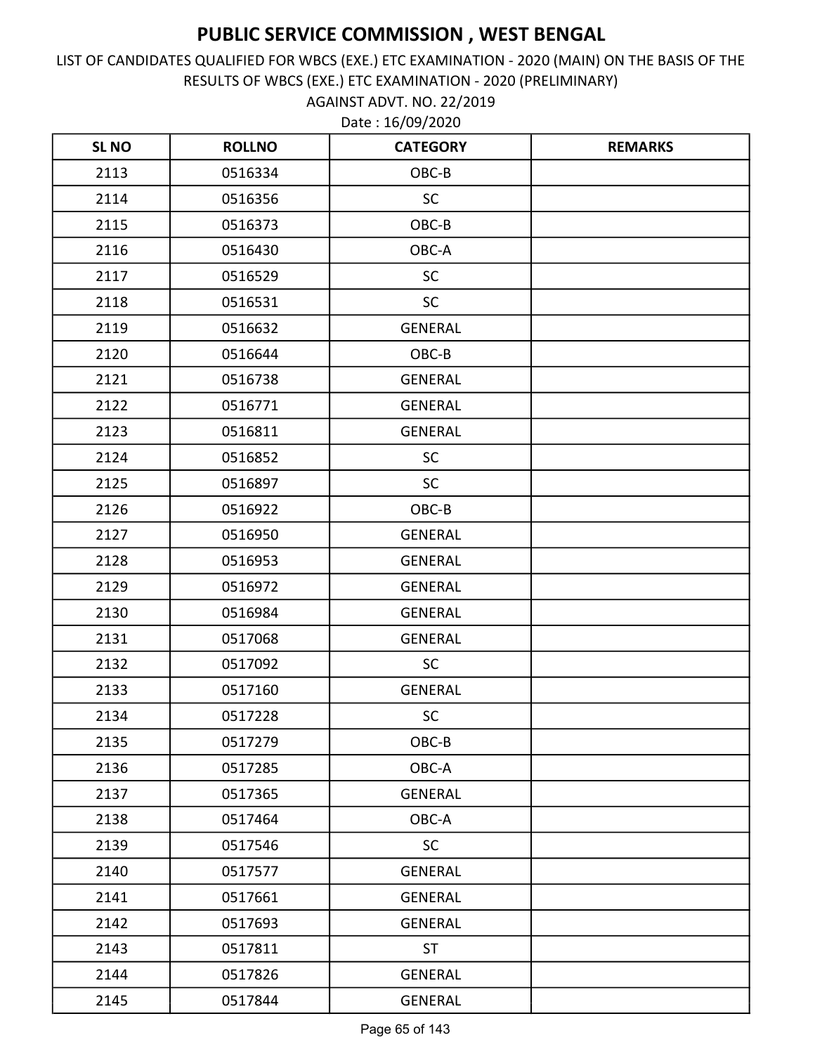# PUBLIC SERVICE COMMISSION , WEST BENGAL

LIST OF CANDIDATES QUALIFIED FOR WBCS (EXE.) ETC EXAMINATION - 2020 (MAIN) ON THE BASIS OF THE RESULTS OF WBCS (EXE.) ETC EXAMINATION - 2020 (PRELIMINARY)

AGAINST ADVT. NO. 22/2019

Date : 16/09/2020

| SL NO | ROLLNO | CATEGORY | REMARKS |
|---|---|---|---|
| 2113 | 0516334 | OBC-B | |
| 2114 | 0516356 | SC | |
| 2115 | 0516373 | OBC-B | |
| 2116 | 0516430 | OBC-A | |
| 2117 | 0516529 | SC | |
| 2118 | 0516531 | SC | |
| 2119 | 0516632 | GENERAL | |
| 2120 | 0516644 | OBC-B | |
| 2121 | 0516738 | GENERAL | |
| 2122 | 0516771 | GENERAL | |
| 2123 | 0516811 | GENERAL | |
| 2124 | 0516852 | SC | |
| 2125 | 0516897 | SC | |
| 2126 | 0516922 | OBC-B | |
| 2127 | 0516950 | GENERAL | |
| 2128 | 0516953 | GENERAL | |
| 2129 | 0516972 | GENERAL | |
| 2130 | 0516984 | GENERAL | |
| 2131 | 0517068 | GENERAL | |
| 2132 | 0517092 | SC | |
| 2133 | 0517160 | GENERAL | |
| 2134 | 0517228 | SC | |
| 2135 | 0517279 | OBC-B | |
| 2136 | 0517285 | OBC-A | |
| 2137 | 0517365 | GENERAL | |
| 2138 | 0517464 | OBC-A | |
| 2139 | 0517546 | SC | |
| 2140 | 0517577 | GENERAL | |
| 2141 | 0517661 | GENERAL | |
| 2142 | 0517693 | GENERAL | |
| 2143 | 0517811 | ST | |
| 2144 | 0517826 | GENERAL | |
| 2145 | 0517844 | GENERAL | |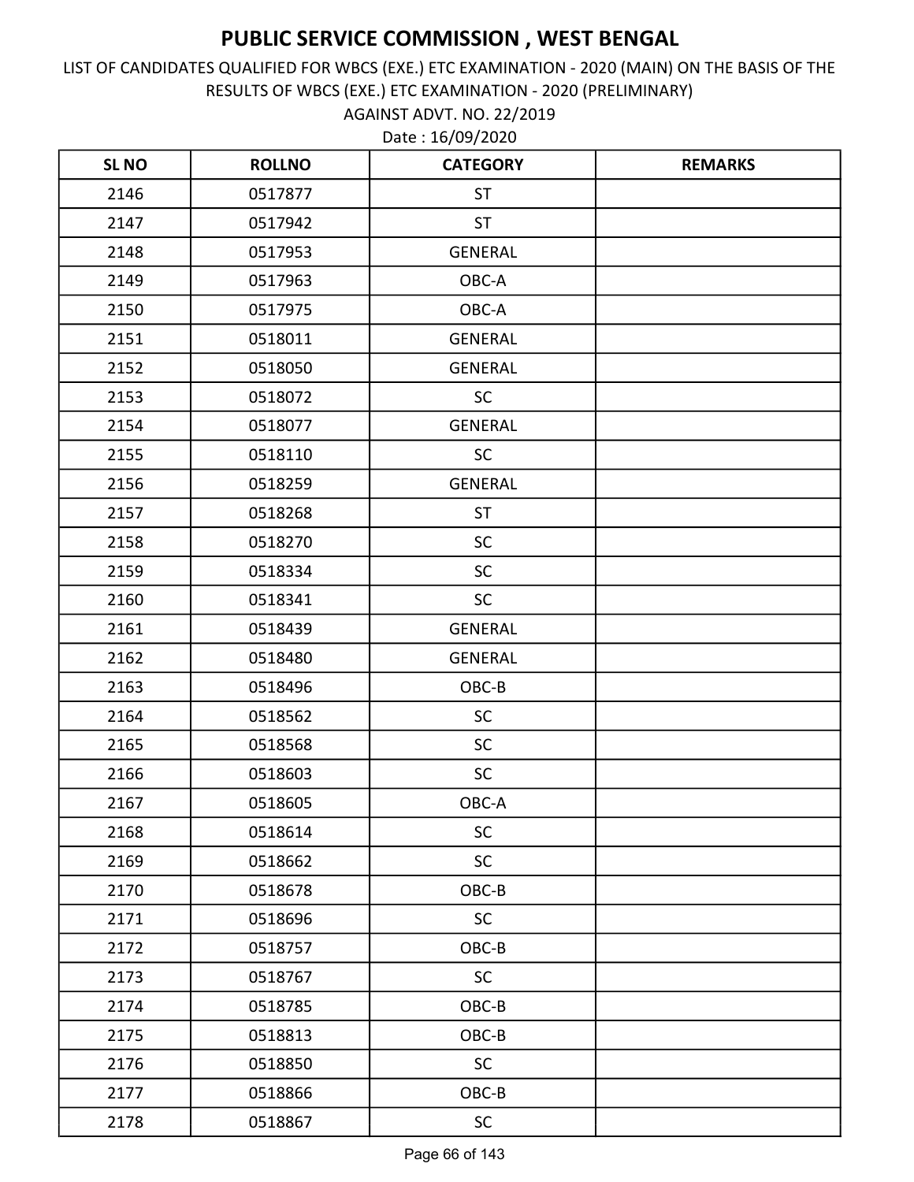# PUBLIC SERVICE COMMISSION , WEST BENGAL

LIST OF CANDIDATES QUALIFIED FOR WBCS (EXE.) ETC EXAMINATION - 2020 (MAIN) ON THE BASIS OF THE RESULTS OF WBCS (EXE.) ETC EXAMINATION - 2020 (PRELIMINARY)

AGAINST ADVT. NO. 22/2019

Date : 16/09/2020

| SL NO | ROLLNO | CATEGORY | REMARKS |
|---|---|---|---|
| 2146 | 0517877 | ST | |
| 2147 | 0517942 | ST | |
| 2148 | 0517953 | GENERAL | |
| 2149 | 0517963 | OBC-A | |
| 2150 | 0517975 | OBC-A | |
| 2151 | 0518011 | GENERAL | |
| 2152 | 0518050 | GENERAL | |
| 2153 | 0518072 | SC | |
| 2154 | 0518077 | GENERAL | |
| 2155 | 0518110 | SC | |
| 2156 | 0518259 | GENERAL | |
| 2157 | 0518268 | ST | |
| 2158 | 0518270 | SC | |
| 2159 | 0518334 | SC | |
| 2160 | 0518341 | SC | |
| 2161 | 0518439 | GENERAL | |
| 2162 | 0518480 | GENERAL | |
| 2163 | 0518496 | OBC-B | |
| 2164 | 0518562 | SC | |
| 2165 | 0518568 | SC | |
| 2166 | 0518603 | SC | |
| 2167 | 0518605 | OBC-A | |
| 2168 | 0518614 | SC | |
| 2169 | 0518662 | SC | |
| 2170 | 0518678 | OBC-B | |
| 2171 | 0518696 | SC | |
| 2172 | 0518757 | OBC-B | |
| 2173 | 0518767 | SC | |
| 2174 | 0518785 | OBC-B | |
| 2175 | 0518813 | OBC-B | |
| 2176 | 0518850 | SC | |
| 2177 | 0518866 | OBC-B | |
| 2178 | 0518867 | SC | |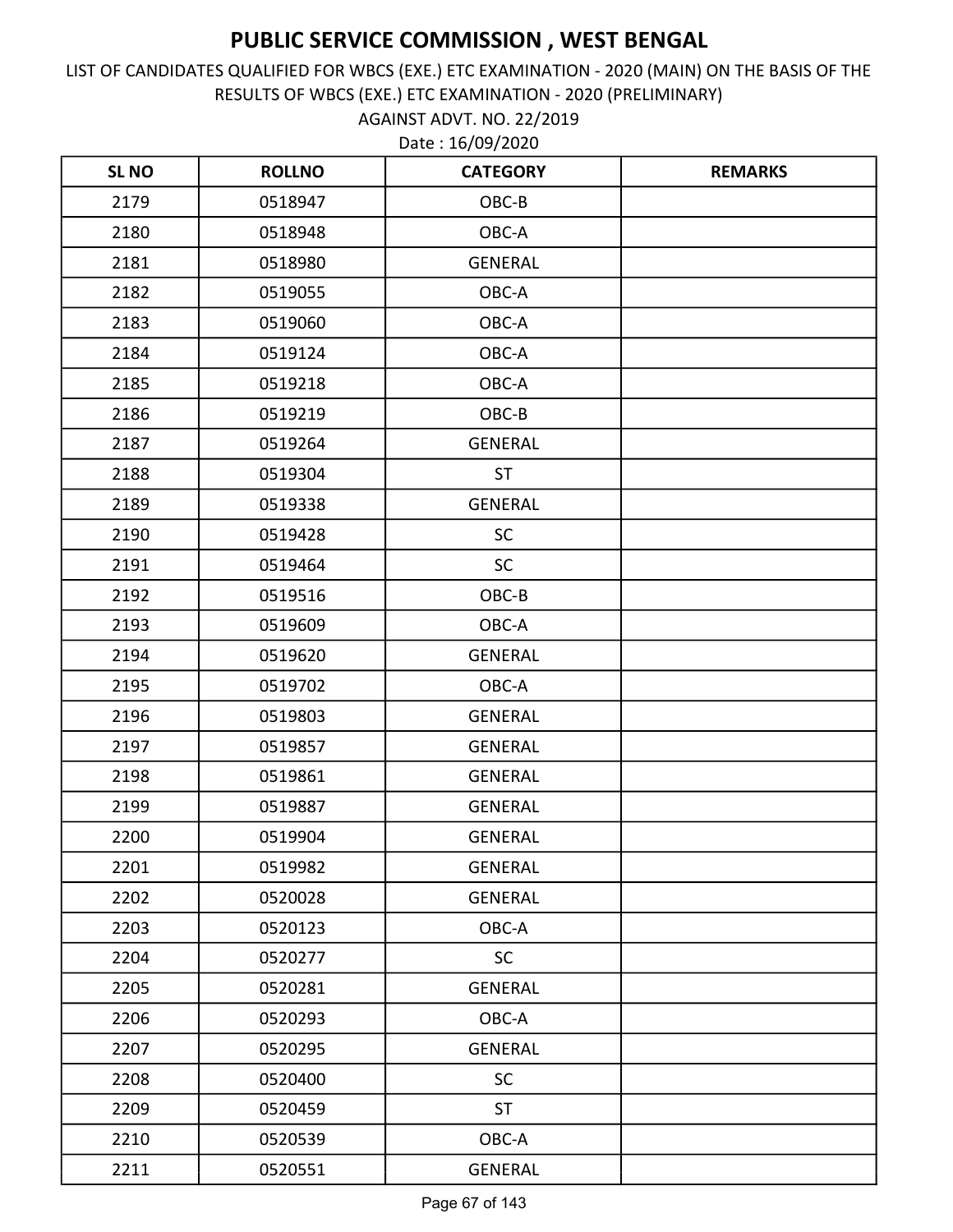# PUBLIC SERVICE COMMISSION , WEST BENGAL

LIST OF CANDIDATES QUALIFIED FOR WBCS (EXE.) ETC EXAMINATION - 2020 (MAIN) ON THE BASIS OF THE RESULTS OF WBCS (EXE.) ETC EXAMINATION - 2020 (PRELIMINARY)

AGAINST ADVT. NO. 22/2019

Date : 16/09/2020

| SL NO | ROLLNO | CATEGORY | REMARKS |
|---|---|---|---|
| 2179 | 0518947 | OBC-B | |
| 2180 | 0518948 | OBC-A | |
| 2181 | 0518980 | GENERAL | |
| 2182 | 0519055 | OBC-A | |
| 2183 | 0519060 | OBC-A | |
| 2184 | 0519124 | OBC-A | |
| 2185 | 0519218 | OBC-A | |
| 2186 | 0519219 | OBC-B | |
| 2187 | 0519264 | GENERAL | |
| 2188 | 0519304 | ST | |
| 2189 | 0519338 | GENERAL | |
| 2190 | 0519428 | SC | |
| 2191 | 0519464 | SC | |
| 2192 | 0519516 | OBC-B | |
| 2193 | 0519609 | OBC-A | |
| 2194 | 0519620 | GENERAL | |
| 2195 | 0519702 | OBC-A | |
| 2196 | 0519803 | GENERAL | |
| 2197 | 0519857 | GENERAL | |
| 2198 | 0519861 | GENERAL | |
| 2199 | 0519887 | GENERAL | |
| 2200 | 0519904 | GENERAL | |
| 2201 | 0519982 | GENERAL | |
| 2202 | 0520028 | GENERAL | |
| 2203 | 0520123 | OBC-A | |
| 2204 | 0520277 | SC | |
| 2205 | 0520281 | GENERAL | |
| 2206 | 0520293 | OBC-A | |
| 2207 | 0520295 | GENERAL | |
| 2208 | 0520400 | SC | |
| 2209 | 0520459 | ST | |
| 2210 | 0520539 | OBC-A | |
| 2211 | 0520551 | GENERAL | |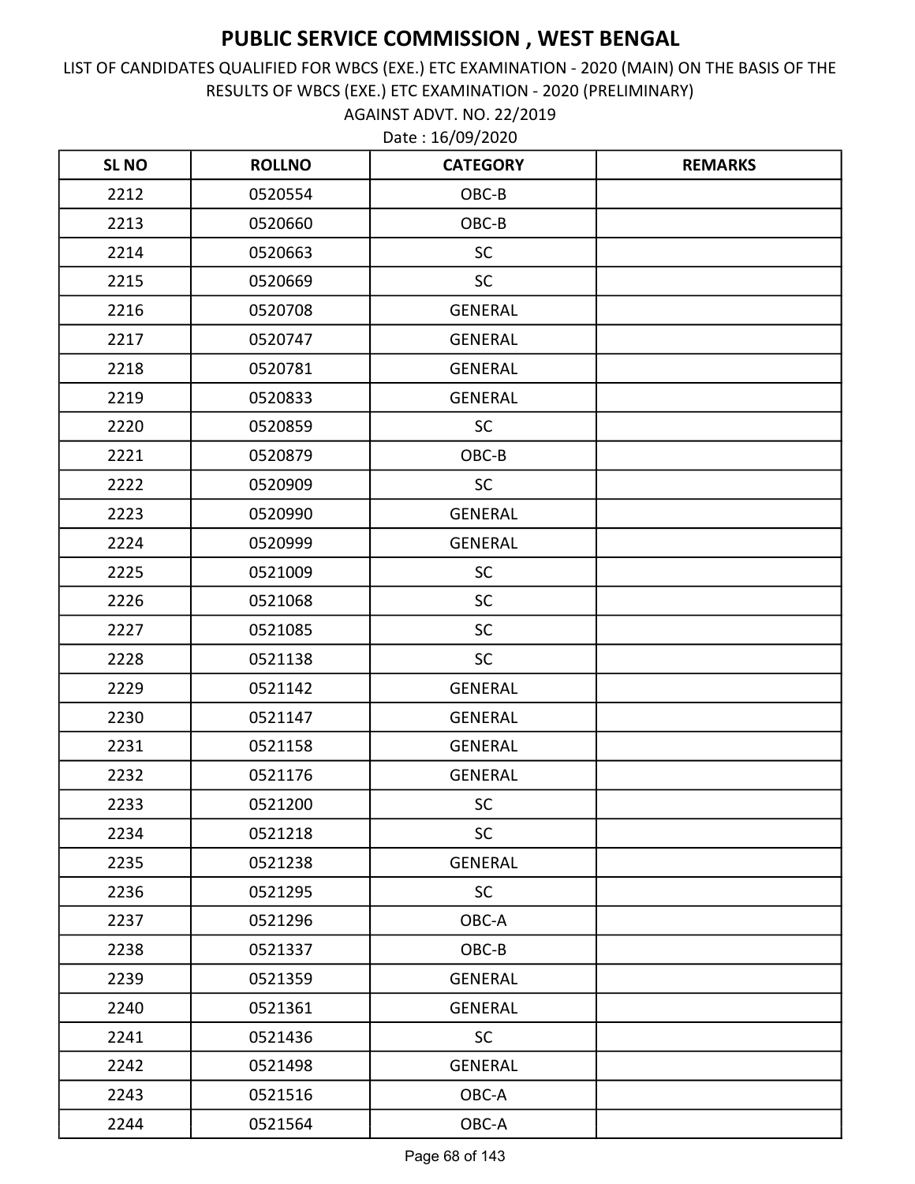# PUBLIC SERVICE COMMISSION , WEST BENGAL

LIST OF CANDIDATES QUALIFIED FOR WBCS (EXE.) ETC EXAMINATION - 2020 (MAIN) ON THE BASIS OF THE RESULTS OF WBCS (EXE.) ETC EXAMINATION - 2020 (PRELIMINARY)

AGAINST ADVT. NO. 22/2019

Date : 16/09/2020

| SL NO | ROLLNO | CATEGORY | REMARKS |
|---|---|---|---|
| 2212 | 0520554 | OBC-B | |
| 2213 | 0520660 | OBC-B | |
| 2214 | 0520663 | SC | |
| 2215 | 0520669 | SC | |
| 2216 | 0520708 | GENERAL | |
| 2217 | 0520747 | GENERAL | |
| 2218 | 0520781 | GENERAL | |
| 2219 | 0520833 | GENERAL | |
| 2220 | 0520859 | SC | |
| 2221 | 0520879 | OBC-B | |
| 2222 | 0520909 | SC | |
| 2223 | 0520990 | GENERAL | |
| 2224 | 0520999 | GENERAL | |
| 2225 | 0521009 | SC | |
| 2226 | 0521068 | SC | |
| 2227 | 0521085 | SC | |
| 2228 | 0521138 | SC | |
| 2229 | 0521142 | GENERAL | |
| 2230 | 0521147 | GENERAL | |
| 2231 | 0521158 | GENERAL | |
| 2232 | 0521176 | GENERAL | |
| 2233 | 0521200 | SC | |
| 2234 | 0521218 | SC | |
| 2235 | 0521238 | GENERAL | |
| 2236 | 0521295 | SC | |
| 2237 | 0521296 | OBC-A | |
| 2238 | 0521337 | OBC-B | |
| 2239 | 0521359 | GENERAL | |
| 2240 | 0521361 | GENERAL | |
| 2241 | 0521436 | SC | |
| 2242 | 0521498 | GENERAL | |
| 2243 | 0521516 | OBC-A | |
| 2244 | 0521564 | OBC-A | |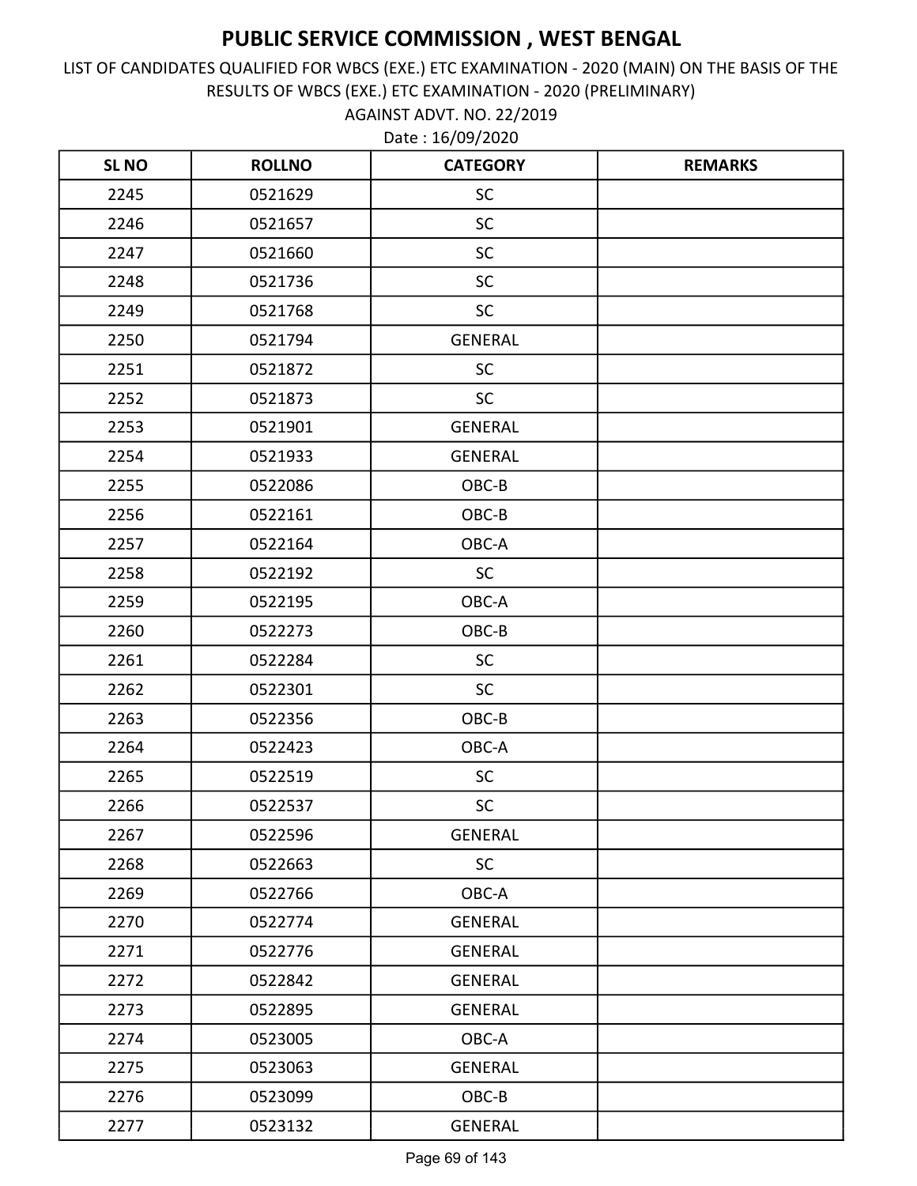# PUBLIC SERVICE COMMISSION , WEST BENGAL

LIST OF CANDIDATES QUALIFIED FOR WBCS (EXE.) ETC EXAMINATION - 2020 (MAIN) ON THE BASIS OF THE RESULTS OF WBCS (EXE.) ETC EXAMINATION - 2020 (PRELIMINARY)

AGAINST ADVT. NO. 22/2019

Date : 16/09/2020

| SL NO | ROLLNO | CATEGORY | REMARKS |
|---|---|---|---|
| 2245 | 0521629 | SC | |
| 2246 | 0521657 | SC | |
| 2247 | 0521660 | SC | |
| 2248 | 0521736 | SC | |
| 2249 | 0521768 | SC | |
| 2250 | 0521794 | GENERAL | |
| 2251 | 0521872 | SC | |
| 2252 | 0521873 | SC | |
| 2253 | 0521901 | GENERAL | |
| 2254 | 0521933 | GENERAL | |
| 2255 | 0522086 | OBC-B | |
| 2256 | 0522161 | OBC-B | |
| 2257 | 0522164 | OBC-A | |
| 2258 | 0522192 | SC | |
| 2259 | 0522195 | OBC-A | |
| 2260 | 0522273 | OBC-B | |
| 2261 | 0522284 | SC | |
| 2262 | 0522301 | SC | |
| 2263 | 0522356 | OBC-B | |
| 2264 | 0522423 | OBC-A | |
| 2265 | 0522519 | SC | |
| 2266 | 0522537 | SC | |
| 2267 | 0522596 | GENERAL | |
| 2268 | 0522663 | SC | |
| 2269 | 0522766 | OBC-A | |
| 2270 | 0522774 | GENERAL | |
| 2271 | 0522776 | GENERAL | |
| 2272 | 0522842 | GENERAL | |
| 2273 | 0522895 | GENERAL | |
| 2274 | 0523005 | OBC-A | |
| 2275 | 0523063 | GENERAL | |
| 2276 | 0523099 | OBC-B | |
| 2277 | 0523132 | GENERAL | |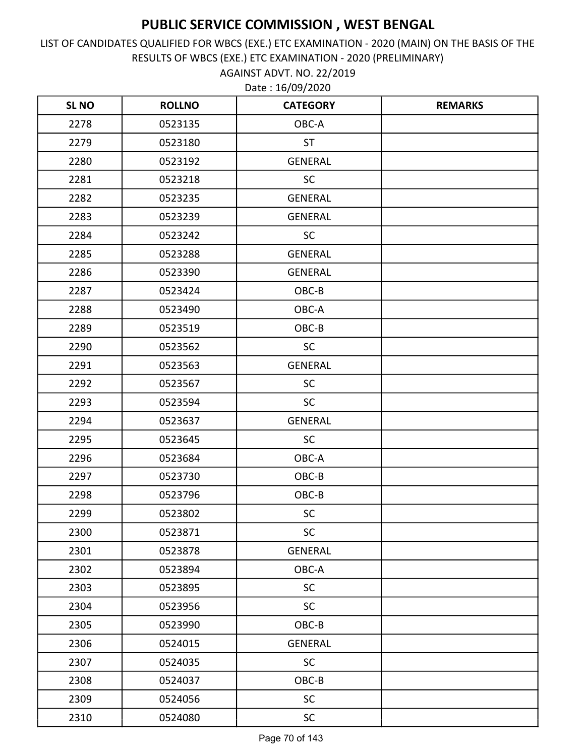# PUBLIC SERVICE COMMISSION , WEST BENGAL

LIST OF CANDIDATES QUALIFIED FOR WBCS (EXE.) ETC EXAMINATION - 2020 (MAIN) ON THE BASIS OF THE RESULTS OF WBCS (EXE.) ETC EXAMINATION - 2020 (PRELIMINARY)

AGAINST ADVT. NO. 22/2019

Date : 16/09/2020

| SL NO | ROLLNO | CATEGORY | REMARKS |
|---|---|---|---|
| 2278 | 0523135 | OBC-A | |
| 2279 | 0523180 | ST | |
| 2280 | 0523192 | GENERAL | |
| 2281 | 0523218 | SC | |
| 2282 | 0523235 | GENERAL | |
| 2283 | 0523239 | GENERAL | |
| 2284 | 0523242 | SC | |
| 2285 | 0523288 | GENERAL | |
| 2286 | 0523390 | GENERAL | |
| 2287 | 0523424 | OBC-B | |
| 2288 | 0523490 | OBC-A | |
| 2289 | 0523519 | OBC-B | |
| 2290 | 0523562 | SC | |
| 2291 | 0523563 | GENERAL | |
| 2292 | 0523567 | SC | |
| 2293 | 0523594 | SC | |
| 2294 | 0523637 | GENERAL | |
| 2295 | 0523645 | SC | |
| 2296 | 0523684 | OBC-A | |
| 2297 | 0523730 | OBC-B | |
| 2298 | 0523796 | OBC-B | |
| 2299 | 0523802 | SC | |
| 2300 | 0523871 | SC | |
| 2301 | 0523878 | GENERAL | |
| 2302 | 0523894 | OBC-A | |
| 2303 | 0523895 | SC | |
| 2304 | 0523956 | SC | |
| 2305 | 0523990 | OBC-B | |
| 2306 | 0524015 | GENERAL | |
| 2307 | 0524035 | SC | |
| 2308 | 0524037 | OBC-B | |
| 2309 | 0524056 | SC | |
| 2310 | 0524080 | SC | |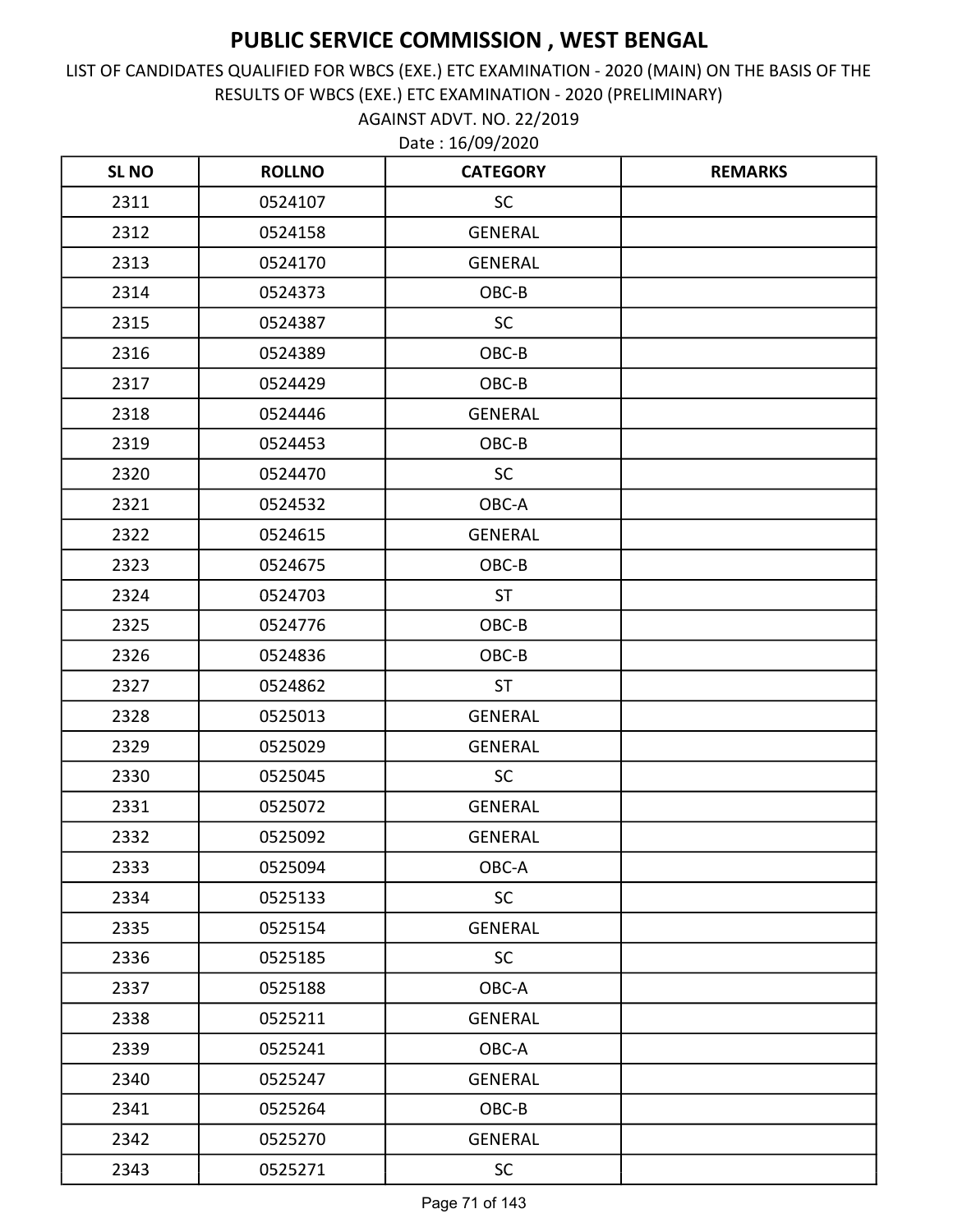# PUBLIC SERVICE COMMISSION , WEST BENGAL

LIST OF CANDIDATES QUALIFIED FOR WBCS (EXE.) ETC EXAMINATION - 2020 (MAIN) ON THE BASIS OF THE RESULTS OF WBCS (EXE.) ETC EXAMINATION - 2020 (PRELIMINARY)

AGAINST ADVT. NO. 22/2019

Date : 16/09/2020

| SL NO | ROLLNO | CATEGORY | REMARKS |
|---|---|---|---|
| 2311 | 0524107 | SC | |
| 2312 | 0524158 | GENERAL | |
| 2313 | 0524170 | GENERAL | |
| 2314 | 0524373 | OBC-B | |
| 2315 | 0524387 | SC | |
| 2316 | 0524389 | OBC-B | |
| 2317 | 0524429 | OBC-B | |
| 2318 | 0524446 | GENERAL | |
| 2319 | 0524453 | OBC-B | |
| 2320 | 0524470 | SC | |
| 2321 | 0524532 | OBC-A | |
| 2322 | 0524615 | GENERAL | |
| 2323 | 0524675 | OBC-B | |
| 2324 | 0524703 | ST | |
| 2325 | 0524776 | OBC-B | |
| 2326 | 0524836 | OBC-B | |
| 2327 | 0524862 | ST | |
| 2328 | 0525013 | GENERAL | |
| 2329 | 0525029 | GENERAL | |
| 2330 | 0525045 | SC | |
| 2331 | 0525072 | GENERAL | |
| 2332 | 0525092 | GENERAL | |
| 2333 | 0525094 | OBC-A | |
| 2334 | 0525133 | SC | |
| 2335 | 0525154 | GENERAL | |
| 2336 | 0525185 | SC | |
| 2337 | 0525188 | OBC-A | |
| 2338 | 0525211 | GENERAL | |
| 2339 | 0525241 | OBC-A | |
| 2340 | 0525247 | GENERAL | |
| 2341 | 0525264 | OBC-B | |
| 2342 | 0525270 | GENERAL | |
| 2343 | 0525271 | SC | |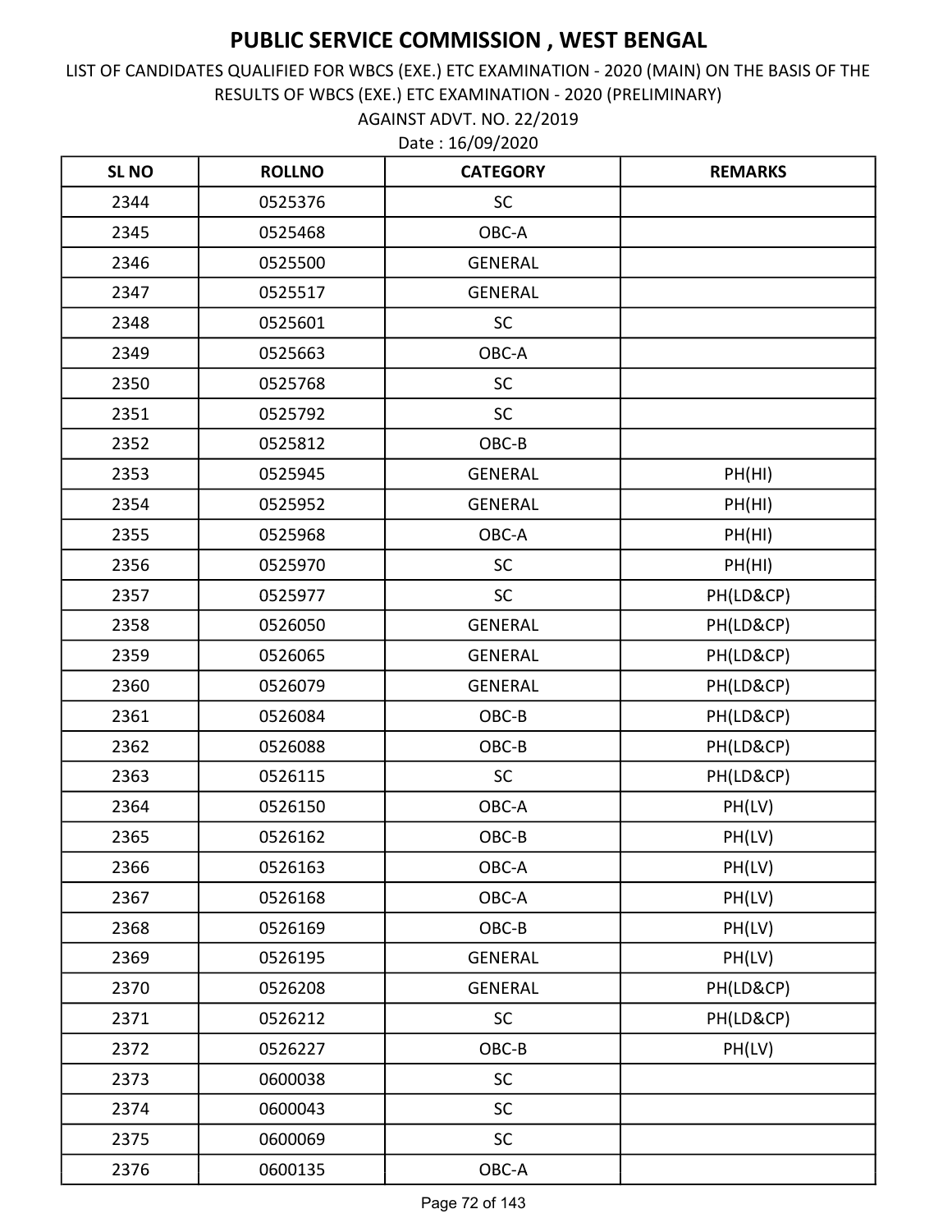# PUBLIC SERVICE COMMISSION , WEST BENGAL

LIST OF CANDIDATES QUALIFIED FOR WBCS (EXE.) ETC EXAMINATION - 2020 (MAIN) ON THE BASIS OF THE RESULTS OF WBCS (EXE.) ETC EXAMINATION - 2020 (PRELIMINARY)

AGAINST ADVT. NO. 22/2019

Date : 16/09/2020

| SL NO | ROLLNO | CATEGORY | REMARKS |
|---|---|---|---|
| 2344 | 0525376 | SC | |
| 2345 | 0525468 | OBC-A | |
| 2346 | 0525500 | GENERAL | |
| 2347 | 0525517 | GENERAL | |
| 2348 | 0525601 | SC | |
| 2349 | 0525663 | OBC-A | |
| 2350 | 0525768 | SC | |
| 2351 | 0525792 | SC | |
| 2352 | 0525812 | OBC-B | |
| 2353 | 0525945 | GENERAL | PH(HI) |
| 2354 | 0525952 | GENERAL | PH(HI) |
| 2355 | 0525968 | OBC-A | PH(HI) |
| 2356 | 0525970 | SC | PH(HI) |
| 2357 | 0525977 | SC | PH(LD&CP) |
| 2358 | 0526050 | GENERAL | PH(LD&CP) |
| 2359 | 0526065 | GENERAL | PH(LD&CP) |
| 2360 | 0526079 | GENERAL | PH(LD&CP) |
| 2361 | 0526084 | OBC-B | PH(LD&CP) |
| 2362 | 0526088 | OBC-B | PH(LD&CP) |
| 2363 | 0526115 | SC | PH(LD&CP) |
| 2364 | 0526150 | OBC-A | PH(LV) |
| 2365 | 0526162 | OBC-B | PH(LV) |
| 2366 | 0526163 | OBC-A | PH(LV) |
| 2367 | 0526168 | OBC-A | PH(LV) |
| 2368 | 0526169 | OBC-B | PH(LV) |
| 2369 | 0526195 | GENERAL | PH(LV) |
| 2370 | 0526208 | GENERAL | PH(LD&CP) |
| 2371 | 0526212 | SC | PH(LD&CP) |
| 2372 | 0526227 | OBC-B | PH(LV) |
| 2373 | 0600038 | SC | |
| 2374 | 0600043 | SC | |
| 2375 | 0600069 | SC | |
| 2376 | 0600135 | OBC-A | |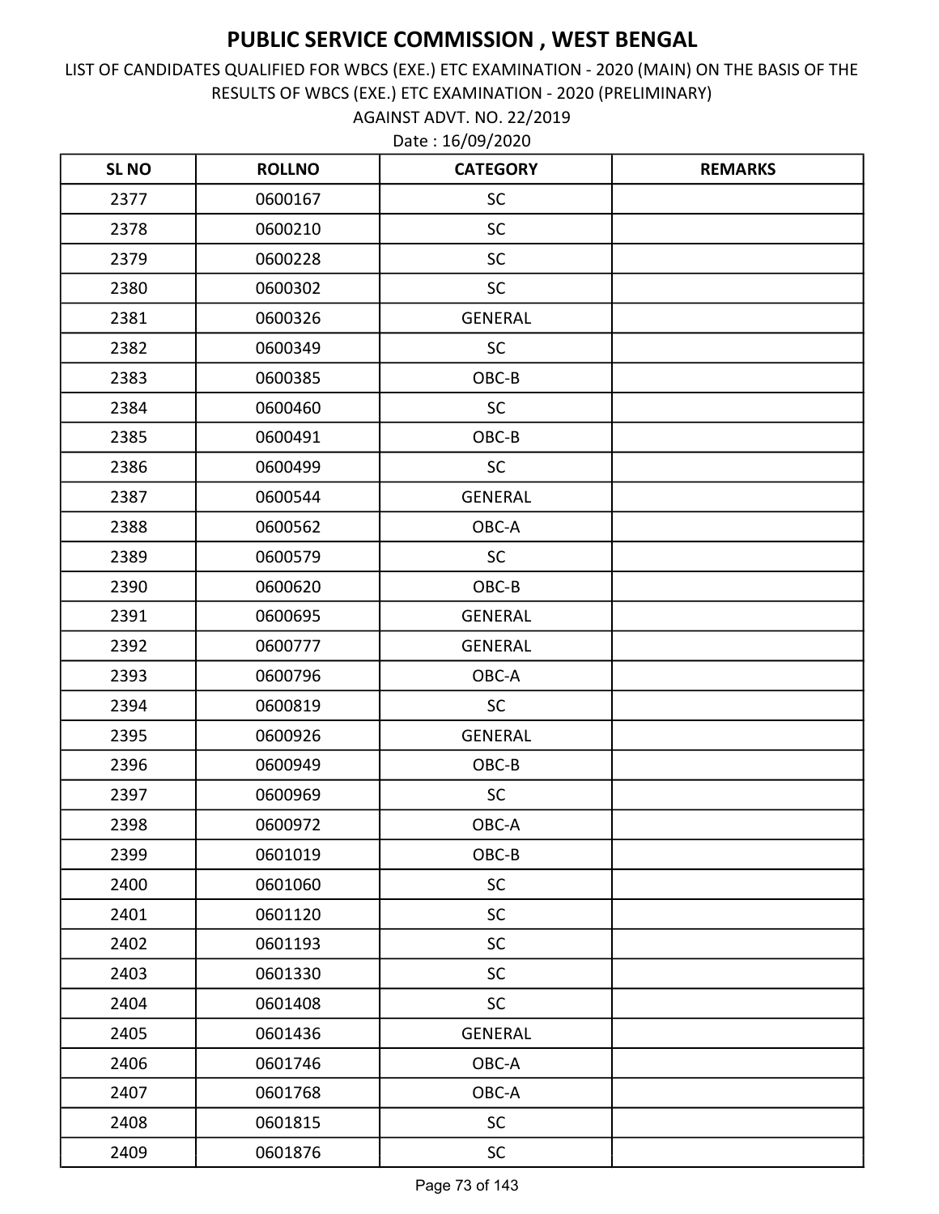# PUBLIC SERVICE COMMISSION , WEST BENGAL

LIST OF CANDIDATES QUALIFIED FOR WBCS (EXE.) ETC EXAMINATION - 2020 (MAIN) ON THE BASIS OF THE RESULTS OF WBCS (EXE.) ETC EXAMINATION - 2020 (PRELIMINARY)

AGAINST ADVT. NO. 22/2019

Date : 16/09/2020

| SL NO | ROLLNO | CATEGORY | REMARKS |
|---|---|---|---|
| 2377 | 0600167 | SC | |
| 2378 | 0600210 | SC | |
| 2379 | 0600228 | SC | |
| 2380 | 0600302 | SC | |
| 2381 | 0600326 | GENERAL | |
| 2382 | 0600349 | SC | |
| 2383 | 0600385 | OBC-B | |
| 2384 | 0600460 | SC | |
| 2385 | 0600491 | OBC-B | |
| 2386 | 0600499 | SC | |
| 2387 | 0600544 | GENERAL | |
| 2388 | 0600562 | OBC-A | |
| 2389 | 0600579 | SC | |
| 2390 | 0600620 | OBC-B | |
| 2391 | 0600695 | GENERAL | |
| 2392 | 0600777 | GENERAL | |
| 2393 | 0600796 | OBC-A | |
| 2394 | 0600819 | SC | |
| 2395 | 0600926 | GENERAL | |
| 2396 | 0600949 | OBC-B | |
| 2397 | 0600969 | SC | |
| 2398 | 0600972 | OBC-A | |
| 2399 | 0601019 | OBC-B | |
| 2400 | 0601060 | SC | |
| 2401 | 0601120 | SC | |
| 2402 | 0601193 | SC | |
| 2403 | 0601330 | SC | |
| 2404 | 0601408 | SC | |
| 2405 | 0601436 | GENERAL | |
| 2406 | 0601746 | OBC-A | |
| 2407 | 0601768 | OBC-A | |
| 2408 | 0601815 | SC | |
| 2409 | 0601876 | SC | |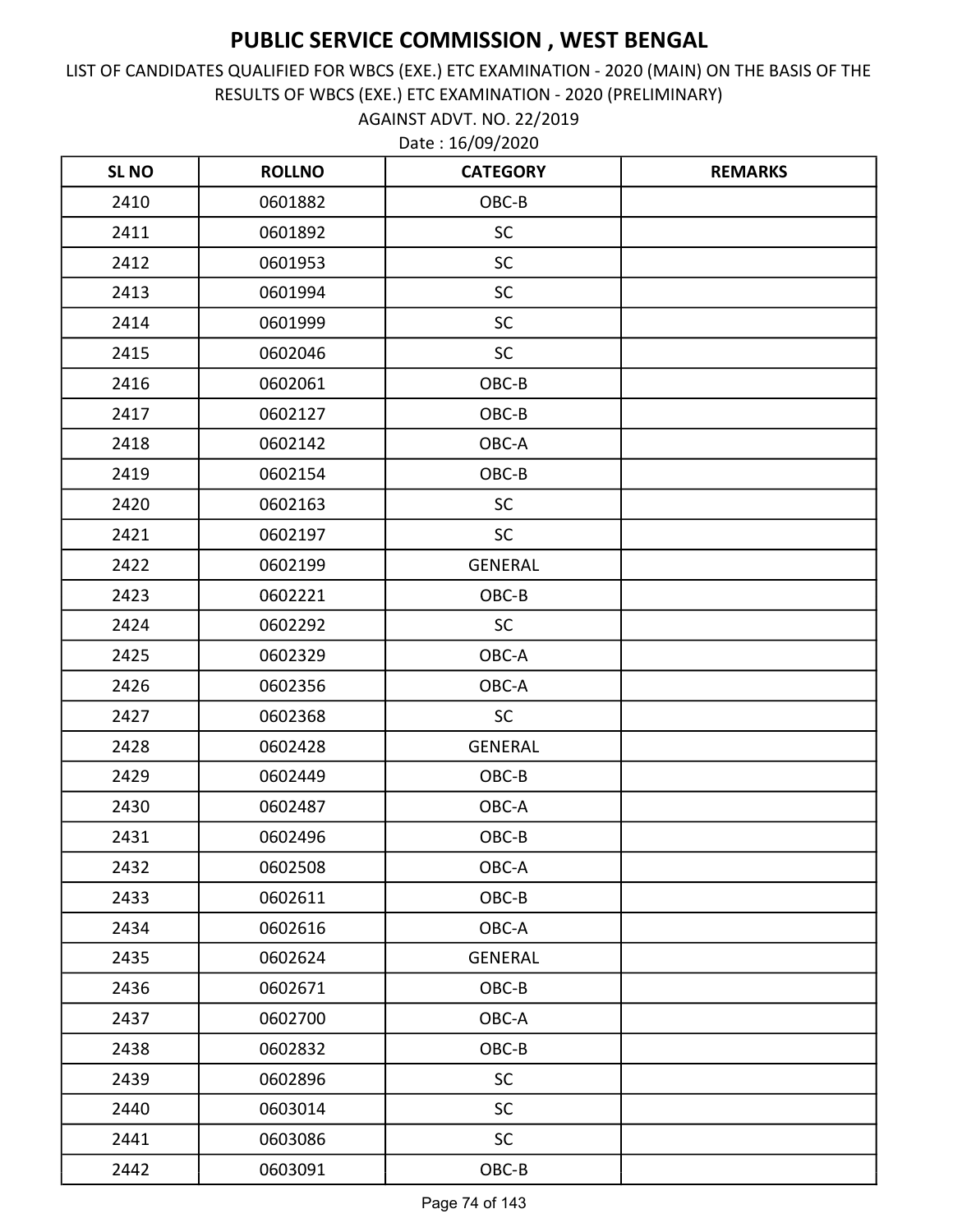# PUBLIC SERVICE COMMISSION , WEST BENGAL

LIST OF CANDIDATES QUALIFIED FOR WBCS (EXE.) ETC EXAMINATION - 2020 (MAIN) ON THE BASIS OF THE RESULTS OF WBCS (EXE.) ETC EXAMINATION - 2020 (PRELIMINARY)

AGAINST ADVT. NO. 22/2019

Date : 16/09/2020

| SL NO | ROLLNO | CATEGORY | REMARKS |
|---|---|---|---|
| 2410 | 0601882 | OBC-B | |
| 2411 | 0601892 | SC | |
| 2412 | 0601953 | SC | |
| 2413 | 0601994 | SC | |
| 2414 | 0601999 | SC | |
| 2415 | 0602046 | SC | |
| 2416 | 0602061 | OBC-B | |
| 2417 | 0602127 | OBC-B | |
| 2418 | 0602142 | OBC-A | |
| 2419 | 0602154 | OBC-B | |
| 2420 | 0602163 | SC | |
| 2421 | 0602197 | SC | |
| 2422 | 0602199 | GENERAL | |
| 2423 | 0602221 | OBC-B | |
| 2424 | 0602292 | SC | |
| 2425 | 0602329 | OBC-A | |
| 2426 | 0602356 | OBC-A | |
| 2427 | 0602368 | SC | |
| 2428 | 0602428 | GENERAL | |
| 2429 | 0602449 | OBC-B | |
| 2430 | 0602487 | OBC-A | |
| 2431 | 0602496 | OBC-B | |
| 2432 | 0602508 | OBC-A | |
| 2433 | 0602611 | OBC-B | |
| 2434 | 0602616 | OBC-A | |
| 2435 | 0602624 | GENERAL | |
| 2436 | 0602671 | OBC-B | |
| 2437 | 0602700 | OBC-A | |
| 2438 | 0602832 | OBC-B | |
| 2439 | 0602896 | SC | |
| 2440 | 0603014 | SC | |
| 2441 | 0603086 | SC | |
| 2442 | 0603091 | OBC-B | |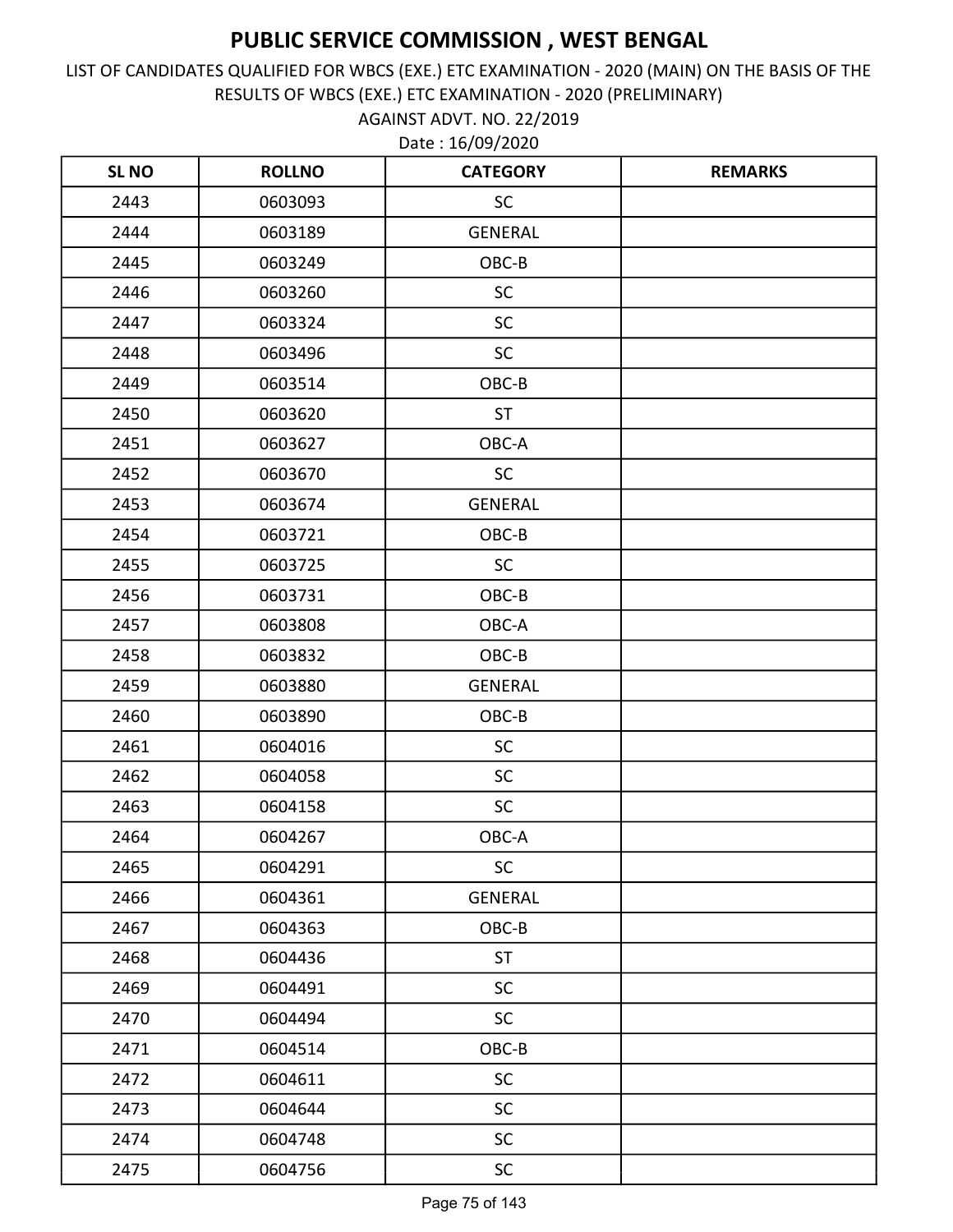# PUBLIC SERVICE COMMISSION , WEST BENGAL

LIST OF CANDIDATES QUALIFIED FOR WBCS (EXE.) ETC EXAMINATION - 2020 (MAIN) ON THE BASIS OF THE RESULTS OF WBCS (EXE.) ETC EXAMINATION - 2020 (PRELIMINARY)

AGAINST ADVT. NO. 22/2019

Date : 16/09/2020

| SL NO | ROLLNO | CATEGORY | REMARKS |
|---|---|---|---|
| 2443 | 0603093 | SC | |
| 2444 | 0603189 | GENERAL | |
| 2445 | 0603249 | OBC-B | |
| 2446 | 0603260 | SC | |
| 2447 | 0603324 | SC | |
| 2448 | 0603496 | SC | |
| 2449 | 0603514 | OBC-B | |
| 2450 | 0603620 | ST | |
| 2451 | 0603627 | OBC-A | |
| 2452 | 0603670 | SC | |
| 2453 | 0603674 | GENERAL | |
| 2454 | 0603721 | OBC-B | |
| 2455 | 0603725 | SC | |
| 2456 | 0603731 | OBC-B | |
| 2457 | 0603808 | OBC-A | |
| 2458 | 0603832 | OBC-B | |
| 2459 | 0603880 | GENERAL | |
| 2460 | 0603890 | OBC-B | |
| 2461 | 0604016 | SC | |
| 2462 | 0604058 | SC | |
| 2463 | 0604158 | SC | |
| 2464 | 0604267 | OBC-A | |
| 2465 | 0604291 | SC | |
| 2466 | 0604361 | GENERAL | |
| 2467 | 0604363 | OBC-B | |
| 2468 | 0604436 | ST | |
| 2469 | 0604491 | SC | |
| 2470 | 0604494 | SC | |
| 2471 | 0604514 | OBC-B | |
| 2472 | 0604611 | SC | |
| 2473 | 0604644 | SC | |
| 2474 | 0604748 | SC | |
| 2475 | 0604756 | SC | |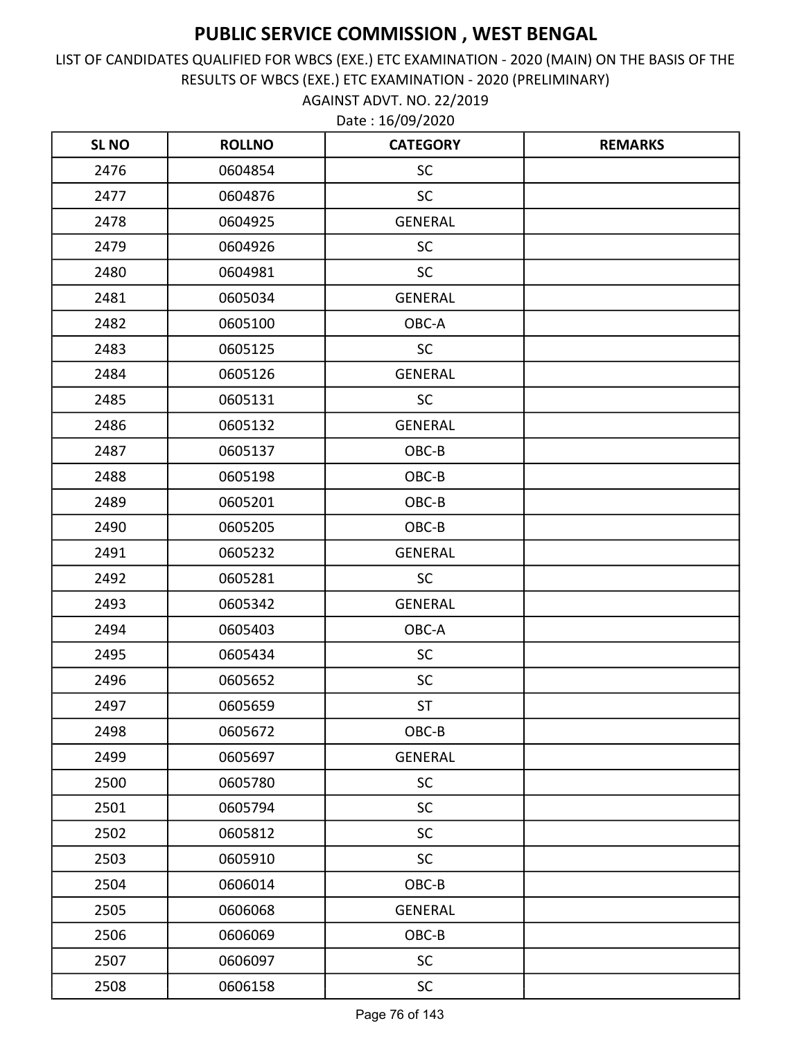# PUBLIC SERVICE COMMISSION , WEST BENGAL

LIST OF CANDIDATES QUALIFIED FOR WBCS (EXE.) ETC EXAMINATION - 2020 (MAIN) ON THE BASIS OF THE RESULTS OF WBCS (EXE.) ETC EXAMINATION - 2020 (PRELIMINARY)

AGAINST ADVT. NO. 22/2019

Date : 16/09/2020

| SL NO | ROLLNO | CATEGORY | REMARKS |
|---|---|---|---|
| 2476 | 0604854 | SC | |
| 2477 | 0604876 | SC | |
| 2478 | 0604925 | GENERAL | |
| 2479 | 0604926 | SC | |
| 2480 | 0604981 | SC | |
| 2481 | 0605034 | GENERAL | |
| 2482 | 0605100 | OBC-A | |
| 2483 | 0605125 | SC | |
| 2484 | 0605126 | GENERAL | |
| 2485 | 0605131 | SC | |
| 2486 | 0605132 | GENERAL | |
| 2487 | 0605137 | OBC-B | |
| 2488 | 0605198 | OBC-B | |
| 2489 | 0605201 | OBC-B | |
| 2490 | 0605205 | OBC-B | |
| 2491 | 0605232 | GENERAL | |
| 2492 | 0605281 | SC | |
| 2493 | 0605342 | GENERAL | |
| 2494 | 0605403 | OBC-A | |
| 2495 | 0605434 | SC | |
| 2496 | 0605652 | SC | |
| 2497 | 0605659 | ST | |
| 2498 | 0605672 | OBC-B | |
| 2499 | 0605697 | GENERAL | |
| 2500 | 0605780 | SC | |
| 2501 | 0605794 | SC | |
| 2502 | 0605812 | SC | |
| 2503 | 0605910 | SC | |
| 2504 | 0606014 | OBC-B | |
| 2505 | 0606068 | GENERAL | |
| 2506 | 0606069 | OBC-B | |
| 2507 | 0606097 | SC | |
| 2508 | 0606158 | SC | |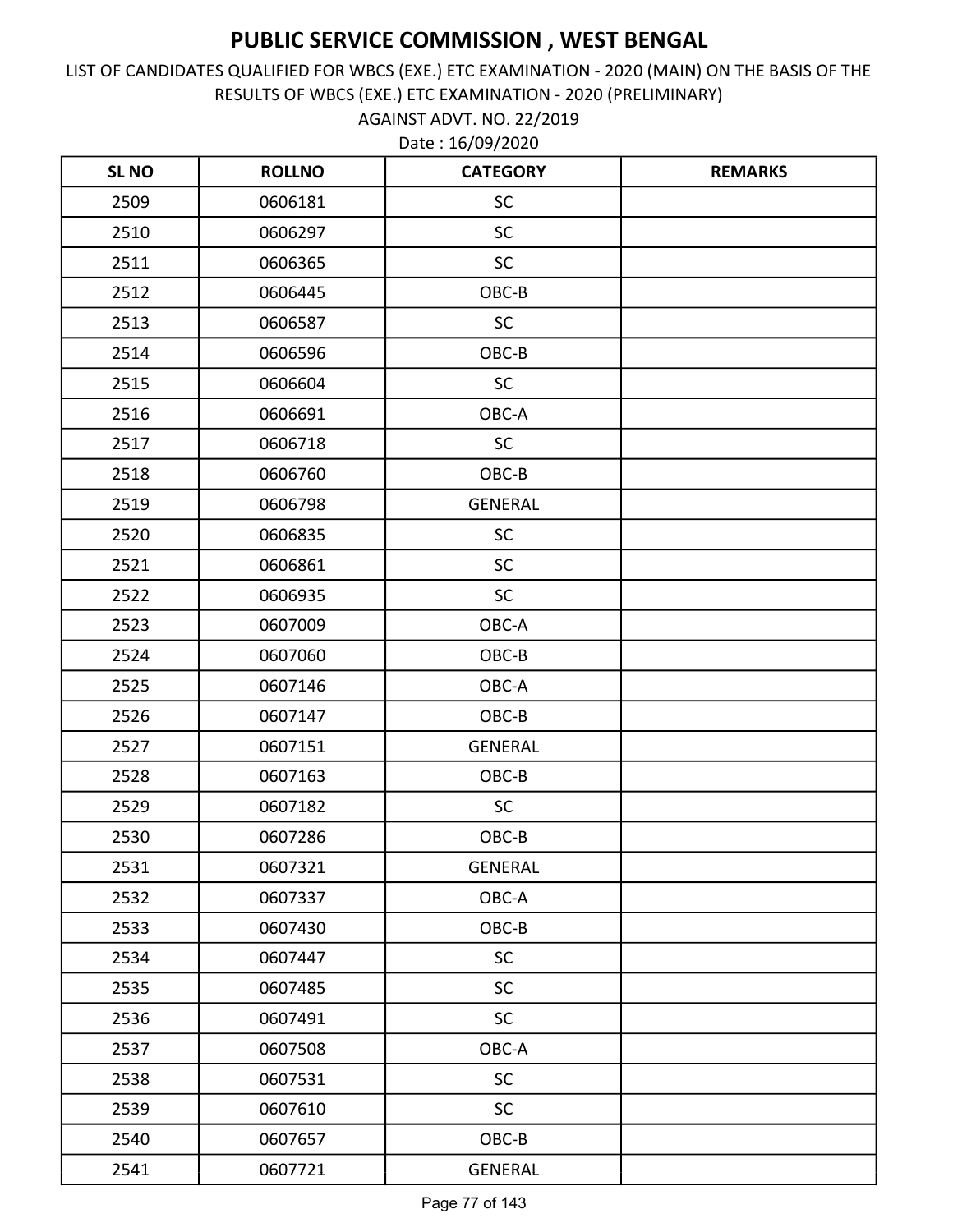# PUBLIC SERVICE COMMISSION , WEST BENGAL

LIST OF CANDIDATES QUALIFIED FOR WBCS (EXE.) ETC EXAMINATION - 2020 (MAIN) ON THE BASIS OF THE RESULTS OF WBCS (EXE.) ETC EXAMINATION - 2020 (PRELIMINARY)

AGAINST ADVT. NO. 22/2019

Date : 16/09/2020

| SL NO | ROLLNO | CATEGORY | REMARKS |
|---|---|---|---|
| 2509 | 0606181 | SC | |
| 2510 | 0606297 | SC | |
| 2511 | 0606365 | SC | |
| 2512 | 0606445 | OBC-B | |
| 2513 | 0606587 | SC | |
| 2514 | 0606596 | OBC-B | |
| 2515 | 0606604 | SC | |
| 2516 | 0606691 | OBC-A | |
| 2517 | 0606718 | SC | |
| 2518 | 0606760 | OBC-B | |
| 2519 | 0606798 | GENERAL | |
| 2520 | 0606835 | SC | |
| 2521 | 0606861 | SC | |
| 2522 | 0606935 | SC | |
| 2523 | 0607009 | OBC-A | |
| 2524 | 0607060 | OBC-B | |
| 2525 | 0607146 | OBC-A | |
| 2526 | 0607147 | OBC-B | |
| 2527 | 0607151 | GENERAL | |
| 2528 | 0607163 | OBC-B | |
| 2529 | 0607182 | SC | |
| 2530 | 0607286 | OBC-B | |
| 2531 | 0607321 | GENERAL | |
| 2532 | 0607337 | OBC-A | |
| 2533 | 0607430 | OBC-B | |
| 2534 | 0607447 | SC | |
| 2535 | 0607485 | SC | |
| 2536 | 0607491 | SC | |
| 2537 | 0607508 | OBC-A | |
| 2538 | 0607531 | SC | |
| 2539 | 0607610 | SC | |
| 2540 | 0607657 | OBC-B | |
| 2541 | 0607721 | GENERAL | |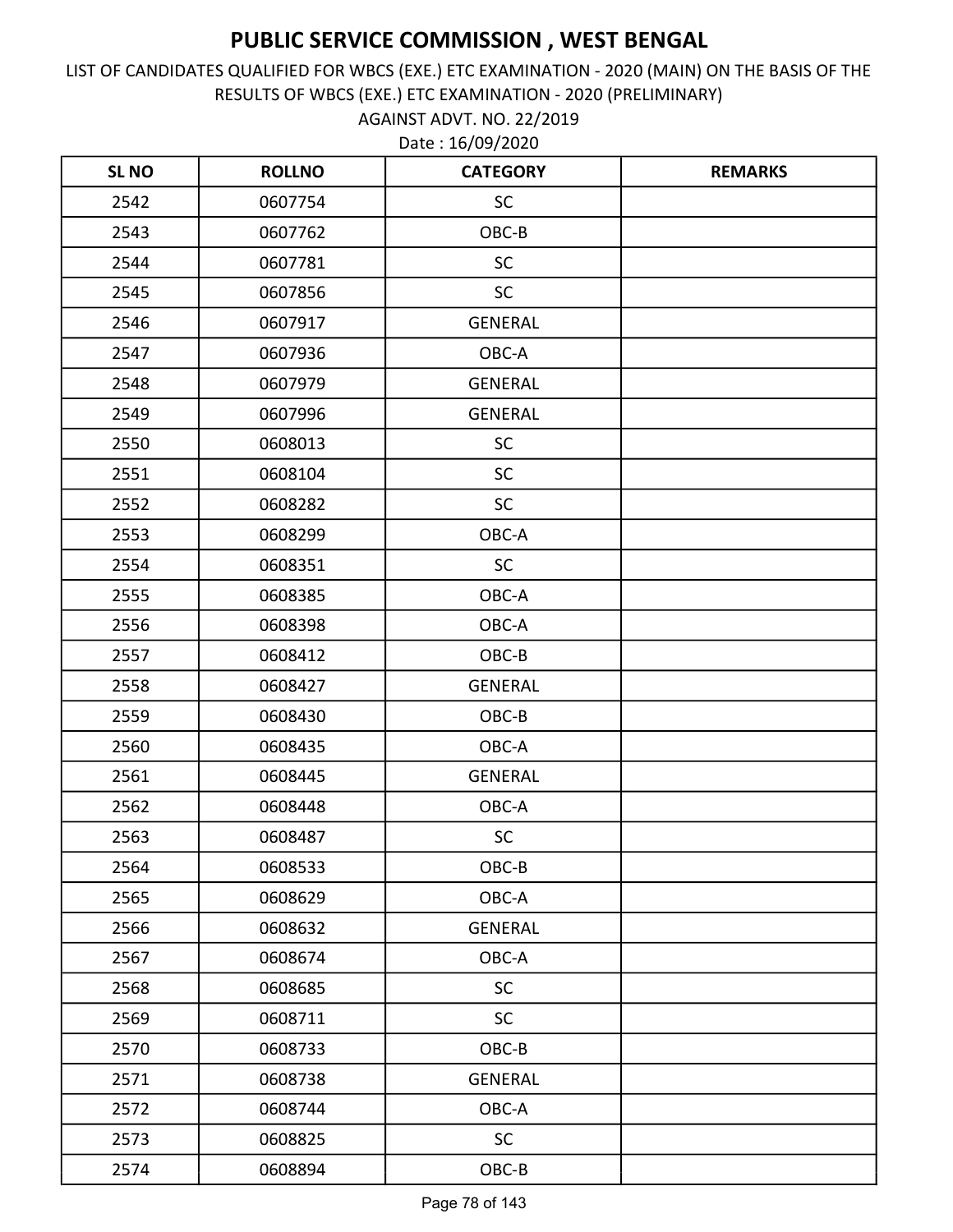# PUBLIC SERVICE COMMISSION , WEST BENGAL

LIST OF CANDIDATES QUALIFIED FOR WBCS (EXE.) ETC EXAMINATION - 2020 (MAIN) ON THE BASIS OF THE RESULTS OF WBCS (EXE.) ETC EXAMINATION - 2020 (PRELIMINARY)

AGAINST ADVT. NO. 22/2019

Date : 16/09/2020

| SL NO | ROLLNO | CATEGORY | REMARKS |
|---|---|---|---|
| 2542 | 0607754 | SC | |
| 2543 | 0607762 | OBC-B | |
| 2544 | 0607781 | SC | |
| 2545 | 0607856 | SC | |
| 2546 | 0607917 | GENERAL | |
| 2547 | 0607936 | OBC-A | |
| 2548 | 0607979 | GENERAL | |
| 2549 | 0607996 | GENERAL | |
| 2550 | 0608013 | SC | |
| 2551 | 0608104 | SC | |
| 2552 | 0608282 | SC | |
| 2553 | 0608299 | OBC-A | |
| 2554 | 0608351 | SC | |
| 2555 | 0608385 | OBC-A | |
| 2556 | 0608398 | OBC-A | |
| 2557 | 0608412 | OBC-B | |
| 2558 | 0608427 | GENERAL | |
| 2559 | 0608430 | OBC-B | |
| 2560 | 0608435 | OBC-A | |
| 2561 | 0608445 | GENERAL | |
| 2562 | 0608448 | OBC-A | |
| 2563 | 0608487 | SC | |
| 2564 | 0608533 | OBC-B | |
| 2565 | 0608629 | OBC-A | |
| 2566 | 0608632 | GENERAL | |
| 2567 | 0608674 | OBC-A | |
| 2568 | 0608685 | SC | |
| 2569 | 0608711 | SC | |
| 2570 | 0608733 | OBC-B | |
| 2571 | 0608738 | GENERAL | |
| 2572 | 0608744 | OBC-A | |
| 2573 | 0608825 | SC | |
| 2574 | 0608894 | OBC-B | |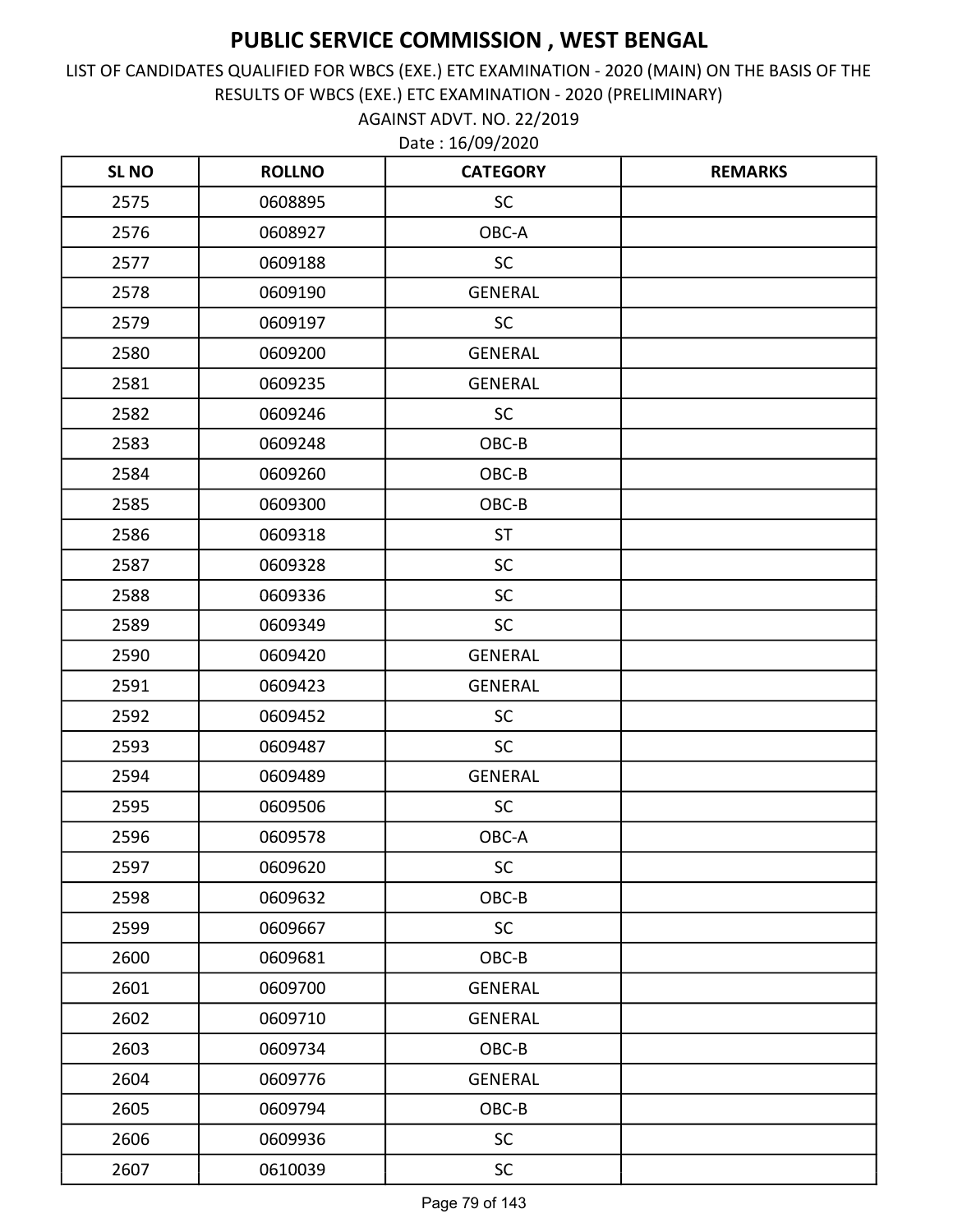# PUBLIC SERVICE COMMISSION , WEST BENGAL

LIST OF CANDIDATES QUALIFIED FOR WBCS (EXE.) ETC EXAMINATION - 2020 (MAIN) ON THE BASIS OF THE RESULTS OF WBCS (EXE.) ETC EXAMINATION - 2020 (PRELIMINARY)

AGAINST ADVT. NO. 22/2019

Date : 16/09/2020

| SL NO | ROLLNO | CATEGORY | REMARKS |
|---|---|---|---|
| 2575 | 0608895 | SC | |
| 2576 | 0608927 | OBC-A | |
| 2577 | 0609188 | SC | |
| 2578 | 0609190 | GENERAL | |
| 2579 | 0609197 | SC | |
| 2580 | 0609200 | GENERAL | |
| 2581 | 0609235 | GENERAL | |
| 2582 | 0609246 | SC | |
| 2583 | 0609248 | OBC-B | |
| 2584 | 0609260 | OBC-B | |
| 2585 | 0609300 | OBC-B | |
| 2586 | 0609318 | ST | |
| 2587 | 0609328 | SC | |
| 2588 | 0609336 | SC | |
| 2589 | 0609349 | SC | |
| 2590 | 0609420 | GENERAL | |
| 2591 | 0609423 | GENERAL | |
| 2592 | 0609452 | SC | |
| 2593 | 0609487 | SC | |
| 2594 | 0609489 | GENERAL | |
| 2595 | 0609506 | SC | |
| 2596 | 0609578 | OBC-A | |
| 2597 | 0609620 | SC | |
| 2598 | 0609632 | OBC-B | |
| 2599 | 0609667 | SC | |
| 2600 | 0609681 | OBC-B | |
| 2601 | 0609700 | GENERAL | |
| 2602 | 0609710 | GENERAL | |
| 2603 | 0609734 | OBC-B | |
| 2604 | 0609776 | GENERAL | |
| 2605 | 0609794 | OBC-B | |
| 2606 | 0609936 | SC | |
| 2607 | 0610039 | SC | |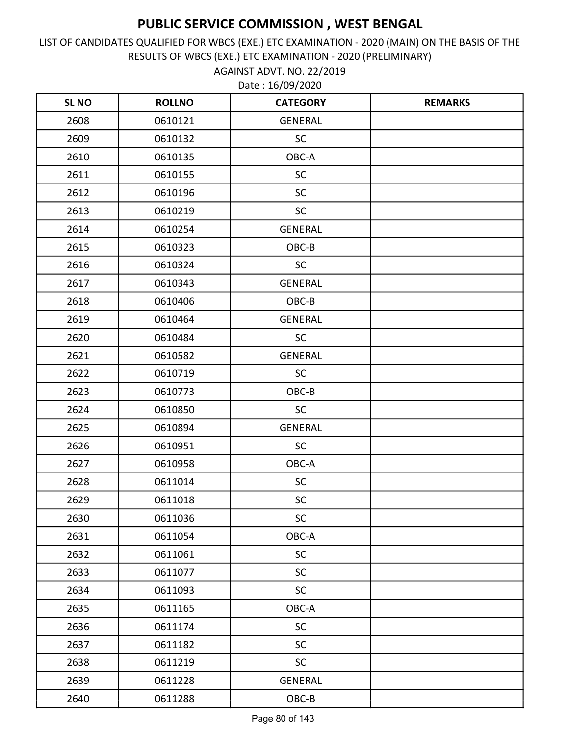# PUBLIC SERVICE COMMISSION , WEST BENGAL

LIST OF CANDIDATES QUALIFIED FOR WBCS (EXE.) ETC EXAMINATION - 2020 (MAIN) ON THE BASIS OF THE RESULTS OF WBCS (EXE.) ETC EXAMINATION - 2020 (PRELIMINARY)

AGAINST ADVT. NO. 22/2019

Date : 16/09/2020

| SL NO | ROLLNO | CATEGORY | REMARKS |
|---|---|---|---|
| 2608 | 0610121 | GENERAL | |
| 2609 | 0610132 | SC | |
| 2610 | 0610135 | OBC-A | |
| 2611 | 0610155 | SC | |
| 2612 | 0610196 | SC | |
| 2613 | 0610219 | SC | |
| 2614 | 0610254 | GENERAL | |
| 2615 | 0610323 | OBC-B | |
| 2616 | 0610324 | SC | |
| 2617 | 0610343 | GENERAL | |
| 2618 | 0610406 | OBC-B | |
| 2619 | 0610464 | GENERAL | |
| 2620 | 0610484 | SC | |
| 2621 | 0610582 | GENERAL | |
| 2622 | 0610719 | SC | |
| 2623 | 0610773 | OBC-B | |
| 2624 | 0610850 | SC | |
| 2625 | 0610894 | GENERAL | |
| 2626 | 0610951 | SC | |
| 2627 | 0610958 | OBC-A | |
| 2628 | 0611014 | SC | |
| 2629 | 0611018 | SC | |
| 2630 | 0611036 | SC | |
| 2631 | 0611054 | OBC-A | |
| 2632 | 0611061 | SC | |
| 2633 | 0611077 | SC | |
| 2634 | 0611093 | SC | |
| 2635 | 0611165 | OBC-A | |
| 2636 | 0611174 | SC | |
| 2637 | 0611182 | SC | |
| 2638 | 0611219 | SC | |
| 2639 | 0611228 | GENERAL | |
| 2640 | 0611288 | OBC-B | |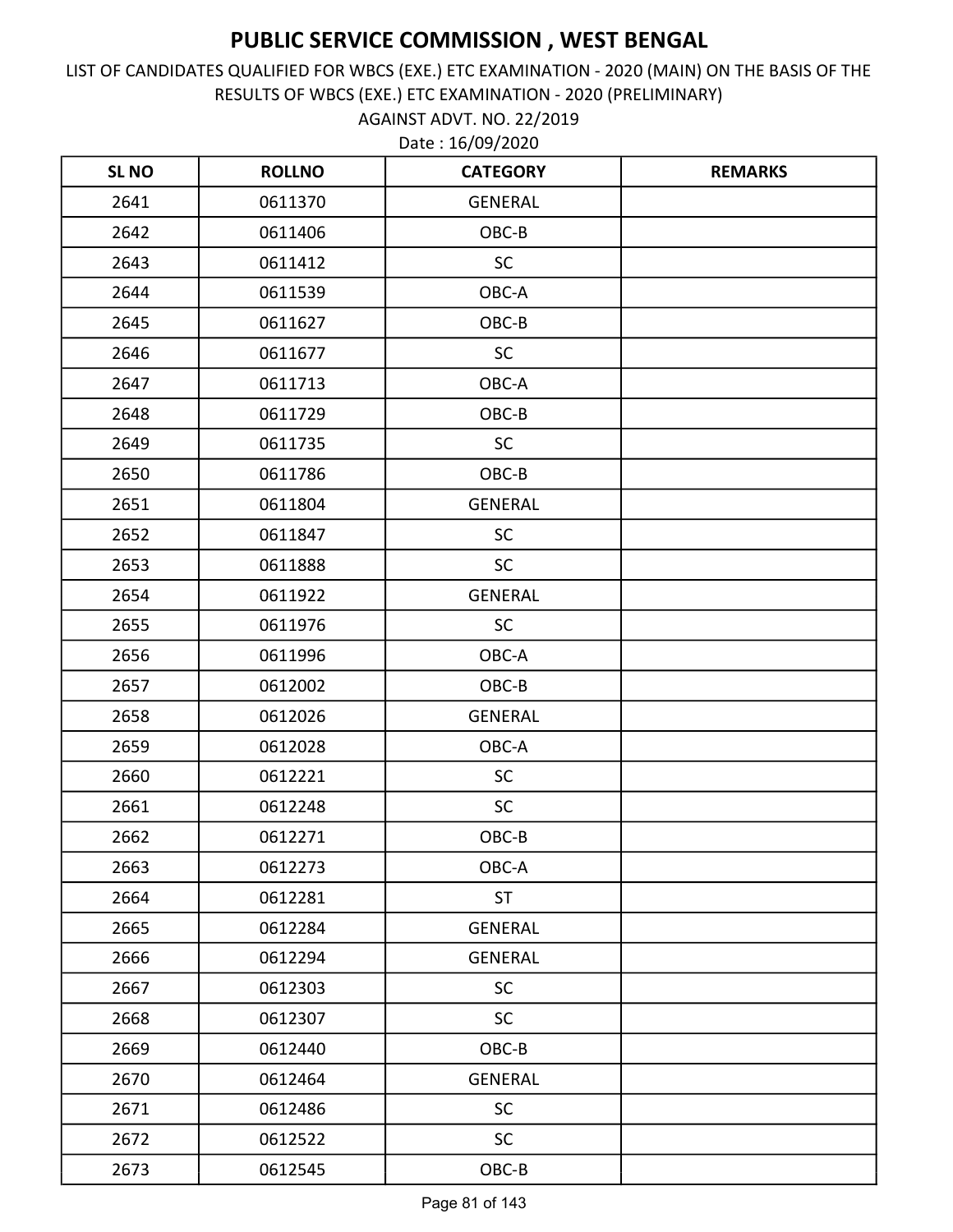# PUBLIC SERVICE COMMISSION , WEST BENGAL

LIST OF CANDIDATES QUALIFIED FOR WBCS (EXE.) ETC EXAMINATION - 2020 (MAIN) ON THE BASIS OF THE RESULTS OF WBCS (EXE.) ETC EXAMINATION - 2020 (PRELIMINARY)

AGAINST ADVT. NO. 22/2019

Date : 16/09/2020

| SL NO | ROLLNO | CATEGORY | REMARKS |
|---|---|---|---|
| 2641 | 0611370 | GENERAL | |
| 2642 | 0611406 | OBC-B | |
| 2643 | 0611412 | SC | |
| 2644 | 0611539 | OBC-A | |
| 2645 | 0611627 | OBC-B | |
| 2646 | 0611677 | SC | |
| 2647 | 0611713 | OBC-A | |
| 2648 | 0611729 | OBC-B | |
| 2649 | 0611735 | SC | |
| 2650 | 0611786 | OBC-B | |
| 2651 | 0611804 | GENERAL | |
| 2652 | 0611847 | SC | |
| 2653 | 0611888 | SC | |
| 2654 | 0611922 | GENERAL | |
| 2655 | 0611976 | SC | |
| 2656 | 0611996 | OBC-A | |
| 2657 | 0612002 | OBC-B | |
| 2658 | 0612026 | GENERAL | |
| 2659 | 0612028 | OBC-A | |
| 2660 | 0612221 | SC | |
| 2661 | 0612248 | SC | |
| 2662 | 0612271 | OBC-B | |
| 2663 | 0612273 | OBC-A | |
| 2664 | 0612281 | ST | |
| 2665 | 0612284 | GENERAL | |
| 2666 | 0612294 | GENERAL | |
| 2667 | 0612303 | SC | |
| 2668 | 0612307 | SC | |
| 2669 | 0612440 | OBC-B | |
| 2670 | 0612464 | GENERAL | |
| 2671 | 0612486 | SC | |
| 2672 | 0612522 | SC | |
| 2673 | 0612545 | OBC-B | |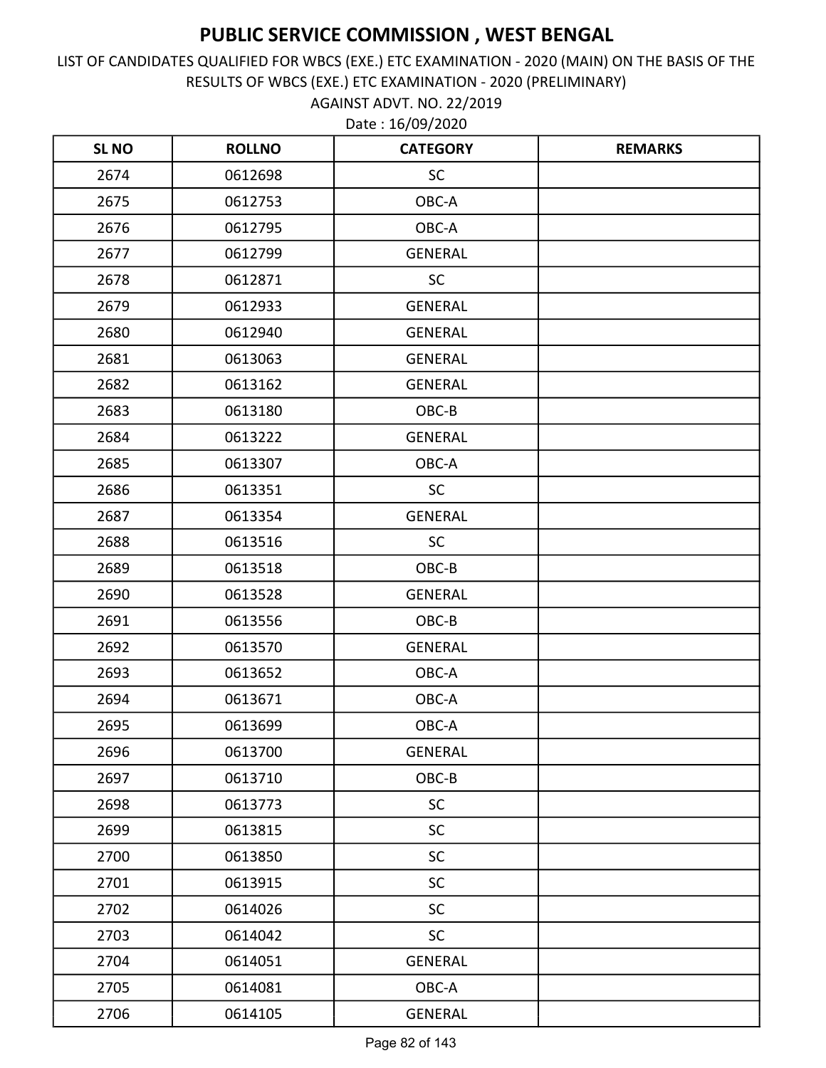# PUBLIC SERVICE COMMISSION , WEST BENGAL

LIST OF CANDIDATES QUALIFIED FOR WBCS (EXE.) ETC EXAMINATION - 2020 (MAIN) ON THE BASIS OF THE RESULTS OF WBCS (EXE.) ETC EXAMINATION - 2020 (PRELIMINARY)

AGAINST ADVT. NO. 22/2019

Date : 16/09/2020

| SL NO | ROLLNO | CATEGORY | REMARKS |
|---|---|---|---|
| 2674 | 0612698 | SC | |
| 2675 | 0612753 | OBC-A | |
| 2676 | 0612795 | OBC-A | |
| 2677 | 0612799 | GENERAL | |
| 2678 | 0612871 | SC | |
| 2679 | 0612933 | GENERAL | |
| 2680 | 0612940 | GENERAL | |
| 2681 | 0613063 | GENERAL | |
| 2682 | 0613162 | GENERAL | |
| 2683 | 0613180 | OBC-B | |
| 2684 | 0613222 | GENERAL | |
| 2685 | 0613307 | OBC-A | |
| 2686 | 0613351 | SC | |
| 2687 | 0613354 | GENERAL | |
| 2688 | 0613516 | SC | |
| 2689 | 0613518 | OBC-B | |
| 2690 | 0613528 | GENERAL | |
| 2691 | 0613556 | OBC-B | |
| 2692 | 0613570 | GENERAL | |
| 2693 | 0613652 | OBC-A | |
| 2694 | 0613671 | OBC-A | |
| 2695 | 0613699 | OBC-A | |
| 2696 | 0613700 | GENERAL | |
| 2697 | 0613710 | OBC-B | |
| 2698 | 0613773 | SC | |
| 2699 | 0613815 | SC | |
| 2700 | 0613850 | SC | |
| 2701 | 0613915 | SC | |
| 2702 | 0614026 | SC | |
| 2703 | 0614042 | SC | |
| 2704 | 0614051 | GENERAL | |
| 2705 | 0614081 | OBC-A | |
| 2706 | 0614105 | GENERAL | |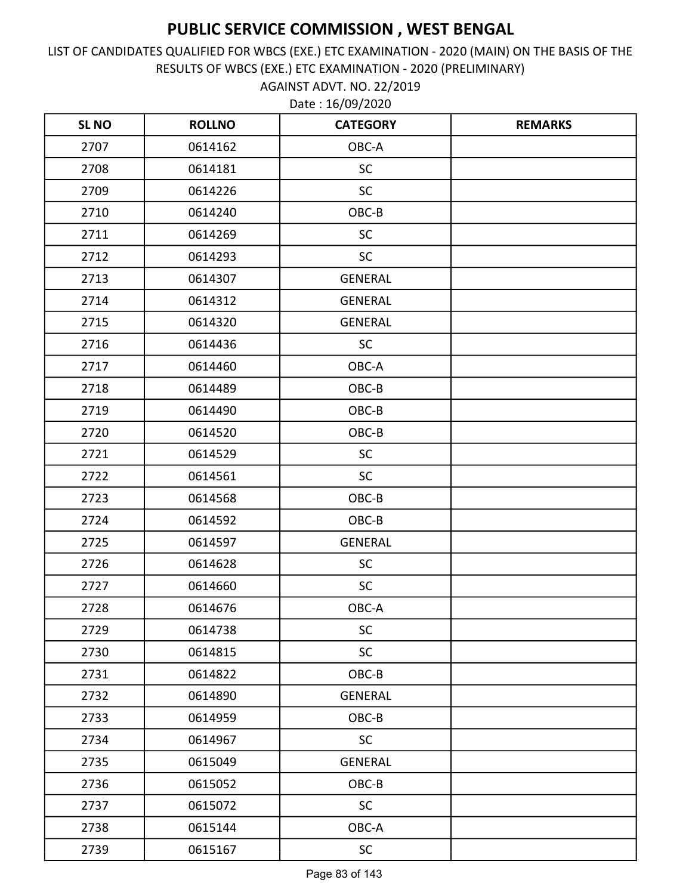# PUBLIC SERVICE COMMISSION , WEST BENGAL

LIST OF CANDIDATES QUALIFIED FOR WBCS (EXE.) ETC EXAMINATION - 2020 (MAIN) ON THE BASIS OF THE RESULTS OF WBCS (EXE.) ETC EXAMINATION - 2020 (PRELIMINARY)

AGAINST ADVT. NO. 22/2019

Date : 16/09/2020

| SL NO | ROLLNO | CATEGORY | REMARKS |
|---|---|---|---|
| 2707 | 0614162 | OBC-A | |
| 2708 | 0614181 | SC | |
| 2709 | 0614226 | SC | |
| 2710 | 0614240 | OBC-B | |
| 2711 | 0614269 | SC | |
| 2712 | 0614293 | SC | |
| 2713 | 0614307 | GENERAL | |
| 2714 | 0614312 | GENERAL | |
| 2715 | 0614320 | GENERAL | |
| 2716 | 0614436 | SC | |
| 2717 | 0614460 | OBC-A | |
| 2718 | 0614489 | OBC-B | |
| 2719 | 0614490 | OBC-B | |
| 2720 | 0614520 | OBC-B | |
| 2721 | 0614529 | SC | |
| 2722 | 0614561 | SC | |
| 2723 | 0614568 | OBC-B | |
| 2724 | 0614592 | OBC-B | |
| 2725 | 0614597 | GENERAL | |
| 2726 | 0614628 | SC | |
| 2727 | 0614660 | SC | |
| 2728 | 0614676 | OBC-A | |
| 2729 | 0614738 | SC | |
| 2730 | 0614815 | SC | |
| 2731 | 0614822 | OBC-B | |
| 2732 | 0614890 | GENERAL | |
| 2733 | 0614959 | OBC-B | |
| 2734 | 0614967 | SC | |
| 2735 | 0615049 | GENERAL | |
| 2736 | 0615052 | OBC-B | |
| 2737 | 0615072 | SC | |
| 2738 | 0615144 | OBC-A | |
| 2739 | 0615167 | SC | |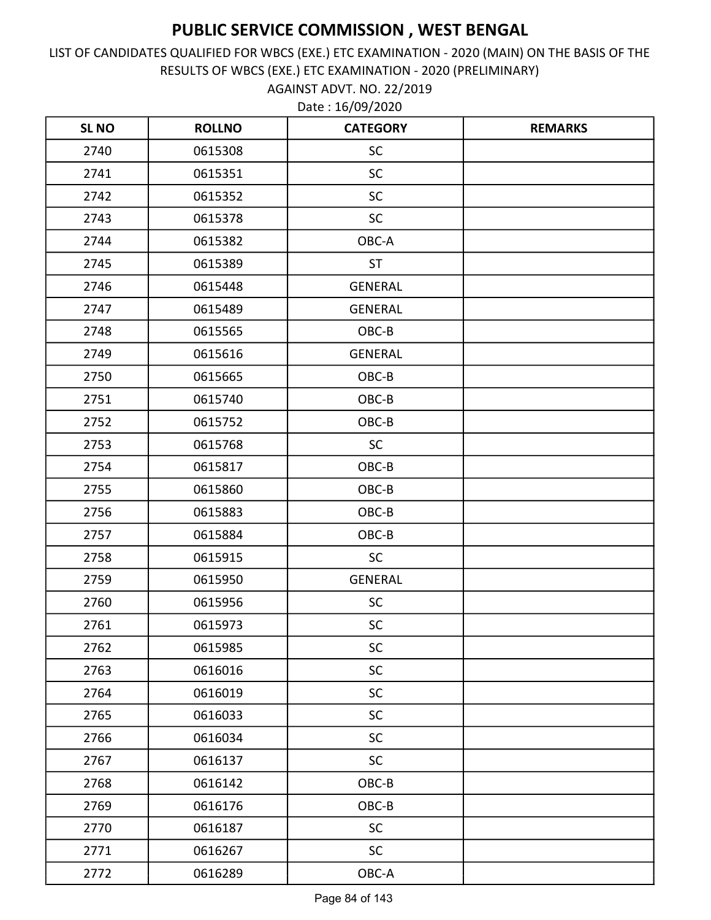# PUBLIC SERVICE COMMISSION , WEST BENGAL

LIST OF CANDIDATES QUALIFIED FOR WBCS (EXE.) ETC EXAMINATION - 2020 (MAIN) ON THE BASIS OF THE RESULTS OF WBCS (EXE.) ETC EXAMINATION - 2020 (PRELIMINARY)

AGAINST ADVT. NO. 22/2019

Date : 16/09/2020

| SL NO | ROLLNO | CATEGORY | REMARKS |
|---|---|---|---|
| 2740 | 0615308 | SC | |
| 2741 | 0615351 | SC | |
| 2742 | 0615352 | SC | |
| 2743 | 0615378 | SC | |
| 2744 | 0615382 | OBC-A | |
| 2745 | 0615389 | ST | |
| 2746 | 0615448 | GENERAL | |
| 2747 | 0615489 | GENERAL | |
| 2748 | 0615565 | OBC-B | |
| 2749 | 0615616 | GENERAL | |
| 2750 | 0615665 | OBC-B | |
| 2751 | 0615740 | OBC-B | |
| 2752 | 0615752 | OBC-B | |
| 2753 | 0615768 | SC | |
| 2754 | 0615817 | OBC-B | |
| 2755 | 0615860 | OBC-B | |
| 2756 | 0615883 | OBC-B | |
| 2757 | 0615884 | OBC-B | |
| 2758 | 0615915 | SC | |
| 2759 | 0615950 | GENERAL | |
| 2760 | 0615956 | SC | |
| 2761 | 0615973 | SC | |
| 2762 | 0615985 | SC | |
| 2763 | 0616016 | SC | |
| 2764 | 0616019 | SC | |
| 2765 | 0616033 | SC | |
| 2766 | 0616034 | SC | |
| 2767 | 0616137 | SC | |
| 2768 | 0616142 | OBC-B | |
| 2769 | 0616176 | OBC-B | |
| 2770 | 0616187 | SC | |
| 2771 | 0616267 | SC | |
| 2772 | 0616289 | OBC-A | |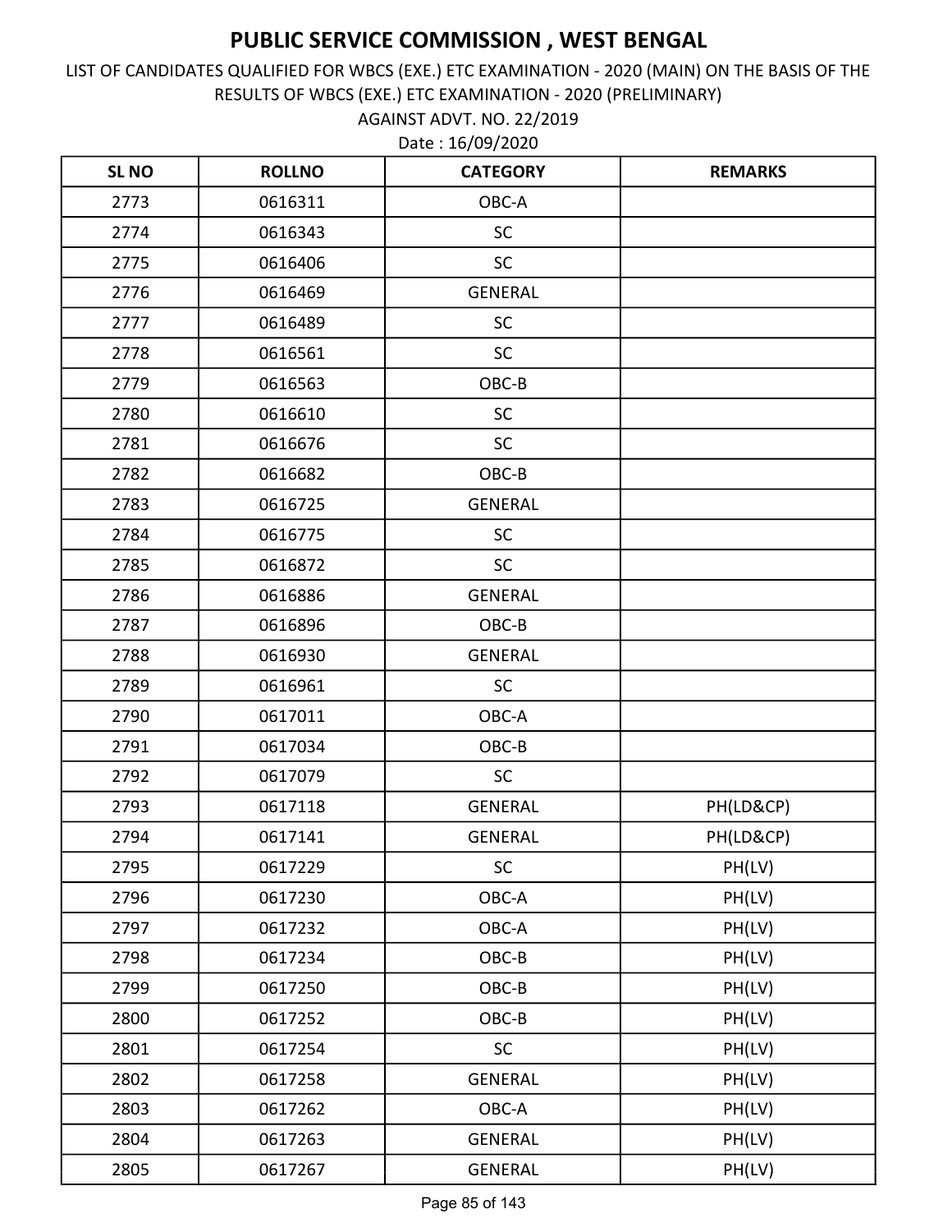# PUBLIC SERVICE COMMISSION , WEST BENGAL

LIST OF CANDIDATES QUALIFIED FOR WBCS (EXE.) ETC EXAMINATION - 2020 (MAIN) ON THE BASIS OF THE RESULTS OF WBCS (EXE.) ETC EXAMINATION - 2020 (PRELIMINARY)

AGAINST ADVT. NO. 22/2019

Date : 16/09/2020

| SL NO | ROLLNO | CATEGORY | REMARKS |
|---|---|---|---|
| 2773 | 0616311 | OBC-A | |
| 2774 | 0616343 | SC | |
| 2775 | 0616406 | SC | |
| 2776 | 0616469 | GENERAL | |
| 2777 | 0616489 | SC | |
| 2778 | 0616561 | SC | |
| 2779 | 0616563 | OBC-B | |
| 2780 | 0616610 | SC | |
| 2781 | 0616676 | SC | |
| 2782 | 0616682 | OBC-B | |
| 2783 | 0616725 | GENERAL | |
| 2784 | 0616775 | SC | |
| 2785 | 0616872 | SC | |
| 2786 | 0616886 | GENERAL | |
| 2787 | 0616896 | OBC-B | |
| 2788 | 0616930 | GENERAL | |
| 2789 | 0616961 | SC | |
| 2790 | 0617011 | OBC-A | |
| 2791 | 0617034 | OBC-B | |
| 2792 | 0617079 | SC | |
| 2793 | 0617118 | GENERAL | PH(LD&CP) |
| 2794 | 0617141 | GENERAL | PH(LD&CP) |
| 2795 | 0617229 | SC | PH(LV) |
| 2796 | 0617230 | OBC-A | PH(LV) |
| 2797 | 0617232 | OBC-A | PH(LV) |
| 2798 | 0617234 | OBC-B | PH(LV) |
| 2799 | 0617250 | OBC-B | PH(LV) |
| 2800 | 0617252 | OBC-B | PH(LV) |
| 2801 | 0617254 | SC | PH(LV) |
| 2802 | 0617258 | GENERAL | PH(LV) |
| 2803 | 0617262 | OBC-A | PH(LV) |
| 2804 | 0617263 | GENERAL | PH(LV) |
| 2805 | 0617267 | GENERAL | PH(LV) |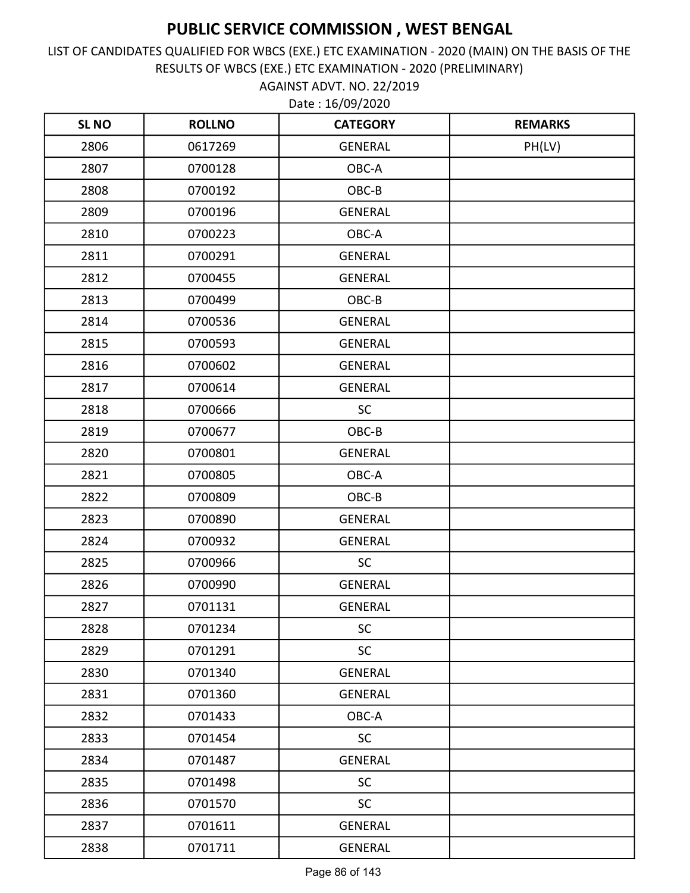# PUBLIC SERVICE COMMISSION , WEST BENGAL

LIST OF CANDIDATES QUALIFIED FOR WBCS (EXE.) ETC EXAMINATION - 2020 (MAIN) ON THE BASIS OF THE RESULTS OF WBCS (EXE.) ETC EXAMINATION - 2020 (PRELIMINARY)

AGAINST ADVT. NO. 22/2019

Date : 16/09/2020

| SL NO | ROLLNO | CATEGORY | REMARKS |
|---|---|---|---|
| 2806 | 0617269 | GENERAL | PH(LV) |
| 2807 | 0700128 | OBC-A | |
| 2808 | 0700192 | OBC-B | |
| 2809 | 0700196 | GENERAL | |
| 2810 | 0700223 | OBC-A | |
| 2811 | 0700291 | GENERAL | |
| 2812 | 0700455 | GENERAL | |
| 2813 | 0700499 | OBC-B | |
| 2814 | 0700536 | GENERAL | |
| 2815 | 0700593 | GENERAL | |
| 2816 | 0700602 | GENERAL | |
| 2817 | 0700614 | GENERAL | |
| 2818 | 0700666 | SC | |
| 2819 | 0700677 | OBC-B | |
| 2820 | 0700801 | GENERAL | |
| 2821 | 0700805 | OBC-A | |
| 2822 | 0700809 | OBC-B | |
| 2823 | 0700890 | GENERAL | |
| 2824 | 0700932 | GENERAL | |
| 2825 | 0700966 | SC | |
| 2826 | 0700990 | GENERAL | |
| 2827 | 0701131 | GENERAL | |
| 2828 | 0701234 | SC | |
| 2829 | 0701291 | SC | |
| 2830 | 0701340 | GENERAL | |
| 2831 | 0701360 | GENERAL | |
| 2832 | 0701433 | OBC-A | |
| 2833 | 0701454 | SC | |
| 2834 | 0701487 | GENERAL | |
| 2835 | 0701498 | SC | |
| 2836 | 0701570 | SC | |
| 2837 | 0701611 | GENERAL | |
| 2838 | 0701711 | GENERAL | |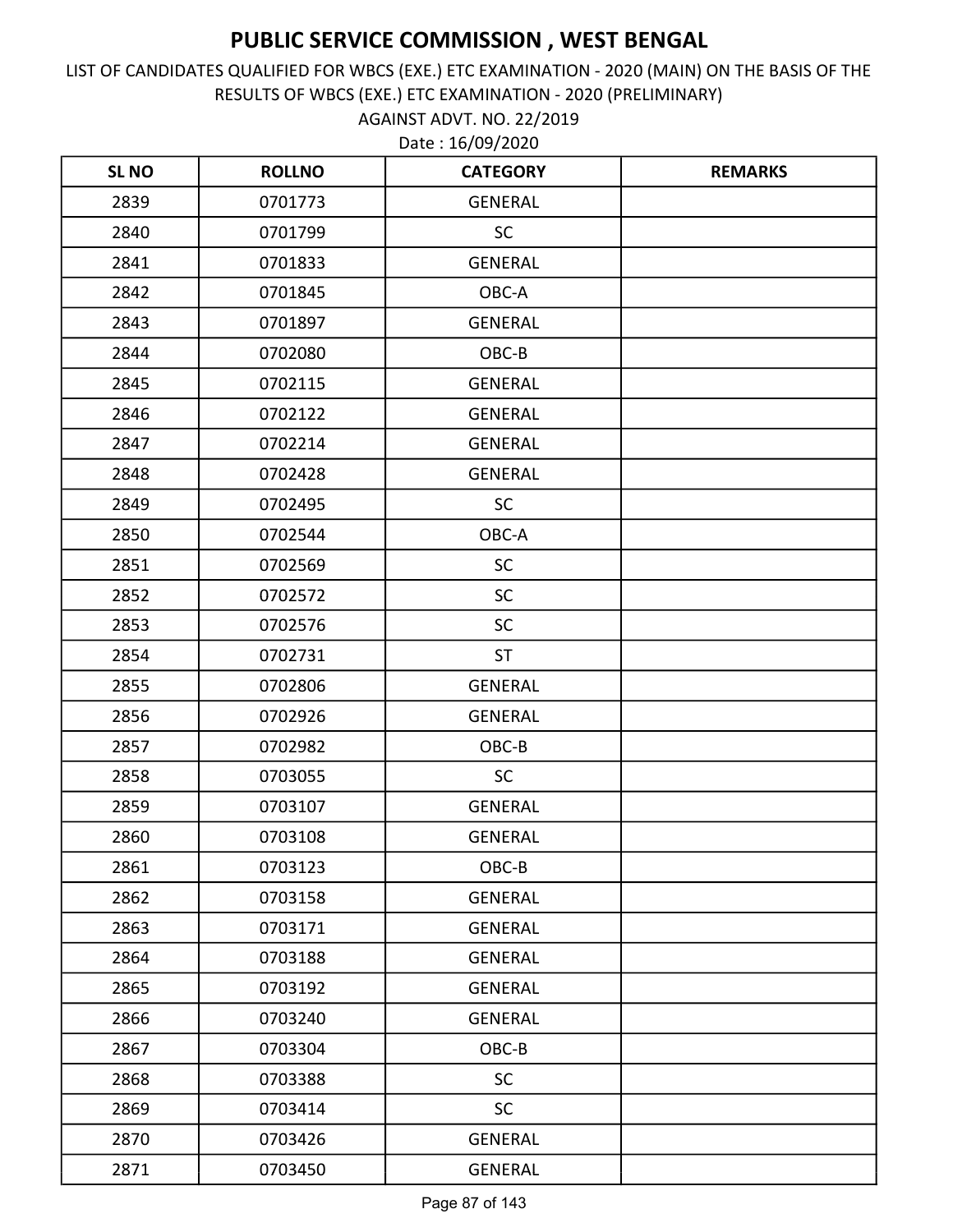# PUBLIC SERVICE COMMISSION , WEST BENGAL

LIST OF CANDIDATES QUALIFIED FOR WBCS (EXE.) ETC EXAMINATION - 2020 (MAIN) ON THE BASIS OF THE RESULTS OF WBCS (EXE.) ETC EXAMINATION - 2020 (PRELIMINARY)

AGAINST ADVT. NO. 22/2019

Date : 16/09/2020

| SL NO | ROLLNO | CATEGORY | REMARKS |
|---|---|---|---|
| 2839 | 0701773 | GENERAL | |
| 2840 | 0701799 | SC | |
| 2841 | 0701833 | GENERAL | |
| 2842 | 0701845 | OBC-A | |
| 2843 | 0701897 | GENERAL | |
| 2844 | 0702080 | OBC-B | |
| 2845 | 0702115 | GENERAL | |
| 2846 | 0702122 | GENERAL | |
| 2847 | 0702214 | GENERAL | |
| 2848 | 0702428 | GENERAL | |
| 2849 | 0702495 | SC | |
| 2850 | 0702544 | OBC-A | |
| 2851 | 0702569 | SC | |
| 2852 | 0702572 | SC | |
| 2853 | 0702576 | SC | |
| 2854 | 0702731 | ST | |
| 2855 | 0702806 | GENERAL | |
| 2856 | 0702926 | GENERAL | |
| 2857 | 0702982 | OBC-B | |
| 2858 | 0703055 | SC | |
| 2859 | 0703107 | GENERAL | |
| 2860 | 0703108 | GENERAL | |
| 2861 | 0703123 | OBC-B | |
| 2862 | 0703158 | GENERAL | |
| 2863 | 0703171 | GENERAL | |
| 2864 | 0703188 | GENERAL | |
| 2865 | 0703192 | GENERAL | |
| 2866 | 0703240 | GENERAL | |
| 2867 | 0703304 | OBC-B | |
| 2868 | 0703388 | SC | |
| 2869 | 0703414 | SC | |
| 2870 | 0703426 | GENERAL | |
| 2871 | 0703450 | GENERAL | |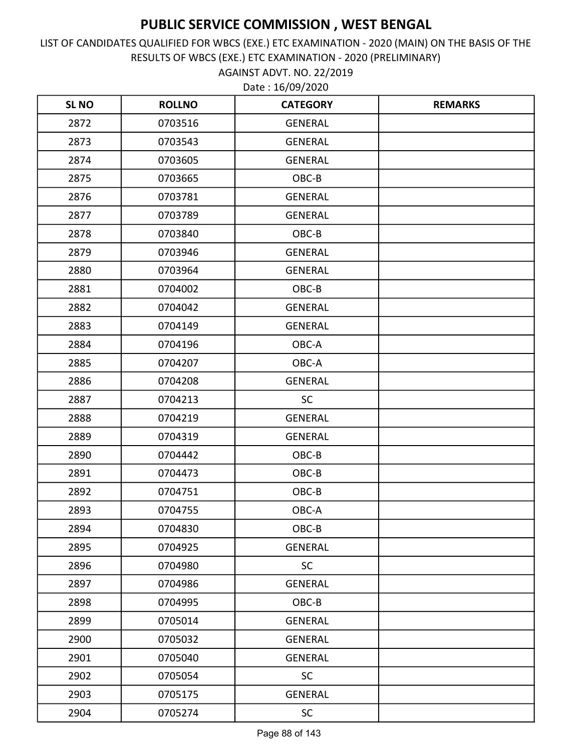# PUBLIC SERVICE COMMISSION , WEST BENGAL

LIST OF CANDIDATES QUALIFIED FOR WBCS (EXE.) ETC EXAMINATION - 2020 (MAIN) ON THE BASIS OF THE RESULTS OF WBCS (EXE.) ETC EXAMINATION - 2020 (PRELIMINARY)

AGAINST ADVT. NO. 22/2019

Date : 16/09/2020

| SL NO | ROLLNO | CATEGORY | REMARKS |
|---|---|---|---|
| 2872 | 0703516 | GENERAL | |
| 2873 | 0703543 | GENERAL | |
| 2874 | 0703605 | GENERAL | |
| 2875 | 0703665 | OBC-B | |
| 2876 | 0703781 | GENERAL | |
| 2877 | 0703789 | GENERAL | |
| 2878 | 0703840 | OBC-B | |
| 2879 | 0703946 | GENERAL | |
| 2880 | 0703964 | GENERAL | |
| 2881 | 0704002 | OBC-B | |
| 2882 | 0704042 | GENERAL | |
| 2883 | 0704149 | GENERAL | |
| 2884 | 0704196 | OBC-A | |
| 2885 | 0704207 | OBC-A | |
| 2886 | 0704208 | GENERAL | |
| 2887 | 0704213 | SC | |
| 2888 | 0704219 | GENERAL | |
| 2889 | 0704319 | GENERAL | |
| 2890 | 0704442 | OBC-B | |
| 2891 | 0704473 | OBC-B | |
| 2892 | 0704751 | OBC-B | |
| 2893 | 0704755 | OBC-A | |
| 2894 | 0704830 | OBC-B | |
| 2895 | 0704925 | GENERAL | |
| 2896 | 0704980 | SC | |
| 2897 | 0704986 | GENERAL | |
| 2898 | 0704995 | OBC-B | |
| 2899 | 0705014 | GENERAL | |
| 2900 | 0705032 | GENERAL | |
| 2901 | 0705040 | GENERAL | |
| 2902 | 0705054 | SC | |
| 2903 | 0705175 | GENERAL | |
| 2904 | 0705274 | SC | |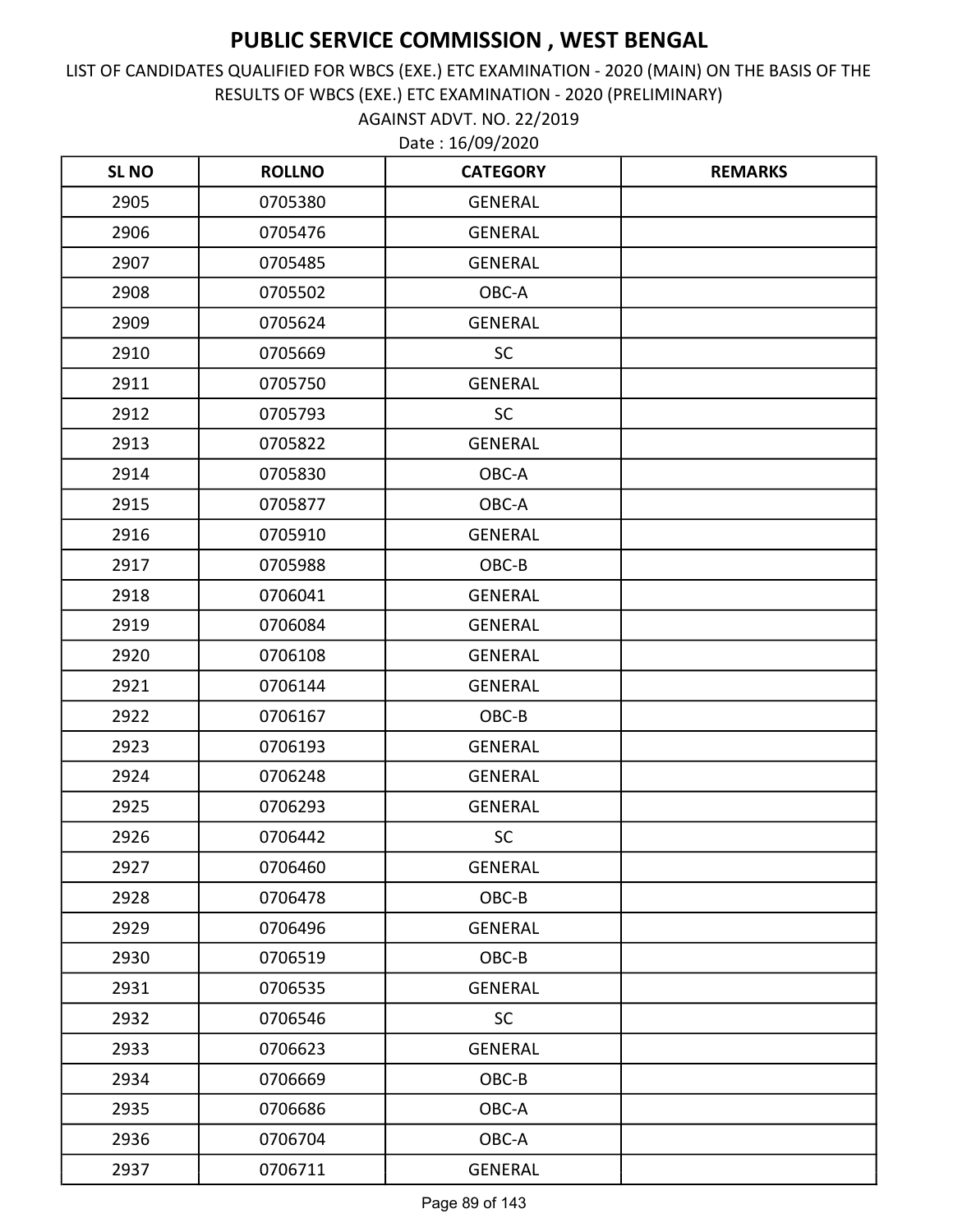# PUBLIC SERVICE COMMISSION , WEST BENGAL

LIST OF CANDIDATES QUALIFIED FOR WBCS (EXE.) ETC EXAMINATION - 2020 (MAIN) ON THE BASIS OF THE RESULTS OF WBCS (EXE.) ETC EXAMINATION - 2020 (PRELIMINARY)

AGAINST ADVT. NO. 22/2019

Date : 16/09/2020

| SL NO | ROLLNO | CATEGORY | REMARKS |
|---|---|---|---|
| 2905 | 0705380 | GENERAL | |
| 2906 | 0705476 | GENERAL | |
| 2907 | 0705485 | GENERAL | |
| 2908 | 0705502 | OBC-A | |
| 2909 | 0705624 | GENERAL | |
| 2910 | 0705669 | SC | |
| 2911 | 0705750 | GENERAL | |
| 2912 | 0705793 | SC | |
| 2913 | 0705822 | GENERAL | |
| 2914 | 0705830 | OBC-A | |
| 2915 | 0705877 | OBC-A | |
| 2916 | 0705910 | GENERAL | |
| 2917 | 0705988 | OBC-B | |
| 2918 | 0706041 | GENERAL | |
| 2919 | 0706084 | GENERAL | |
| 2920 | 0706108 | GENERAL | |
| 2921 | 0706144 | GENERAL | |
| 2922 | 0706167 | OBC-B | |
| 2923 | 0706193 | GENERAL | |
| 2924 | 0706248 | GENERAL | |
| 2925 | 0706293 | GENERAL | |
| 2926 | 0706442 | SC | |
| 2927 | 0706460 | GENERAL | |
| 2928 | 0706478 | OBC-B | |
| 2929 | 0706496 | GENERAL | |
| 2930 | 0706519 | OBC-B | |
| 2931 | 0706535 | GENERAL | |
| 2932 | 0706546 | SC | |
| 2933 | 0706623 | GENERAL | |
| 2934 | 0706669 | OBC-B | |
| 2935 | 0706686 | OBC-A | |
| 2936 | 0706704 | OBC-A | |
| 2937 | 0706711 | GENERAL | |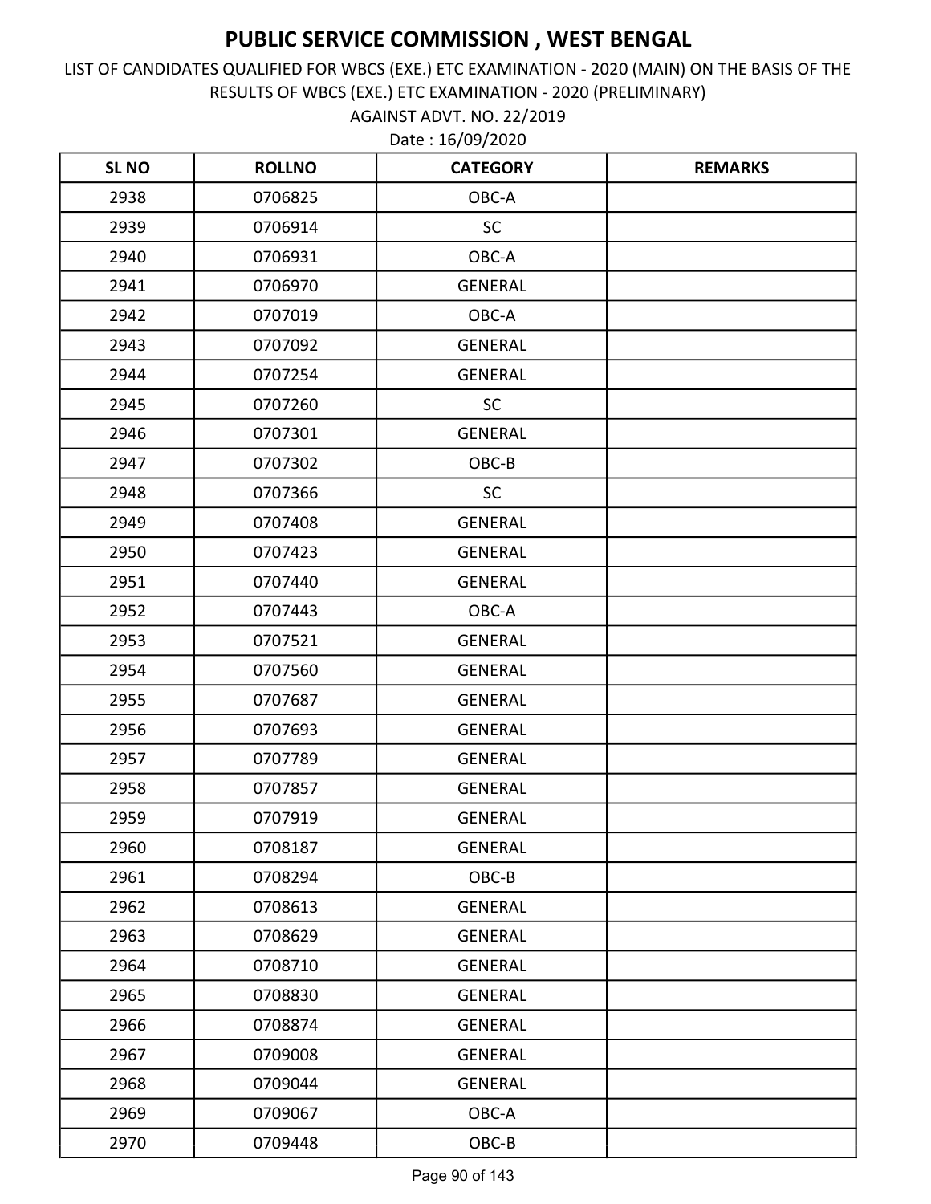# PUBLIC SERVICE COMMISSION , WEST BENGAL

LIST OF CANDIDATES QUALIFIED FOR WBCS (EXE.) ETC EXAMINATION - 2020 (MAIN) ON THE BASIS OF THE RESULTS OF WBCS (EXE.) ETC EXAMINATION - 2020 (PRELIMINARY)

AGAINST ADVT. NO. 22/2019

Date : 16/09/2020

| SL NO | ROLLNO | CATEGORY | REMARKS |
|---|---|---|---|
| 2938 | 0706825 | OBC-A | |
| 2939 | 0706914 | SC | |
| 2940 | 0706931 | OBC-A | |
| 2941 | 0706970 | GENERAL | |
| 2942 | 0707019 | OBC-A | |
| 2943 | 0707092 | GENERAL | |
| 2944 | 0707254 | GENERAL | |
| 2945 | 0707260 | SC | |
| 2946 | 0707301 | GENERAL | |
| 2947 | 0707302 | OBC-B | |
| 2948 | 0707366 | SC | |
| 2949 | 0707408 | GENERAL | |
| 2950 | 0707423 | GENERAL | |
| 2951 | 0707440 | GENERAL | |
| 2952 | 0707443 | OBC-A | |
| 2953 | 0707521 | GENERAL | |
| 2954 | 0707560 | GENERAL | |
| 2955 | 0707687 | GENERAL | |
| 2956 | 0707693 | GENERAL | |
| 2957 | 0707789 | GENERAL | |
| 2958 | 0707857 | GENERAL | |
| 2959 | 0707919 | GENERAL | |
| 2960 | 0708187 | GENERAL | |
| 2961 | 0708294 | OBC-B | |
| 2962 | 0708613 | GENERAL | |
| 2963 | 0708629 | GENERAL | |
| 2964 | 0708710 | GENERAL | |
| 2965 | 0708830 | GENERAL | |
| 2966 | 0708874 | GENERAL | |
| 2967 | 0709008 | GENERAL | |
| 2968 | 0709044 | GENERAL | |
| 2969 | 0709067 | OBC-A | |
| 2970 | 0709448 | OBC-B | |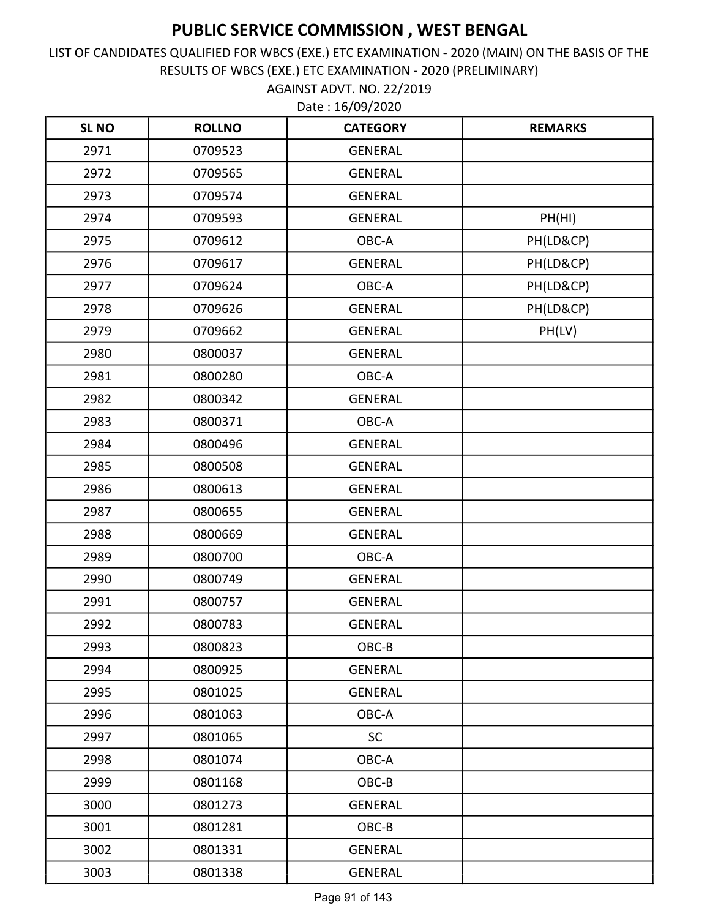# PUBLIC SERVICE COMMISSION , WEST BENGAL

LIST OF CANDIDATES QUALIFIED FOR WBCS (EXE.) ETC EXAMINATION - 2020 (MAIN) ON THE BASIS OF THE RESULTS OF WBCS (EXE.) ETC EXAMINATION - 2020 (PRELIMINARY)

AGAINST ADVT. NO. 22/2019

Date : 16/09/2020

| SL NO | ROLLNO | CATEGORY | REMARKS |
|---|---|---|---|
| 2971 | 0709523 | GENERAL | |
| 2972 | 0709565 | GENERAL | |
| 2973 | 0709574 | GENERAL | |
| 2974 | 0709593 | GENERAL | PH(HI) |
| 2975 | 0709612 | OBC-A | PH(LD&CP) |
| 2976 | 0709617 | GENERAL | PH(LD&CP) |
| 2977 | 0709624 | OBC-A | PH(LD&CP) |
| 2978 | 0709626 | GENERAL | PH(LD&CP) |
| 2979 | 0709662 | GENERAL | PH(LV) |
| 2980 | 0800037 | GENERAL | |
| 2981 | 0800280 | OBC-A | |
| 2982 | 0800342 | GENERAL | |
| 2983 | 0800371 | OBC-A | |
| 2984 | 0800496 | GENERAL | |
| 2985 | 0800508 | GENERAL | |
| 2986 | 0800613 | GENERAL | |
| 2987 | 0800655 | GENERAL | |
| 2988 | 0800669 | GENERAL | |
| 2989 | 0800700 | OBC-A | |
| 2990 | 0800749 | GENERAL | |
| 2991 | 0800757 | GENERAL | |
| 2992 | 0800783 | GENERAL | |
| 2993 | 0800823 | OBC-B | |
| 2994 | 0800925 | GENERAL | |
| 2995 | 0801025 | GENERAL | |
| 2996 | 0801063 | OBC-A | |
| 2997 | 0801065 | SC | |
| 2998 | 0801074 | OBC-A | |
| 2999 | 0801168 | OBC-B | |
| 3000 | 0801273 | GENERAL | |
| 3001 | 0801281 | OBC-B | |
| 3002 | 0801331 | GENERAL | |
| 3003 | 0801338 | GENERAL | |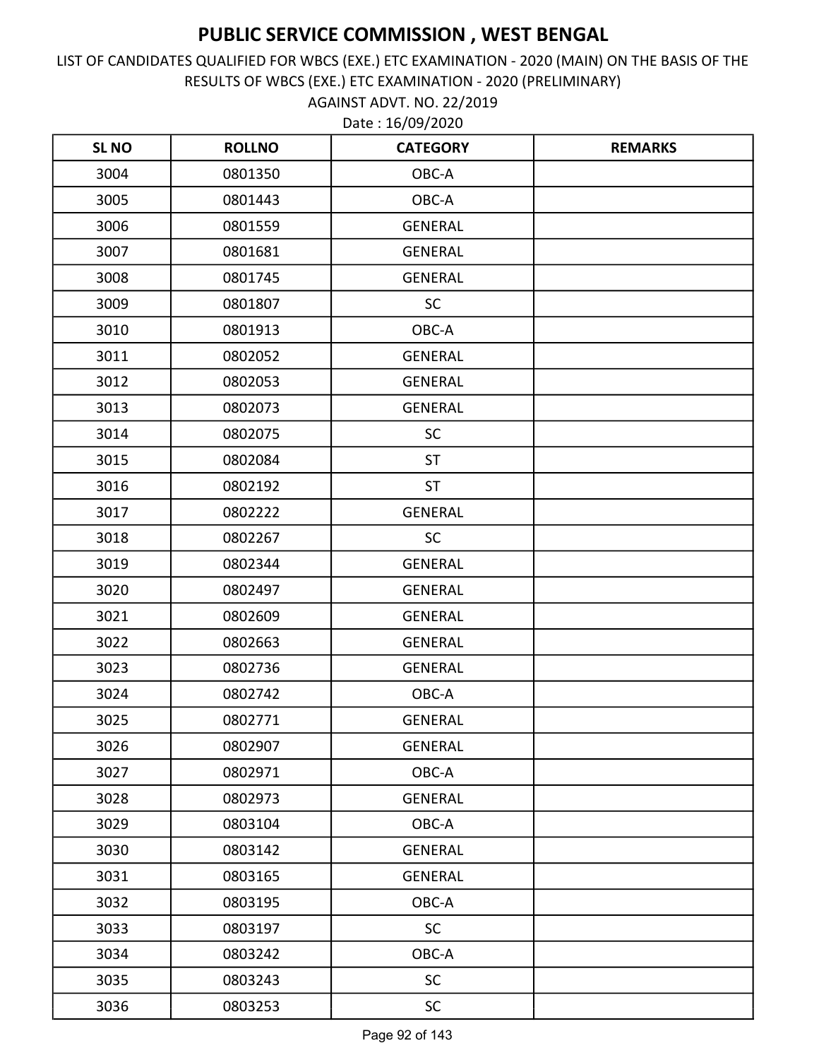# PUBLIC SERVICE COMMISSION , WEST BENGAL

LIST OF CANDIDATES QUALIFIED FOR WBCS (EXE.) ETC EXAMINATION - 2020 (MAIN) ON THE BASIS OF THE RESULTS OF WBCS (EXE.) ETC EXAMINATION - 2020 (PRELIMINARY)

AGAINST ADVT. NO. 22/2019

Date : 16/09/2020

| SL NO | ROLLNO | CATEGORY | REMARKS |
|---|---|---|---|
| 3004 | 0801350 | OBC-A | |
| 3005 | 0801443 | OBC-A | |
| 3006 | 0801559 | GENERAL | |
| 3007 | 0801681 | GENERAL | |
| 3008 | 0801745 | GENERAL | |
| 3009 | 0801807 | SC | |
| 3010 | 0801913 | OBC-A | |
| 3011 | 0802052 | GENERAL | |
| 3012 | 0802053 | GENERAL | |
| 3013 | 0802073 | GENERAL | |
| 3014 | 0802075 | SC | |
| 3015 | 0802084 | ST | |
| 3016 | 0802192 | ST | |
| 3017 | 0802222 | GENERAL | |
| 3018 | 0802267 | SC | |
| 3019 | 0802344 | GENERAL | |
| 3020 | 0802497 | GENERAL | |
| 3021 | 0802609 | GENERAL | |
| 3022 | 0802663 | GENERAL | |
| 3023 | 0802736 | GENERAL | |
| 3024 | 0802742 | OBC-A | |
| 3025 | 0802771 | GENERAL | |
| 3026 | 0802907 | GENERAL | |
| 3027 | 0802971 | OBC-A | |
| 3028 | 0802973 | GENERAL | |
| 3029 | 0803104 | OBC-A | |
| 3030 | 0803142 | GENERAL | |
| 3031 | 0803165 | GENERAL | |
| 3032 | 0803195 | OBC-A | |
| 3033 | 0803197 | SC | |
| 3034 | 0803242 | OBC-A | |
| 3035 | 0803243 | SC | |
| 3036 | 0803253 | SC | |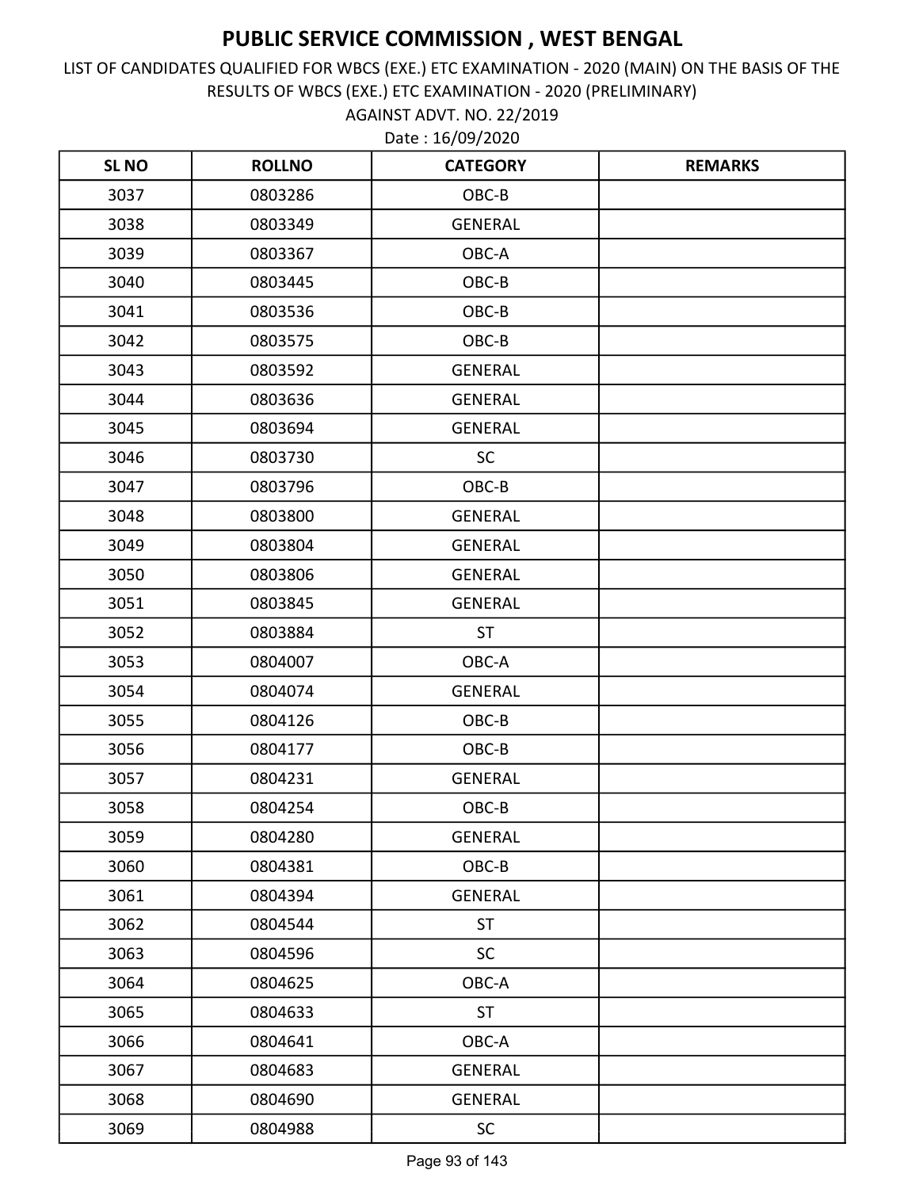# PUBLIC SERVICE COMMISSION , WEST BENGAL

LIST OF CANDIDATES QUALIFIED FOR WBCS (EXE.) ETC EXAMINATION - 2020 (MAIN) ON THE BASIS OF THE RESULTS OF WBCS (EXE.) ETC EXAMINATION - 2020 (PRELIMINARY)

AGAINST ADVT. NO. 22/2019

Date : 16/09/2020

| SL NO | ROLLNO | CATEGORY | REMARKS |
|---|---|---|---|
| 3037 | 0803286 | OBC-B | |
| 3038 | 0803349 | GENERAL | |
| 3039 | 0803367 | OBC-A | |
| 3040 | 0803445 | OBC-B | |
| 3041 | 0803536 | OBC-B | |
| 3042 | 0803575 | OBC-B | |
| 3043 | 0803592 | GENERAL | |
| 3044 | 0803636 | GENERAL | |
| 3045 | 0803694 | GENERAL | |
| 3046 | 0803730 | SC | |
| 3047 | 0803796 | OBC-B | |
| 3048 | 0803800 | GENERAL | |
| 3049 | 0803804 | GENERAL | |
| 3050 | 0803806 | GENERAL | |
| 3051 | 0803845 | GENERAL | |
| 3052 | 0803884 | ST | |
| 3053 | 0804007 | OBC-A | |
| 3054 | 0804074 | GENERAL | |
| 3055 | 0804126 | OBC-B | |
| 3056 | 0804177 | OBC-B | |
| 3057 | 0804231 | GENERAL | |
| 3058 | 0804254 | OBC-B | |
| 3059 | 0804280 | GENERAL | |
| 3060 | 0804381 | OBC-B | |
| 3061 | 0804394 | GENERAL | |
| 3062 | 0804544 | ST | |
| 3063 | 0804596 | SC | |
| 3064 | 0804625 | OBC-A | |
| 3065 | 0804633 | ST | |
| 3066 | 0804641 | OBC-A | |
| 3067 | 0804683 | GENERAL | |
| 3068 | 0804690 | GENERAL | |
| 3069 | 0804988 | SC | |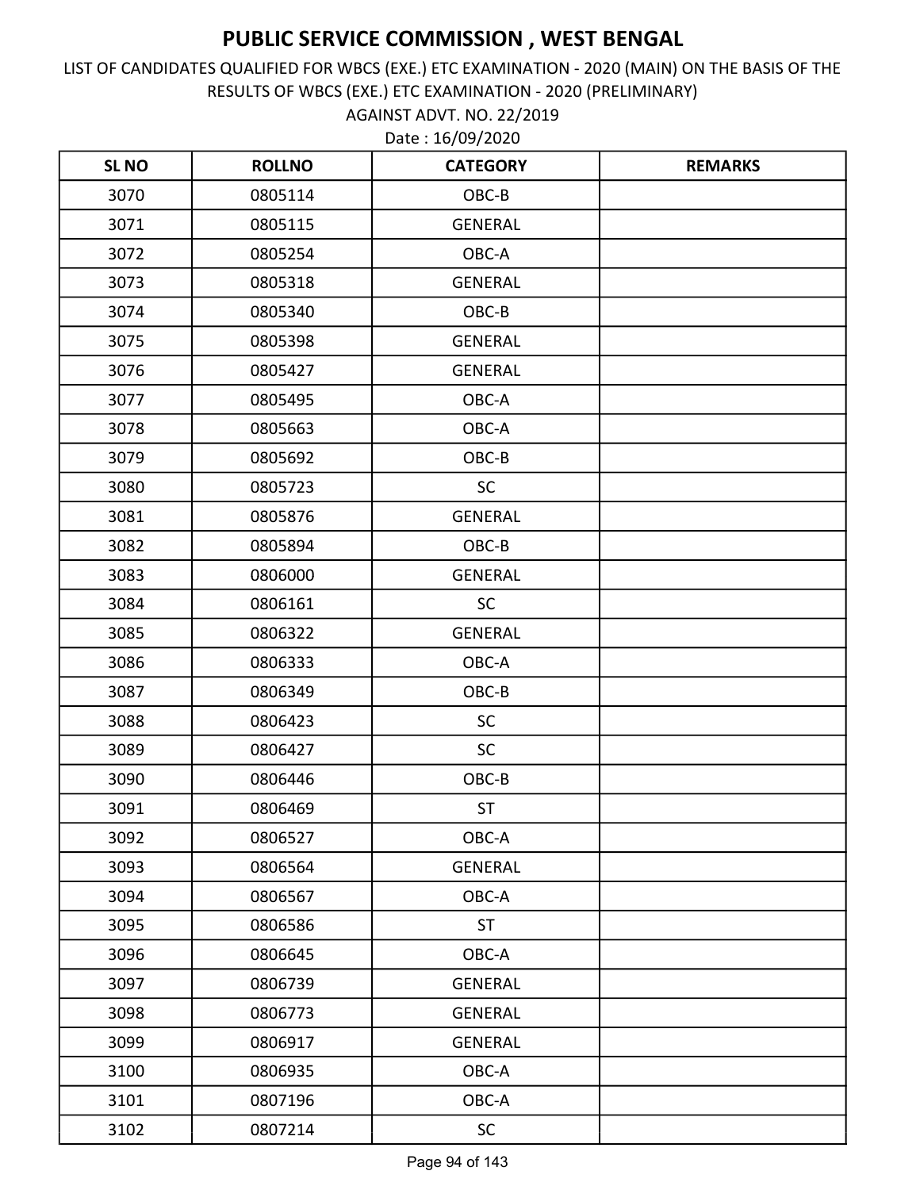# PUBLIC SERVICE COMMISSION , WEST BENGAL

LIST OF CANDIDATES QUALIFIED FOR WBCS (EXE.) ETC EXAMINATION - 2020 (MAIN) ON THE BASIS OF THE RESULTS OF WBCS (EXE.) ETC EXAMINATION - 2020 (PRELIMINARY)

AGAINST ADVT. NO. 22/2019

Date : 16/09/2020

| SL NO | ROLLNO | CATEGORY | REMARKS |
|---|---|---|---|
| 3070 | 0805114 | OBC-B | |
| 3071 | 0805115 | GENERAL | |
| 3072 | 0805254 | OBC-A | |
| 3073 | 0805318 | GENERAL | |
| 3074 | 0805340 | OBC-B | |
| 3075 | 0805398 | GENERAL | |
| 3076 | 0805427 | GENERAL | |
| 3077 | 0805495 | OBC-A | |
| 3078 | 0805663 | OBC-A | |
| 3079 | 0805692 | OBC-B | |
| 3080 | 0805723 | SC | |
| 3081 | 0805876 | GENERAL | |
| 3082 | 0805894 | OBC-B | |
| 3083 | 0806000 | GENERAL | |
| 3084 | 0806161 | SC | |
| 3085 | 0806322 | GENERAL | |
| 3086 | 0806333 | OBC-A | |
| 3087 | 0806349 | OBC-B | |
| 3088 | 0806423 | SC | |
| 3089 | 0806427 | SC | |
| 3090 | 0806446 | OBC-B | |
| 3091 | 0806469 | ST | |
| 3092 | 0806527 | OBC-A | |
| 3093 | 0806564 | GENERAL | |
| 3094 | 0806567 | OBC-A | |
| 3095 | 0806586 | ST | |
| 3096 | 0806645 | OBC-A | |
| 3097 | 0806739 | GENERAL | |
| 3098 | 0806773 | GENERAL | |
| 3099 | 0806917 | GENERAL | |
| 3100 | 0806935 | OBC-A | |
| 3101 | 0807196 | OBC-A | |
| 3102 | 0807214 | SC | |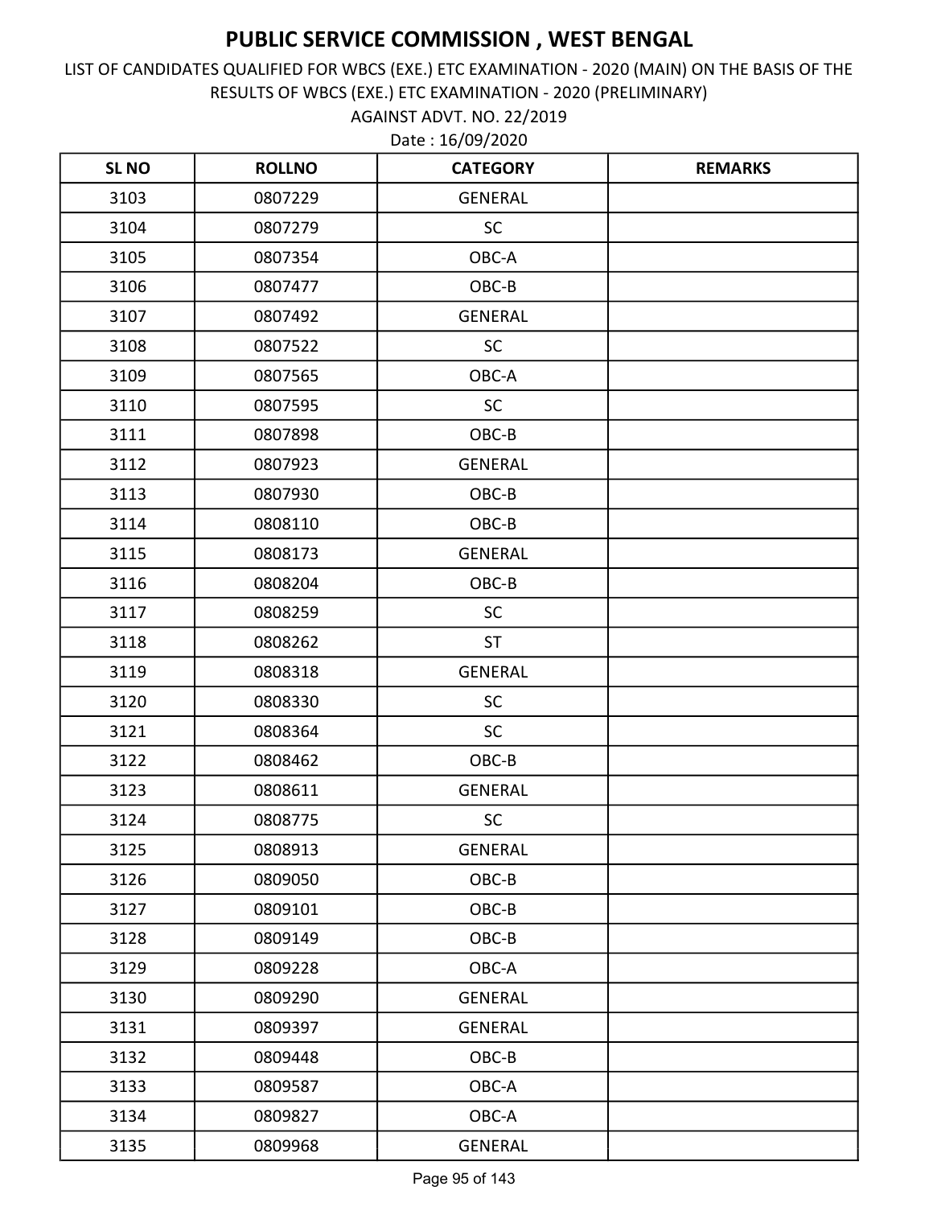# PUBLIC SERVICE COMMISSION , WEST BENGAL

LIST OF CANDIDATES QUALIFIED FOR WBCS (EXE.) ETC EXAMINATION - 2020 (MAIN) ON THE BASIS OF THE RESULTS OF WBCS (EXE.) ETC EXAMINATION - 2020 (PRELIMINARY)

AGAINST ADVT. NO. 22/2019

Date : 16/09/2020

| SL NO | ROLLNO | CATEGORY | REMARKS |
|---|---|---|---|
| 3103 | 0807229 | GENERAL | |
| 3104 | 0807279 | SC | |
| 3105 | 0807354 | OBC-A | |
| 3106 | 0807477 | OBC-B | |
| 3107 | 0807492 | GENERAL | |
| 3108 | 0807522 | SC | |
| 3109 | 0807565 | OBC-A | |
| 3110 | 0807595 | SC | |
| 3111 | 0807898 | OBC-B | |
| 3112 | 0807923 | GENERAL | |
| 3113 | 0807930 | OBC-B | |
| 3114 | 0808110 | OBC-B | |
| 3115 | 0808173 | GENERAL | |
| 3116 | 0808204 | OBC-B | |
| 3117 | 0808259 | SC | |
| 3118 | 0808262 | ST | |
| 3119 | 0808318 | GENERAL | |
| 3120 | 0808330 | SC | |
| 3121 | 0808364 | SC | |
| 3122 | 0808462 | OBC-B | |
| 3123 | 0808611 | GENERAL | |
| 3124 | 0808775 | SC | |
| 3125 | 0808913 | GENERAL | |
| 3126 | 0809050 | OBC-B | |
| 3127 | 0809101 | OBC-B | |
| 3128 | 0809149 | OBC-B | |
| 3129 | 0809228 | OBC-A | |
| 3130 | 0809290 | GENERAL | |
| 3131 | 0809397 | GENERAL | |
| 3132 | 0809448 | OBC-B | |
| 3133 | 0809587 | OBC-A | |
| 3134 | 0809827 | OBC-A | |
| 3135 | 0809968 | GENERAL | |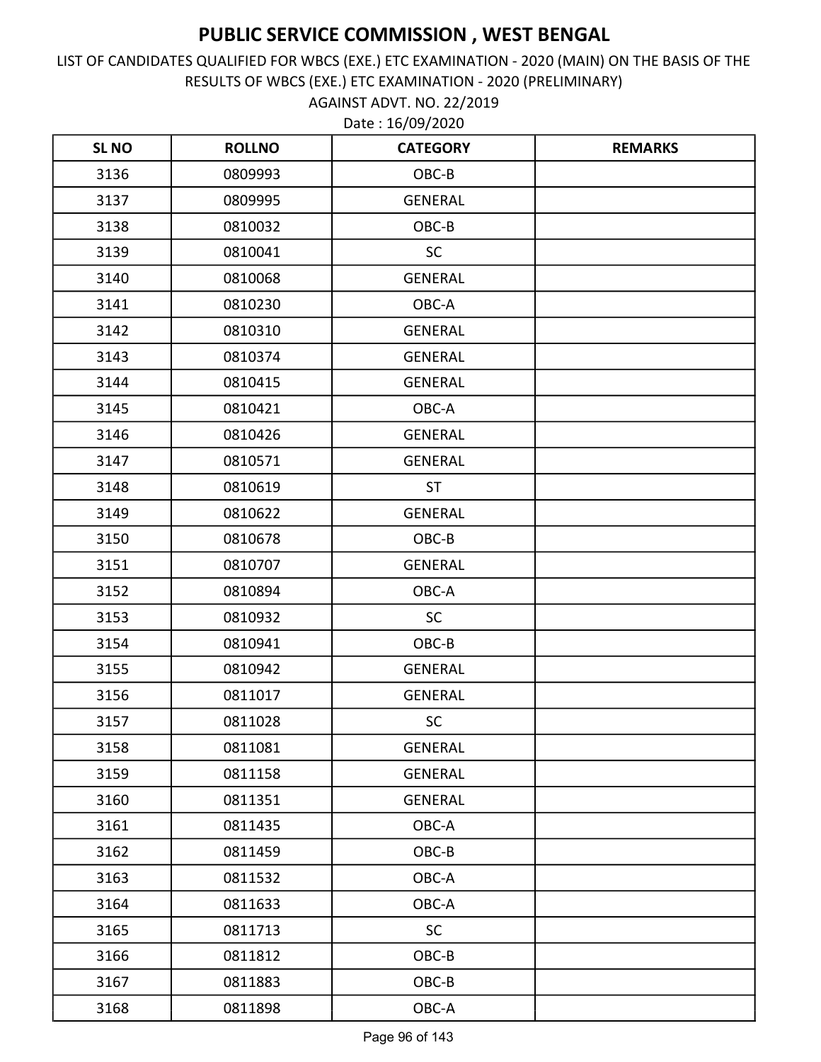# PUBLIC SERVICE COMMISSION , WEST BENGAL

LIST OF CANDIDATES QUALIFIED FOR WBCS (EXE.) ETC EXAMINATION - 2020 (MAIN) ON THE BASIS OF THE RESULTS OF WBCS (EXE.) ETC EXAMINATION - 2020 (PRELIMINARY)

AGAINST ADVT. NO. 22/2019

Date : 16/09/2020

| SL NO | ROLLNO | CATEGORY | REMARKS |
|---|---|---|---|
| 3136 | 0809993 | OBC-B | |
| 3137 | 0809995 | GENERAL | |
| 3138 | 0810032 | OBC-B | |
| 3139 | 0810041 | SC | |
| 3140 | 0810068 | GENERAL | |
| 3141 | 0810230 | OBC-A | |
| 3142 | 0810310 | GENERAL | |
| 3143 | 0810374 | GENERAL | |
| 3144 | 0810415 | GENERAL | |
| 3145 | 0810421 | OBC-A | |
| 3146 | 0810426 | GENERAL | |
| 3147 | 0810571 | GENERAL | |
| 3148 | 0810619 | ST | |
| 3149 | 0810622 | GENERAL | |
| 3150 | 0810678 | OBC-B | |
| 3151 | 0810707 | GENERAL | |
| 3152 | 0810894 | OBC-A | |
| 3153 | 0810932 | SC | |
| 3154 | 0810941 | OBC-B | |
| 3155 | 0810942 | GENERAL | |
| 3156 | 0811017 | GENERAL | |
| 3157 | 0811028 | SC | |
| 3158 | 0811081 | GENERAL | |
| 3159 | 0811158 | GENERAL | |
| 3160 | 0811351 | GENERAL | |
| 3161 | 0811435 | OBC-A | |
| 3162 | 0811459 | OBC-B | |
| 3163 | 0811532 | OBC-A | |
| 3164 | 0811633 | OBC-A | |
| 3165 | 0811713 | SC | |
| 3166 | 0811812 | OBC-B | |
| 3167 | 0811883 | OBC-B | |
| 3168 | 0811898 | OBC-A | |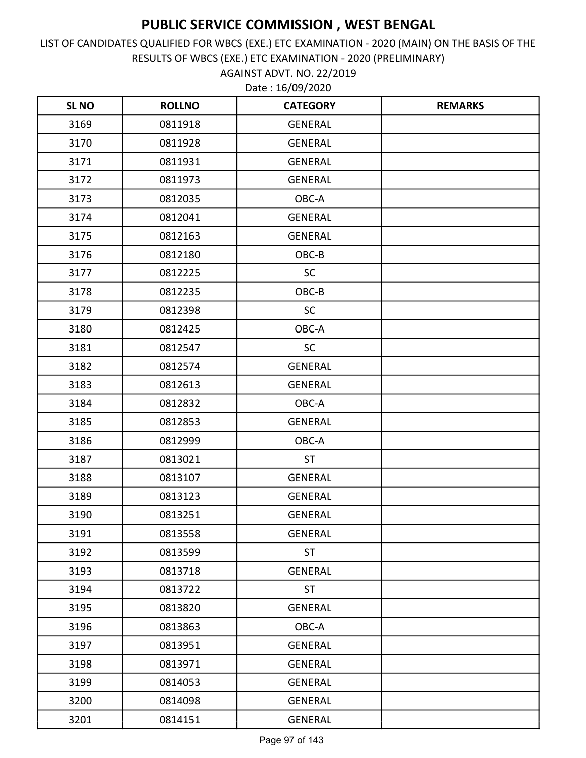# PUBLIC SERVICE COMMISSION , WEST BENGAL

LIST OF CANDIDATES QUALIFIED FOR WBCS (EXE.) ETC EXAMINATION - 2020 (MAIN) ON THE BASIS OF THE RESULTS OF WBCS (EXE.) ETC EXAMINATION - 2020 (PRELIMINARY)

AGAINST ADVT. NO. 22/2019

Date : 16/09/2020

| SL NO | ROLLNO | CATEGORY | REMARKS |
|---|---|---|---|
| 3169 | 0811918 | GENERAL | |
| 3170 | 0811928 | GENERAL | |
| 3171 | 0811931 | GENERAL | |
| 3172 | 0811973 | GENERAL | |
| 3173 | 0812035 | OBC-A | |
| 3174 | 0812041 | GENERAL | |
| 3175 | 0812163 | GENERAL | |
| 3176 | 0812180 | OBC-B | |
| 3177 | 0812225 | SC | |
| 3178 | 0812235 | OBC-B | |
| 3179 | 0812398 | SC | |
| 3180 | 0812425 | OBC-A | |
| 3181 | 0812547 | SC | |
| 3182 | 0812574 | GENERAL | |
| 3183 | 0812613 | GENERAL | |
| 3184 | 0812832 | OBC-A | |
| 3185 | 0812853 | GENERAL | |
| 3186 | 0812999 | OBC-A | |
| 3187 | 0813021 | ST | |
| 3188 | 0813107 | GENERAL | |
| 3189 | 0813123 | GENERAL | |
| 3190 | 0813251 | GENERAL | |
| 3191 | 0813558 | GENERAL | |
| 3192 | 0813599 | ST | |
| 3193 | 0813718 | GENERAL | |
| 3194 | 0813722 | ST | |
| 3195 | 0813820 | GENERAL | |
| 3196 | 0813863 | OBC-A | |
| 3197 | 0813951 | GENERAL | |
| 3198 | 0813971 | GENERAL | |
| 3199 | 0814053 | GENERAL | |
| 3200 | 0814098 | GENERAL | |
| 3201 | 0814151 | GENERAL | |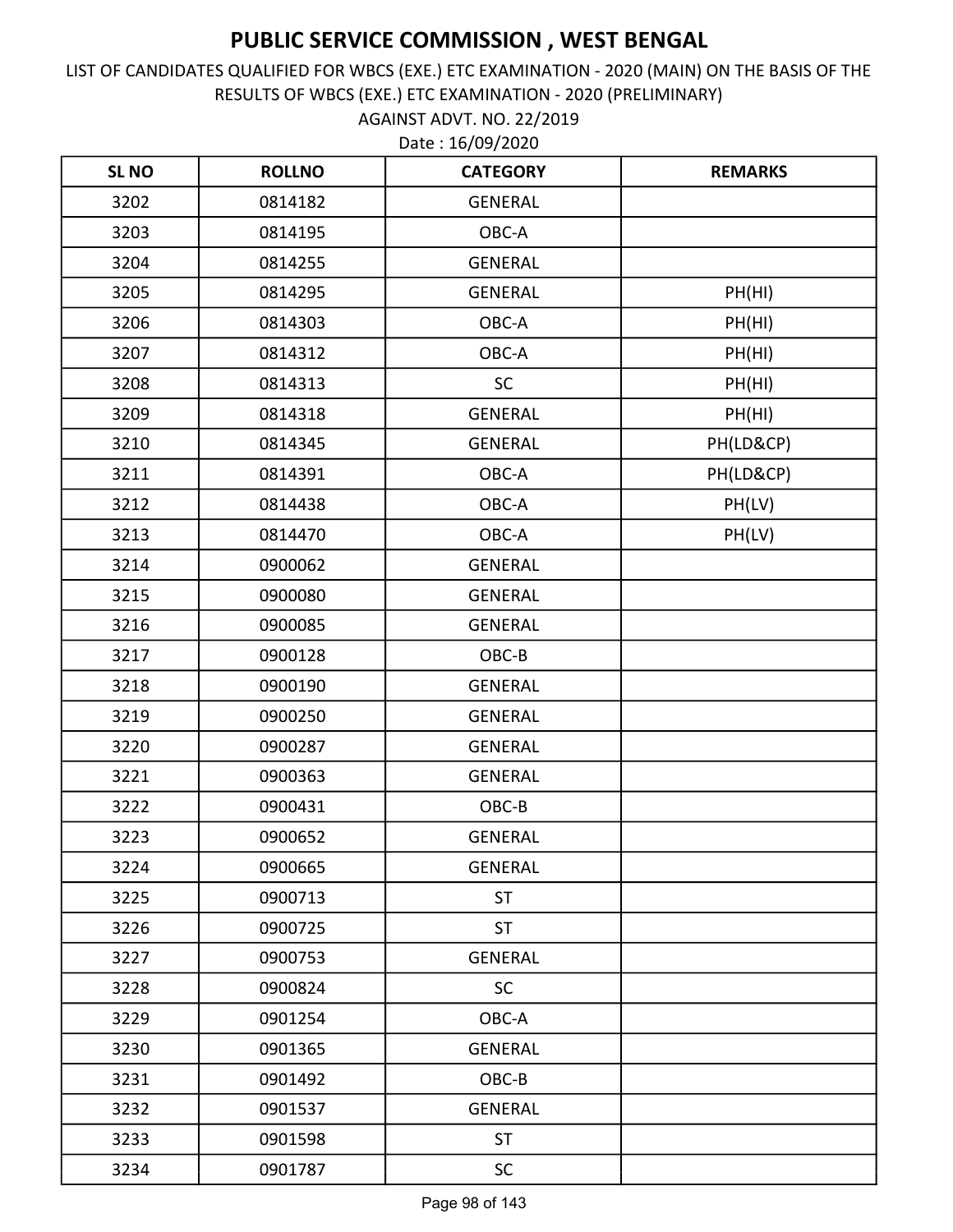# PUBLIC SERVICE COMMISSION , WEST BENGAL

LIST OF CANDIDATES QUALIFIED FOR WBCS (EXE.) ETC EXAMINATION - 2020 (MAIN) ON THE BASIS OF THE RESULTS OF WBCS (EXE.) ETC EXAMINATION - 2020 (PRELIMINARY)

AGAINST ADVT. NO. 22/2019

Date : 16/09/2020

| SL NO | ROLLNO | CATEGORY | REMARKS |
|---|---|---|---|
| 3202 | 0814182 | GENERAL | |
| 3203 | 0814195 | OBC-A | |
| 3204 | 0814255 | GENERAL | |
| 3205 | 0814295 | GENERAL | PH(HI) |
| 3206 | 0814303 | OBC-A | PH(HI) |
| 3207 | 0814312 | OBC-A | PH(HI) |
| 3208 | 0814313 | SC | PH(HI) |
| 3209 | 0814318 | GENERAL | PH(HI) |
| 3210 | 0814345 | GENERAL | PH(LD&CP) |
| 3211 | 0814391 | OBC-A | PH(LD&CP) |
| 3212 | 0814438 | OBC-A | PH(LV) |
| 3213 | 0814470 | OBC-A | PH(LV) |
| 3214 | 0900062 | GENERAL | |
| 3215 | 0900080 | GENERAL | |
| 3216 | 0900085 | GENERAL | |
| 3217 | 0900128 | OBC-B | |
| 3218 | 0900190 | GENERAL | |
| 3219 | 0900250 | GENERAL | |
| 3220 | 0900287 | GENERAL | |
| 3221 | 0900363 | GENERAL | |
| 3222 | 0900431 | OBC-B | |
| 3223 | 0900652 | GENERAL | |
| 3224 | 0900665 | GENERAL | |
| 3225 | 0900713 | ST | |
| 3226 | 0900725 | ST | |
| 3227 | 0900753 | GENERAL | |
| 3228 | 0900824 | SC | |
| 3229 | 0901254 | OBC-A | |
| 3230 | 0901365 | GENERAL | |
| 3231 | 0901492 | OBC-B | |
| 3232 | 0901537 | GENERAL | |
| 3233 | 0901598 | ST | |
| 3234 | 0901787 | SC | |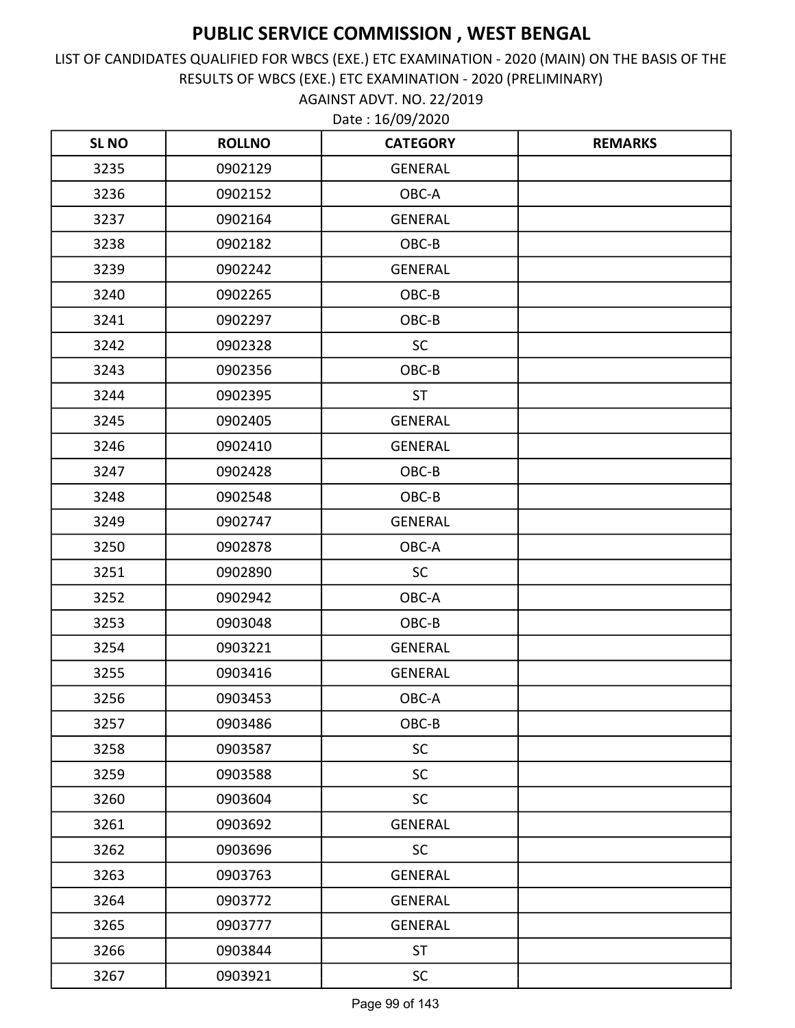# PUBLIC SERVICE COMMISSION , WEST BENGAL

LIST OF CANDIDATES QUALIFIED FOR WBCS (EXE.) ETC EXAMINATION - 2020 (MAIN) ON THE BASIS OF THE RESULTS OF WBCS (EXE.) ETC EXAMINATION - 2020 (PRELIMINARY)

AGAINST ADVT. NO. 22/2019

Date : 16/09/2020

| SL NO | ROLLNO | CATEGORY | REMARKS |
|---|---|---|---|
| 3235 | 0902129 | GENERAL | |
| 3236 | 0902152 | OBC-A | |
| 3237 | 0902164 | GENERAL | |
| 3238 | 0902182 | OBC-B | |
| 3239 | 0902242 | GENERAL | |
| 3240 | 0902265 | OBC-B | |
| 3241 | 0902297 | OBC-B | |
| 3242 | 0902328 | SC | |
| 3243 | 0902356 | OBC-B | |
| 3244 | 0902395 | ST | |
| 3245 | 0902405 | GENERAL | |
| 3246 | 0902410 | GENERAL | |
| 3247 | 0902428 | OBC-B | |
| 3248 | 0902548 | OBC-B | |
| 3249 | 0902747 | GENERAL | |
| 3250 | 0902878 | OBC-A | |
| 3251 | 0902890 | SC | |
| 3252 | 0902942 | OBC-A | |
| 3253 | 0903048 | OBC-B | |
| 3254 | 0903221 | GENERAL | |
| 3255 | 0903416 | GENERAL | |
| 3256 | 0903453 | OBC-A | |
| 3257 | 0903486 | OBC-B | |
| 3258 | 0903587 | SC | |
| 3259 | 0903588 | SC | |
| 3260 | 0903604 | SC | |
| 3261 | 0903692 | GENERAL | |
| 3262 | 0903696 | SC | |
| 3263 | 0903763 | GENERAL | |
| 3264 | 0903772 | GENERAL | |
| 3265 | 0903777 | GENERAL | |
| 3266 | 0903844 | ST | |
| 3267 | 0903921 | SC | |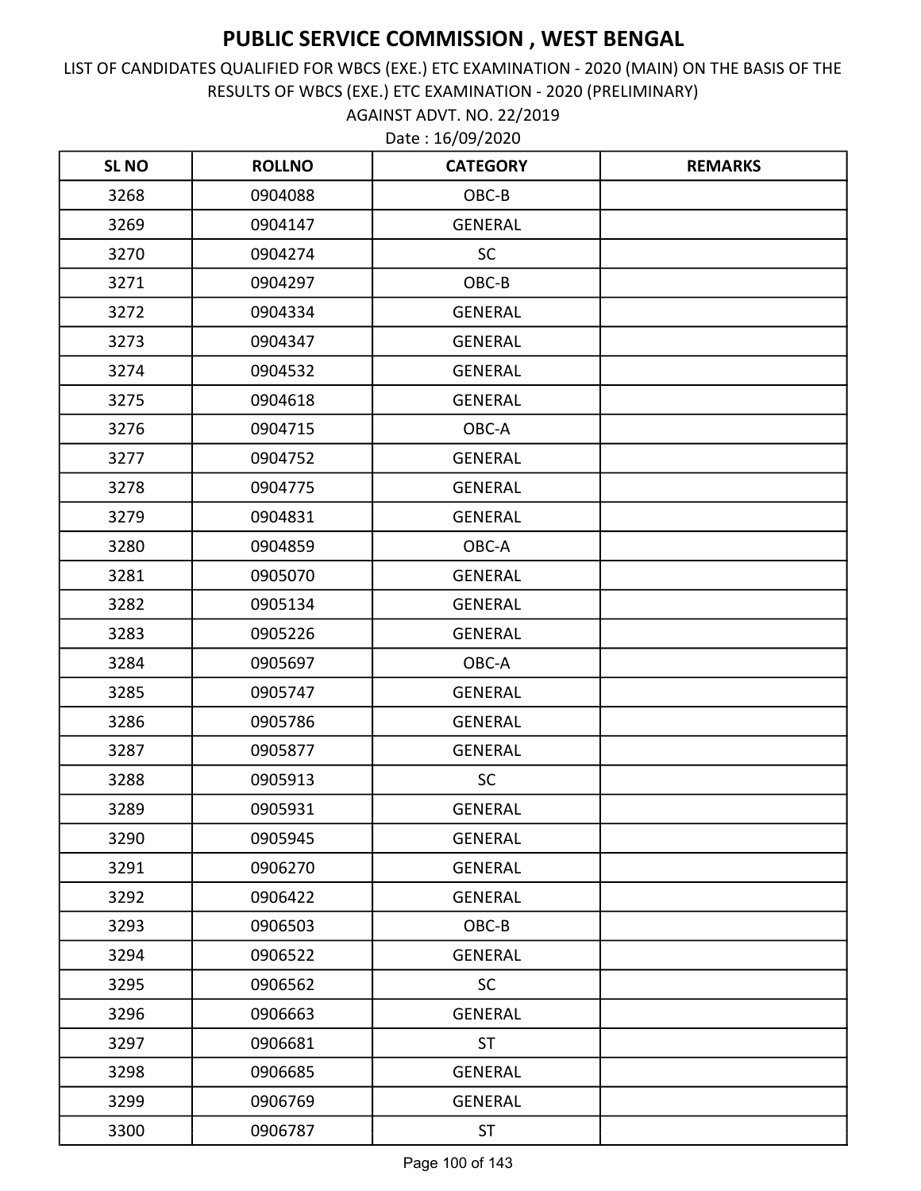# PUBLIC SERVICE COMMISSION , WEST BENGAL

LIST OF CANDIDATES QUALIFIED FOR WBCS (EXE.) ETC EXAMINATION - 2020 (MAIN) ON THE BASIS OF THE RESULTS OF WBCS (EXE.) ETC EXAMINATION - 2020 (PRELIMINARY)

AGAINST ADVT. NO. 22/2019

Date : 16/09/2020

| SL NO | ROLLNO | CATEGORY | REMARKS |
|---|---|---|---|
| 3268 | 0904088 | OBC-B | |
| 3269 | 0904147 | GENERAL | |
| 3270 | 0904274 | SC | |
| 3271 | 0904297 | OBC-B | |
| 3272 | 0904334 | GENERAL | |
| 3273 | 0904347 | GENERAL | |
| 3274 | 0904532 | GENERAL | |
| 3275 | 0904618 | GENERAL | |
| 3276 | 0904715 | OBC-A | |
| 3277 | 0904752 | GENERAL | |
| 3278 | 0904775 | GENERAL | |
| 3279 | 0904831 | GENERAL | |
| 3280 | 0904859 | OBC-A | |
| 3281 | 0905070 | GENERAL | |
| 3282 | 0905134 | GENERAL | |
| 3283 | 0905226 | GENERAL | |
| 3284 | 0905697 | OBC-A | |
| 3285 | 0905747 | GENERAL | |
| 3286 | 0905786 | GENERAL | |
| 3287 | 0905877 | GENERAL | |
| 3288 | 0905913 | SC | |
| 3289 | 0905931 | GENERAL | |
| 3290 | 0905945 | GENERAL | |
| 3291 | 0906270 | GENERAL | |
| 3292 | 0906422 | GENERAL | |
| 3293 | 0906503 | OBC-B | |
| 3294 | 0906522 | GENERAL | |
| 3295 | 0906562 | SC | |
| 3296 | 0906663 | GENERAL | |
| 3297 | 0906681 | ST | |
| 3298 | 0906685 | GENERAL | |
| 3299 | 0906769 | GENERAL | |
| 3300 | 0906787 | ST | |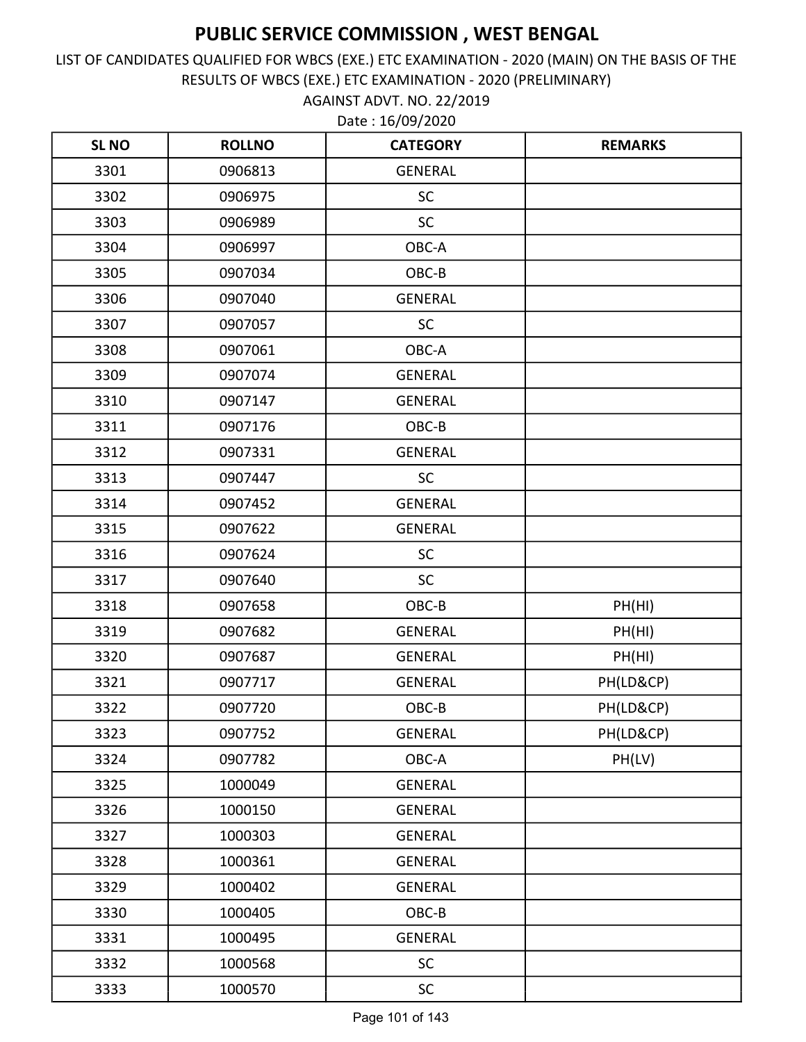# PUBLIC SERVICE COMMISSION , WEST BENGAL

LIST OF CANDIDATES QUALIFIED FOR WBCS (EXE.) ETC EXAMINATION - 2020 (MAIN) ON THE BASIS OF THE RESULTS OF WBCS (EXE.) ETC EXAMINATION - 2020 (PRELIMINARY)

AGAINST ADVT. NO. 22/2019

Date : 16/09/2020

| SL NO | ROLLNO | CATEGORY | REMARKS |
|---|---|---|---|
| 3301 | 0906813 | GENERAL | |
| 3302 | 0906975 | SC | |
| 3303 | 0906989 | SC | |
| 3304 | 0906997 | OBC-A | |
| 3305 | 0907034 | OBC-B | |
| 3306 | 0907040 | GENERAL | |
| 3307 | 0907057 | SC | |
| 3308 | 0907061 | OBC-A | |
| 3309 | 0907074 | GENERAL | |
| 3310 | 0907147 | GENERAL | |
| 3311 | 0907176 | OBC-B | |
| 3312 | 0907331 | GENERAL | |
| 3313 | 0907447 | SC | |
| 3314 | 0907452 | GENERAL | |
| 3315 | 0907622 | GENERAL | |
| 3316 | 0907624 | SC | |
| 3317 | 0907640 | SC | |
| 3318 | 0907658 | OBC-B | PH(HI) |
| 3319 | 0907682 | GENERAL | PH(HI) |
| 3320 | 0907687 | GENERAL | PH(HI) |
| 3321 | 0907717 | GENERAL | PH(LD&CP) |
| 3322 | 0907720 | OBC-B | PH(LD&CP) |
| 3323 | 0907752 | GENERAL | PH(LD&CP) |
| 3324 | 0907782 | OBC-A | PH(LV) |
| 3325 | 1000049 | GENERAL | |
| 3326 | 1000150 | GENERAL | |
| 3327 | 1000303 | GENERAL | |
| 3328 | 1000361 | GENERAL | |
| 3329 | 1000402 | GENERAL | |
| 3330 | 1000405 | OBC-B | |
| 3331 | 1000495 | GENERAL | |
| 3332 | 1000568 | SC | |
| 3333 | 1000570 | SC | |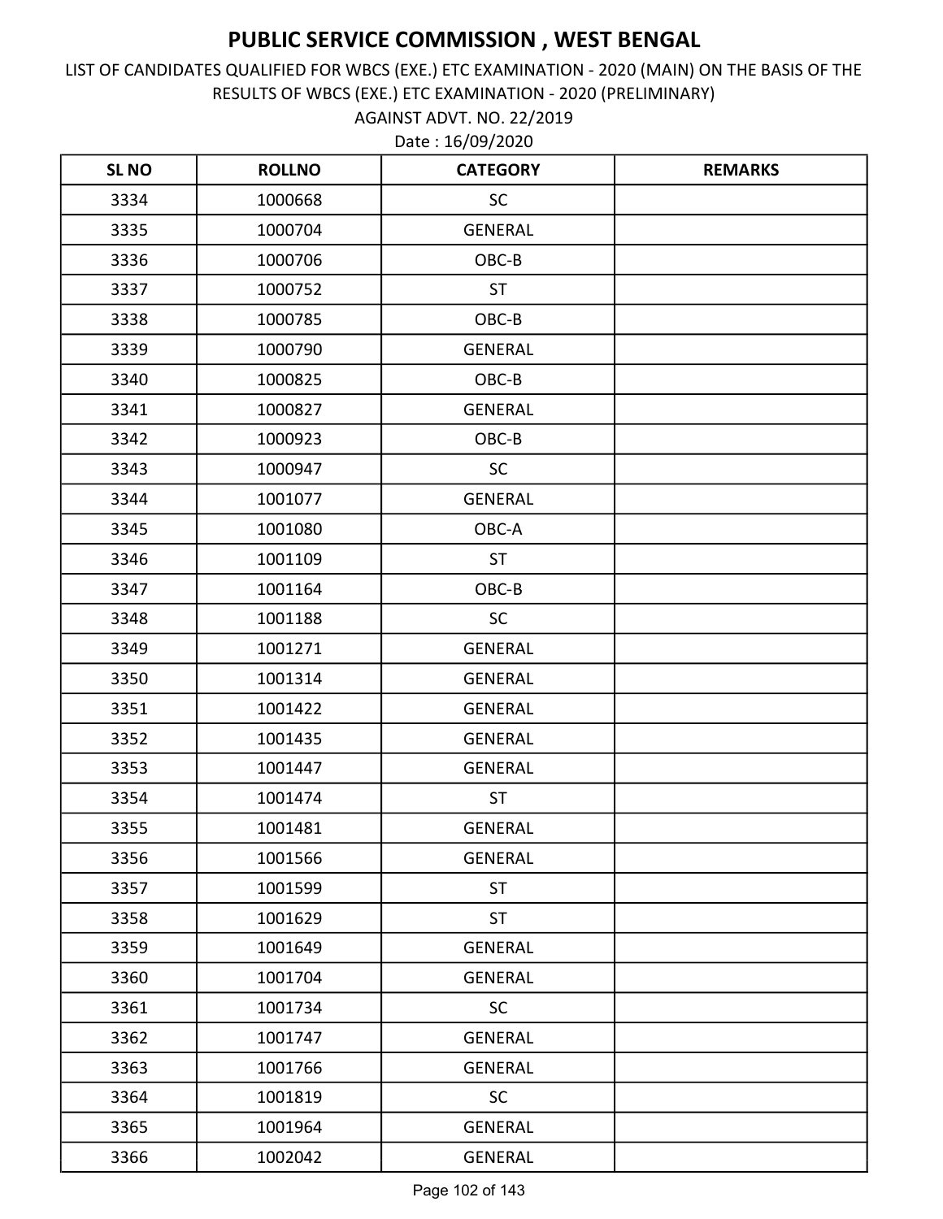# PUBLIC SERVICE COMMISSION , WEST BENGAL

LIST OF CANDIDATES QUALIFIED FOR WBCS (EXE.) ETC EXAMINATION - 2020 (MAIN) ON THE BASIS OF THE RESULTS OF WBCS (EXE.) ETC EXAMINATION - 2020 (PRELIMINARY)

AGAINST ADVT. NO. 22/2019

Date : 16/09/2020

| SL NO | ROLLNO | CATEGORY | REMARKS |
|---|---|---|---|
| 3334 | 1000668 | SC | |
| 3335 | 1000704 | GENERAL | |
| 3336 | 1000706 | OBC-B | |
| 3337 | 1000752 | ST | |
| 3338 | 1000785 | OBC-B | |
| 3339 | 1000790 | GENERAL | |
| 3340 | 1000825 | OBC-B | |
| 3341 | 1000827 | GENERAL | |
| 3342 | 1000923 | OBC-B | |
| 3343 | 1000947 | SC | |
| 3344 | 1001077 | GENERAL | |
| 3345 | 1001080 | OBC-A | |
| 3346 | 1001109 | ST | |
| 3347 | 1001164 | OBC-B | |
| 3348 | 1001188 | SC | |
| 3349 | 1001271 | GENERAL | |
| 3350 | 1001314 | GENERAL | |
| 3351 | 1001422 | GENERAL | |
| 3352 | 1001435 | GENERAL | |
| 3353 | 1001447 | GENERAL | |
| 3354 | 1001474 | ST | |
| 3355 | 1001481 | GENERAL | |
| 3356 | 1001566 | GENERAL | |
| 3357 | 1001599 | ST | |
| 3358 | 1001629 | ST | |
| 3359 | 1001649 | GENERAL | |
| 3360 | 1001704 | GENERAL | |
| 3361 | 1001734 | SC | |
| 3362 | 1001747 | GENERAL | |
| 3363 | 1001766 | GENERAL | |
| 3364 | 1001819 | SC | |
| 3365 | 1001964 | GENERAL | |
| 3366 | 1002042 | GENERAL | |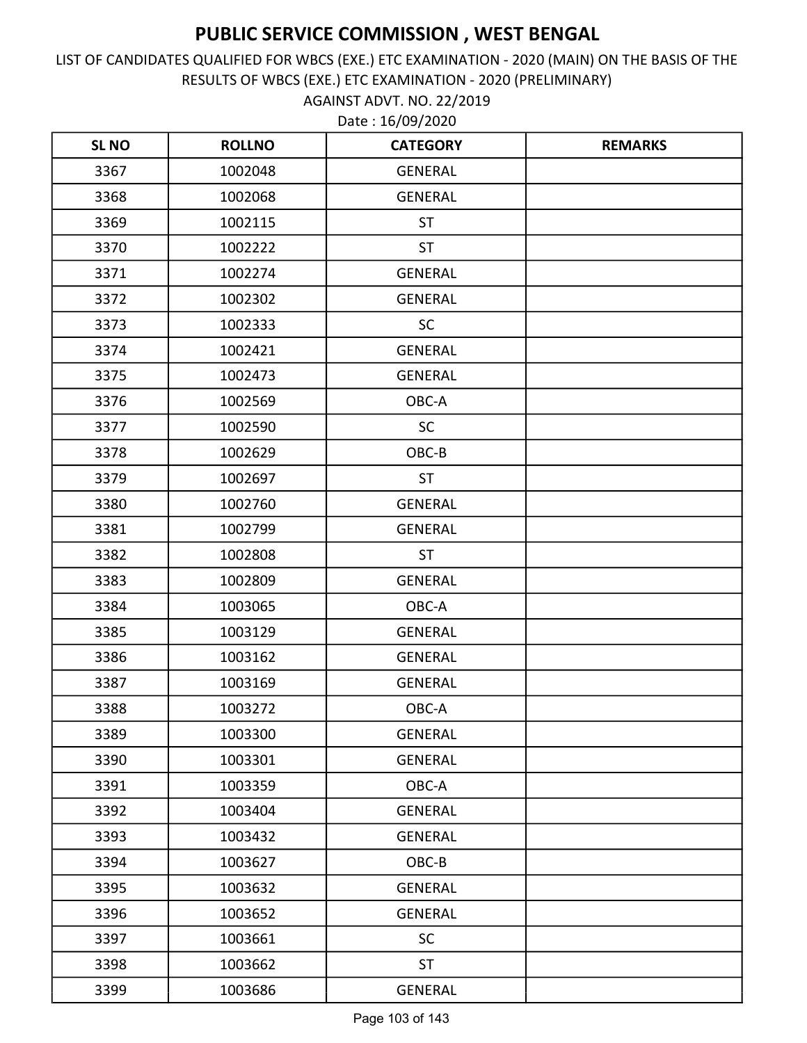# PUBLIC SERVICE COMMISSION , WEST BENGAL

LIST OF CANDIDATES QUALIFIED FOR WBCS (EXE.) ETC EXAMINATION - 2020 (MAIN) ON THE BASIS OF THE RESULTS OF WBCS (EXE.) ETC EXAMINATION - 2020 (PRELIMINARY)

AGAINST ADVT. NO. 22/2019

Date : 16/09/2020

| SL NO | ROLLNO | CATEGORY | REMARKS |
|---|---|---|---|
| 3367 | 1002048 | GENERAL | |
| 3368 | 1002068 | GENERAL | |
| 3369 | 1002115 | ST | |
| 3370 | 1002222 | ST | |
| 3371 | 1002274 | GENERAL | |
| 3372 | 1002302 | GENERAL | |
| 3373 | 1002333 | SC | |
| 3374 | 1002421 | GENERAL | |
| 3375 | 1002473 | GENERAL | |
| 3376 | 1002569 | OBC-A | |
| 3377 | 1002590 | SC | |
| 3378 | 1002629 | OBC-B | |
| 3379 | 1002697 | ST | |
| 3380 | 1002760 | GENERAL | |
| 3381 | 1002799 | GENERAL | |
| 3382 | 1002808 | ST | |
| 3383 | 1002809 | GENERAL | |
| 3384 | 1003065 | OBC-A | |
| 3385 | 1003129 | GENERAL | |
| 3386 | 1003162 | GENERAL | |
| 3387 | 1003169 | GENERAL | |
| 3388 | 1003272 | OBC-A | |
| 3389 | 1003300 | GENERAL | |
| 3390 | 1003301 | GENERAL | |
| 3391 | 1003359 | OBC-A | |
| 3392 | 1003404 | GENERAL | |
| 3393 | 1003432 | GENERAL | |
| 3394 | 1003627 | OBC-B | |
| 3395 | 1003632 | GENERAL | |
| 3396 | 1003652 | GENERAL | |
| 3397 | 1003661 | SC | |
| 3398 | 1003662 | ST | |
| 3399 | 1003686 | GENERAL | |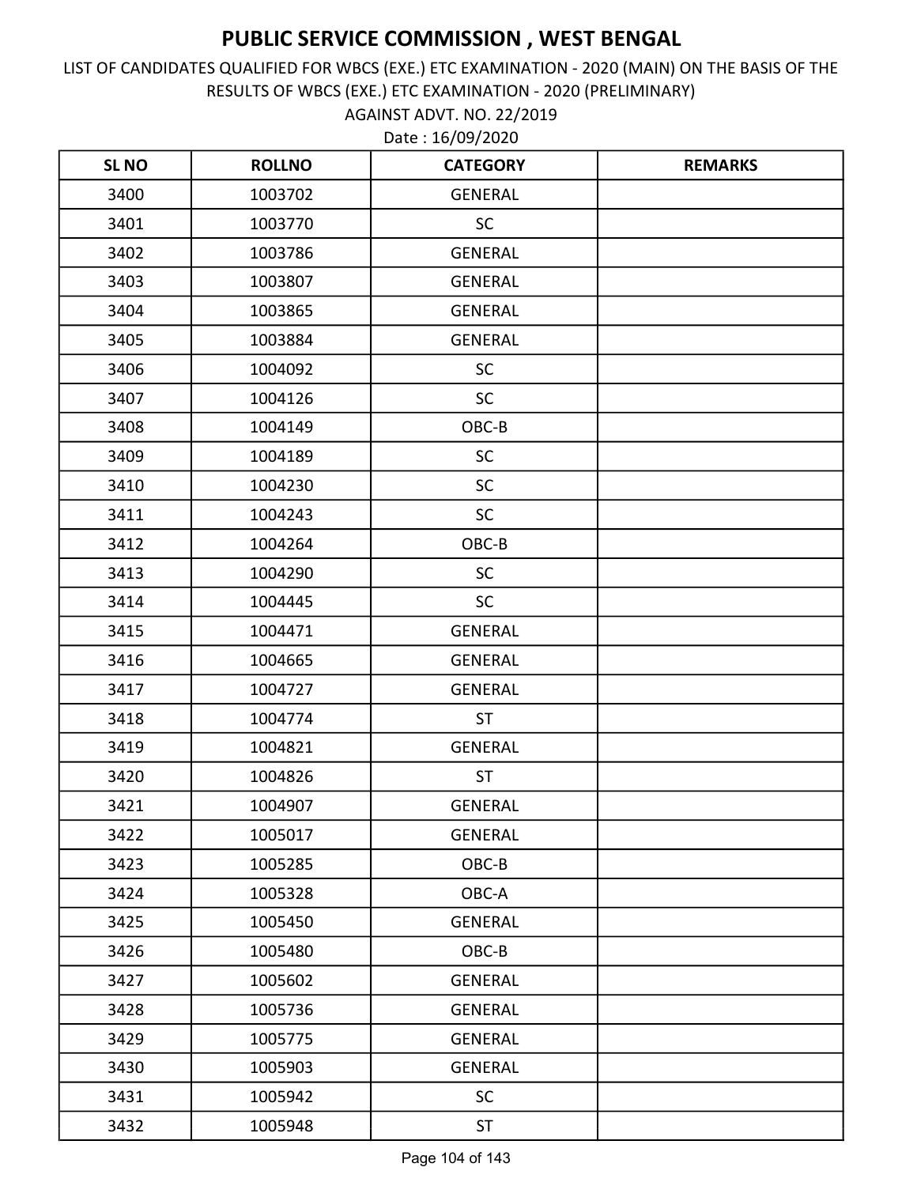# PUBLIC SERVICE COMMISSION , WEST BENGAL

LIST OF CANDIDATES QUALIFIED FOR WBCS (EXE.) ETC EXAMINATION - 2020 (MAIN) ON THE BASIS OF THE RESULTS OF WBCS (EXE.) ETC EXAMINATION - 2020 (PRELIMINARY)

AGAINST ADVT. NO. 22/2019

Date : 16/09/2020

| SL NO | ROLLNO | CATEGORY | REMARKS |
| --- | --- | --- | --- |
| 3400 | 1003702 | GENERAL | |
| 3401 | 1003770 | SC | |
| 3402 | 1003786 | GENERAL | |
| 3403 | 1003807 | GENERAL | |
| 3404 | 1003865 | GENERAL | |
| 3405 | 1003884 | GENERAL | |
| 3406 | 1004092 | SC | |
| 3407 | 1004126 | SC | |
| 3408 | 1004149 | OBC-B | |
| 3409 | 1004189 | SC | |
| 3410 | 1004230 | SC | |
| 3411 | 1004243 | SC | |
| 3412 | 1004264 | OBC-B | |
| 3413 | 1004290 | SC | |
| 3414 | 1004445 | SC | |
| 3415 | 1004471 | GENERAL | |
| 3416 | 1004665 | GENERAL | |
| 3417 | 1004727 | GENERAL | |
| 3418 | 1004774 | ST | |
| 3419 | 1004821 | GENERAL | |
| 3420 | 1004826 | ST | |
| 3421 | 1004907 | GENERAL | |
| 3422 | 1005017 | GENERAL | |
| 3423 | 1005285 | OBC-B | |
| 3424 | 1005328 | OBC-A | |
| 3425 | 1005450 | GENERAL | |
| 3426 | 1005480 | OBC-B | |
| 3427 | 1005602 | GENERAL | |
| 3428 | 1005736 | GENERAL | |
| 3429 | 1005775 | GENERAL | |
| 3430 | 1005903 | GENERAL | |
| 3431 | 1005942 | SC | |
| 3432 | 1005948 | ST | |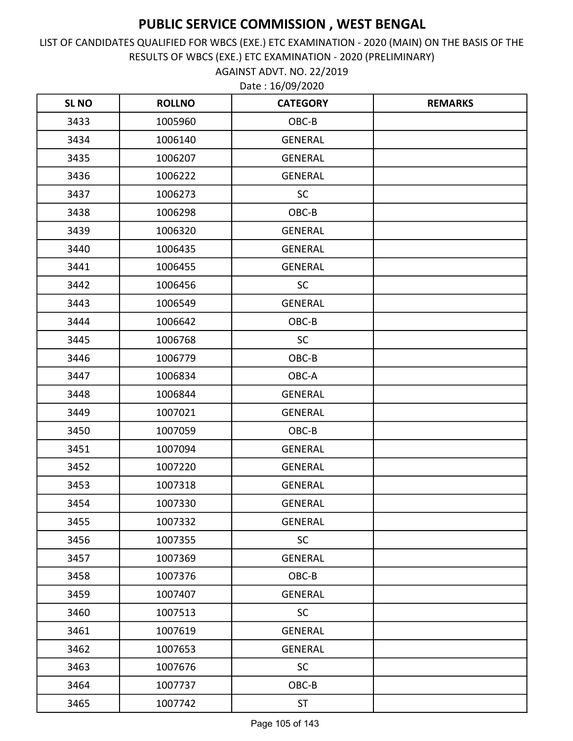# PUBLIC SERVICE COMMISSION , WEST BENGAL

LIST OF CANDIDATES QUALIFIED FOR WBCS (EXE.) ETC EXAMINATION - 2020 (MAIN) ON THE BASIS OF THE RESULTS OF WBCS (EXE.) ETC EXAMINATION - 2020 (PRELIMINARY)

AGAINST ADVT. NO. 22/2019

Date : 16/09/2020

| SL NO | ROLLNO | CATEGORY | REMARKS |
|---|---|---|---|
| 3433 | 1005960 | OBC-B | |
| 3434 | 1006140 | GENERAL | |
| 3435 | 1006207 | GENERAL | |
| 3436 | 1006222 | GENERAL | |
| 3437 | 1006273 | SC | |
| 3438 | 1006298 | OBC-B | |
| 3439 | 1006320 | GENERAL | |
| 3440 | 1006435 | GENERAL | |
| 3441 | 1006455 | GENERAL | |
| 3442 | 1006456 | SC | |
| 3443 | 1006549 | GENERAL | |
| 3444 | 1006642 | OBC-B | |
| 3445 | 1006768 | SC | |
| 3446 | 1006779 | OBC-B | |
| 3447 | 1006834 | OBC-A | |
| 3448 | 1006844 | GENERAL | |
| 3449 | 1007021 | GENERAL | |
| 3450 | 1007059 | OBC-B | |
| 3451 | 1007094 | GENERAL | |
| 3452 | 1007220 | GENERAL | |
| 3453 | 1007318 | GENERAL | |
| 3454 | 1007330 | GENERAL | |
| 3455 | 1007332 | GENERAL | |
| 3456 | 1007355 | SC | |
| 3457 | 1007369 | GENERAL | |
| 3458 | 1007376 | OBC-B | |
| 3459 | 1007407 | GENERAL | |
| 3460 | 1007513 | SC | |
| 3461 | 1007619 | GENERAL | |
| 3462 | 1007653 | GENERAL | |
| 3463 | 1007676 | SC | |
| 3464 | 1007737 | OBC-B | |
| 3465 | 1007742 | ST | |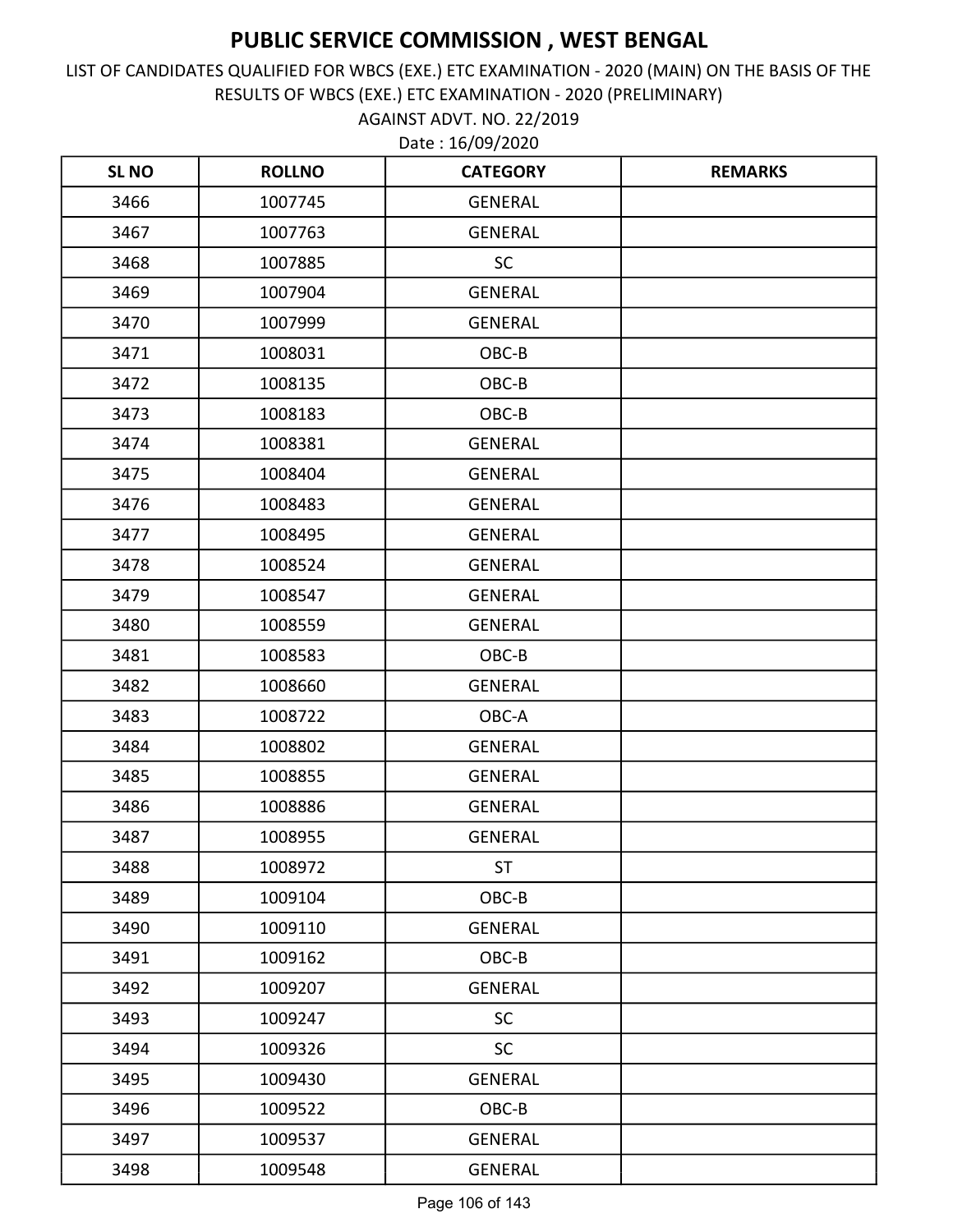# PUBLIC SERVICE COMMISSION , WEST BENGAL

LIST OF CANDIDATES QUALIFIED FOR WBCS (EXE.) ETC EXAMINATION - 2020 (MAIN) ON THE BASIS OF THE RESULTS OF WBCS (EXE.) ETC EXAMINATION - 2020 (PRELIMINARY)

AGAINST ADVT. NO. 22/2019

Date : 16/09/2020

| SL NO | ROLLNO | CATEGORY | REMARKS |
|---|---|---|---|
| 3466 | 1007745 | GENERAL | |
| 3467 | 1007763 | GENERAL | |
| 3468 | 1007885 | SC | |
| 3469 | 1007904 | GENERAL | |
| 3470 | 1007999 | GENERAL | |
| 3471 | 1008031 | OBC-B | |
| 3472 | 1008135 | OBC-B | |
| 3473 | 1008183 | OBC-B | |
| 3474 | 1008381 | GENERAL | |
| 3475 | 1008404 | GENERAL | |
| 3476 | 1008483 | GENERAL | |
| 3477 | 1008495 | GENERAL | |
| 3478 | 1008524 | GENERAL | |
| 3479 | 1008547 | GENERAL | |
| 3480 | 1008559 | GENERAL | |
| 3481 | 1008583 | OBC-B | |
| 3482 | 1008660 | GENERAL | |
| 3483 | 1008722 | OBC-A | |
| 3484 | 1008802 | GENERAL | |
| 3485 | 1008855 | GENERAL | |
| 3486 | 1008886 | GENERAL | |
| 3487 | 1008955 | GENERAL | |
| 3488 | 1008972 | ST | |
| 3489 | 1009104 | OBC-B | |
| 3490 | 1009110 | GENERAL | |
| 3491 | 1009162 | OBC-B | |
| 3492 | 1009207 | GENERAL | |
| 3493 | 1009247 | SC | |
| 3494 | 1009326 | SC | |
| 3495 | 1009430 | GENERAL | |
| 3496 | 1009522 | OBC-B | |
| 3497 | 1009537 | GENERAL | |
| 3498 | 1009548 | GENERAL | |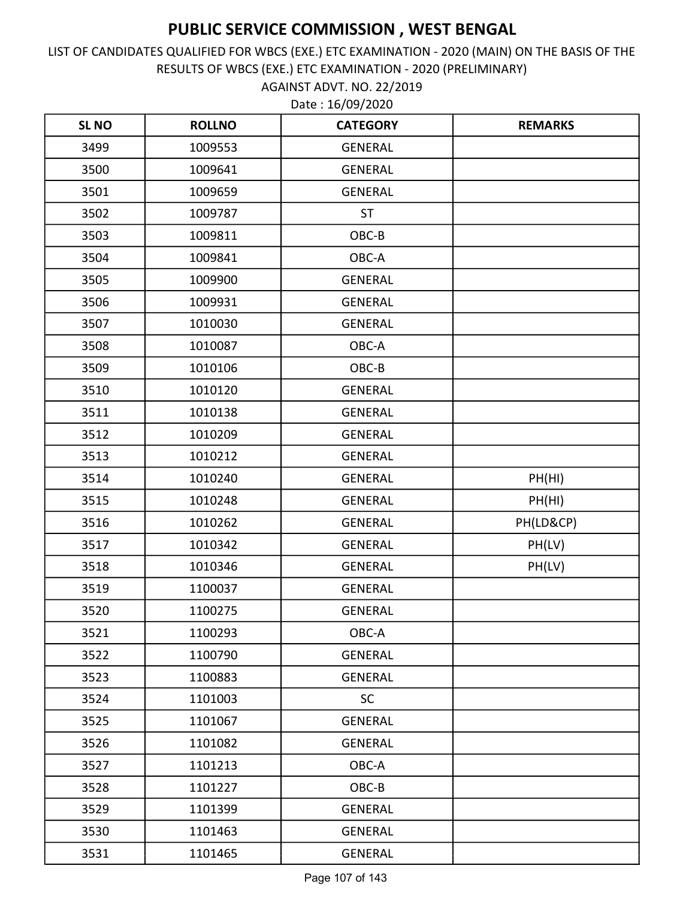# PUBLIC SERVICE COMMISSION , WEST BENGAL

LIST OF CANDIDATES QUALIFIED FOR WBCS (EXE.) ETC EXAMINATION - 2020 (MAIN) ON THE BASIS OF THE RESULTS OF WBCS (EXE.) ETC EXAMINATION - 2020 (PRELIMINARY)

AGAINST ADVT. NO. 22/2019

Date : 16/09/2020

| SL NO | ROLLNO | CATEGORY | REMARKS |
|---|---|---|---|
| 3499 | 1009553 | GENERAL | |
| 3500 | 1009641 | GENERAL | |
| 3501 | 1009659 | GENERAL | |
| 3502 | 1009787 | ST | |
| 3503 | 1009811 | OBC-B | |
| 3504 | 1009841 | OBC-A | |
| 3505 | 1009900 | GENERAL | |
| 3506 | 1009931 | GENERAL | |
| 3507 | 1010030 | GENERAL | |
| 3508 | 1010087 | OBC-A | |
| 3509 | 1010106 | OBC-B | |
| 3510 | 1010120 | GENERAL | |
| 3511 | 1010138 | GENERAL | |
| 3512 | 1010209 | GENERAL | |
| 3513 | 1010212 | GENERAL | |
| 3514 | 1010240 | GENERAL | PH(HI) |
| 3515 | 1010248 | GENERAL | PH(HI) |
| 3516 | 1010262 | GENERAL | PH(LD&CP) |
| 3517 | 1010342 | GENERAL | PH(LV) |
| 3518 | 1010346 | GENERAL | PH(LV) |
| 3519 | 1100037 | GENERAL | |
| 3520 | 1100275 | GENERAL | |
| 3521 | 1100293 | OBC-A | |
| 3522 | 1100790 | GENERAL | |
| 3523 | 1100883 | GENERAL | |
| 3524 | 1101003 | SC | |
| 3525 | 1101067 | GENERAL | |
| 3526 | 1101082 | GENERAL | |
| 3527 | 1101213 | OBC-A | |
| 3528 | 1101227 | OBC-B | |
| 3529 | 1101399 | GENERAL | |
| 3530 | 1101463 | GENERAL | |
| 3531 | 1101465 | GENERAL | |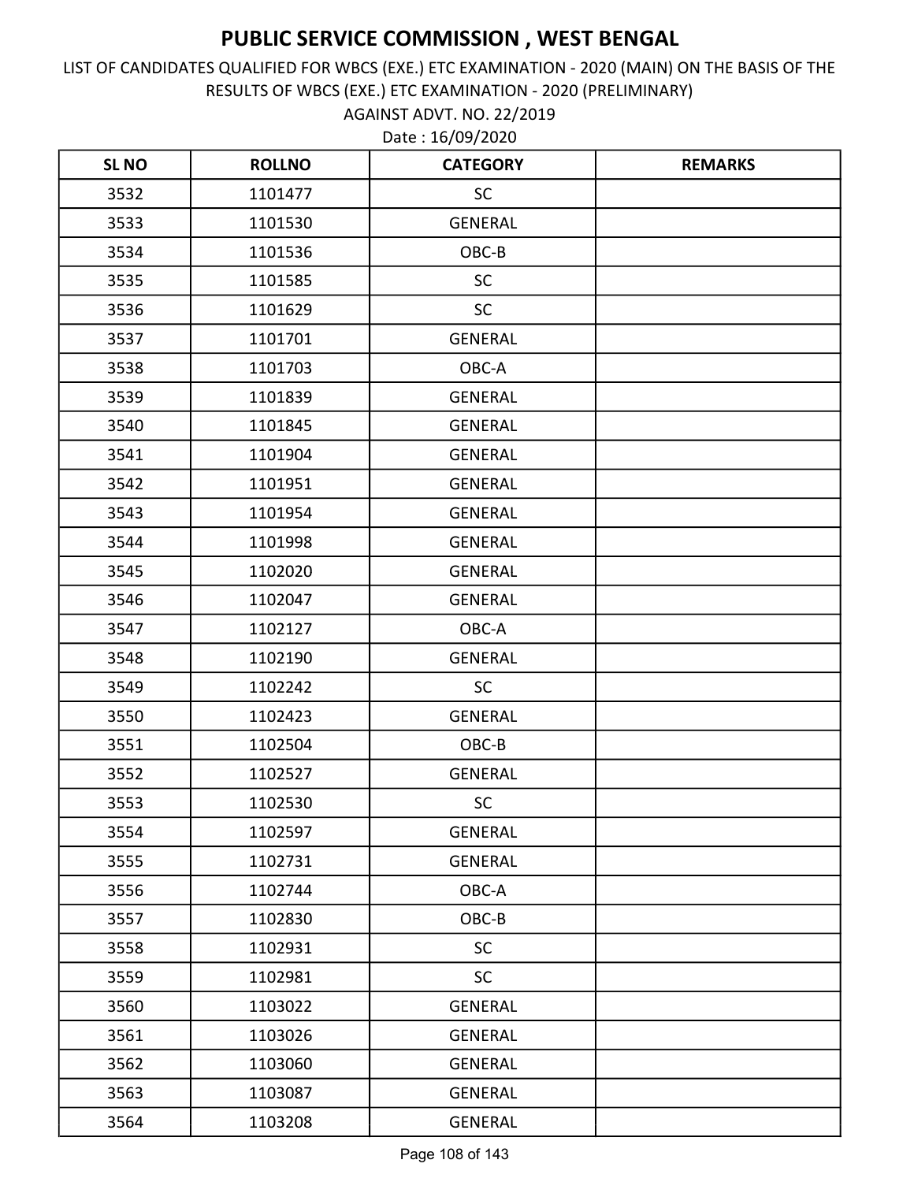# PUBLIC SERVICE COMMISSION , WEST BENGAL

LIST OF CANDIDATES QUALIFIED FOR WBCS (EXE.) ETC EXAMINATION - 2020 (MAIN) ON THE BASIS OF THE RESULTS OF WBCS (EXE.) ETC EXAMINATION - 2020 (PRELIMINARY)

AGAINST ADVT. NO. 22/2019

Date : 16/09/2020

| SL NO | ROLLNO | CATEGORY | REMARKS |
|---|---|---|---|
| 3532 | 1101477 | SC | |
| 3533 | 1101530 | GENERAL | |
| 3534 | 1101536 | OBC-B | |
| 3535 | 1101585 | SC | |
| 3536 | 1101629 | SC | |
| 3537 | 1101701 | GENERAL | |
| 3538 | 1101703 | OBC-A | |
| 3539 | 1101839 | GENERAL | |
| 3540 | 1101845 | GENERAL | |
| 3541 | 1101904 | GENERAL | |
| 3542 | 1101951 | GENERAL | |
| 3543 | 1101954 | GENERAL | |
| 3544 | 1101998 | GENERAL | |
| 3545 | 1102020 | GENERAL | |
| 3546 | 1102047 | GENERAL | |
| 3547 | 1102127 | OBC-A | |
| 3548 | 1102190 | GENERAL | |
| 3549 | 1102242 | SC | |
| 3550 | 1102423 | GENERAL | |
| 3551 | 1102504 | OBC-B | |
| 3552 | 1102527 | GENERAL | |
| 3553 | 1102530 | SC | |
| 3554 | 1102597 | GENERAL | |
| 3555 | 1102731 | GENERAL | |
| 3556 | 1102744 | OBC-A | |
| 3557 | 1102830 | OBC-B | |
| 3558 | 1102931 | SC | |
| 3559 | 1102981 | SC | |
| 3560 | 1103022 | GENERAL | |
| 3561 | 1103026 | GENERAL | |
| 3562 | 1103060 | GENERAL | |
| 3563 | 1103087 | GENERAL | |
| 3564 | 1103208 | GENERAL | |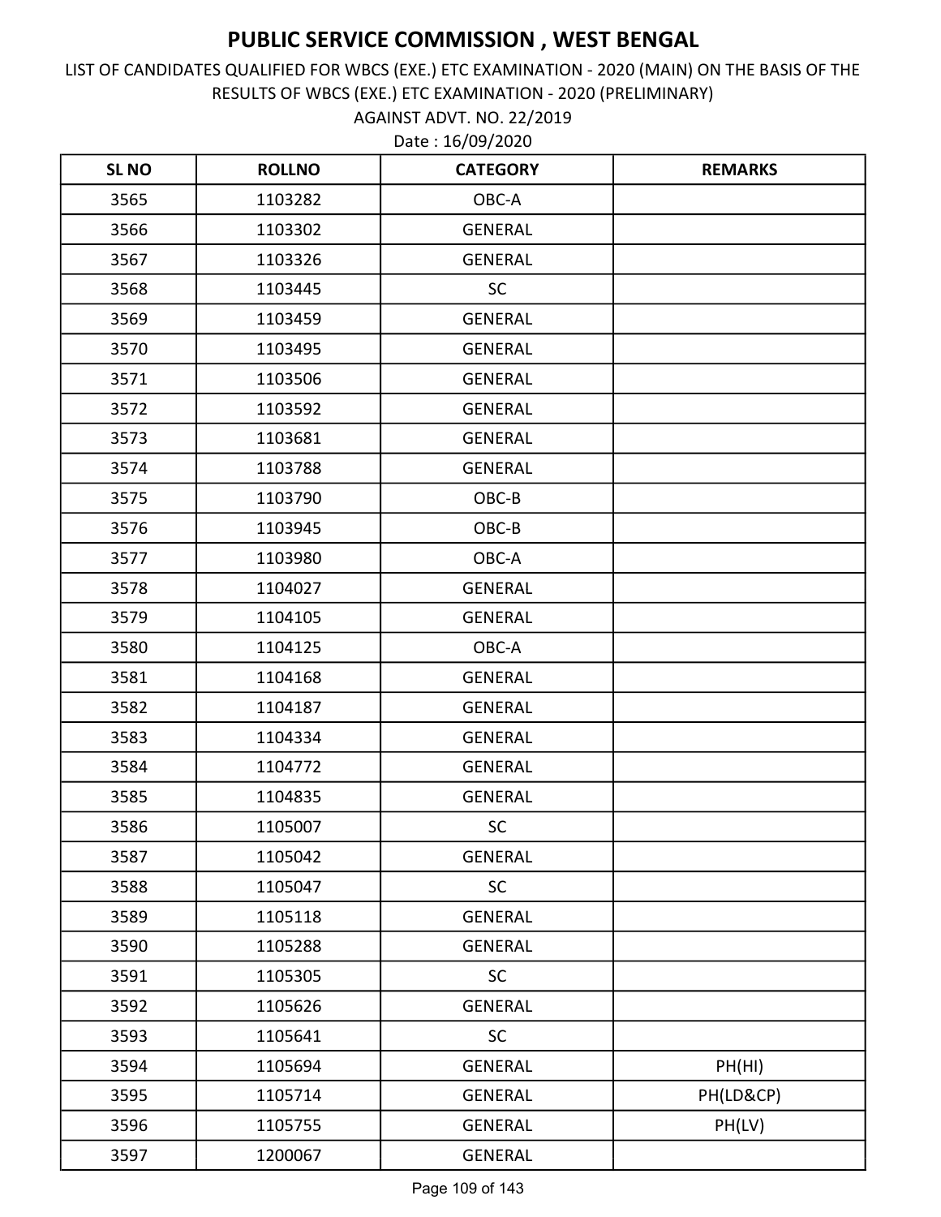# PUBLIC SERVICE COMMISSION , WEST BENGAL

LIST OF CANDIDATES QUALIFIED FOR WBCS (EXE.) ETC EXAMINATION - 2020 (MAIN) ON THE BASIS OF THE RESULTS OF WBCS (EXE.) ETC EXAMINATION - 2020 (PRELIMINARY)

AGAINST ADVT. NO. 22/2019

Date : 16/09/2020

| SL NO | ROLLNO | CATEGORY | REMARKS |
|---|---|---|---|
| 3565 | 1103282 | OBC-A | |
| 3566 | 1103302 | GENERAL | |
| 3567 | 1103326 | GENERAL | |
| 3568 | 1103445 | SC | |
| 3569 | 1103459 | GENERAL | |
| 3570 | 1103495 | GENERAL | |
| 3571 | 1103506 | GENERAL | |
| 3572 | 1103592 | GENERAL | |
| 3573 | 1103681 | GENERAL | |
| 3574 | 1103788 | GENERAL | |
| 3575 | 1103790 | OBC-B | |
| 3576 | 1103945 | OBC-B | |
| 3577 | 1103980 | OBC-A | |
| 3578 | 1104027 | GENERAL | |
| 3579 | 1104105 | GENERAL | |
| 3580 | 1104125 | OBC-A | |
| 3581 | 1104168 | GENERAL | |
| 3582 | 1104187 | GENERAL | |
| 3583 | 1104334 | GENERAL | |
| 3584 | 1104772 | GENERAL | |
| 3585 | 1104835 | GENERAL | |
| 3586 | 1105007 | SC | |
| 3587 | 1105042 | GENERAL | |
| 3588 | 1105047 | SC | |
| 3589 | 1105118 | GENERAL | |
| 3590 | 1105288 | GENERAL | |
| 3591 | 1105305 | SC | |
| 3592 | 1105626 | GENERAL | |
| 3593 | 1105641 | SC | |
| 3594 | 1105694 | GENERAL | PH(HI) |
| 3595 | 1105714 | GENERAL | PH(LD&CP) |
| 3596 | 1105755 | GENERAL | PH(LV) |
| 3597 | 1200067 | GENERAL | |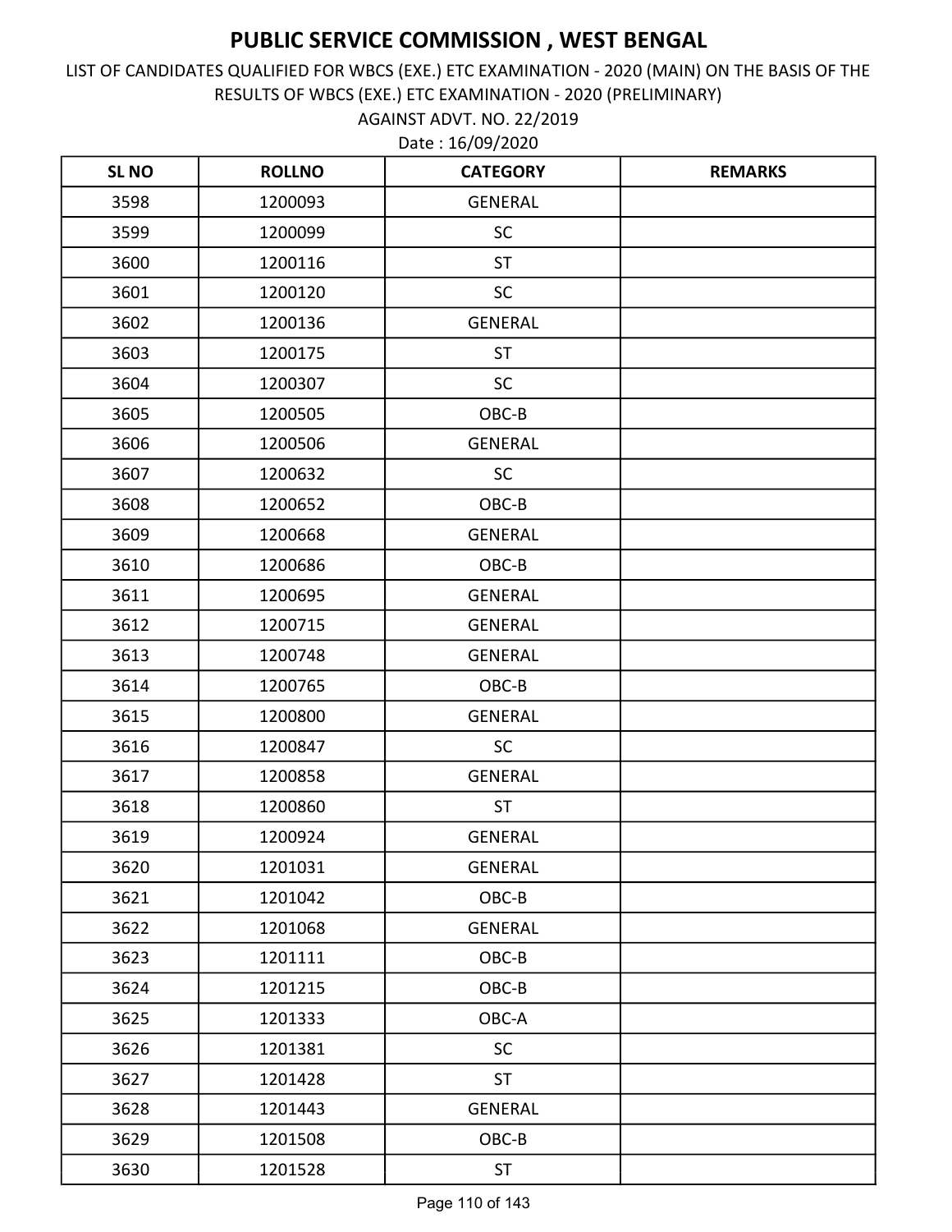# PUBLIC SERVICE COMMISSION , WEST BENGAL

LIST OF CANDIDATES QUALIFIED FOR WBCS (EXE.) ETC EXAMINATION - 2020 (MAIN) ON THE BASIS OF THE RESULTS OF WBCS (EXE.) ETC EXAMINATION - 2020 (PRELIMINARY)

AGAINST ADVT. NO. 22/2019

Date : 16/09/2020

| SL NO | ROLLNO | CATEGORY | REMARKS |
|---|---|---|---|
| 3598 | 1200093 | GENERAL | |
| 3599 | 1200099 | SC | |
| 3600 | 1200116 | ST | |
| 3601 | 1200120 | SC | |
| 3602 | 1200136 | GENERAL | |
| 3603 | 1200175 | ST | |
| 3604 | 1200307 | SC | |
| 3605 | 1200505 | OBC-B | |
| 3606 | 1200506 | GENERAL | |
| 3607 | 1200632 | SC | |
| 3608 | 1200652 | OBC-B | |
| 3609 | 1200668 | GENERAL | |
| 3610 | 1200686 | OBC-B | |
| 3611 | 1200695 | GENERAL | |
| 3612 | 1200715 | GENERAL | |
| 3613 | 1200748 | GENERAL | |
| 3614 | 1200765 | OBC-B | |
| 3615 | 1200800 | GENERAL | |
| 3616 | 1200847 | SC | |
| 3617 | 1200858 | GENERAL | |
| 3618 | 1200860 | ST | |
| 3619 | 1200924 | GENERAL | |
| 3620 | 1201031 | GENERAL | |
| 3621 | 1201042 | OBC-B | |
| 3622 | 1201068 | GENERAL | |
| 3623 | 1201111 | OBC-B | |
| 3624 | 1201215 | OBC-B | |
| 3625 | 1201333 | OBC-A | |
| 3626 | 1201381 | SC | |
| 3627 | 1201428 | ST | |
| 3628 | 1201443 | GENERAL | |
| 3629 | 1201508 | OBC-B | |
| 3630 | 1201528 | ST | |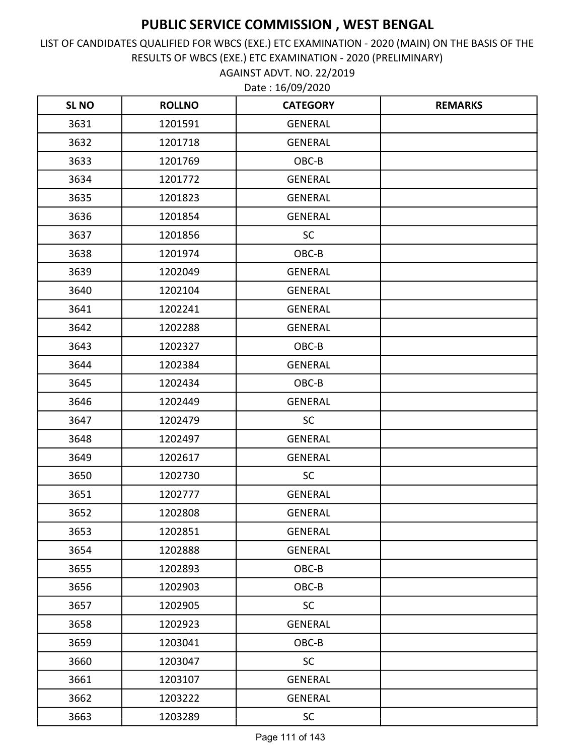# PUBLIC SERVICE COMMISSION , WEST BENGAL

LIST OF CANDIDATES QUALIFIED FOR WBCS (EXE.) ETC EXAMINATION - 2020 (MAIN) ON THE BASIS OF THE RESULTS OF WBCS (EXE.) ETC EXAMINATION - 2020 (PRELIMINARY)

AGAINST ADVT. NO. 22/2019

Date : 16/09/2020

| SL NO | ROLLNO | CATEGORY | REMARKS |
|---|---|---|---|
| 3631 | 1201591 | GENERAL | |
| 3632 | 1201718 | GENERAL | |
| 3633 | 1201769 | OBC-B | |
| 3634 | 1201772 | GENERAL | |
| 3635 | 1201823 | GENERAL | |
| 3636 | 1201854 | GENERAL | |
| 3637 | 1201856 | SC | |
| 3638 | 1201974 | OBC-B | |
| 3639 | 1202049 | GENERAL | |
| 3640 | 1202104 | GENERAL | |
| 3641 | 1202241 | GENERAL | |
| 3642 | 1202288 | GENERAL | |
| 3643 | 1202327 | OBC-B | |
| 3644 | 1202384 | GENERAL | |
| 3645 | 1202434 | OBC-B | |
| 3646 | 1202449 | GENERAL | |
| 3647 | 1202479 | SC | |
| 3648 | 1202497 | GENERAL | |
| 3649 | 1202617 | GENERAL | |
| 3650 | 1202730 | SC | |
| 3651 | 1202777 | GENERAL | |
| 3652 | 1202808 | GENERAL | |
| 3653 | 1202851 | GENERAL | |
| 3654 | 1202888 | GENERAL | |
| 3655 | 1202893 | OBC-B | |
| 3656 | 1202903 | OBC-B | |
| 3657 | 1202905 | SC | |
| 3658 | 1202923 | GENERAL | |
| 3659 | 1203041 | OBC-B | |
| 3660 | 1203047 | SC | |
| 3661 | 1203107 | GENERAL | |
| 3662 | 1203222 | GENERAL | |
| 3663 | 1203289 | SC | |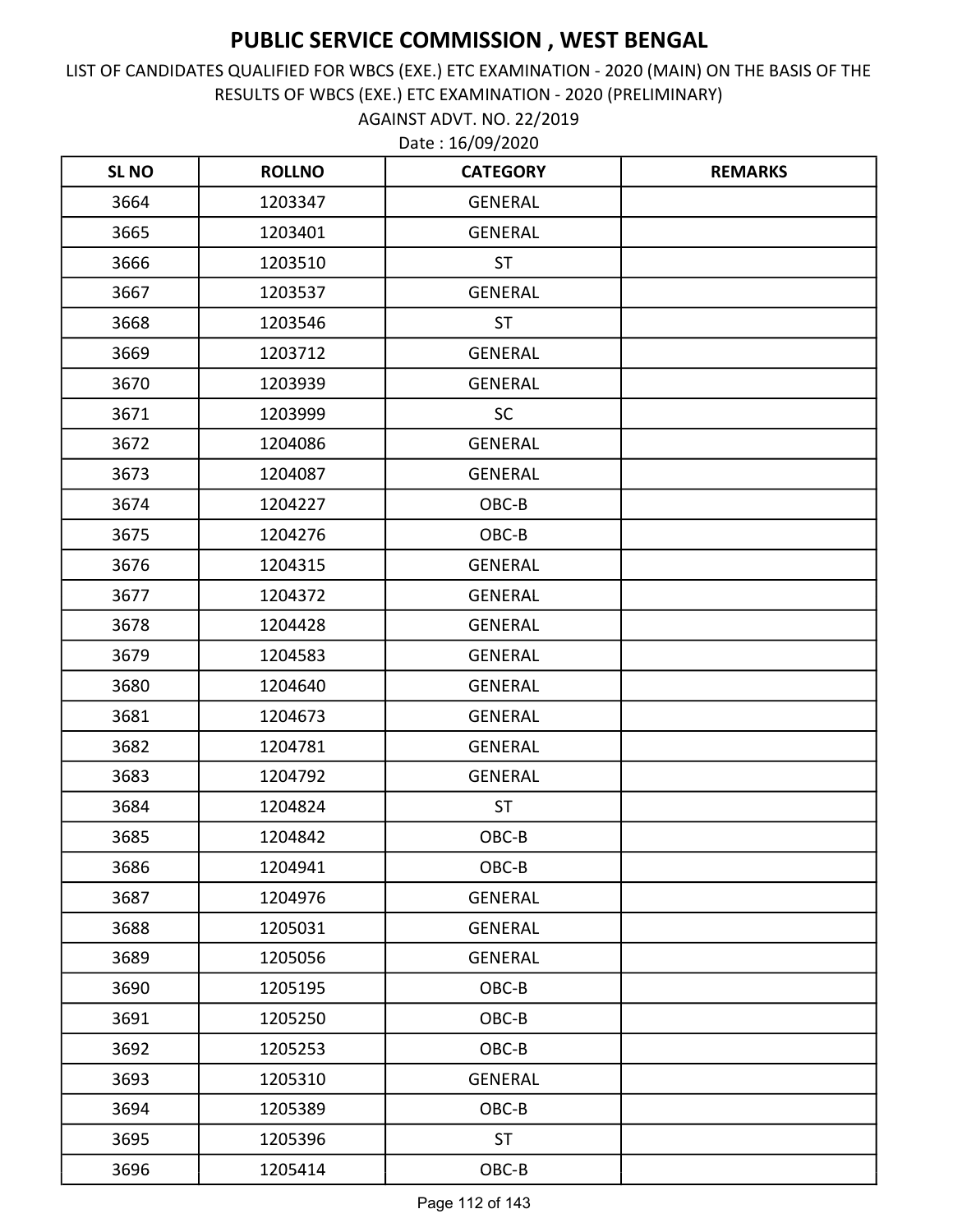# PUBLIC SERVICE COMMISSION , WEST BENGAL

LIST OF CANDIDATES QUALIFIED FOR WBCS (EXE.) ETC EXAMINATION - 2020 (MAIN) ON THE BASIS OF THE RESULTS OF WBCS (EXE.) ETC EXAMINATION - 2020 (PRELIMINARY)

AGAINST ADVT. NO. 22/2019

Date : 16/09/2020

| SL NO | ROLLNO | CATEGORY | REMARKS |
|---|---|---|---|
| 3664 | 1203347 | GENERAL | |
| 3665 | 1203401 | GENERAL | |
| 3666 | 1203510 | ST | |
| 3667 | 1203537 | GENERAL | |
| 3668 | 1203546 | ST | |
| 3669 | 1203712 | GENERAL | |
| 3670 | 1203939 | GENERAL | |
| 3671 | 1203999 | SC | |
| 3672 | 1204086 | GENERAL | |
| 3673 | 1204087 | GENERAL | |
| 3674 | 1204227 | OBC-B | |
| 3675 | 1204276 | OBC-B | |
| 3676 | 1204315 | GENERAL | |
| 3677 | 1204372 | GENERAL | |
| 3678 | 1204428 | GENERAL | |
| 3679 | 1204583 | GENERAL | |
| 3680 | 1204640 | GENERAL | |
| 3681 | 1204673 | GENERAL | |
| 3682 | 1204781 | GENERAL | |
| 3683 | 1204792 | GENERAL | |
| 3684 | 1204824 | ST | |
| 3685 | 1204842 | OBC-B | |
| 3686 | 1204941 | OBC-B | |
| 3687 | 1204976 | GENERAL | |
| 3688 | 1205031 | GENERAL | |
| 3689 | 1205056 | GENERAL | |
| 3690 | 1205195 | OBC-B | |
| 3691 | 1205250 | OBC-B | |
| 3692 | 1205253 | OBC-B | |
| 3693 | 1205310 | GENERAL | |
| 3694 | 1205389 | OBC-B | |
| 3695 | 1205396 | ST | |
| 3696 | 1205414 | OBC-B | |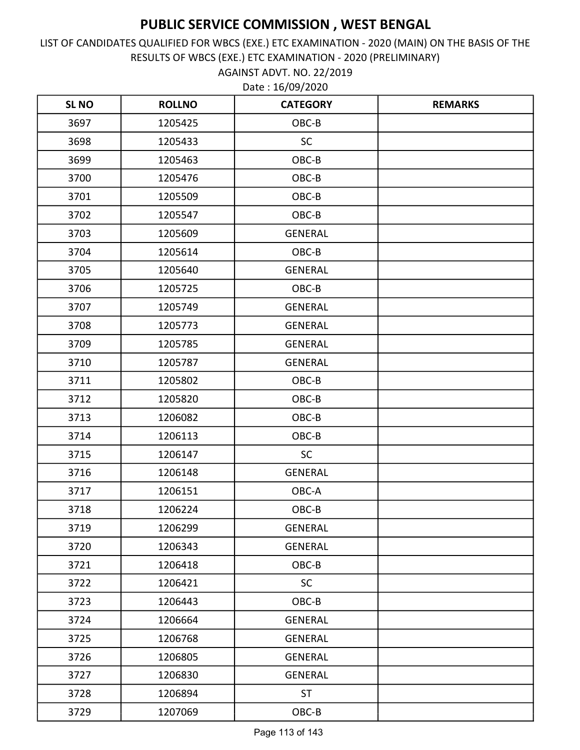# PUBLIC SERVICE COMMISSION , WEST BENGAL

LIST OF CANDIDATES QUALIFIED FOR WBCS (EXE.) ETC EXAMINATION - 2020 (MAIN) ON THE BASIS OF THE RESULTS OF WBCS (EXE.) ETC EXAMINATION - 2020 (PRELIMINARY)

AGAINST ADVT. NO. 22/2019

Date : 16/09/2020

| SL NO | ROLLNO | CATEGORY | REMARKS |
|---|---|---|---|
| 3697 | 1205425 | OBC-B | |
| 3698 | 1205433 | SC | |
| 3699 | 1205463 | OBC-B | |
| 3700 | 1205476 | OBC-B | |
| 3701 | 1205509 | OBC-B | |
| 3702 | 1205547 | OBC-B | |
| 3703 | 1205609 | GENERAL | |
| 3704 | 1205614 | OBC-B | |
| 3705 | 1205640 | GENERAL | |
| 3706 | 1205725 | OBC-B | |
| 3707 | 1205749 | GENERAL | |
| 3708 | 1205773 | GENERAL | |
| 3709 | 1205785 | GENERAL | |
| 3710 | 1205787 | GENERAL | |
| 3711 | 1205802 | OBC-B | |
| 3712 | 1205820 | OBC-B | |
| 3713 | 1206082 | OBC-B | |
| 3714 | 1206113 | OBC-B | |
| 3715 | 1206147 | SC | |
| 3716 | 1206148 | GENERAL | |
| 3717 | 1206151 | OBC-A | |
| 3718 | 1206224 | OBC-B | |
| 3719 | 1206299 | GENERAL | |
| 3720 | 1206343 | GENERAL | |
| 3721 | 1206418 | OBC-B | |
| 3722 | 1206421 | SC | |
| 3723 | 1206443 | OBC-B | |
| 3724 | 1206664 | GENERAL | |
| 3725 | 1206768 | GENERAL | |
| 3726 | 1206805 | GENERAL | |
| 3727 | 1206830 | GENERAL | |
| 3728 | 1206894 | ST | |
| 3729 | 1207069 | OBC-B | |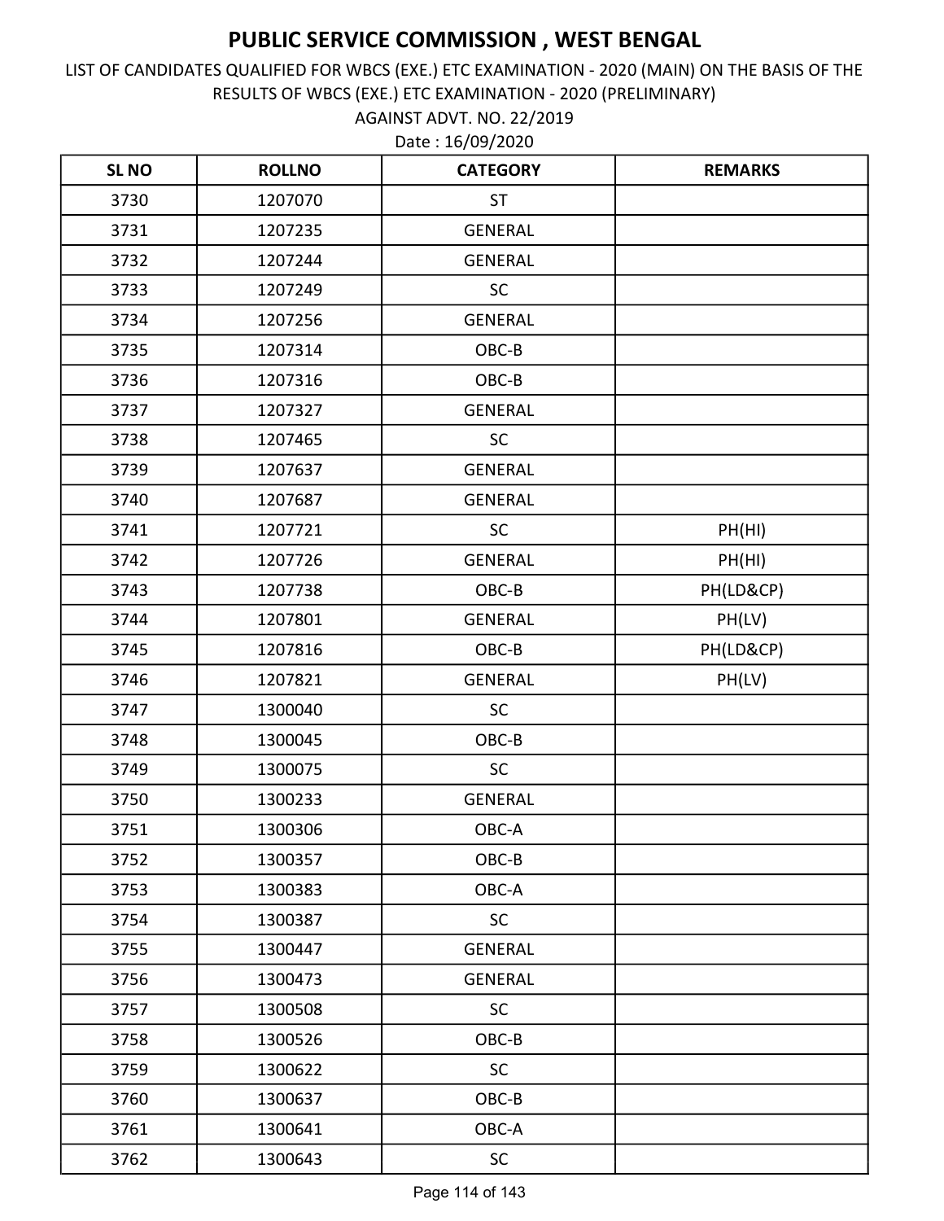# PUBLIC SERVICE COMMISSION , WEST BENGAL

LIST OF CANDIDATES QUALIFIED FOR WBCS (EXE.) ETC EXAMINATION - 2020 (MAIN) ON THE BASIS OF THE RESULTS OF WBCS (EXE.) ETC EXAMINATION - 2020 (PRELIMINARY)

AGAINST ADVT. NO. 22/2019

Date : 16/09/2020

| SL NO | ROLLNO | CATEGORY | REMARKS |
|---|---|---|---|
| 3730 | 1207070 | ST | |
| 3731 | 1207235 | GENERAL | |
| 3732 | 1207244 | GENERAL | |
| 3733 | 1207249 | SC | |
| 3734 | 1207256 | GENERAL | |
| 3735 | 1207314 | OBC-B | |
| 3736 | 1207316 | OBC-B | |
| 3737 | 1207327 | GENERAL | |
| 3738 | 1207465 | SC | |
| 3739 | 1207637 | GENERAL | |
| 3740 | 1207687 | GENERAL | |
| 3741 | 1207721 | SC | PH(HI) |
| 3742 | 1207726 | GENERAL | PH(HI) |
| 3743 | 1207738 | OBC-B | PH(LD&CP) |
| 3744 | 1207801 | GENERAL | PH(LV) |
| 3745 | 1207816 | OBC-B | PH(LD&CP) |
| 3746 | 1207821 | GENERAL | PH(LV) |
| 3747 | 1300040 | SC | |
| 3748 | 1300045 | OBC-B | |
| 3749 | 1300075 | SC | |
| 3750 | 1300233 | GENERAL | |
| 3751 | 1300306 | OBC-A | |
| 3752 | 1300357 | OBC-B | |
| 3753 | 1300383 | OBC-A | |
| 3754 | 1300387 | SC | |
| 3755 | 1300447 | GENERAL | |
| 3756 | 1300473 | GENERAL | |
| 3757 | 1300508 | SC | |
| 3758 | 1300526 | OBC-B | |
| 3759 | 1300622 | SC | |
| 3760 | 1300637 | OBC-B | |
| 3761 | 1300641 | OBC-A | |
| 3762 | 1300643 | SC | |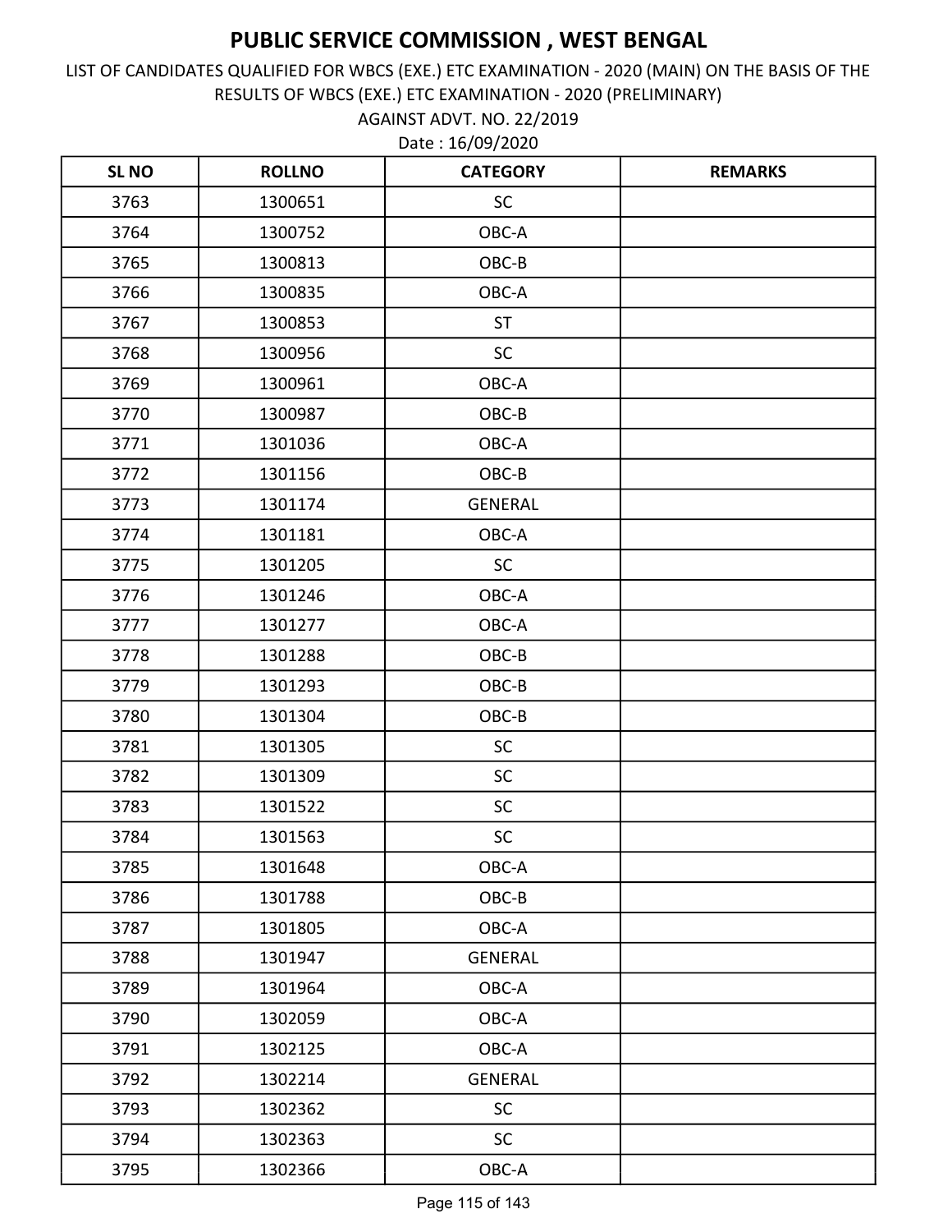# PUBLIC SERVICE COMMISSION , WEST BENGAL

LIST OF CANDIDATES QUALIFIED FOR WBCS (EXE.) ETC EXAMINATION - 2020 (MAIN) ON THE BASIS OF THE RESULTS OF WBCS (EXE.) ETC EXAMINATION - 2020 (PRELIMINARY)

AGAINST ADVT. NO. 22/2019

Date : 16/09/2020

| SL NO | ROLLNO | CATEGORY | REMARKS |
|---|---|---|---|
| 3763 | 1300651 | SC | |
| 3764 | 1300752 | OBC-A | |
| 3765 | 1300813 | OBC-B | |
| 3766 | 1300835 | OBC-A | |
| 3767 | 1300853 | ST | |
| 3768 | 1300956 | SC | |
| 3769 | 1300961 | OBC-A | |
| 3770 | 1300987 | OBC-B | |
| 3771 | 1301036 | OBC-A | |
| 3772 | 1301156 | OBC-B | |
| 3773 | 1301174 | GENERAL | |
| 3774 | 1301181 | OBC-A | |
| 3775 | 1301205 | SC | |
| 3776 | 1301246 | OBC-A | |
| 3777 | 1301277 | OBC-A | |
| 3778 | 1301288 | OBC-B | |
| 3779 | 1301293 | OBC-B | |
| 3780 | 1301304 | OBC-B | |
| 3781 | 1301305 | SC | |
| 3782 | 1301309 | SC | |
| 3783 | 1301522 | SC | |
| 3784 | 1301563 | SC | |
| 3785 | 1301648 | OBC-A | |
| 3786 | 1301788 | OBC-B | |
| 3787 | 1301805 | OBC-A | |
| 3788 | 1301947 | GENERAL | |
| 3789 | 1301964 | OBC-A | |
| 3790 | 1302059 | OBC-A | |
| 3791 | 1302125 | OBC-A | |
| 3792 | 1302214 | GENERAL | |
| 3793 | 1302362 | SC | |
| 3794 | 1302363 | SC | |
| 3795 | 1302366 | OBC-A | |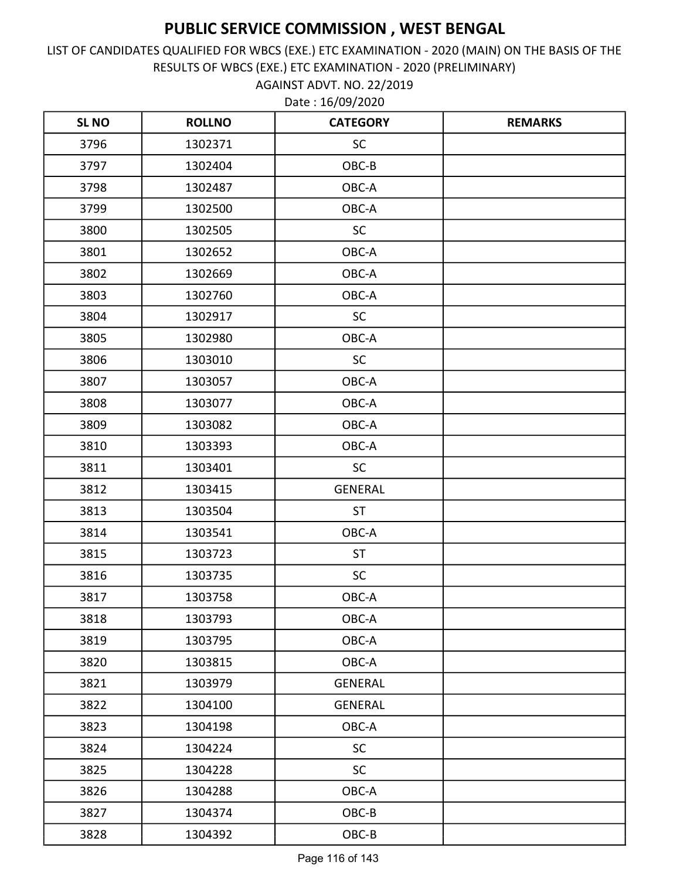# PUBLIC SERVICE COMMISSION , WEST BENGAL

LIST OF CANDIDATES QUALIFIED FOR WBCS (EXE.) ETC EXAMINATION - 2020 (MAIN) ON THE BASIS OF THE RESULTS OF WBCS (EXE.) ETC EXAMINATION - 2020 (PRELIMINARY)

AGAINST ADVT. NO. 22/2019

Date : 16/09/2020

| SL NO | ROLLNO | CATEGORY | REMARKS |
|---|---|---|---|
| 3796 | 1302371 | SC | |
| 3797 | 1302404 | OBC-B | |
| 3798 | 1302487 | OBC-A | |
| 3799 | 1302500 | OBC-A | |
| 3800 | 1302505 | SC | |
| 3801 | 1302652 | OBC-A | |
| 3802 | 1302669 | OBC-A | |
| 3803 | 1302760 | OBC-A | |
| 3804 | 1302917 | SC | |
| 3805 | 1302980 | OBC-A | |
| 3806 | 1303010 | SC | |
| 3807 | 1303057 | OBC-A | |
| 3808 | 1303077 | OBC-A | |
| 3809 | 1303082 | OBC-A | |
| 3810 | 1303393 | OBC-A | |
| 3811 | 1303401 | SC | |
| 3812 | 1303415 | GENERAL | |
| 3813 | 1303504 | ST | |
| 3814 | 1303541 | OBC-A | |
| 3815 | 1303723 | ST | |
| 3816 | 1303735 | SC | |
| 3817 | 1303758 | OBC-A | |
| 3818 | 1303793 | OBC-A | |
| 3819 | 1303795 | OBC-A | |
| 3820 | 1303815 | OBC-A | |
| 3821 | 1303979 | GENERAL | |
| 3822 | 1304100 | GENERAL | |
| 3823 | 1304198 | OBC-A | |
| 3824 | 1304224 | SC | |
| 3825 | 1304228 | SC | |
| 3826 | 1304288 | OBC-A | |
| 3827 | 1304374 | OBC-B | |
| 3828 | 1304392 | OBC-B | |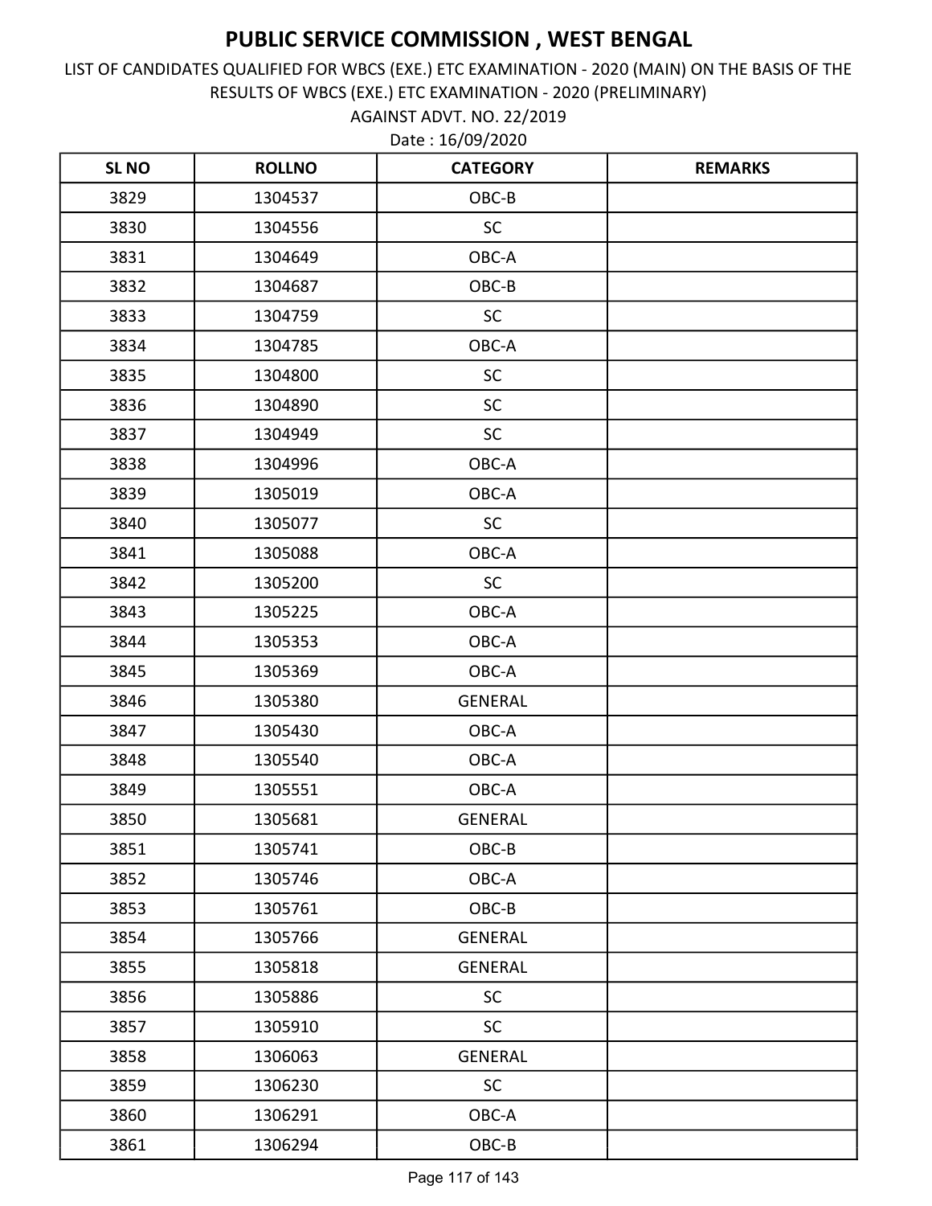# PUBLIC SERVICE COMMISSION , WEST BENGAL

LIST OF CANDIDATES QUALIFIED FOR WBCS (EXE.) ETC EXAMINATION - 2020 (MAIN) ON THE BASIS OF THE RESULTS OF WBCS (EXE.) ETC EXAMINATION - 2020 (PRELIMINARY)

AGAINST ADVT. NO. 22/2019

Date : 16/09/2020

| SL NO | ROLLNO | CATEGORY | REMARKS |
|---|---|---|---|
| 3829 | 1304537 | OBC-B | |
| 3830 | 1304556 | SC | |
| 3831 | 1304649 | OBC-A | |
| 3832 | 1304687 | OBC-B | |
| 3833 | 1304759 | SC | |
| 3834 | 1304785 | OBC-A | |
| 3835 | 1304800 | SC | |
| 3836 | 1304890 | SC | |
| 3837 | 1304949 | SC | |
| 3838 | 1304996 | OBC-A | |
| 3839 | 1305019 | OBC-A | |
| 3840 | 1305077 | SC | |
| 3841 | 1305088 | OBC-A | |
| 3842 | 1305200 | SC | |
| 3843 | 1305225 | OBC-A | |
| 3844 | 1305353 | OBC-A | |
| 3845 | 1305369 | OBC-A | |
| 3846 | 1305380 | GENERAL | |
| 3847 | 1305430 | OBC-A | |
| 3848 | 1305540 | OBC-A | |
| 3849 | 1305551 | OBC-A | |
| 3850 | 1305681 | GENERAL | |
| 3851 | 1305741 | OBC-B | |
| 3852 | 1305746 | OBC-A | |
| 3853 | 1305761 | OBC-B | |
| 3854 | 1305766 | GENERAL | |
| 3855 | 1305818 | GENERAL | |
| 3856 | 1305886 | SC | |
| 3857 | 1305910 | SC | |
| 3858 | 1306063 | GENERAL | |
| 3859 | 1306230 | SC | |
| 3860 | 1306291 | OBC-A | |
| 3861 | 1306294 | OBC-B | |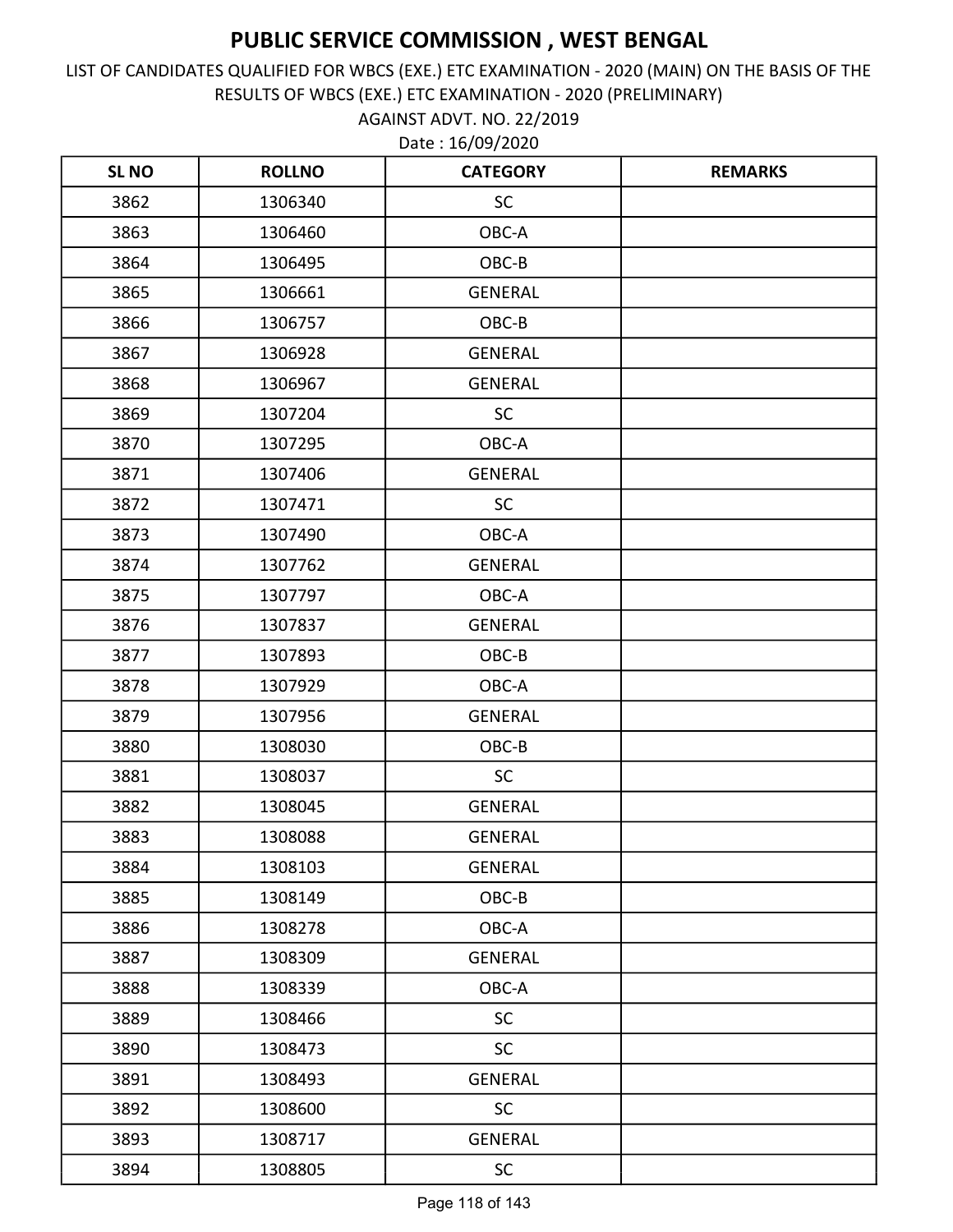# PUBLIC SERVICE COMMISSION , WEST BENGAL

LIST OF CANDIDATES QUALIFIED FOR WBCS (EXE.) ETC EXAMINATION - 2020 (MAIN) ON THE BASIS OF THE RESULTS OF WBCS (EXE.) ETC EXAMINATION - 2020 (PRELIMINARY)

AGAINST ADVT. NO. 22/2019

Date : 16/09/2020

| SL NO | ROLLNO | CATEGORY | REMARKS |
|---|---|---|---|
| 3862 | 1306340 | SC | |
| 3863 | 1306460 | OBC-A | |
| 3864 | 1306495 | OBC-B | |
| 3865 | 1306661 | GENERAL | |
| 3866 | 1306757 | OBC-B | |
| 3867 | 1306928 | GENERAL | |
| 3868 | 1306967 | GENERAL | |
| 3869 | 1307204 | SC | |
| 3870 | 1307295 | OBC-A | |
| 3871 | 1307406 | GENERAL | |
| 3872 | 1307471 | SC | |
| 3873 | 1307490 | OBC-A | |
| 3874 | 1307762 | GENERAL | |
| 3875 | 1307797 | OBC-A | |
| 3876 | 1307837 | GENERAL | |
| 3877 | 1307893 | OBC-B | |
| 3878 | 1307929 | OBC-A | |
| 3879 | 1307956 | GENERAL | |
| 3880 | 1308030 | OBC-B | |
| 3881 | 1308037 | SC | |
| 3882 | 1308045 | GENERAL | |
| 3883 | 1308088 | GENERAL | |
| 3884 | 1308103 | GENERAL | |
| 3885 | 1308149 | OBC-B | |
| 3886 | 1308278 | OBC-A | |
| 3887 | 1308309 | GENERAL | |
| 3888 | 1308339 | OBC-A | |
| 3889 | 1308466 | SC | |
| 3890 | 1308473 | SC | |
| 3891 | 1308493 | GENERAL | |
| 3892 | 1308600 | SC | |
| 3893 | 1308717 | GENERAL | |
| 3894 | 1308805 | SC | |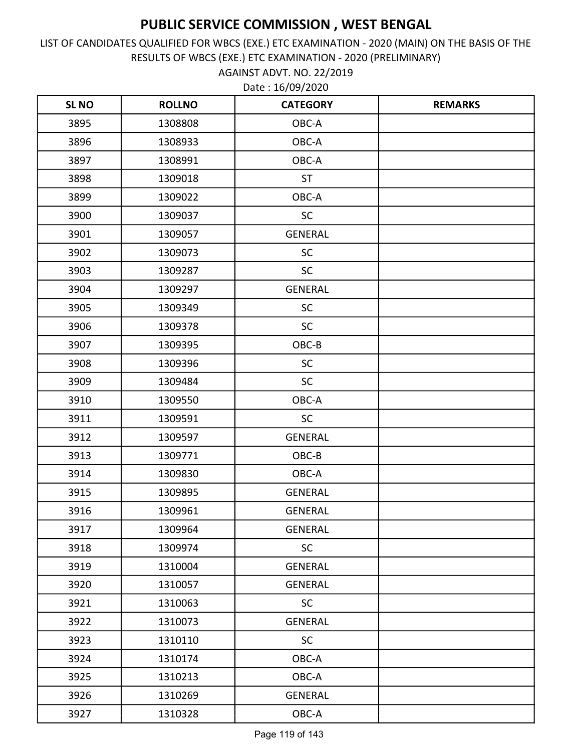# PUBLIC SERVICE COMMISSION , WEST BENGAL

LIST OF CANDIDATES QUALIFIED FOR WBCS (EXE.) ETC EXAMINATION - 2020 (MAIN) ON THE BASIS OF THE RESULTS OF WBCS (EXE.) ETC EXAMINATION - 2020 (PRELIMINARY)

AGAINST ADVT. NO. 22/2019

Date : 16/09/2020

| SL NO | ROLLNO | CATEGORY | REMARKS |
|---|---|---|---|
| 3895 | 1308808 | OBC-A | |
| 3896 | 1308933 | OBC-A | |
| 3897 | 1308991 | OBC-A | |
| 3898 | 1309018 | ST | |
| 3899 | 1309022 | OBC-A | |
| 3900 | 1309037 | SC | |
| 3901 | 1309057 | GENERAL | |
| 3902 | 1309073 | SC | |
| 3903 | 1309287 | SC | |
| 3904 | 1309297 | GENERAL | |
| 3905 | 1309349 | SC | |
| 3906 | 1309378 | SC | |
| 3907 | 1309395 | OBC-B | |
| 3908 | 1309396 | SC | |
| 3909 | 1309484 | SC | |
| 3910 | 1309550 | OBC-A | |
| 3911 | 1309591 | SC | |
| 3912 | 1309597 | GENERAL | |
| 3913 | 1309771 | OBC-B | |
| 3914 | 1309830 | OBC-A | |
| 3915 | 1309895 | GENERAL | |
| 3916 | 1309961 | GENERAL | |
| 3917 | 1309964 | GENERAL | |
| 3918 | 1309974 | SC | |
| 3919 | 1310004 | GENERAL | |
| 3920 | 1310057 | GENERAL | |
| 3921 | 1310063 | SC | |
| 3922 | 1310073 | GENERAL | |
| 3923 | 1310110 | SC | |
| 3924 | 1310174 | OBC-A | |
| 3925 | 1310213 | OBC-A | |
| 3926 | 1310269 | GENERAL | |
| 3927 | 1310328 | OBC-A | |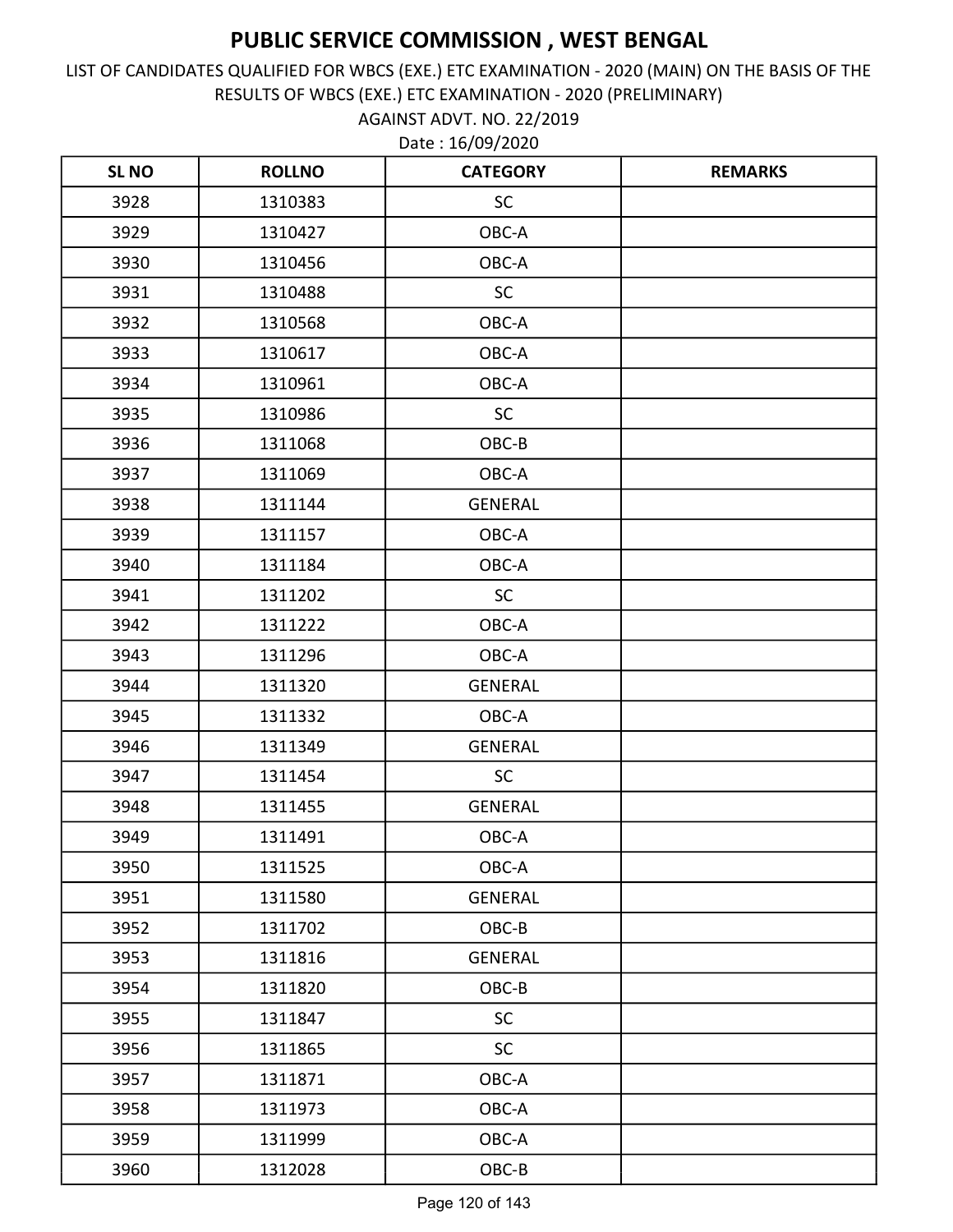# PUBLIC SERVICE COMMISSION , WEST BENGAL

LIST OF CANDIDATES QUALIFIED FOR WBCS (EXE.) ETC EXAMINATION - 2020 (MAIN) ON THE BASIS OF THE RESULTS OF WBCS (EXE.) ETC EXAMINATION - 2020 (PRELIMINARY)

AGAINST ADVT. NO. 22/2019

Date : 16/09/2020

| SL NO | ROLLNO | CATEGORY | REMARKS |
|---|---|---|---|
| 3928 | 1310383 | SC | |
| 3929 | 1310427 | OBC-A | |
| 3930 | 1310456 | OBC-A | |
| 3931 | 1310488 | SC | |
| 3932 | 1310568 | OBC-A | |
| 3933 | 1310617 | OBC-A | |
| 3934 | 1310961 | OBC-A | |
| 3935 | 1310986 | SC | |
| 3936 | 1311068 | OBC-B | |
| 3937 | 1311069 | OBC-A | |
| 3938 | 1311144 | GENERAL | |
| 3939 | 1311157 | OBC-A | |
| 3940 | 1311184 | OBC-A | |
| 3941 | 1311202 | SC | |
| 3942 | 1311222 | OBC-A | |
| 3943 | 1311296 | OBC-A | |
| 3944 | 1311320 | GENERAL | |
| 3945 | 1311332 | OBC-A | |
| 3946 | 1311349 | GENERAL | |
| 3947 | 1311454 | SC | |
| 3948 | 1311455 | GENERAL | |
| 3949 | 1311491 | OBC-A | |
| 3950 | 1311525 | OBC-A | |
| 3951 | 1311580 | GENERAL | |
| 3952 | 1311702 | OBC-B | |
| 3953 | 1311816 | GENERAL | |
| 3954 | 1311820 | OBC-B | |
| 3955 | 1311847 | SC | |
| 3956 | 1311865 | SC | |
| 3957 | 1311871 | OBC-A | |
| 3958 | 1311973 | OBC-A | |
| 3959 | 1311999 | OBC-A | |
| 3960 | 1312028 | OBC-B | |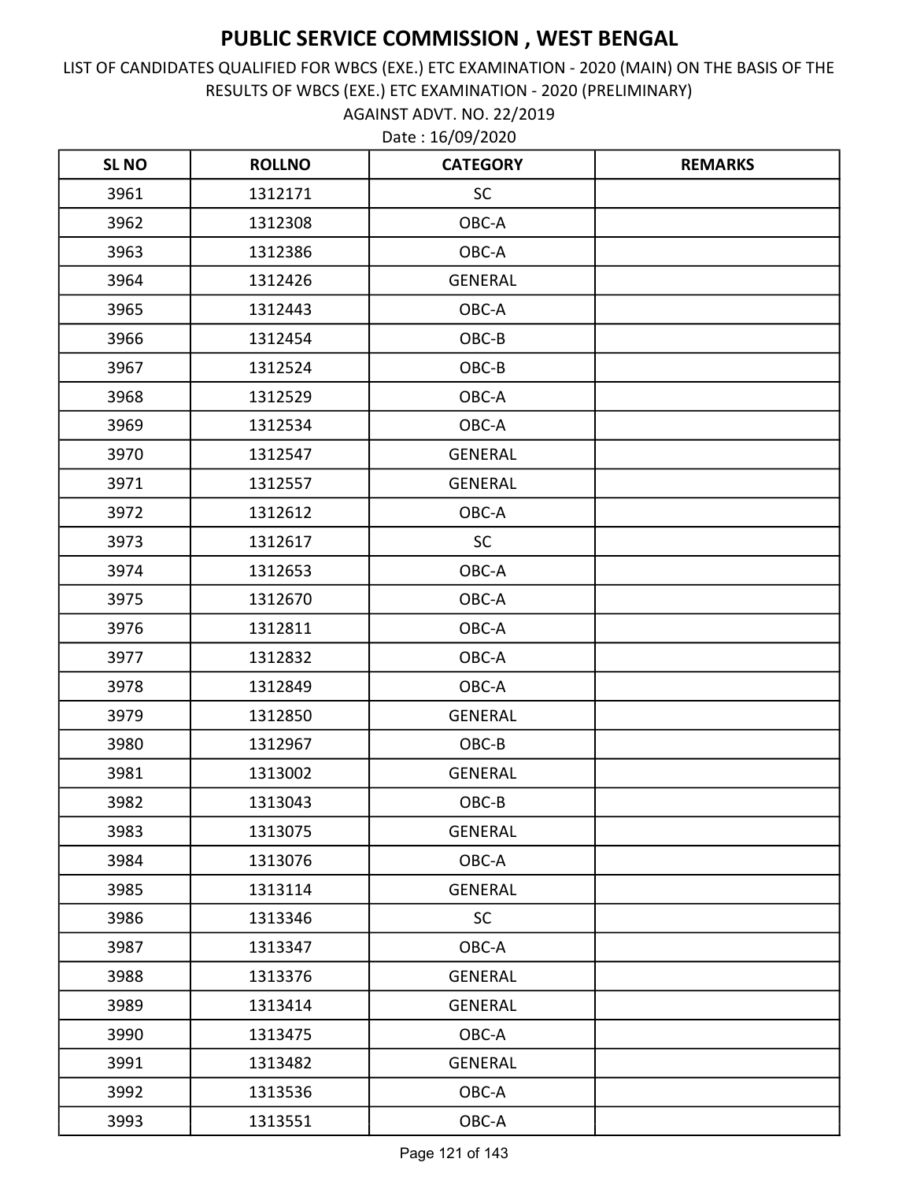# PUBLIC SERVICE COMMISSION , WEST BENGAL

LIST OF CANDIDATES QUALIFIED FOR WBCS (EXE.) ETC EXAMINATION - 2020 (MAIN) ON THE BASIS OF THE RESULTS OF WBCS (EXE.) ETC EXAMINATION - 2020 (PRELIMINARY)

AGAINST ADVT. NO. 22/2019

Date : 16/09/2020

| SL NO | ROLLNO | CATEGORY | REMARKS |
|---|---|---|---|
| 3961 | 1312171 | SC | |
| 3962 | 1312308 | OBC-A | |
| 3963 | 1312386 | OBC-A | |
| 3964 | 1312426 | GENERAL | |
| 3965 | 1312443 | OBC-A | |
| 3966 | 1312454 | OBC-B | |
| 3967 | 1312524 | OBC-B | |
| 3968 | 1312529 | OBC-A | |
| 3969 | 1312534 | OBC-A | |
| 3970 | 1312547 | GENERAL | |
| 3971 | 1312557 | GENERAL | |
| 3972 | 1312612 | OBC-A | |
| 3973 | 1312617 | SC | |
| 3974 | 1312653 | OBC-A | |
| 3975 | 1312670 | OBC-A | |
| 3976 | 1312811 | OBC-A | |
| 3977 | 1312832 | OBC-A | |
| 3978 | 1312849 | OBC-A | |
| 3979 | 1312850 | GENERAL | |
| 3980 | 1312967 | OBC-B | |
| 3981 | 1313002 | GENERAL | |
| 3982 | 1313043 | OBC-B | |
| 3983 | 1313075 | GENERAL | |
| 3984 | 1313076 | OBC-A | |
| 3985 | 1313114 | GENERAL | |
| 3986 | 1313346 | SC | |
| 3987 | 1313347 | OBC-A | |
| 3988 | 1313376 | GENERAL | |
| 3989 | 1313414 | GENERAL | |
| 3990 | 1313475 | OBC-A | |
| 3991 | 1313482 | GENERAL | |
| 3992 | 1313536 | OBC-A | |
| 3993 | 1313551 | OBC-A | |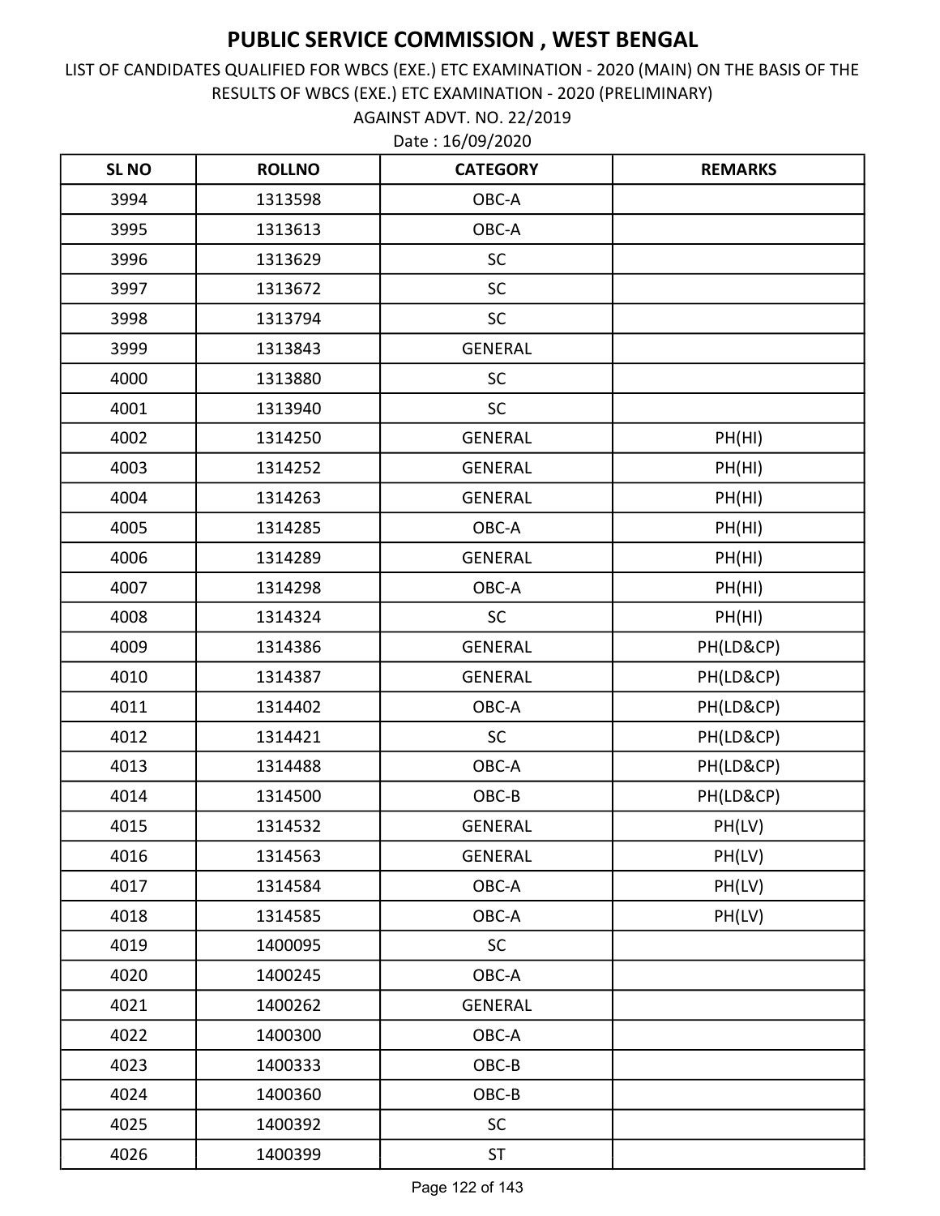# PUBLIC SERVICE COMMISSION , WEST BENGAL

LIST OF CANDIDATES QUALIFIED FOR WBCS (EXE.) ETC EXAMINATION - 2020 (MAIN) ON THE BASIS OF THE RESULTS OF WBCS (EXE.) ETC EXAMINATION - 2020 (PRELIMINARY)

AGAINST ADVT. NO. 22/2019

Date : 16/09/2020

| SL NO | ROLLNO | CATEGORY | REMARKS |
|---|---|---|---|
| 3994 | 1313598 | OBC-A | |
| 3995 | 1313613 | OBC-A | |
| 3996 | 1313629 | SC | |
| 3997 | 1313672 | SC | |
| 3998 | 1313794 | SC | |
| 3999 | 1313843 | GENERAL | |
| 4000 | 1313880 | SC | |
| 4001 | 1313940 | SC | |
| 4002 | 1314250 | GENERAL | PH(HI) |
| 4003 | 1314252 | GENERAL | PH(HI) |
| 4004 | 1314263 | GENERAL | PH(HI) |
| 4005 | 1314285 | OBC-A | PH(HI) |
| 4006 | 1314289 | GENERAL | PH(HI) |
| 4007 | 1314298 | OBC-A | PH(HI) |
| 4008 | 1314324 | SC | PH(HI) |
| 4009 | 1314386 | GENERAL | PH(LD&CP) |
| 4010 | 1314387 | GENERAL | PH(LD&CP) |
| 4011 | 1314402 | OBC-A | PH(LD&CP) |
| 4012 | 1314421 | SC | PH(LD&CP) |
| 4013 | 1314488 | OBC-A | PH(LD&CP) |
| 4014 | 1314500 | OBC-B | PH(LD&CP) |
| 4015 | 1314532 | GENERAL | PH(LV) |
| 4016 | 1314563 | GENERAL | PH(LV) |
| 4017 | 1314584 | OBC-A | PH(LV) |
| 4018 | 1314585 | OBC-A | PH(LV) |
| 4019 | 1400095 | SC | |
| 4020 | 1400245 | OBC-A | |
| 4021 | 1400262 | GENERAL | |
| 4022 | 1400300 | OBC-A | |
| 4023 | 1400333 | OBC-B | |
| 4024 | 1400360 | OBC-B | |
| 4025 | 1400392 | SC | |
| 4026 | 1400399 | ST | |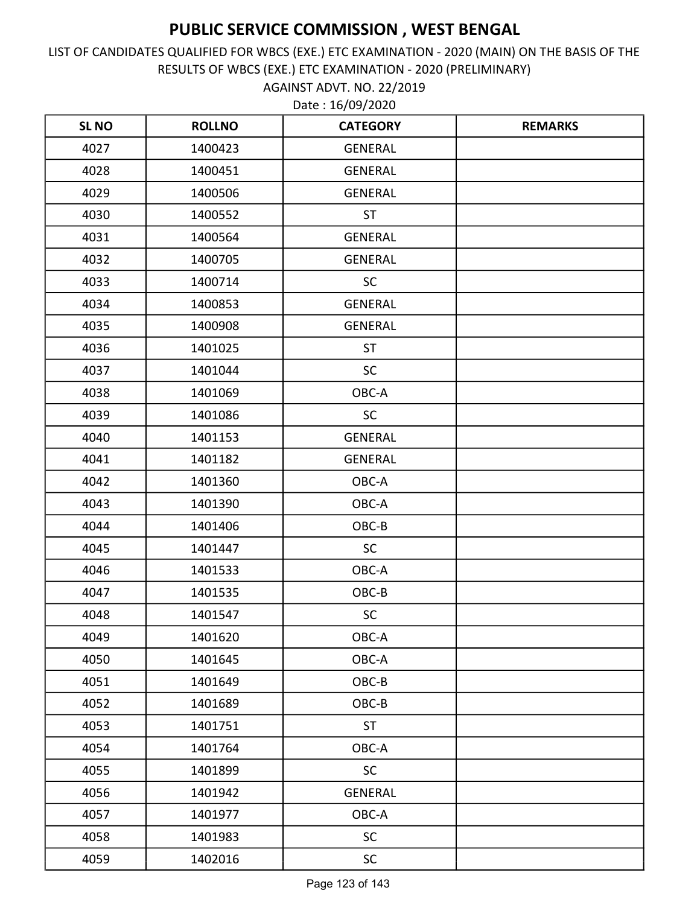# PUBLIC SERVICE COMMISSION , WEST BENGAL

LIST OF CANDIDATES QUALIFIED FOR WBCS (EXE.) ETC EXAMINATION - 2020 (MAIN) ON THE BASIS OF THE RESULTS OF WBCS (EXE.) ETC EXAMINATION - 2020 (PRELIMINARY)

AGAINST ADVT. NO. 22/2019

Date : 16/09/2020

| SL NO | ROLLNO | CATEGORY | REMARKS |
|---|---|---|---|
| 4027 | 1400423 | GENERAL | |
| 4028 | 1400451 | GENERAL | |
| 4029 | 1400506 | GENERAL | |
| 4030 | 1400552 | ST | |
| 4031 | 1400564 | GENERAL | |
| 4032 | 1400705 | GENERAL | |
| 4033 | 1400714 | SC | |
| 4034 | 1400853 | GENERAL | |
| 4035 | 1400908 | GENERAL | |
| 4036 | 1401025 | ST | |
| 4037 | 1401044 | SC | |
| 4038 | 1401069 | OBC-A | |
| 4039 | 1401086 | SC | |
| 4040 | 1401153 | GENERAL | |
| 4041 | 1401182 | GENERAL | |
| 4042 | 1401360 | OBC-A | |
| 4043 | 1401390 | OBC-A | |
| 4044 | 1401406 | OBC-B | |
| 4045 | 1401447 | SC | |
| 4046 | 1401533 | OBC-A | |
| 4047 | 1401535 | OBC-B | |
| 4048 | 1401547 | SC | |
| 4049 | 1401620 | OBC-A | |
| 4050 | 1401645 | OBC-A | |
| 4051 | 1401649 | OBC-B | |
| 4052 | 1401689 | OBC-B | |
| 4053 | 1401751 | ST | |
| 4054 | 1401764 | OBC-A | |
| 4055 | 1401899 | SC | |
| 4056 | 1401942 | GENERAL | |
| 4057 | 1401977 | OBC-A | |
| 4058 | 1401983 | SC | |
| 4059 | 1402016 | SC | |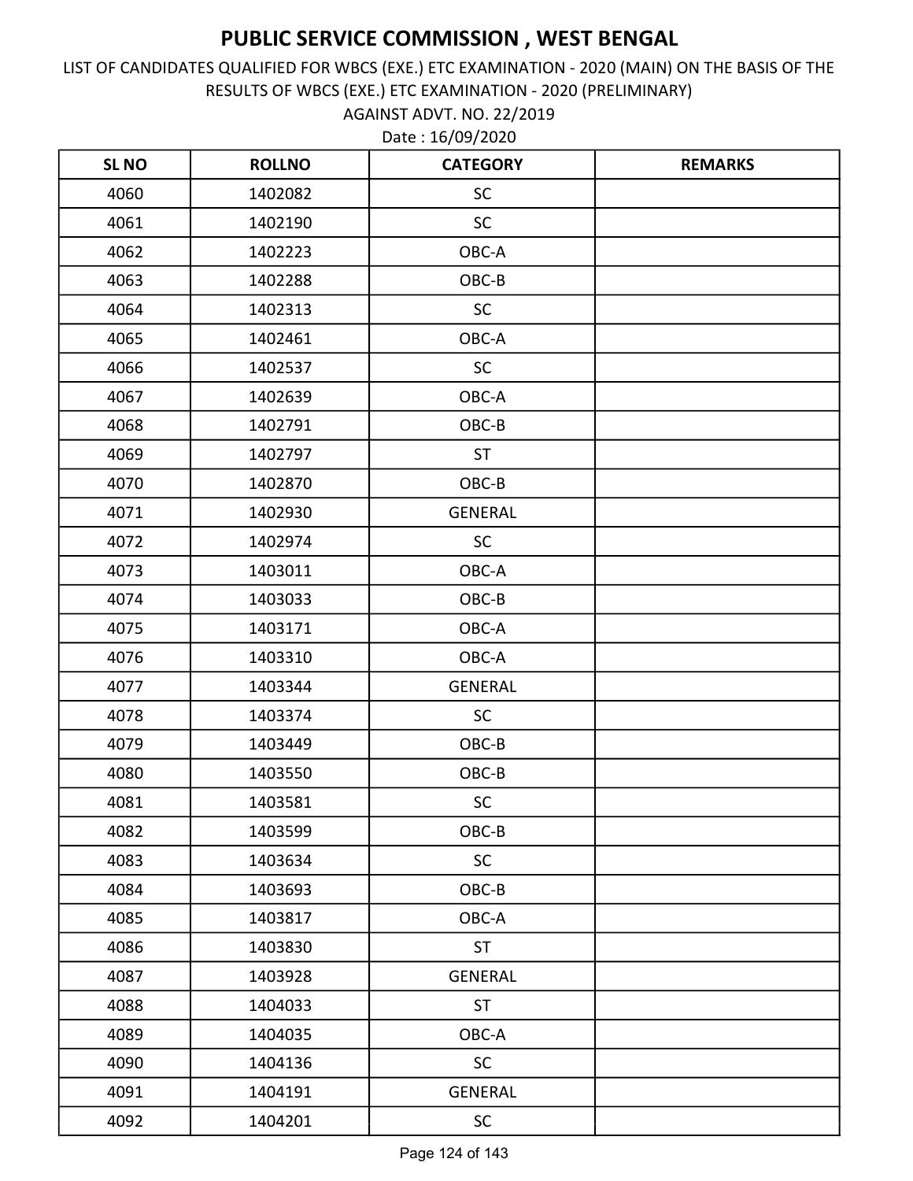# PUBLIC SERVICE COMMISSION , WEST BENGAL

LIST OF CANDIDATES QUALIFIED FOR WBCS (EXE.) ETC EXAMINATION - 2020 (MAIN) ON THE BASIS OF THE RESULTS OF WBCS (EXE.) ETC EXAMINATION - 2020 (PRELIMINARY)

AGAINST ADVT. NO. 22/2019

Date : 16/09/2020

| SL NO | ROLLNO | CATEGORY | REMARKS |
|---|---|---|---|
| 4060 | 1402082 | SC | |
| 4061 | 1402190 | SC | |
| 4062 | 1402223 | OBC-A | |
| 4063 | 1402288 | OBC-B | |
| 4064 | 1402313 | SC | |
| 4065 | 1402461 | OBC-A | |
| 4066 | 1402537 | SC | |
| 4067 | 1402639 | OBC-A | |
| 4068 | 1402791 | OBC-B | |
| 4069 | 1402797 | ST | |
| 4070 | 1402870 | OBC-B | |
| 4071 | 1402930 | GENERAL | |
| 4072 | 1402974 | SC | |
| 4073 | 1403011 | OBC-A | |
| 4074 | 1403033 | OBC-B | |
| 4075 | 1403171 | OBC-A | |
| 4076 | 1403310 | OBC-A | |
| 4077 | 1403344 | GENERAL | |
| 4078 | 1403374 | SC | |
| 4079 | 1403449 | OBC-B | |
| 4080 | 1403550 | OBC-B | |
| 4081 | 1403581 | SC | |
| 4082 | 1403599 | OBC-B | |
| 4083 | 1403634 | SC | |
| 4084 | 1403693 | OBC-B | |
| 4085 | 1403817 | OBC-A | |
| 4086 | 1403830 | ST | |
| 4087 | 1403928 | GENERAL | |
| 4088 | 1404033 | ST | |
| 4089 | 1404035 | OBC-A | |
| 4090 | 1404136 | SC | |
| 4091 | 1404191 | GENERAL | |
| 4092 | 1404201 | SC | |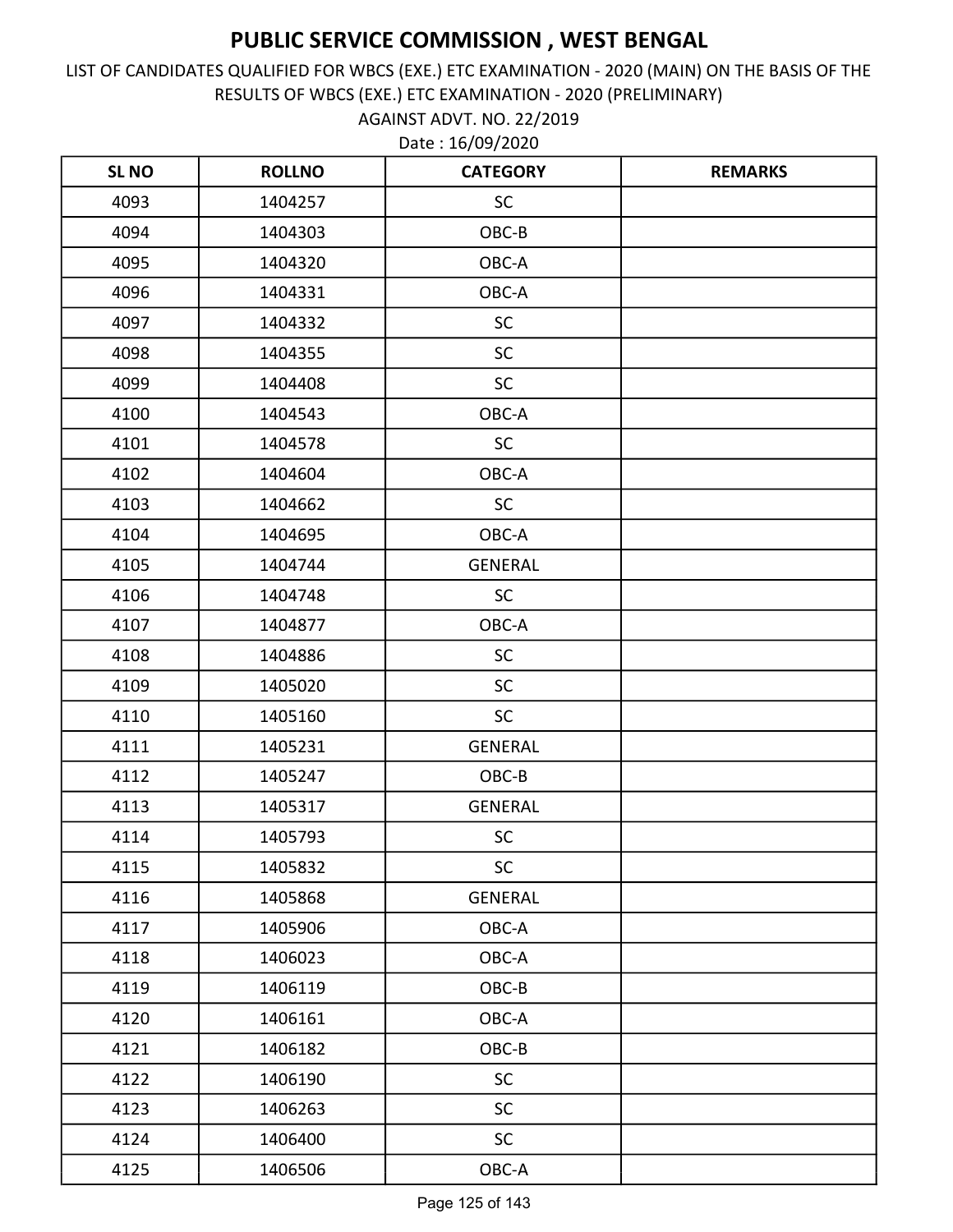# PUBLIC SERVICE COMMISSION , WEST BENGAL

LIST OF CANDIDATES QUALIFIED FOR WBCS (EXE.) ETC EXAMINATION - 2020 (MAIN) ON THE BASIS OF THE RESULTS OF WBCS (EXE.) ETC EXAMINATION - 2020 (PRELIMINARY)

AGAINST ADVT. NO. 22/2019

Date : 16/09/2020

| SL NO | ROLLNO | CATEGORY | REMARKS |
|---|---|---|---|
| 4093 | 1404257 | SC | |
| 4094 | 1404303 | OBC-B | |
| 4095 | 1404320 | OBC-A | |
| 4096 | 1404331 | OBC-A | |
| 4097 | 1404332 | SC | |
| 4098 | 1404355 | SC | |
| 4099 | 1404408 | SC | |
| 4100 | 1404543 | OBC-A | |
| 4101 | 1404578 | SC | |
| 4102 | 1404604 | OBC-A | |
| 4103 | 1404662 | SC | |
| 4104 | 1404695 | OBC-A | |
| 4105 | 1404744 | GENERAL | |
| 4106 | 1404748 | SC | |
| 4107 | 1404877 | OBC-A | |
| 4108 | 1404886 | SC | |
| 4109 | 1405020 | SC | |
| 4110 | 1405160 | SC | |
| 4111 | 1405231 | GENERAL | |
| 4112 | 1405247 | OBC-B | |
| 4113 | 1405317 | GENERAL | |
| 4114 | 1405793 | SC | |
| 4115 | 1405832 | SC | |
| 4116 | 1405868 | GENERAL | |
| 4117 | 1405906 | OBC-A | |
| 4118 | 1406023 | OBC-A | |
| 4119 | 1406119 | OBC-B | |
| 4120 | 1406161 | OBC-A | |
| 4121 | 1406182 | OBC-B | |
| 4122 | 1406190 | SC | |
| 4123 | 1406263 | SC | |
| 4124 | 1406400 | SC | |
| 4125 | 1406506 | OBC-A | |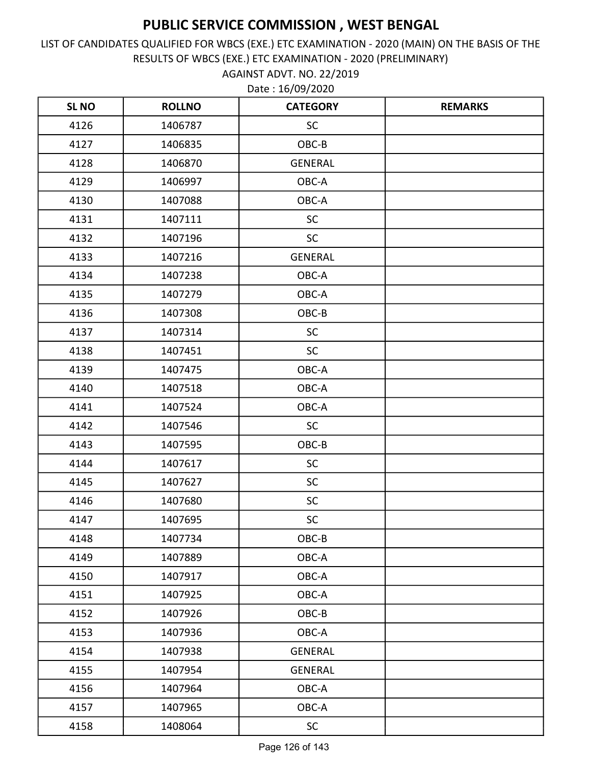# PUBLIC SERVICE COMMISSION , WEST BENGAL

LIST OF CANDIDATES QUALIFIED FOR WBCS (EXE.) ETC EXAMINATION - 2020 (MAIN) ON THE BASIS OF THE RESULTS OF WBCS (EXE.) ETC EXAMINATION - 2020 (PRELIMINARY)

AGAINST ADVT. NO. 22/2019

Date : 16/09/2020

| SL NO | ROLLNO | CATEGORY | REMARKS |
|---|---|---|---|
| 4126 | 1406787 | SC | |
| 4127 | 1406835 | OBC-B | |
| 4128 | 1406870 | GENERAL | |
| 4129 | 1406997 | OBC-A | |
| 4130 | 1407088 | OBC-A | |
| 4131 | 1407111 | SC | |
| 4132 | 1407196 | SC | |
| 4133 | 1407216 | GENERAL | |
| 4134 | 1407238 | OBC-A | |
| 4135 | 1407279 | OBC-A | |
| 4136 | 1407308 | OBC-B | |
| 4137 | 1407314 | SC | |
| 4138 | 1407451 | SC | |
| 4139 | 1407475 | OBC-A | |
| 4140 | 1407518 | OBC-A | |
| 4141 | 1407524 | OBC-A | |
| 4142 | 1407546 | SC | |
| 4143 | 1407595 | OBC-B | |
| 4144 | 1407617 | SC | |
| 4145 | 1407627 | SC | |
| 4146 | 1407680 | SC | |
| 4147 | 1407695 | SC | |
| 4148 | 1407734 | OBC-B | |
| 4149 | 1407889 | OBC-A | |
| 4150 | 1407917 | OBC-A | |
| 4151 | 1407925 | OBC-A | |
| 4152 | 1407926 | OBC-B | |
| 4153 | 1407936 | OBC-A | |
| 4154 | 1407938 | GENERAL | |
| 4155 | 1407954 | GENERAL | |
| 4156 | 1407964 | OBC-A | |
| 4157 | 1407965 | OBC-A | |
| 4158 | 1408064 | SC | |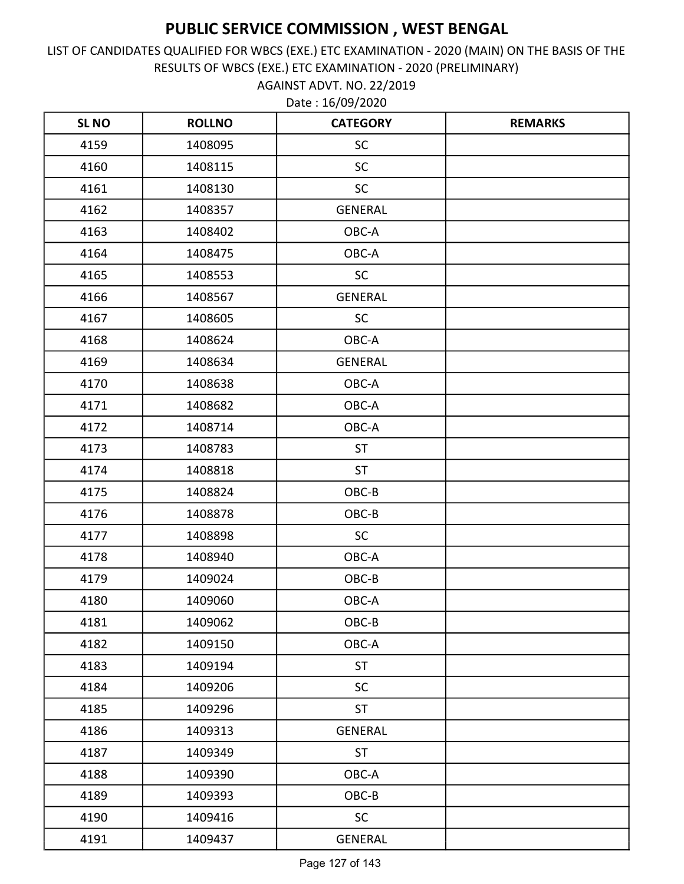# PUBLIC SERVICE COMMISSION , WEST BENGAL

LIST OF CANDIDATES QUALIFIED FOR WBCS (EXE.) ETC EXAMINATION - 2020 (MAIN) ON THE BASIS OF THE RESULTS OF WBCS (EXE.) ETC EXAMINATION - 2020 (PRELIMINARY)

AGAINST ADVT. NO. 22/2019

Date : 16/09/2020

| SL NO | ROLLNO | CATEGORY | REMARKS |
|---|---|---|---|
| 4159 | 1408095 | SC | |
| 4160 | 1408115 | SC | |
| 4161 | 1408130 | SC | |
| 4162 | 1408357 | GENERAL | |
| 4163 | 1408402 | OBC-A | |
| 4164 | 1408475 | OBC-A | |
| 4165 | 1408553 | SC | |
| 4166 | 1408567 | GENERAL | |
| 4167 | 1408605 | SC | |
| 4168 | 1408624 | OBC-A | |
| 4169 | 1408634 | GENERAL | |
| 4170 | 1408638 | OBC-A | |
| 4171 | 1408682 | OBC-A | |
| 4172 | 1408714 | OBC-A | |
| 4173 | 1408783 | ST | |
| 4174 | 1408818 | ST | |
| 4175 | 1408824 | OBC-B | |
| 4176 | 1408878 | OBC-B | |
| 4177 | 1408898 | SC | |
| 4178 | 1408940 | OBC-A | |
| 4179 | 1409024 | OBC-B | |
| 4180 | 1409060 | OBC-A | |
| 4181 | 1409062 | OBC-B | |
| 4182 | 1409150 | OBC-A | |
| 4183 | 1409194 | ST | |
| 4184 | 1409206 | SC | |
| 4185 | 1409296 | ST | |
| 4186 | 1409313 | GENERAL | |
| 4187 | 1409349 | ST | |
| 4188 | 1409390 | OBC-A | |
| 4189 | 1409393 | OBC-B | |
| 4190 | 1409416 | SC | |
| 4191 | 1409437 | GENERAL | |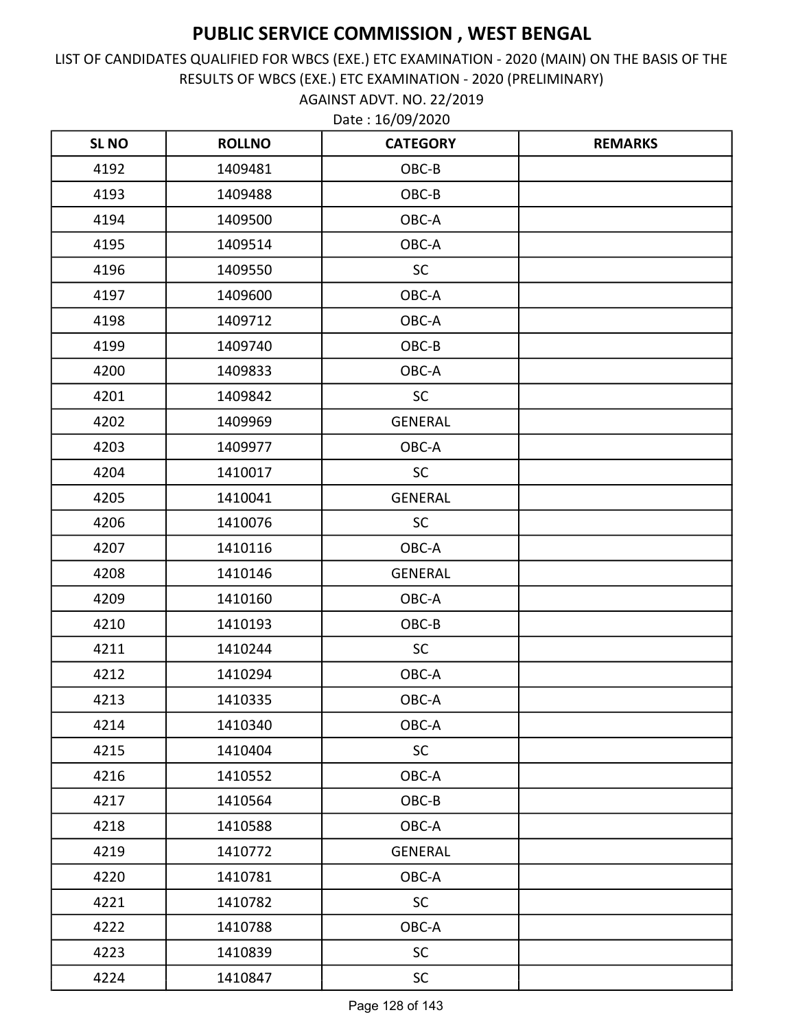# PUBLIC SERVICE COMMISSION , WEST BENGAL

LIST OF CANDIDATES QUALIFIED FOR WBCS (EXE.) ETC EXAMINATION - 2020 (MAIN) ON THE BASIS OF THE RESULTS OF WBCS (EXE.) ETC EXAMINATION - 2020 (PRELIMINARY)

AGAINST ADVT. NO. 22/2019

Date : 16/09/2020

| SL NO | ROLLNO | CATEGORY | REMARKS |
|---|---|---|---|
| 4192 | 1409481 | OBC-B | |
| 4193 | 1409488 | OBC-B | |
| 4194 | 1409500 | OBC-A | |
| 4195 | 1409514 | OBC-A | |
| 4196 | 1409550 | SC | |
| 4197 | 1409600 | OBC-A | |
| 4198 | 1409712 | OBC-A | |
| 4199 | 1409740 | OBC-B | |
| 4200 | 1409833 | OBC-A | |
| 4201 | 1409842 | SC | |
| 4202 | 1409969 | GENERAL | |
| 4203 | 1409977 | OBC-A | |
| 4204 | 1410017 | SC | |
| 4205 | 1410041 | GENERAL | |
| 4206 | 1410076 | SC | |
| 4207 | 1410116 | OBC-A | |
| 4208 | 1410146 | GENERAL | |
| 4209 | 1410160 | OBC-A | |
| 4210 | 1410193 | OBC-B | |
| 4211 | 1410244 | SC | |
| 4212 | 1410294 | OBC-A | |
| 4213 | 1410335 | OBC-A | |
| 4214 | 1410340 | OBC-A | |
| 4215 | 1410404 | SC | |
| 4216 | 1410552 | OBC-A | |
| 4217 | 1410564 | OBC-B | |
| 4218 | 1410588 | OBC-A | |
| 4219 | 1410772 | GENERAL | |
| 4220 | 1410781 | OBC-A | |
| 4221 | 1410782 | SC | |
| 4222 | 1410788 | OBC-A | |
| 4223 | 1410839 | SC | |
| 4224 | 1410847 | SC | |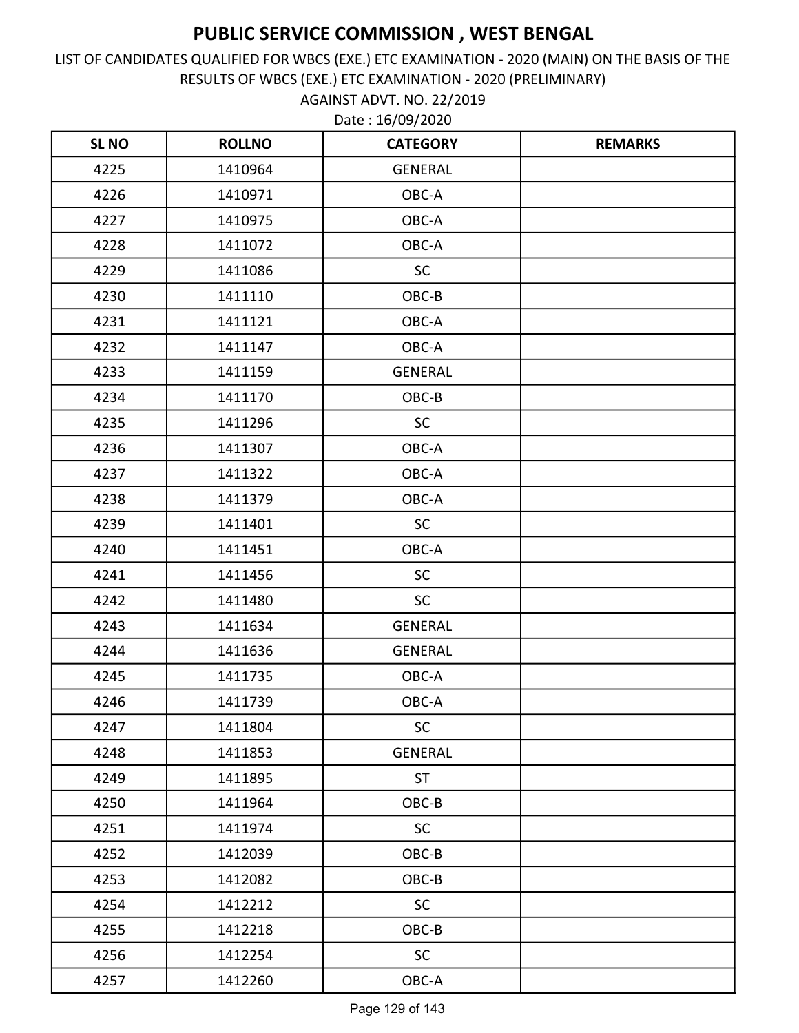# PUBLIC SERVICE COMMISSION , WEST BENGAL

LIST OF CANDIDATES QUALIFIED FOR WBCS (EXE.) ETC EXAMINATION - 2020 (MAIN) ON THE BASIS OF THE RESULTS OF WBCS (EXE.) ETC EXAMINATION - 2020 (PRELIMINARY)

AGAINST ADVT. NO. 22/2019

Date : 16/09/2020

| SL NO | ROLLNO | CATEGORY | REMARKS |
|---|---|---|---|
| 4225 | 1410964 | GENERAL | |
| 4226 | 1410971 | OBC-A | |
| 4227 | 1410975 | OBC-A | |
| 4228 | 1411072 | OBC-A | |
| 4229 | 1411086 | SC | |
| 4230 | 1411110 | OBC-B | |
| 4231 | 1411121 | OBC-A | |
| 4232 | 1411147 | OBC-A | |
| 4233 | 1411159 | GENERAL | |
| 4234 | 1411170 | OBC-B | |
| 4235 | 1411296 | SC | |
| 4236 | 1411307 | OBC-A | |
| 4237 | 1411322 | OBC-A | |
| 4238 | 1411379 | OBC-A | |
| 4239 | 1411401 | SC | |
| 4240 | 1411451 | OBC-A | |
| 4241 | 1411456 | SC | |
| 4242 | 1411480 | SC | |
| 4243 | 1411634 | GENERAL | |
| 4244 | 1411636 | GENERAL | |
| 4245 | 1411735 | OBC-A | |
| 4246 | 1411739 | OBC-A | |
| 4247 | 1411804 | SC | |
| 4248 | 1411853 | GENERAL | |
| 4249 | 1411895 | ST | |
| 4250 | 1411964 | OBC-B | |
| 4251 | 1411974 | SC | |
| 4252 | 1412039 | OBC-B | |
| 4253 | 1412082 | OBC-B | |
| 4254 | 1412212 | SC | |
| 4255 | 1412218 | OBC-B | |
| 4256 | 1412254 | SC | |
| 4257 | 1412260 | OBC-A | |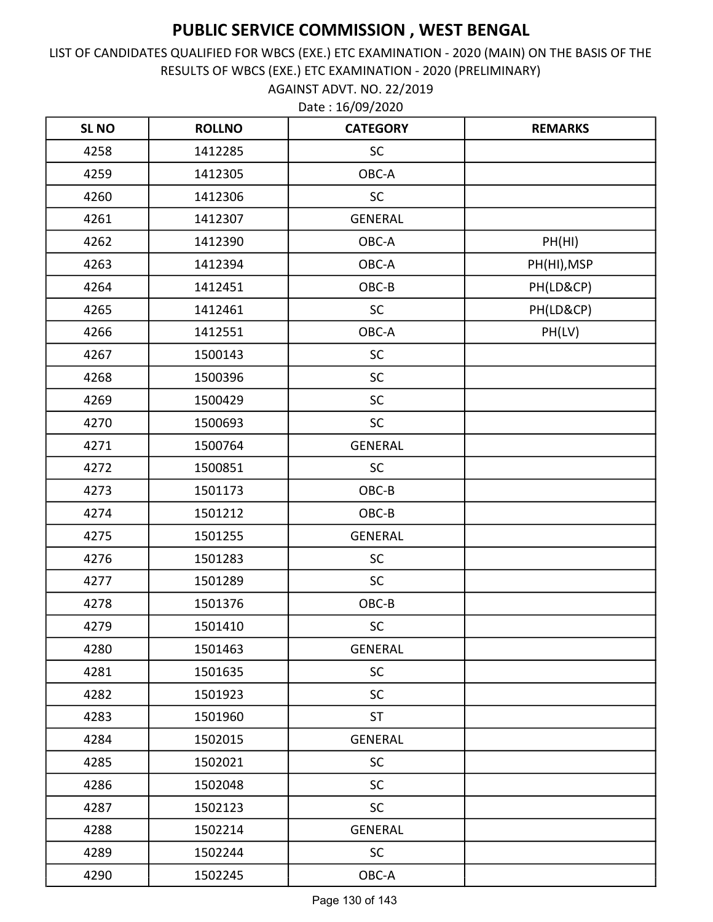# PUBLIC SERVICE COMMISSION , WEST BENGAL

LIST OF CANDIDATES QUALIFIED FOR WBCS (EXE.) ETC EXAMINATION - 2020 (MAIN) ON THE BASIS OF THE RESULTS OF WBCS (EXE.) ETC EXAMINATION - 2020 (PRELIMINARY)

AGAINST ADVT. NO. 22/2019

Date : 16/09/2020

| SL NO | ROLLNO | CATEGORY | REMARKS |
|---|---|---|---|
| 4258 | 1412285 | SC | |
| 4259 | 1412305 | OBC-A | |
| 4260 | 1412306 | SC | |
| 4261 | 1412307 | GENERAL | |
| 4262 | 1412390 | OBC-A | PH(HI) |
| 4263 | 1412394 | OBC-A | PH(HI),MSP |
| 4264 | 1412451 | OBC-B | PH(LD&CP) |
| 4265 | 1412461 | SC | PH(LD&CP) |
| 4266 | 1412551 | OBC-A | PH(LV) |
| 4267 | 1500143 | SC | |
| 4268 | 1500396 | SC | |
| 4269 | 1500429 | SC | |
| 4270 | 1500693 | SC | |
| 4271 | 1500764 | GENERAL | |
| 4272 | 1500851 | SC | |
| 4273 | 1501173 | OBC-B | |
| 4274 | 1501212 | OBC-B | |
| 4275 | 1501255 | GENERAL | |
| 4276 | 1501283 | SC | |
| 4277 | 1501289 | SC | |
| 4278 | 1501376 | OBC-B | |
| 4279 | 1501410 | SC | |
| 4280 | 1501463 | GENERAL | |
| 4281 | 1501635 | SC | |
| 4282 | 1501923 | SC | |
| 4283 | 1501960 | ST | |
| 4284 | 1502015 | GENERAL | |
| 4285 | 1502021 | SC | |
| 4286 | 1502048 | SC | |
| 4287 | 1502123 | SC | |
| 4288 | 1502214 | GENERAL | |
| 4289 | 1502244 | SC | |
| 4290 | 1502245 | OBC-A | |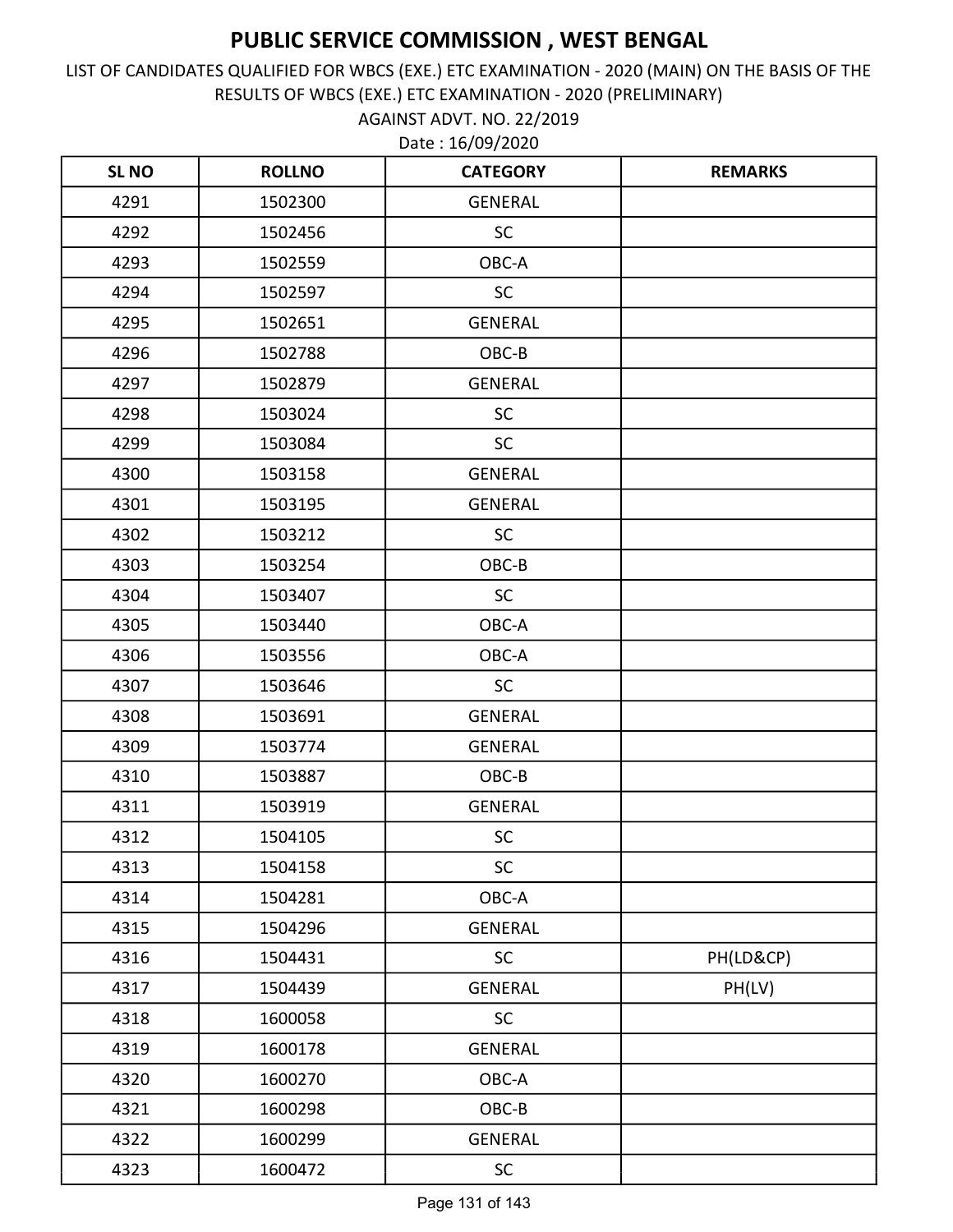# PUBLIC SERVICE COMMISSION , WEST BENGAL

LIST OF CANDIDATES QUALIFIED FOR WBCS (EXE.) ETC EXAMINATION - 2020 (MAIN) ON THE BASIS OF THE RESULTS OF WBCS (EXE.) ETC EXAMINATION - 2020 (PRELIMINARY)

AGAINST ADVT. NO. 22/2019

Date : 16/09/2020

| SL NO | ROLLNO | CATEGORY | REMARKS |
|---|---|---|---|
| 4291 | 1502300 | GENERAL | |
| 4292 | 1502456 | SC | |
| 4293 | 1502559 | OBC-A | |
| 4294 | 1502597 | SC | |
| 4295 | 1502651 | GENERAL | |
| 4296 | 1502788 | OBC-B | |
| 4297 | 1502879 | GENERAL | |
| 4298 | 1503024 | SC | |
| 4299 | 1503084 | SC | |
| 4300 | 1503158 | GENERAL | |
| 4301 | 1503195 | GENERAL | |
| 4302 | 1503212 | SC | |
| 4303 | 1503254 | OBC-B | |
| 4304 | 1503407 | SC | |
| 4305 | 1503440 | OBC-A | |
| 4306 | 1503556 | OBC-A | |
| 4307 | 1503646 | SC | |
| 4308 | 1503691 | GENERAL | |
| 4309 | 1503774 | GENERAL | |
| 4310 | 1503887 | OBC-B | |
| 4311 | 1503919 | GENERAL | |
| 4312 | 1504105 | SC | |
| 4313 | 1504158 | SC | |
| 4314 | 1504281 | OBC-A | |
| 4315 | 1504296 | GENERAL | |
| 4316 | 1504431 | SC | PH(LD&CP) |
| 4317 | 1504439 | GENERAL | PH(LV) |
| 4318 | 1600058 | SC | |
| 4319 | 1600178 | GENERAL | |
| 4320 | 1600270 | OBC-A | |
| 4321 | 1600298 | OBC-B | |
| 4322 | 1600299 | GENERAL | |
| 4323 | 1600472 | SC | |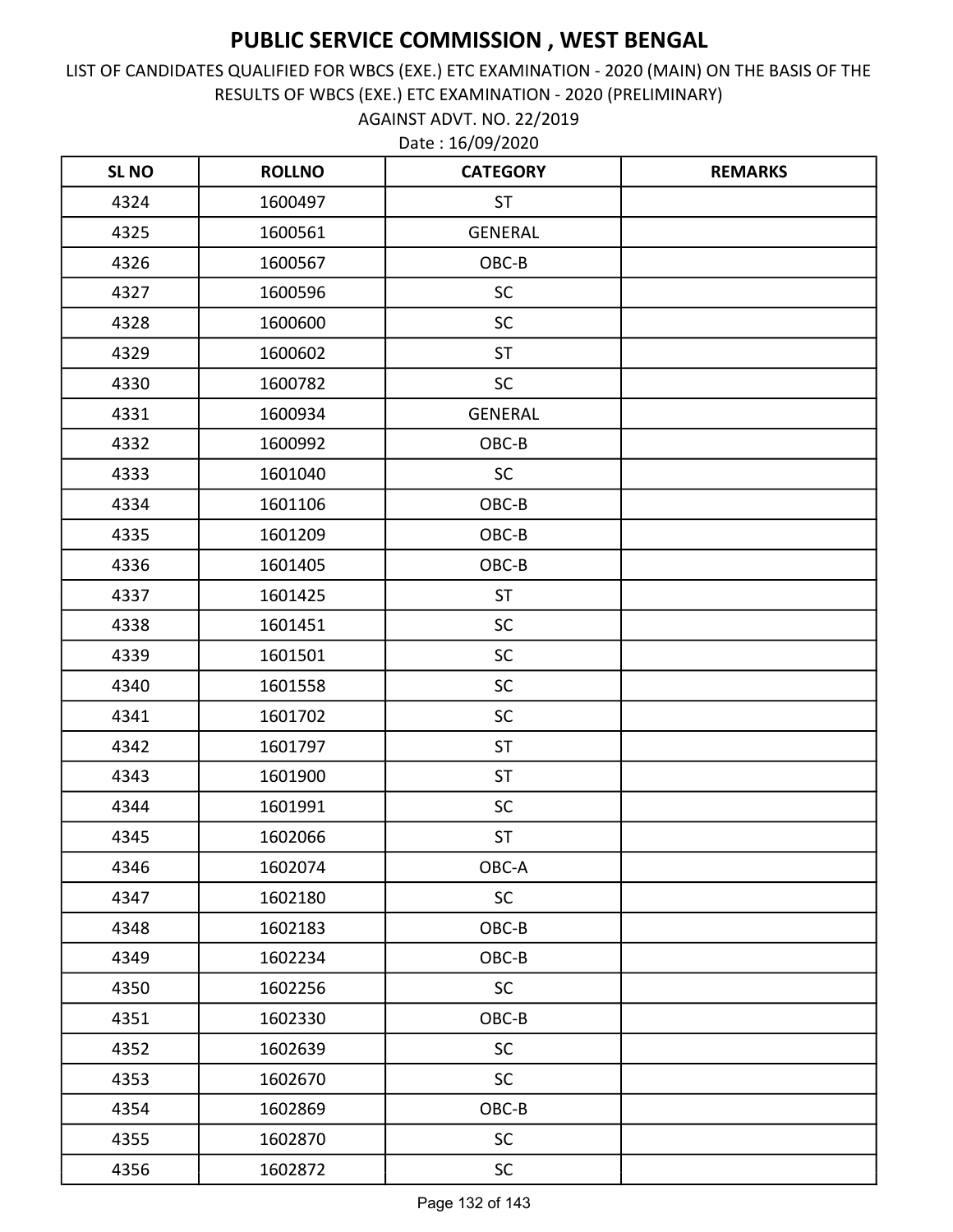# PUBLIC SERVICE COMMISSION , WEST BENGAL

LIST OF CANDIDATES QUALIFIED FOR WBCS (EXE.) ETC EXAMINATION - 2020 (MAIN) ON THE BASIS OF THE RESULTS OF WBCS (EXE.) ETC EXAMINATION - 2020 (PRELIMINARY)

AGAINST ADVT. NO. 22/2019

Date : 16/09/2020

| SL NO | ROLLNO | CATEGORY | REMARKS |
|---|---|---|---|
| 4324 | 1600497 | ST | |
| 4325 | 1600561 | GENERAL | |
| 4326 | 1600567 | OBC-B | |
| 4327 | 1600596 | SC | |
| 4328 | 1600600 | SC | |
| 4329 | 1600602 | ST | |
| 4330 | 1600782 | SC | |
| 4331 | 1600934 | GENERAL | |
| 4332 | 1600992 | OBC-B | |
| 4333 | 1601040 | SC | |
| 4334 | 1601106 | OBC-B | |
| 4335 | 1601209 | OBC-B | |
| 4336 | 1601405 | OBC-B | |
| 4337 | 1601425 | ST | |
| 4338 | 1601451 | SC | |
| 4339 | 1601501 | SC | |
| 4340 | 1601558 | SC | |
| 4341 | 1601702 | SC | |
| 4342 | 1601797 | ST | |
| 4343 | 1601900 | ST | |
| 4344 | 1601991 | SC | |
| 4345 | 1602066 | ST | |
| 4346 | 1602074 | OBC-A | |
| 4347 | 1602180 | SC | |
| 4348 | 1602183 | OBC-B | |
| 4349 | 1602234 | OBC-B | |
| 4350 | 1602256 | SC | |
| 4351 | 1602330 | OBC-B | |
| 4352 | 1602639 | SC | |
| 4353 | 1602670 | SC | |
| 4354 | 1602869 | OBC-B | |
| 4355 | 1602870 | SC | |
| 4356 | 1602872 | SC | |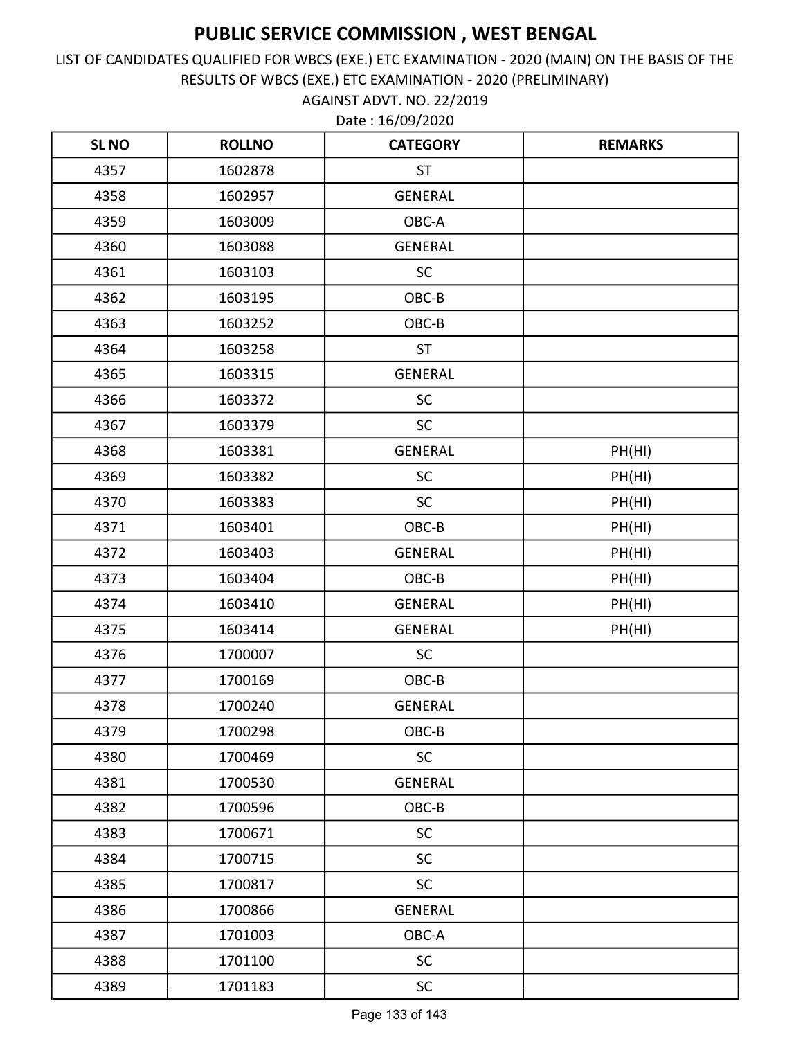# PUBLIC SERVICE COMMISSION , WEST BENGAL

LIST OF CANDIDATES QUALIFIED FOR WBCS (EXE.) ETC EXAMINATION - 2020 (MAIN) ON THE BASIS OF THE RESULTS OF WBCS (EXE.) ETC EXAMINATION - 2020 (PRELIMINARY)

AGAINST ADVT. NO. 22/2019

Date : 16/09/2020

| SL NO | ROLLNO | CATEGORY | REMARKS |
|---|---|---|---|
| 4357 | 1602878 | ST | |
| 4358 | 1602957 | GENERAL | |
| 4359 | 1603009 | OBC-A | |
| 4360 | 1603088 | GENERAL | |
| 4361 | 1603103 | SC | |
| 4362 | 1603195 | OBC-B | |
| 4363 | 1603252 | OBC-B | |
| 4364 | 1603258 | ST | |
| 4365 | 1603315 | GENERAL | |
| 4366 | 1603372 | SC | |
| 4367 | 1603379 | SC | |
| 4368 | 1603381 | GENERAL | PH(HI) |
| 4369 | 1603382 | SC | PH(HI) |
| 4370 | 1603383 | SC | PH(HI) |
| 4371 | 1603401 | OBC-B | PH(HI) |
| 4372 | 1603403 | GENERAL | PH(HI) |
| 4373 | 1603404 | OBC-B | PH(HI) |
| 4374 | 1603410 | GENERAL | PH(HI) |
| 4375 | 1603414 | GENERAL | PH(HI) |
| 4376 | 1700007 | SC | |
| 4377 | 1700169 | OBC-B | |
| 4378 | 1700240 | GENERAL | |
| 4379 | 1700298 | OBC-B | |
| 4380 | 1700469 | SC | |
| 4381 | 1700530 | GENERAL | |
| 4382 | 1700596 | OBC-B | |
| 4383 | 1700671 | SC | |
| 4384 | 1700715 | SC | |
| 4385 | 1700817 | SC | |
| 4386 | 1700866 | GENERAL | |
| 4387 | 1701003 | OBC-A | |
| 4388 | 1701100 | SC | |
| 4389 | 1701183 | SC | |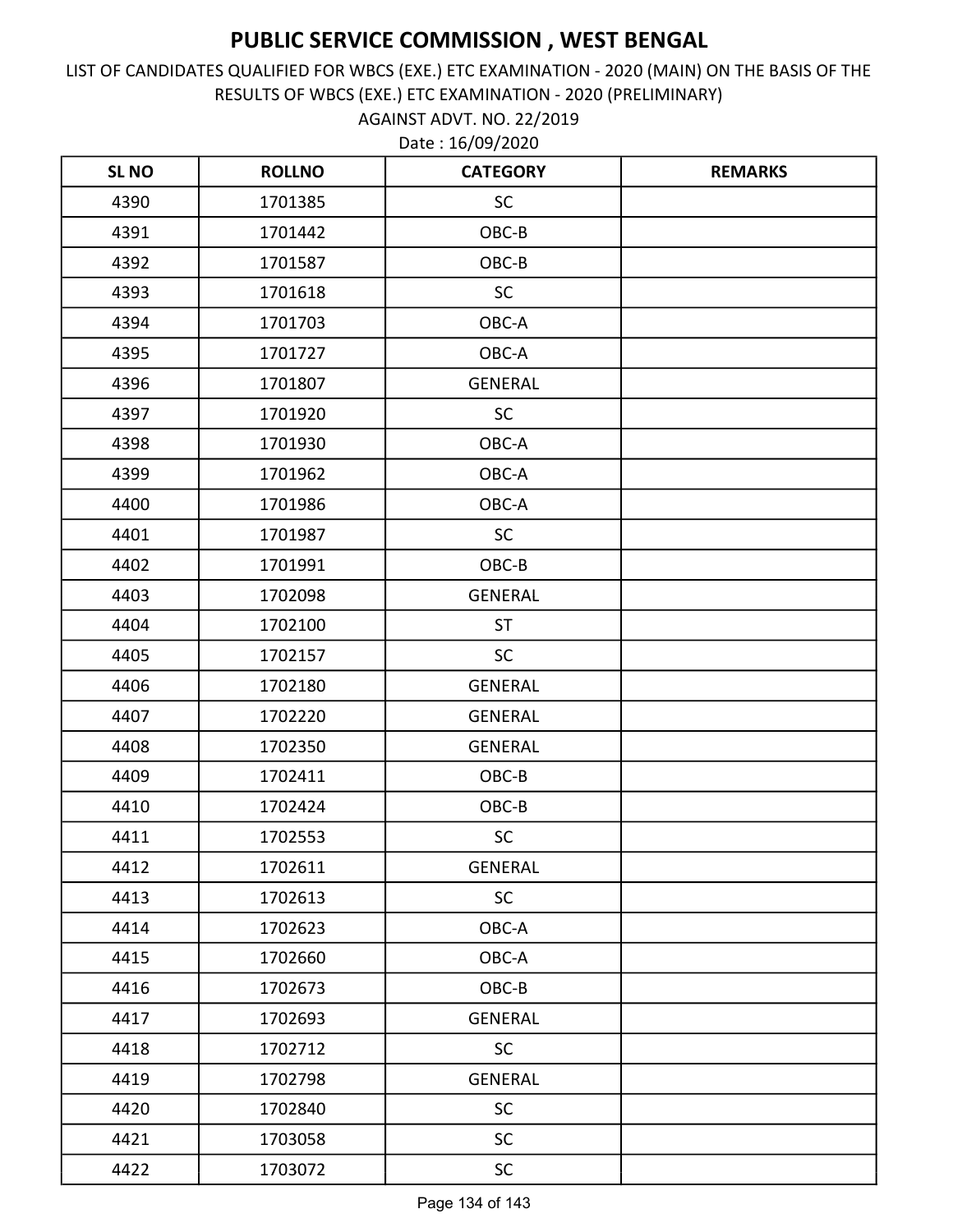# PUBLIC SERVICE COMMISSION , WEST BENGAL

LIST OF CANDIDATES QUALIFIED FOR WBCS (EXE.) ETC EXAMINATION - 2020 (MAIN) ON THE BASIS OF THE RESULTS OF WBCS (EXE.) ETC EXAMINATION - 2020 (PRELIMINARY)

AGAINST ADVT. NO. 22/2019

Date : 16/09/2020

| SL NO | ROLLNO | CATEGORY | REMARKS |
|---|---|---|---|
| 4390 | 1701385 | SC | |
| 4391 | 1701442 | OBC-B | |
| 4392 | 1701587 | OBC-B | |
| 4393 | 1701618 | SC | |
| 4394 | 1701703 | OBC-A | |
| 4395 | 1701727 | OBC-A | |
| 4396 | 1701807 | GENERAL | |
| 4397 | 1701920 | SC | |
| 4398 | 1701930 | OBC-A | |
| 4399 | 1701962 | OBC-A | |
| 4400 | 1701986 | OBC-A | |
| 4401 | 1701987 | SC | |
| 4402 | 1701991 | OBC-B | |
| 4403 | 1702098 | GENERAL | |
| 4404 | 1702100 | ST | |
| 4405 | 1702157 | SC | |
| 4406 | 1702180 | GENERAL | |
| 4407 | 1702220 | GENERAL | |
| 4408 | 1702350 | GENERAL | |
| 4409 | 1702411 | OBC-B | |
| 4410 | 1702424 | OBC-B | |
| 4411 | 1702553 | SC | |
| 4412 | 1702611 | GENERAL | |
| 4413 | 1702613 | SC | |
| 4414 | 1702623 | OBC-A | |
| 4415 | 1702660 | OBC-A | |
| 4416 | 1702673 | OBC-B | |
| 4417 | 1702693 | GENERAL | |
| 4418 | 1702712 | SC | |
| 4419 | 1702798 | GENERAL | |
| 4420 | 1702840 | SC | |
| 4421 | 1703058 | SC | |
| 4422 | 1703072 | SC | |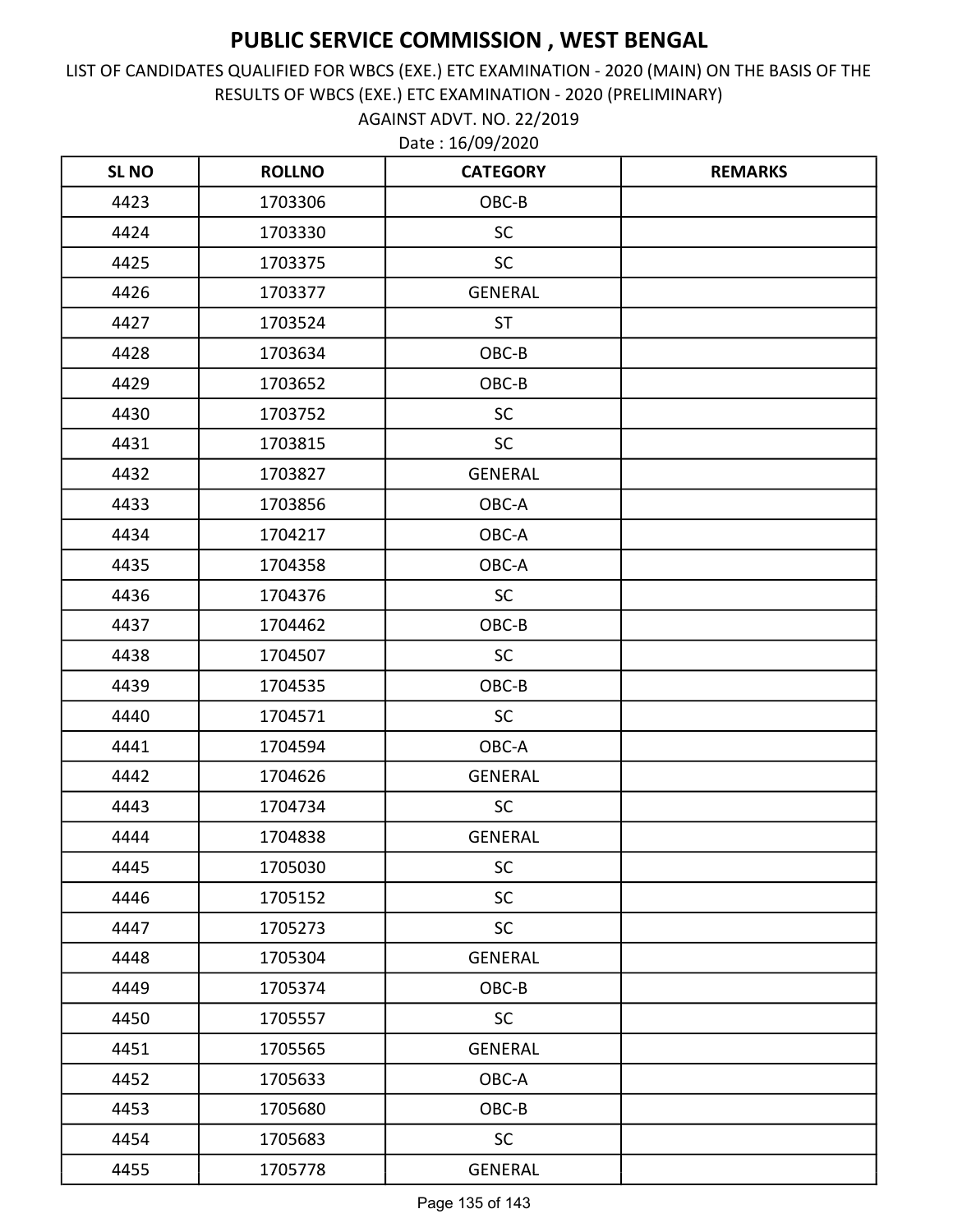# PUBLIC SERVICE COMMISSION , WEST BENGAL

LIST OF CANDIDATES QUALIFIED FOR WBCS (EXE.) ETC EXAMINATION - 2020 (MAIN) ON THE BASIS OF THE RESULTS OF WBCS (EXE.) ETC EXAMINATION - 2020 (PRELIMINARY)

AGAINST ADVT. NO. 22/2019

Date : 16/09/2020

| SL NO | ROLLNO | CATEGORY | REMARKS |
|---|---|---|---|
| 4423 | 1703306 | OBC-B | |
| 4424 | 1703330 | SC | |
| 4425 | 1703375 | SC | |
| 4426 | 1703377 | GENERAL | |
| 4427 | 1703524 | ST | |
| 4428 | 1703634 | OBC-B | |
| 4429 | 1703652 | OBC-B | |
| 4430 | 1703752 | SC | |
| 4431 | 1703815 | SC | |
| 4432 | 1703827 | GENERAL | |
| 4433 | 1703856 | OBC-A | |
| 4434 | 1704217 | OBC-A | |
| 4435 | 1704358 | OBC-A | |
| 4436 | 1704376 | SC | |
| 4437 | 1704462 | OBC-B | |
| 4438 | 1704507 | SC | |
| 4439 | 1704535 | OBC-B | |
| 4440 | 1704571 | SC | |
| 4441 | 1704594 | OBC-A | |
| 4442 | 1704626 | GENERAL | |
| 4443 | 1704734 | SC | |
| 4444 | 1704838 | GENERAL | |
| 4445 | 1705030 | SC | |
| 4446 | 1705152 | SC | |
| 4447 | 1705273 | SC | |
| 4448 | 1705304 | GENERAL | |
| 4449 | 1705374 | OBC-B | |
| 4450 | 1705557 | SC | |
| 4451 | 1705565 | GENERAL | |
| 4452 | 1705633 | OBC-A | |
| 4453 | 1705680 | OBC-B | |
| 4454 | 1705683 | SC | |
| 4455 | 1705778 | GENERAL | |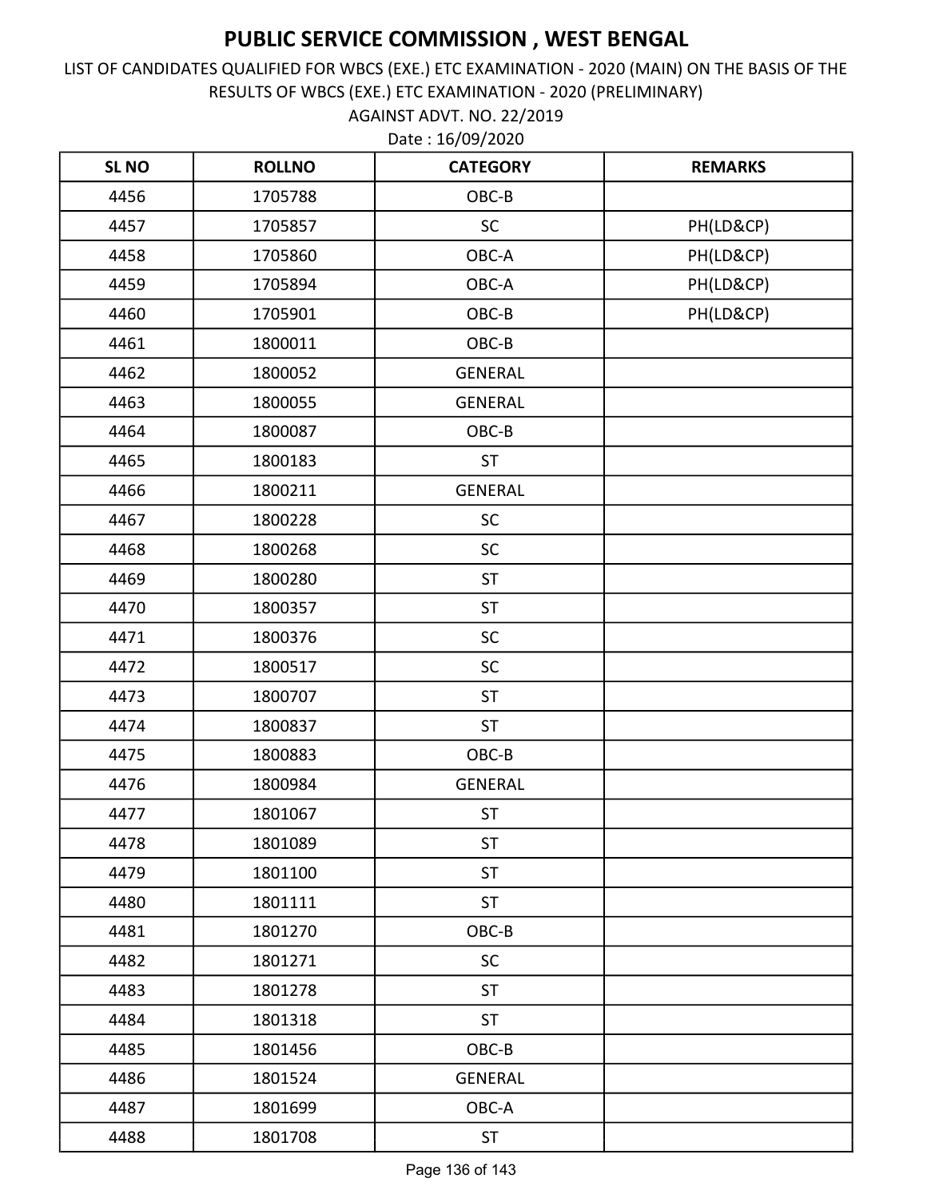# PUBLIC SERVICE COMMISSION , WEST BENGAL

LIST OF CANDIDATES QUALIFIED FOR WBCS (EXE.) ETC EXAMINATION - 2020 (MAIN) ON THE BASIS OF THE RESULTS OF WBCS (EXE.) ETC EXAMINATION - 2020 (PRELIMINARY)

AGAINST ADVT. NO. 22/2019

Date : 16/09/2020

| SL NO | ROLLNO | CATEGORY | REMARKS |
|---|---|---|---|
| 4456 | 1705788 | OBC-B | |
| 4457 | 1705857 | SC | PH(LD&CP) |
| 4458 | 1705860 | OBC-A | PH(LD&CP) |
| 4459 | 1705894 | OBC-A | PH(LD&CP) |
| 4460 | 1705901 | OBC-B | PH(LD&CP) |
| 4461 | 1800011 | OBC-B | |
| 4462 | 1800052 | GENERAL | |
| 4463 | 1800055 | GENERAL | |
| 4464 | 1800087 | OBC-B | |
| 4465 | 1800183 | ST | |
| 4466 | 1800211 | GENERAL | |
| 4467 | 1800228 | SC | |
| 4468 | 1800268 | SC | |
| 4469 | 1800280 | ST | |
| 4470 | 1800357 | ST | |
| 4471 | 1800376 | SC | |
| 4472 | 1800517 | SC | |
| 4473 | 1800707 | ST | |
| 4474 | 1800837 | ST | |
| 4475 | 1800883 | OBC-B | |
| 4476 | 1800984 | GENERAL | |
| 4477 | 1801067 | ST | |
| 4478 | 1801089 | ST | |
| 4479 | 1801100 | ST | |
| 4480 | 1801111 | ST | |
| 4481 | 1801270 | OBC-B | |
| 4482 | 1801271 | SC | |
| 4483 | 1801278 | ST | |
| 4484 | 1801318 | ST | |
| 4485 | 1801456 | OBC-B | |
| 4486 | 1801524 | GENERAL | |
| 4487 | 1801699 | OBC-A | |
| 4488 | 1801708 | ST | |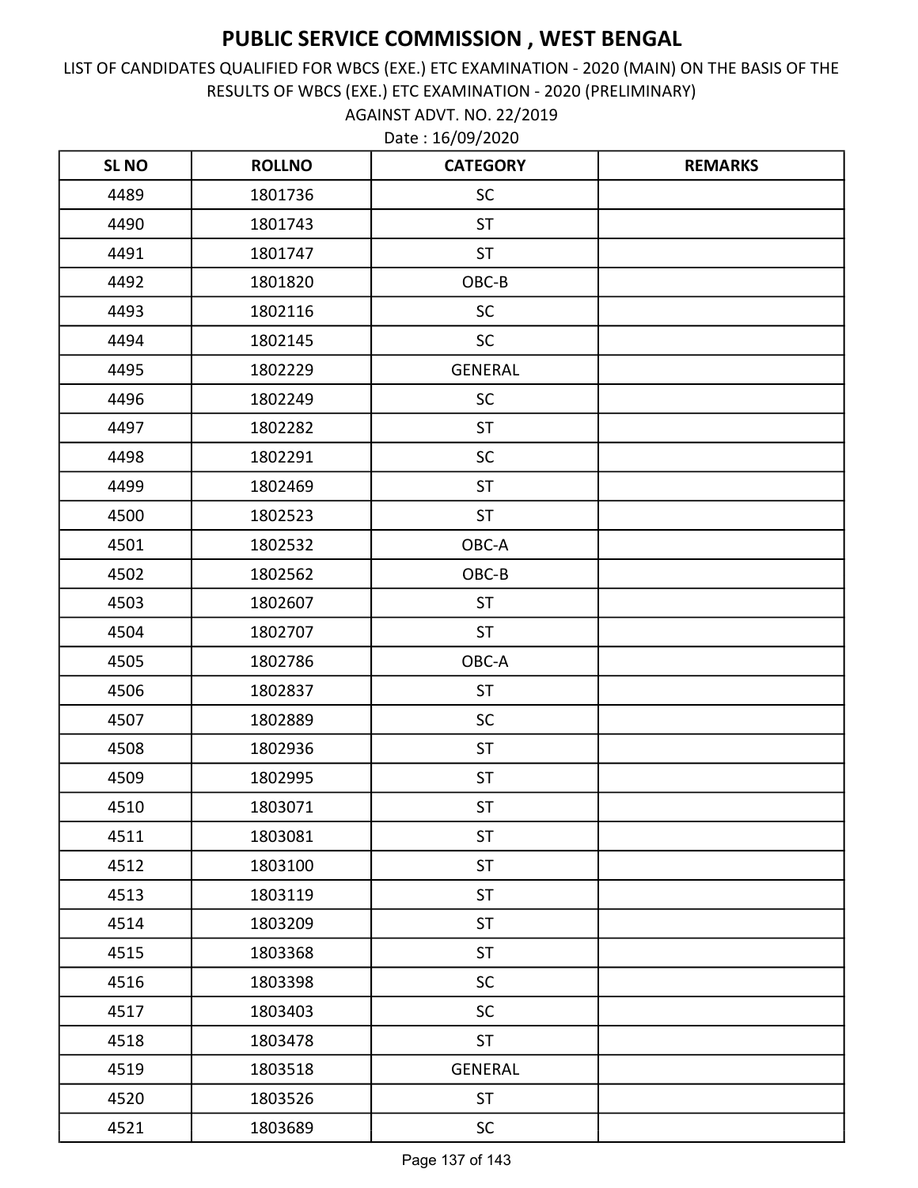# PUBLIC SERVICE COMMISSION , WEST BENGAL

LIST OF CANDIDATES QUALIFIED FOR WBCS (EXE.) ETC EXAMINATION - 2020 (MAIN) ON THE BASIS OF THE RESULTS OF WBCS (EXE.) ETC EXAMINATION - 2020 (PRELIMINARY)

AGAINST ADVT. NO. 22/2019

Date : 16/09/2020

| SL NO | ROLLNO | CATEGORY | REMARKS |
|---|---|---|---|
| 4489 | 1801736 | SC | |
| 4490 | 1801743 | ST | |
| 4491 | 1801747 | ST | |
| 4492 | 1801820 | OBC-B | |
| 4493 | 1802116 | SC | |
| 4494 | 1802145 | SC | |
| 4495 | 1802229 | GENERAL | |
| 4496 | 1802249 | SC | |
| 4497 | 1802282 | ST | |
| 4498 | 1802291 | SC | |
| 4499 | 1802469 | ST | |
| 4500 | 1802523 | ST | |
| 4501 | 1802532 | OBC-A | |
| 4502 | 1802562 | OBC-B | |
| 4503 | 1802607 | ST | |
| 4504 | 1802707 | ST | |
| 4505 | 1802786 | OBC-A | |
| 4506 | 1802837 | ST | |
| 4507 | 1802889 | SC | |
| 4508 | 1802936 | ST | |
| 4509 | 1802995 | ST | |
| 4510 | 1803071 | ST | |
| 4511 | 1803081 | ST | |
| 4512 | 1803100 | ST | |
| 4513 | 1803119 | ST | |
| 4514 | 1803209 | ST | |
| 4515 | 1803368 | ST | |
| 4516 | 1803398 | SC | |
| 4517 | 1803403 | SC | |
| 4518 | 1803478 | ST | |
| 4519 | 1803518 | GENERAL | |
| 4520 | 1803526 | ST | |
| 4521 | 1803689 | SC | |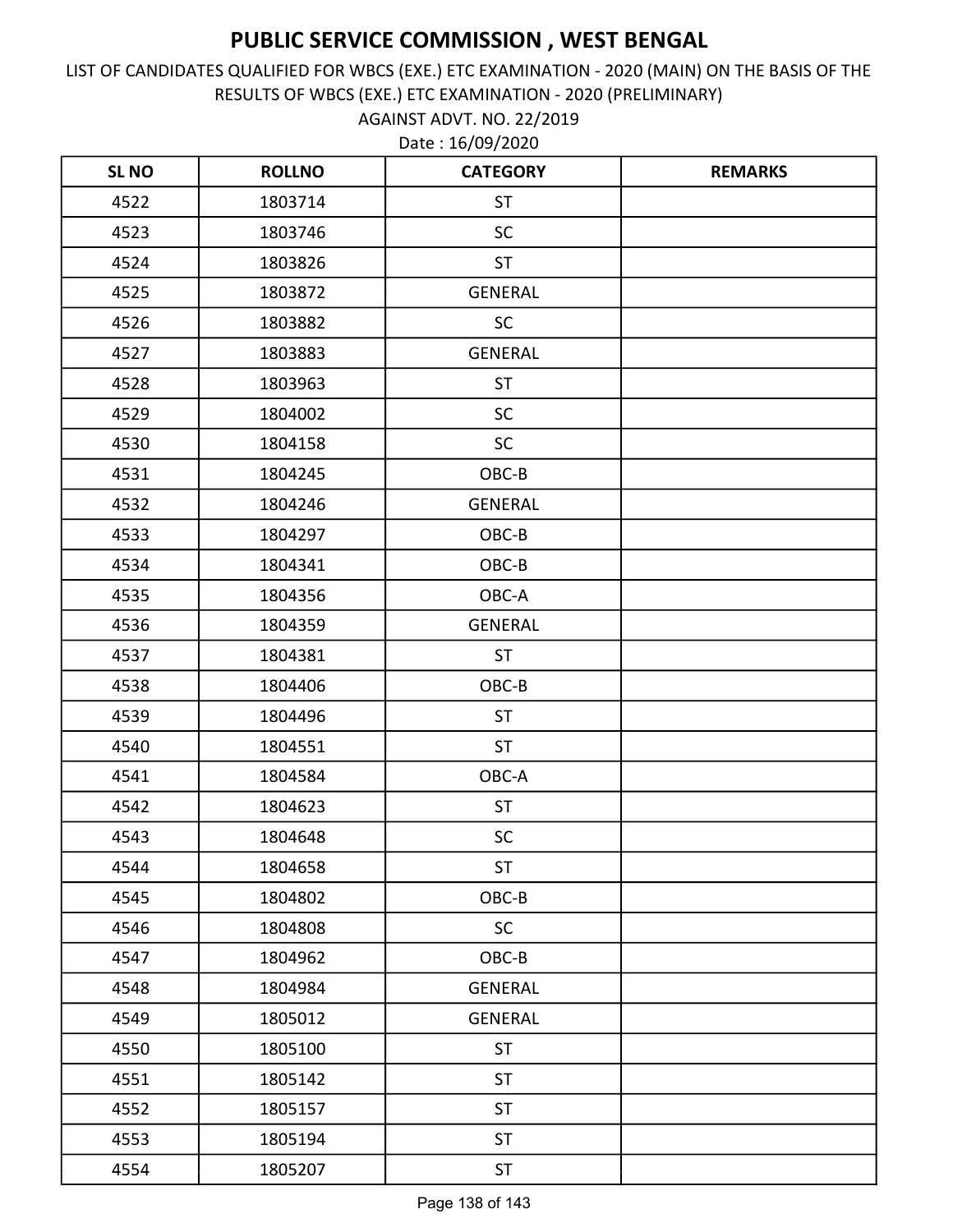# PUBLIC SERVICE COMMISSION , WEST BENGAL

LIST OF CANDIDATES QUALIFIED FOR WBCS (EXE.) ETC EXAMINATION - 2020 (MAIN) ON THE BASIS OF THE RESULTS OF WBCS (EXE.) ETC EXAMINATION - 2020 (PRELIMINARY)

AGAINST ADVT. NO. 22/2019

Date : 16/09/2020

| SL NO | ROLLNO | CATEGORY | REMARKS |
|---|---|---|---|
| 4522 | 1803714 | ST | |
| 4523 | 1803746 | SC | |
| 4524 | 1803826 | ST | |
| 4525 | 1803872 | GENERAL | |
| 4526 | 1803882 | SC | |
| 4527 | 1803883 | GENERAL | |
| 4528 | 1803963 | ST | |
| 4529 | 1804002 | SC | |
| 4530 | 1804158 | SC | |
| 4531 | 1804245 | OBC-B | |
| 4532 | 1804246 | GENERAL | |
| 4533 | 1804297 | OBC-B | |
| 4534 | 1804341 | OBC-B | |
| 4535 | 1804356 | OBC-A | |
| 4536 | 1804359 | GENERAL | |
| 4537 | 1804381 | ST | |
| 4538 | 1804406 | OBC-B | |
| 4539 | 1804496 | ST | |
| 4540 | 1804551 | ST | |
| 4541 | 1804584 | OBC-A | |
| 4542 | 1804623 | ST | |
| 4543 | 1804648 | SC | |
| 4544 | 1804658 | ST | |
| 4545 | 1804802 | OBC-B | |
| 4546 | 1804808 | SC | |
| 4547 | 1804962 | OBC-B | |
| 4548 | 1804984 | GENERAL | |
| 4549 | 1805012 | GENERAL | |
| 4550 | 1805100 | ST | |
| 4551 | 1805142 | ST | |
| 4552 | 1805157 | ST | |
| 4553 | 1805194 | ST | |
| 4554 | 1805207 | ST | |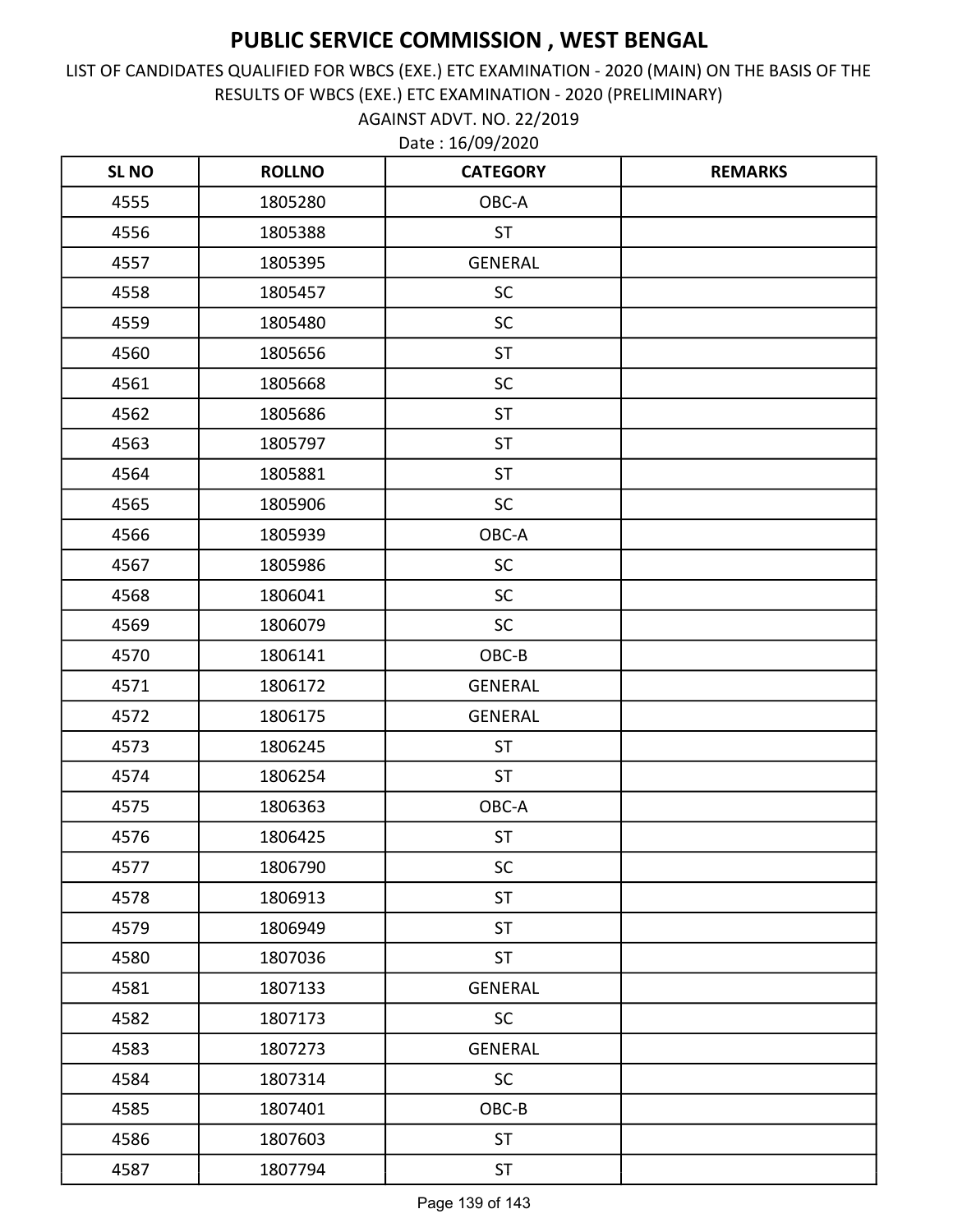# PUBLIC SERVICE COMMISSION , WEST BENGAL

LIST OF CANDIDATES QUALIFIED FOR WBCS (EXE.) ETC EXAMINATION - 2020 (MAIN) ON THE BASIS OF THE RESULTS OF WBCS (EXE.) ETC EXAMINATION - 2020 (PRELIMINARY)

AGAINST ADVT. NO. 22/2019

Date : 16/09/2020

| SL NO | ROLLNO | CATEGORY | REMARKS |
|---|---|---|---|
| 4555 | 1805280 | OBC-A | |
| 4556 | 1805388 | ST | |
| 4557 | 1805395 | GENERAL | |
| 4558 | 1805457 | SC | |
| 4559 | 1805480 | SC | |
| 4560 | 1805656 | ST | |
| 4561 | 1805668 | SC | |
| 4562 | 1805686 | ST | |
| 4563 | 1805797 | ST | |
| 4564 | 1805881 | ST | |
| 4565 | 1805906 | SC | |
| 4566 | 1805939 | OBC-A | |
| 4567 | 1805986 | SC | |
| 4568 | 1806041 | SC | |
| 4569 | 1806079 | SC | |
| 4570 | 1806141 | OBC-B | |
| 4571 | 1806172 | GENERAL | |
| 4572 | 1806175 | GENERAL | |
| 4573 | 1806245 | ST | |
| 4574 | 1806254 | ST | |
| 4575 | 1806363 | OBC-A | |
| 4576 | 1806425 | ST | |
| 4577 | 1806790 | SC | |
| 4578 | 1806913 | ST | |
| 4579 | 1806949 | ST | |
| 4580 | 1807036 | ST | |
| 4581 | 1807133 | GENERAL | |
| 4582 | 1807173 | SC | |
| 4583 | 1807273 | GENERAL | |
| 4584 | 1807314 | SC | |
| 4585 | 1807401 | OBC-B | |
| 4586 | 1807603 | ST | |
| 4587 | 1807794 | ST | |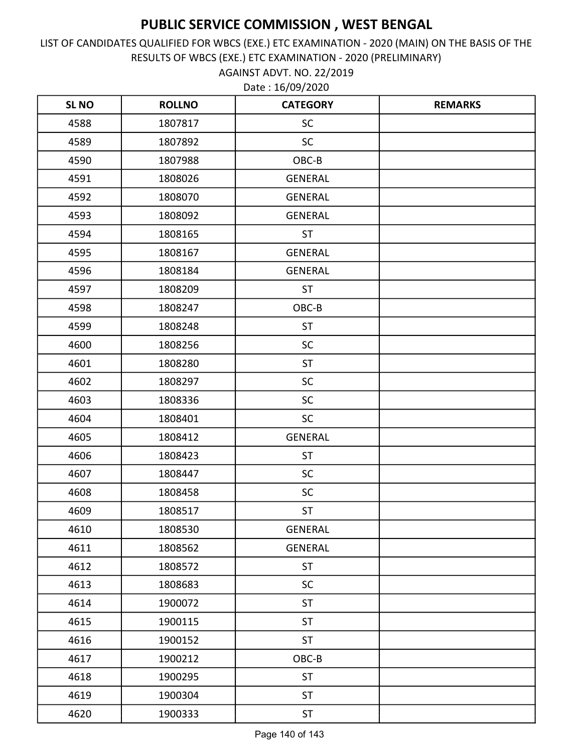# PUBLIC SERVICE COMMISSION , WEST BENGAL

LIST OF CANDIDATES QUALIFIED FOR WBCS (EXE.) ETC EXAMINATION - 2020 (MAIN) ON THE BASIS OF THE RESULTS OF WBCS (EXE.) ETC EXAMINATION - 2020 (PRELIMINARY)

AGAINST ADVT. NO. 22/2019

Date : 16/09/2020

| SL NO | ROLLNO | CATEGORY | REMARKS |
|---|---|---|---|
| 4588 | 1807817 | SC | |
| 4589 | 1807892 | SC | |
| 4590 | 1807988 | OBC-B | |
| 4591 | 1808026 | GENERAL | |
| 4592 | 1808070 | GENERAL | |
| 4593 | 1808092 | GENERAL | |
| 4594 | 1808165 | ST | |
| 4595 | 1808167 | GENERAL | |
| 4596 | 1808184 | GENERAL | |
| 4597 | 1808209 | ST | |
| 4598 | 1808247 | OBC-B | |
| 4599 | 1808248 | ST | |
| 4600 | 1808256 | SC | |
| 4601 | 1808280 | ST | |
| 4602 | 1808297 | SC | |
| 4603 | 1808336 | SC | |
| 4604 | 1808401 | SC | |
| 4605 | 1808412 | GENERAL | |
| 4606 | 1808423 | ST | |
| 4607 | 1808447 | SC | |
| 4608 | 1808458 | SC | |
| 4609 | 1808517 | ST | |
| 4610 | 1808530 | GENERAL | |
| 4611 | 1808562 | GENERAL | |
| 4612 | 1808572 | ST | |
| 4613 | 1808683 | SC | |
| 4614 | 1900072 | ST | |
| 4615 | 1900115 | ST | |
| 4616 | 1900152 | ST | |
| 4617 | 1900212 | OBC-B | |
| 4618 | 1900295 | ST | |
| 4619 | 1900304 | ST | |
| 4620 | 1900333 | ST | |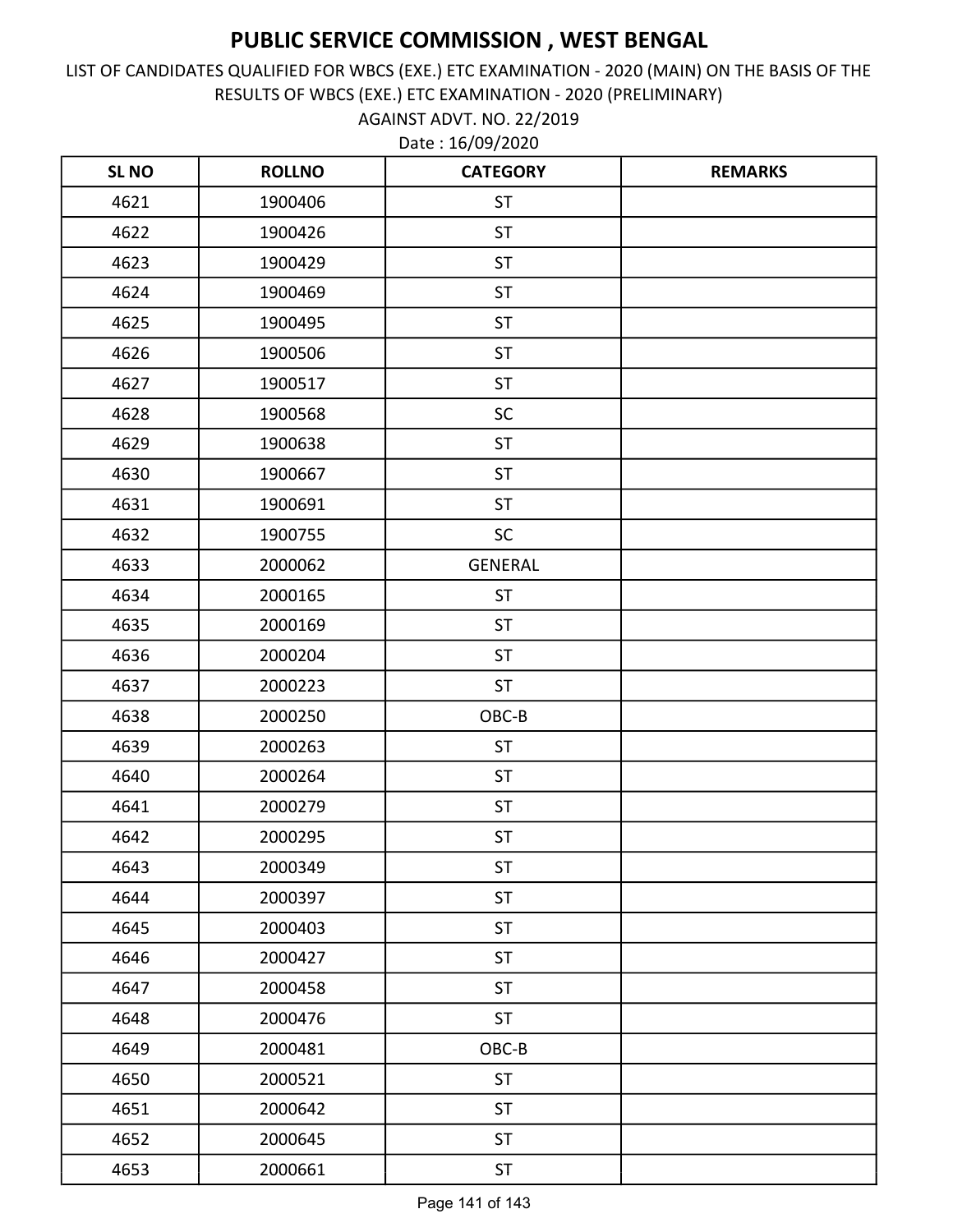# PUBLIC SERVICE COMMISSION , WEST BENGAL

LIST OF CANDIDATES QUALIFIED FOR WBCS (EXE.) ETC EXAMINATION - 2020 (MAIN) ON THE BASIS OF THE RESULTS OF WBCS (EXE.) ETC EXAMINATION - 2020 (PRELIMINARY)

AGAINST ADVT. NO. 22/2019

Date : 16/09/2020

| SL NO | ROLLNO | CATEGORY | REMARKS |
|---|---|---|---|
| 4621 | 1900406 | ST | |
| 4622 | 1900426 | ST | |
| 4623 | 1900429 | ST | |
| 4624 | 1900469 | ST | |
| 4625 | 1900495 | ST | |
| 4626 | 1900506 | ST | |
| 4627 | 1900517 | ST | |
| 4628 | 1900568 | SC | |
| 4629 | 1900638 | ST | |
| 4630 | 1900667 | ST | |
| 4631 | 1900691 | ST | |
| 4632 | 1900755 | SC | |
| 4633 | 2000062 | GENERAL | |
| 4634 | 2000165 | ST | |
| 4635 | 2000169 | ST | |
| 4636 | 2000204 | ST | |
| 4637 | 2000223 | ST | |
| 4638 | 2000250 | OBC-B | |
| 4639 | 2000263 | ST | |
| 4640 | 2000264 | ST | |
| 4641 | 2000279 | ST | |
| 4642 | 2000295 | ST | |
| 4643 | 2000349 | ST | |
| 4644 | 2000397 | ST | |
| 4645 | 2000403 | ST | |
| 4646 | 2000427 | ST | |
| 4647 | 2000458 | ST | |
| 4648 | 2000476 | ST | |
| 4649 | 2000481 | OBC-B | |
| 4650 | 2000521 | ST | |
| 4651 | 2000642 | ST | |
| 4652 | 2000645 | ST | |
| 4653 | 2000661 | ST | |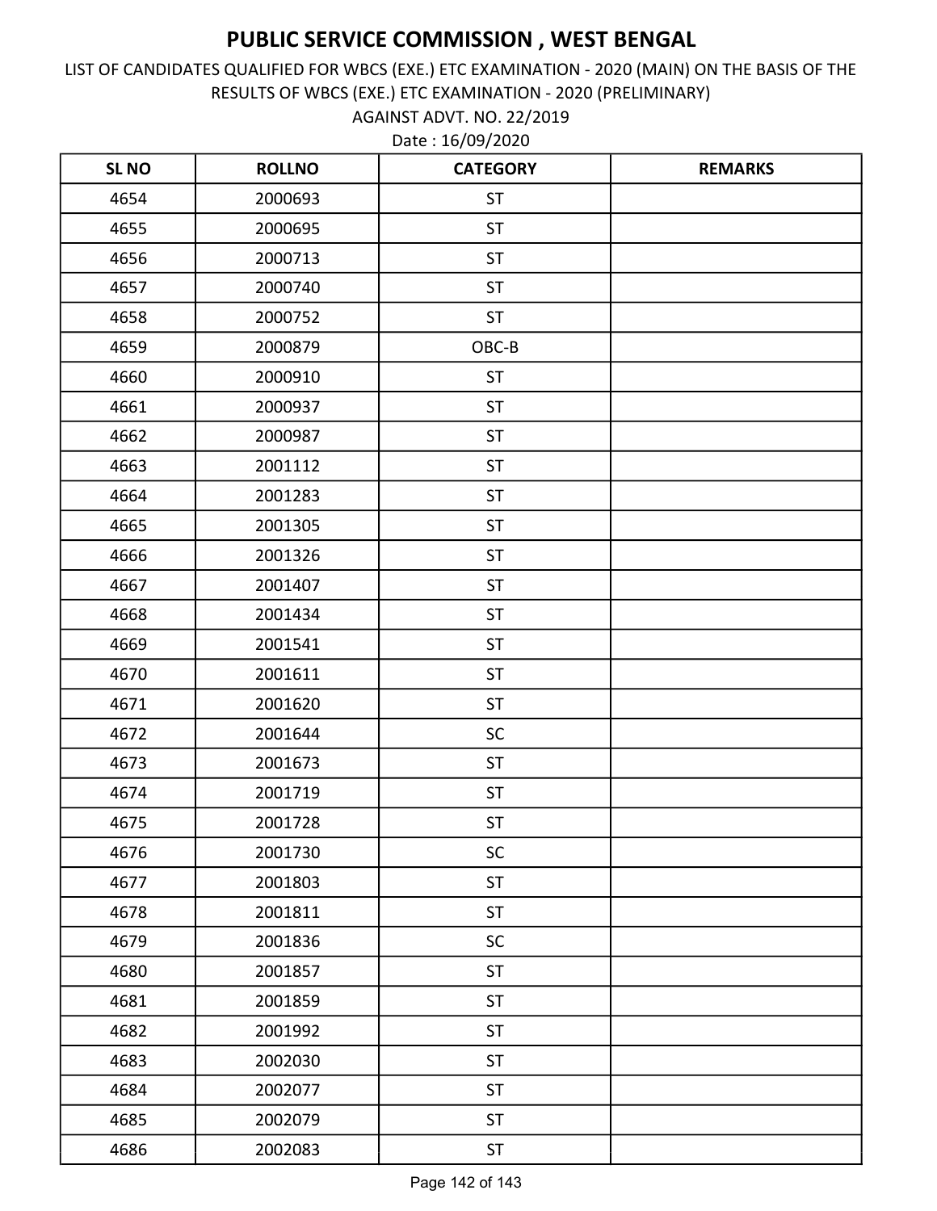# PUBLIC SERVICE COMMISSION , WEST BENGAL

LIST OF CANDIDATES QUALIFIED FOR WBCS (EXE.) ETC EXAMINATION - 2020 (MAIN) ON THE BASIS OF THE RESULTS OF WBCS (EXE.) ETC EXAMINATION - 2020 (PRELIMINARY)

AGAINST ADVT. NO. 22/2019

Date : 16/09/2020

| SL NO | ROLLNO | CATEGORY | REMARKS |
|---|---|---|---|
| 4654 | 2000693 | ST | |
| 4655 | 2000695 | ST | |
| 4656 | 2000713 | ST | |
| 4657 | 2000740 | ST | |
| 4658 | 2000752 | ST | |
| 4659 | 2000879 | OBC-B | |
| 4660 | 2000910 | ST | |
| 4661 | 2000937 | ST | |
| 4662 | 2000987 | ST | |
| 4663 | 2001112 | ST | |
| 4664 | 2001283 | ST | |
| 4665 | 2001305 | ST | |
| 4666 | 2001326 | ST | |
| 4667 | 2001407 | ST | |
| 4668 | 2001434 | ST | |
| 4669 | 2001541 | ST | |
| 4670 | 2001611 | ST | |
| 4671 | 2001620 | ST | |
| 4672 | 2001644 | SC | |
| 4673 | 2001673 | ST | |
| 4674 | 2001719 | ST | |
| 4675 | 2001728 | ST | |
| 4676 | 2001730 | SC | |
| 4677 | 2001803 | ST | |
| 4678 | 2001811 | ST | |
| 4679 | 2001836 | SC | |
| 4680 | 2001857 | ST | |
| 4681 | 2001859 | ST | |
| 4682 | 2001992 | ST | |
| 4683 | 2002030 | ST | |
| 4684 | 2002077 | ST | |
| 4685 | 2002079 | ST | |
| 4686 | 2002083 | ST | |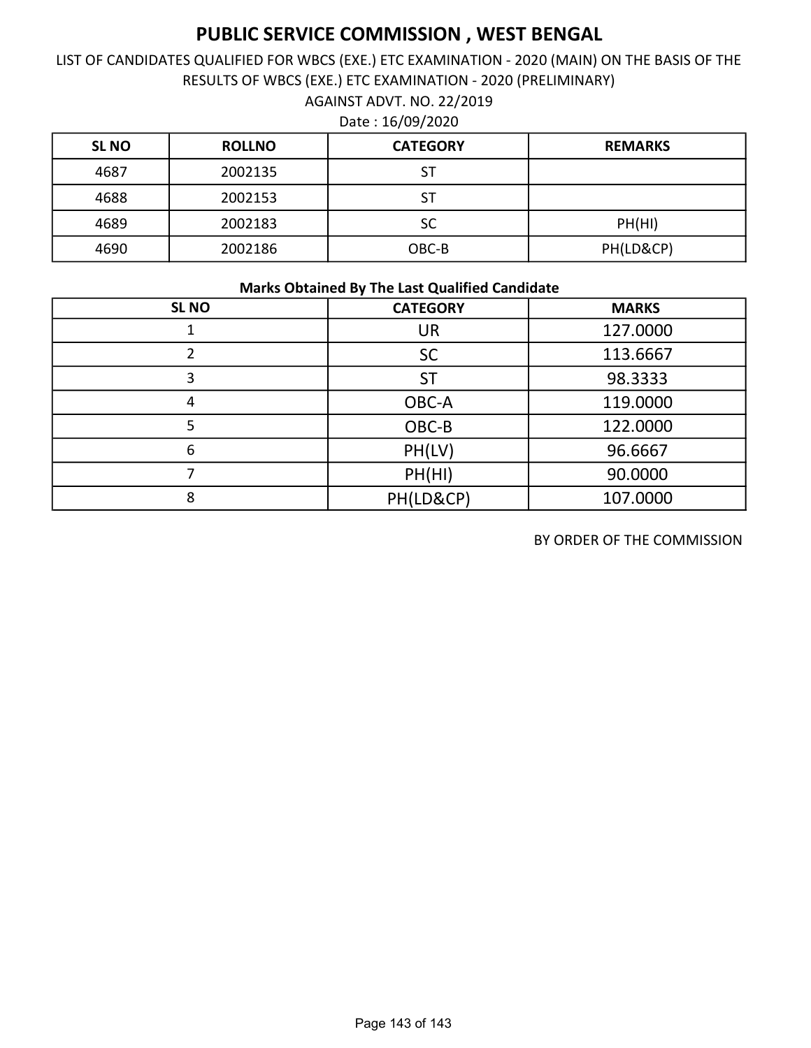# PUBLIC SERVICE COMMISSION , WEST BENGAL

LIST OF CANDIDATES QUALIFIED FOR WBCS (EXE.) ETC EXAMINATION - 2020 (MAIN) ON THE BASIS OF THE RESULTS OF WBCS (EXE.) ETC EXAMINATION - 2020 (PRELIMINARY)

AGAINST ADVT. NO. 22/2019

Date : 16/09/2020

| SL NO | ROLLNO | CATEGORY | REMARKS |
|---|---|---|---|
| 4687 | 2002135 | ST | |
| 4688 | 2002153 | ST | |
| 4689 | 2002183 | SC | PH(HI) |
| 4690 | 2002186 | OBC-B | PH(LD&CP) |

**Marks Obtained By The Last Qualified Candidate**

| SL NO | CATEGORY | MARKS |
|---|---|---|
| 1 | UR | 127.0000 |
| 2 | SC | 113.6667 |
| 3 | ST | 98.3333 |
| 4 | OBC-A | 119.0000 |
| 5 | OBC-B | 122.0000 |
| 6 | PH(LV) | 96.6667 |
| 7 | PH(HI) | 90.0000 |
| 8 | PH(LD&CP) | 107.0000 |

BY ORDER OF THE COMMISSION